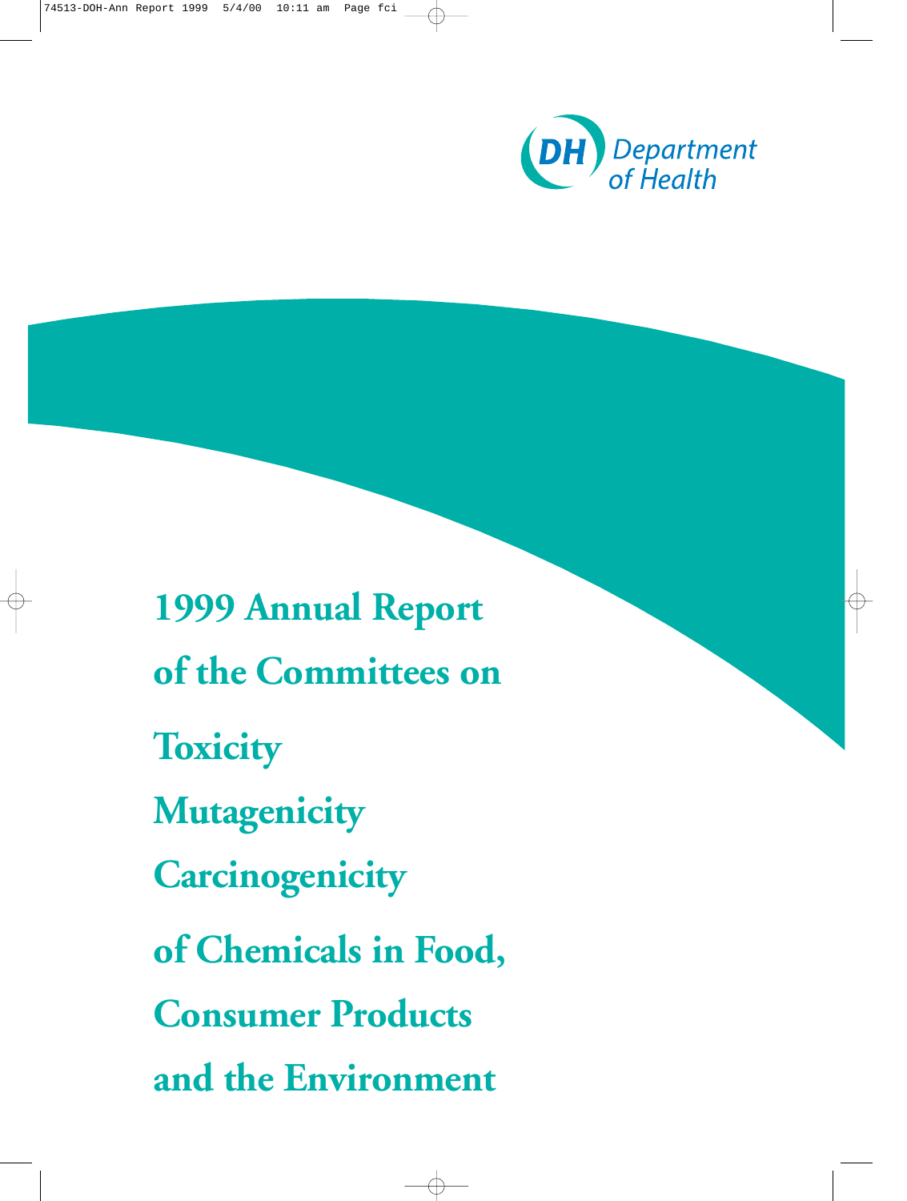Department of Health

# 1999 Annual Report of the Committees on Toxicity Mutagenicity Carcinogenicity of Chemicals in Food, Consumer Products and the Environment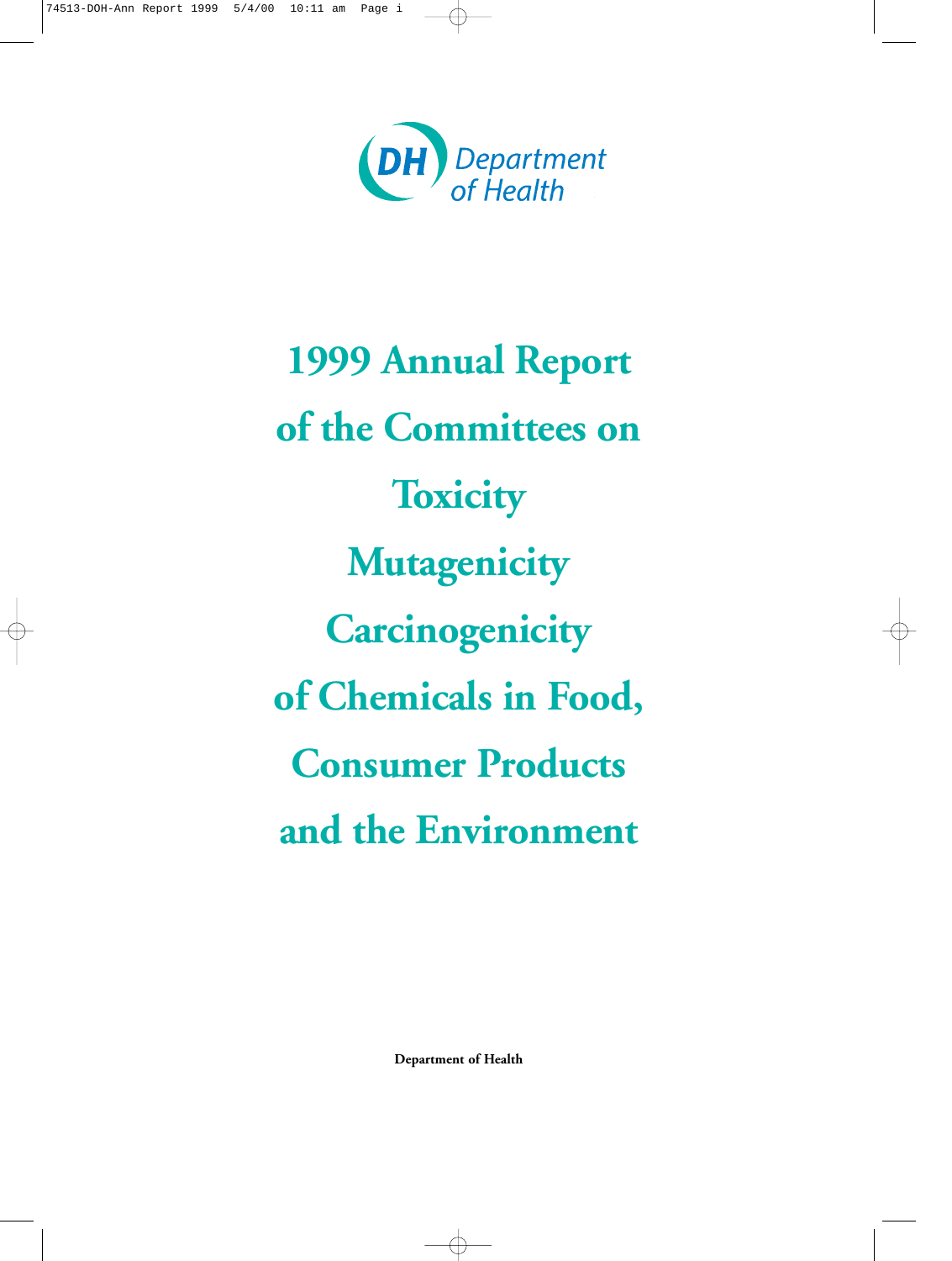Department of Health

# 1999 Annual Report of the Committees on Toxicity Mutagenicity Carcinogenicity of Chemicals in Food, Consumer Products and the Environment

**Department of Health**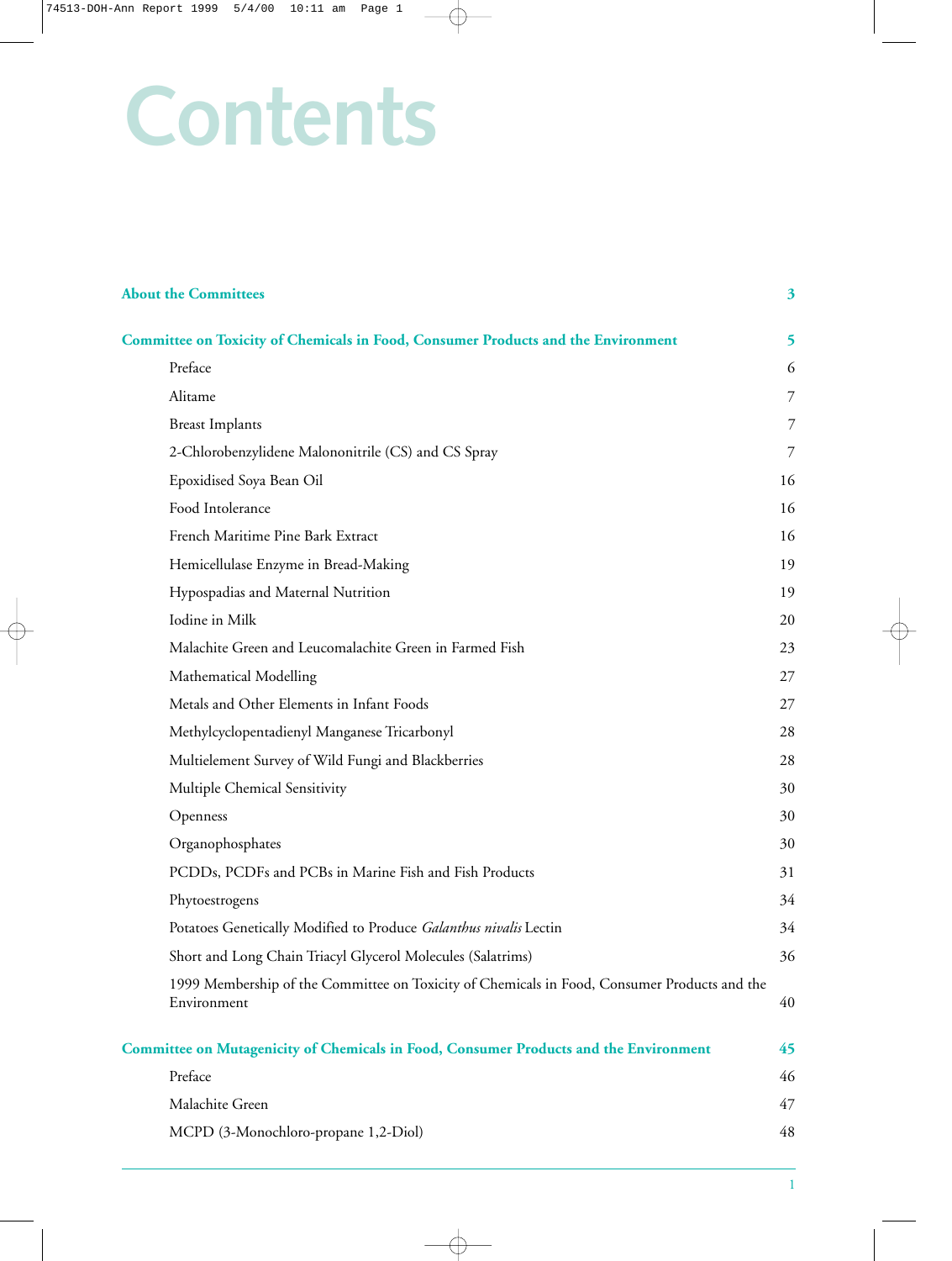# Contents

| | |
|---|---|
| **About the Committees** | **3** |
| **Committee on Toxicity of Chemicals in Food, Consumer Products and the Environment** | **5** |
| Preface | 6 |
| Alitame | 7 |
| Breast Implants | 7 |
| 2-Chlorobenzylidene Malononitrile (CS) and CS Spray | 7 |
| Epoxidised Soya Bean Oil | 16 |
| Food Intolerance | 16 |
| French Maritime Pine Bark Extract | 16 |
| Hemicellulase Enzyme in Bread-Making | 19 |
| Hypospadias and Maternal Nutrition | 19 |
| Iodine in Milk | 20 |
| Malachite Green and Leucomalachite Green in Farmed Fish | 23 |
| Mathematical Modelling | 27 |
| Metals and Other Elements in Infant Foods | 27 |
| Methylcyclopentadienyl Manganese Tricarbonyl | 28 |
| Multielement Survey of Wild Fungi and Blackberries | 28 |
| Multiple Chemical Sensitivity | 30 |
| Openness | 30 |
| Organophosphates | 30 |
| PCDDs, PCDFs and PCBs in Marine Fish and Fish Products | 31 |
| Phytoestrogens | 34 |
| Potatoes Genetically Modified to Produce *Galanthus nivalis* Lectin | 34 |
| Short and Long Chain Triacyl Glycerol Molecules (Salatrims) | 36 |
| 1999 Membership of the Committee on Toxicity of Chemicals in Food, Consumer Products and the Environment | 40 |
| **Committee on Mutagenicity of Chemicals in Food, Consumer Products and the Environment** | **45** |
| Preface | 46 |
| Malachite Green | 47 |
| MCPD (3-Monochloro-propane 1,2-Diol) | 48 |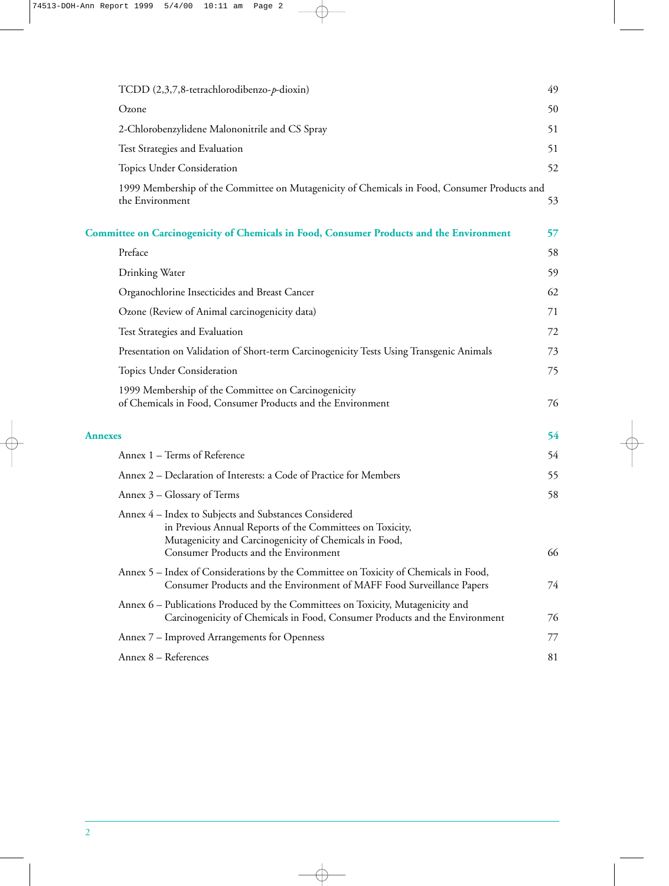| | |
|---|---|
| TCDD (2,3,7,8-tetrachlorodibenzo-*p*-dioxin) | 49 |
| Ozone | 50 |
| 2-Chlorobenzylidene Malononitrile and CS Spray | 51 |
| Test Strategies and Evaluation | 51 |
| Topics Under Consideration | 52 |
| 1999 Membership of the Committee on Mutagenicity of Chemicals in Food, Consumer Products and the Environment | 53 |
| **Committee on Carcinogenicity of Chemicals in Food, Consumer Products and the Environment** | **57** |
| Preface | 58 |
| Drinking Water | 59 |
| Organochlorine Insecticides and Breast Cancer | 62 |
| Ozone (Review of Animal carcinogenicity data) | 71 |
| Test Strategies and Evaluation | 72 |
| Presentation on Validation of Short-term Carcinogenicity Tests Using Transgenic Animals | 73 |
| Topics Under Consideration | 75 |
| 1999 Membership of the Committee on Carcinogenicity of Chemicals in Food, Consumer Products and the Environment | 76 |
| **Annexes** | **54** |
| Annex 1 – Terms of Reference | 54 |
| Annex 2 – Declaration of Interests: a Code of Practice for Members | 55 |
| Annex 3 – Glossary of Terms | 58 |
| Annex 4 – Index to Subjects and Substances Considered in Previous Annual Reports of the Committees on Toxicity, Mutagenicity and Carcinogenicity of Chemicals in Food, Consumer Products and the Environment | 66 |
| Annex 5 – Index of Considerations by the Committee on Toxicity of Chemicals in Food, Consumer Products and the Environment of MAFF Food Surveillance Papers | 74 |
| Annex 6 – Publications Produced by the Committees on Toxicity, Mutagenicity and Carcinogenicity of Chemicals in Food, Consumer Products and the Environment | 76 |
| Annex 7 – Improved Arrangements for Openness | 77 |
| Annex 8 – References | 81 |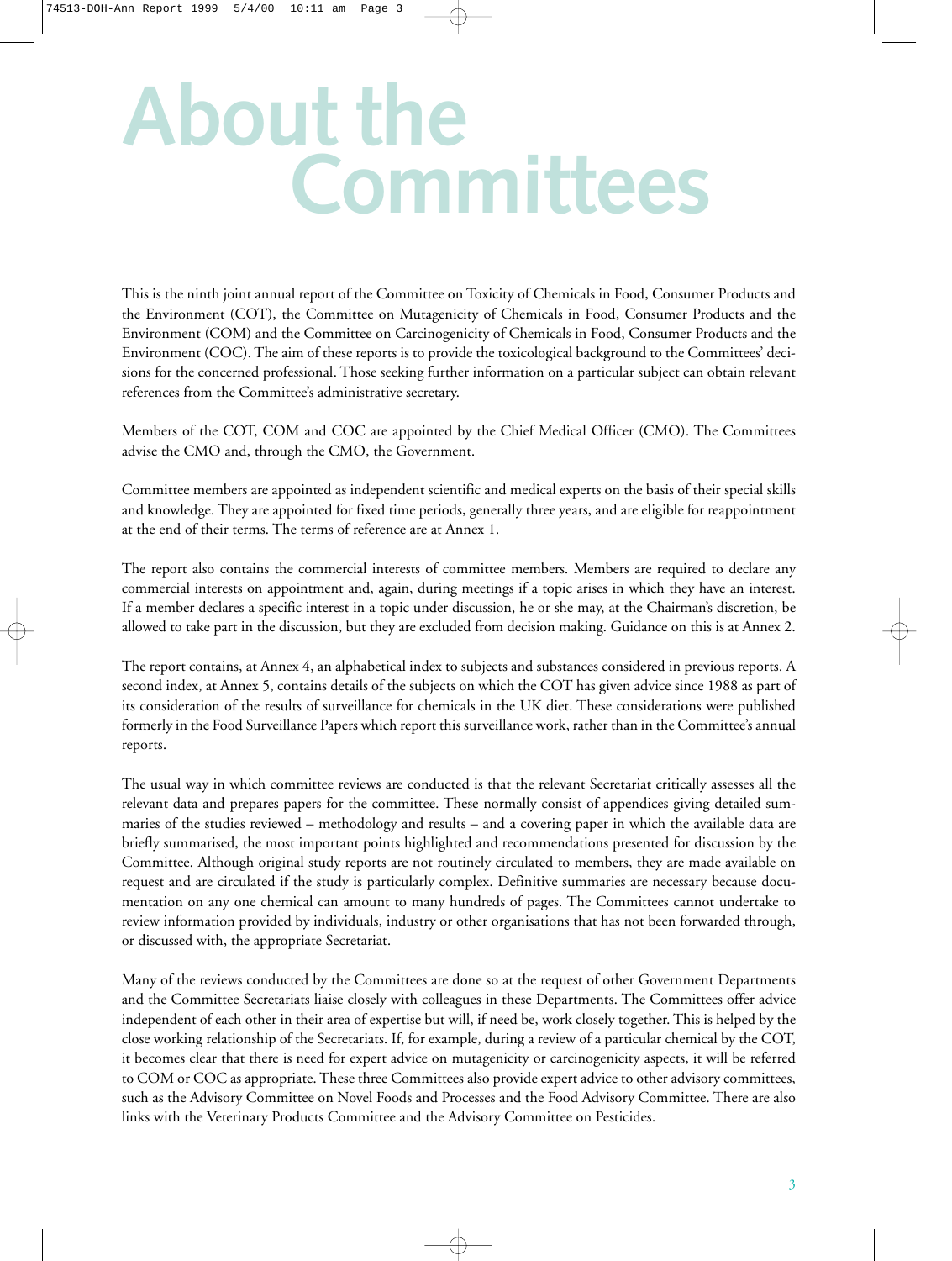# About the Committees

This is the ninth joint annual report of the Committee on Toxicity of Chemicals in Food, Consumer Products and the Environment (COT), the Committee on Mutagenicity of Chemicals in Food, Consumer Products and the Environment (COM) and the Committee on Carcinogenicity of Chemicals in Food, Consumer Products and the Environment (COC). The aim of these reports is to provide the toxicological background to the Committees' decisions for the concerned professional. Those seeking further information on a particular subject can obtain relevant references from the Committee's administrative secretary.

Members of the COT, COM and COC are appointed by the Chief Medical Officer (CMO). The Committees advise the CMO and, through the CMO, the Government.

Committee members are appointed as independent scientific and medical experts on the basis of their special skills and knowledge. They are appointed for fixed time periods, generally three years, and are eligible for reappointment at the end of their terms. The terms of reference are at Annex 1.

The report also contains the commercial interests of committee members. Members are required to declare any commercial interests on appointment and, again, during meetings if a topic arises in which they have an interest. If a member declares a specific interest in a topic under discussion, he or she may, at the Chairman's discretion, be allowed to take part in the discussion, but they are excluded from decision making. Guidance on this is at Annex 2.

The report contains, at Annex 4, an alphabetical index to subjects and substances considered in previous reports. A second index, at Annex 5, contains details of the subjects on which the COT has given advice since 1988 as part of its consideration of the results of surveillance for chemicals in the UK diet. These considerations were published formerly in the Food Surveillance Papers which report this surveillance work, rather than in the Committee's annual reports.

The usual way in which committee reviews are conducted is that the relevant Secretariat critically assesses all the relevant data and prepares papers for the committee. These normally consist of appendices giving detailed summaries of the studies reviewed – methodology and results – and a covering paper in which the available data are briefly summarised, the most important points highlighted and recommendations presented for discussion by the Committee. Although original study reports are not routinely circulated to members, they are made available on request and are circulated if the study is particularly complex. Definitive summaries are necessary because documentation on any one chemical can amount to many hundreds of pages. The Committees cannot undertake to review information provided by individuals, industry or other organisations that has not been forwarded through, or discussed with, the appropriate Secretariat.

Many of the reviews conducted by the Committees are done so at the request of other Government Departments and the Committee Secretariats liaise closely with colleagues in these Departments. The Committees offer advice independent of each other in their area of expertise but will, if need be, work closely together. This is helped by the close working relationship of the Secretariats. If, for example, during a review of a particular chemical by the COT, it becomes clear that there is need for expert advice on mutagenicity or carcinogenicity aspects, it will be referred to COM or COC as appropriate. These three Committees also provide expert advice to other advisory committees, such as the Advisory Committee on Novel Foods and Processes and the Food Advisory Committee. There are also links with the Veterinary Products Committee and the Advisory Committee on Pesticides.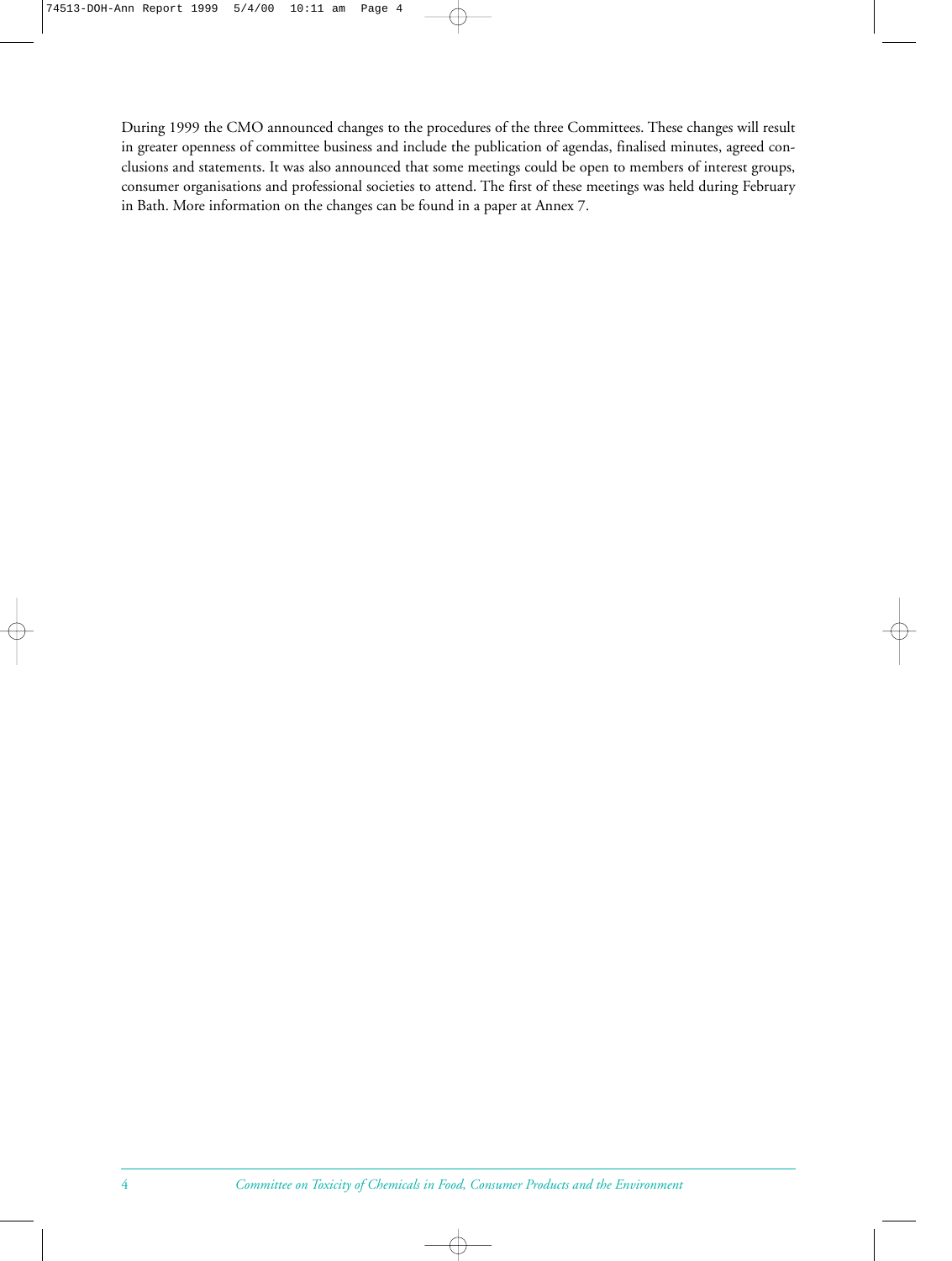During 1999 the CMO announced changes to the procedures of the three Committees. These changes will result in greater openness of committee business and include the publication of agendas, finalised minutes, agreed conclusions and statements. It was also announced that some meetings could be open to members of interest groups, consumer organisations and professional societies to attend. The first of these meetings was held during February in Bath. More information on the changes can be found in a paper at Annex 7.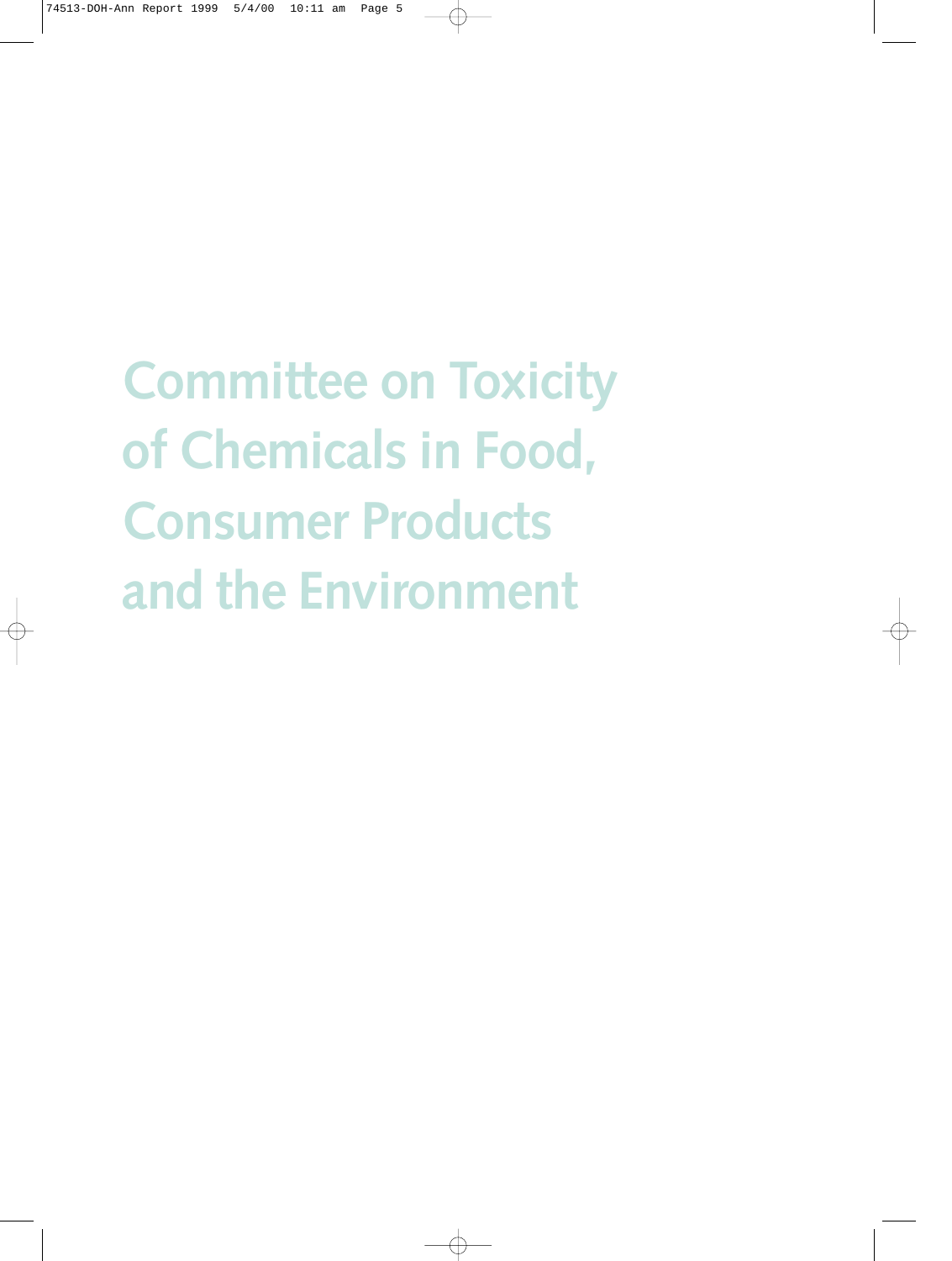# Committee on Toxicity of Chemicals in Food, Consumer Products and the Environment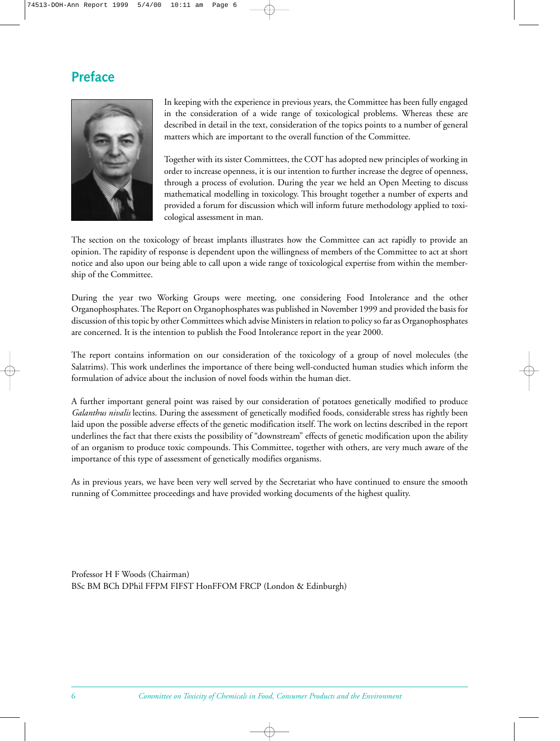# Preface

In keeping with the experience in previous years, the Committee has been fully engaged in the consideration of a wide range of toxicological problems. Whereas these are described in detail in the text, consideration of the topics points to a number of general matters which are important to the overall function of the Committee.

Together with its sister Committees, the COT has adopted new principles of working in order to increase openness, it is our intention to further increase the degree of openness, through a process of evolution. During the year we held an Open Meeting to discuss mathematical modelling in toxicology. This brought together a number of experts and provided a forum for discussion which will inform future methodology applied to toxicological assessment in man.

The section on the toxicology of breast implants illustrates how the Committee can act rapidly to provide an opinion. The rapidity of response is dependent upon the willingness of members of the Committee to act at short notice and also upon our being able to call upon a wide range of toxicological expertise from within the membership of the Committee.

During the year two Working Groups were meeting, one considering Food Intolerance and the other Organophosphates. The Report on Organophosphates was published in November 1999 and provided the basis for discussion of this topic by other Committees which advise Ministers in relation to policy so far as Organophosphates are concerned. It is the intention to publish the Food Intolerance report in the year 2000.

The report contains information on our consideration of the toxicology of a group of novel molecules (the Salatrims). This work underlines the importance of there being well-conducted human studies which inform the formulation of advice about the inclusion of novel foods within the human diet.

A further important general point was raised by our consideration of potatoes genetically modified to produce *Galanthus nivalis* lectins. During the assessment of genetically modified foods, considerable stress has rightly been laid upon the possible adverse effects of the genetic modification itself. The work on lectins described in the report underlines the fact that there exists the possibility of "downstream" effects of genetic modification upon the ability of an organism to produce toxic compounds. This Committee, together with others, are very much aware of the importance of this type of assessment of genetically modifies organisms.

As in previous years, we have been very well served by the Secretariat who have continued to ensure the smooth running of Committee proceedings and have provided working documents of the highest quality.

Professor H F Woods (Chairman)
BSc BM BCh DPhil FFPM FIFST HonFFOM FRCP (London & Edinburgh)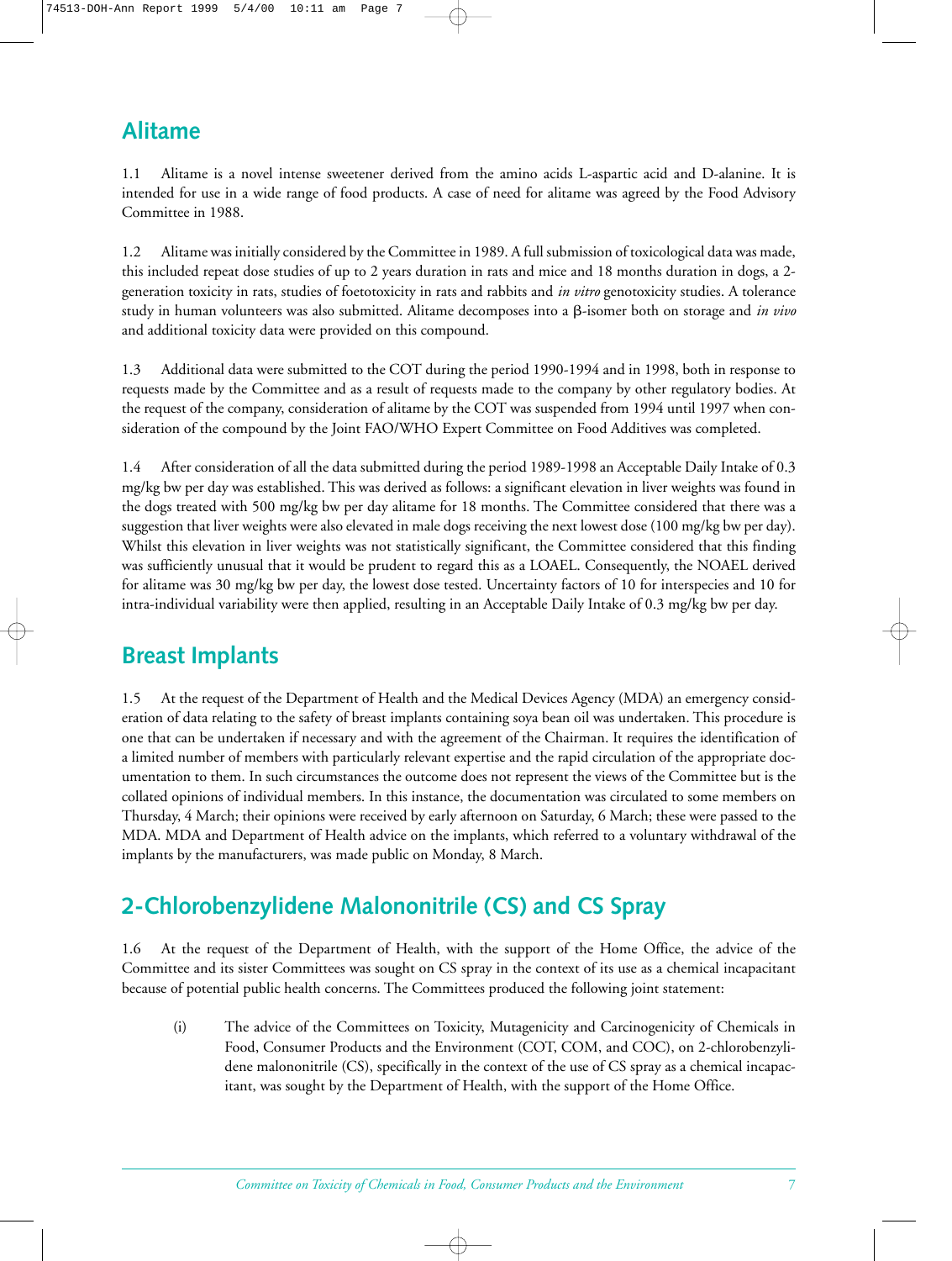## Alitame

1.1 Alitame is a novel intense sweetener derived from the amino acids L-aspartic acid and D-alanine. It is intended for use in a wide range of food products. A case of need for alitame was agreed by the Food Advisory Committee in 1988.

1.2 Alitame was initially considered by the Committee in 1989. A full submission of toxicological data was made, this included repeat dose studies of up to 2 years duration in rats and mice and 18 months duration in dogs, a 2-generation toxicity in rats, studies of foetotoxicity in rats and rabbits and *in vitro* genotoxicity studies. A tolerance study in human volunteers was also submitted. Alitame decomposes into a β-isomer both on storage and *in vivo* and additional toxicity data were provided on this compound.

1.3 Additional data were submitted to the COT during the period 1990-1994 and in 1998, both in response to requests made by the Committee and as a result of requests made to the company by other regulatory bodies. At the request of the company, consideration of alitame by the COT was suspended from 1994 until 1997 when consideration of the compound by the Joint FAO/WHO Expert Committee on Food Additives was completed.

1.4 After consideration of all the data submitted during the period 1989-1998 an Acceptable Daily Intake of 0.3 mg/kg bw per day was established. This was derived as follows: a significant elevation in liver weights was found in the dogs treated with 500 mg/kg bw per day alitame for 18 months. The Committee considered that there was a suggestion that liver weights were also elevated in male dogs receiving the next lowest dose (100 mg/kg bw per day). Whilst this elevation in liver weights was not statistically significant, the Committee considered that this finding was sufficiently unusual that it would be prudent to regard this as a LOAEL. Consequently, the NOAEL derived for alitame was 30 mg/kg bw per day, the lowest dose tested. Uncertainty factors of 10 for interspecies and 10 for intra-individual variability were then applied, resulting in an Acceptable Daily Intake of 0.3 mg/kg bw per day.

## Breast Implants

1.5 At the request of the Department of Health and the Medical Devices Agency (MDA) an emergency consideration of data relating to the safety of breast implants containing soya bean oil was undertaken. This procedure is one that can be undertaken if necessary and with the agreement of the Chairman. It requires the identification of a limited number of members with particularly relevant expertise and the rapid circulation of the appropriate documentation to them. In such circumstances the outcome does not represent the views of the Committee but is the collated opinions of individual members. In this instance, the documentation was circulated to some members on Thursday, 4 March; their opinions were received by early afternoon on Saturday, 6 March; these were passed to the MDA. MDA and Department of Health advice on the implants, which referred to a voluntary withdrawal of the implants by the manufacturers, was made public on Monday, 8 March.

## 2-Chlorobenzylidene Malononitrile (CS) and CS Spray

1.6 At the request of the Department of Health, with the support of the Home Office, the advice of the Committee and its sister Committees was sought on CS spray in the context of its use as a chemical incapacitant because of potential public health concerns. The Committees produced the following joint statement:

(i) The advice of the Committees on Toxicity, Mutagenicity and Carcinogenicity of Chemicals in Food, Consumer Products and the Environment (COT, COM, and COC), on 2-chlorobenzylidene malononitrile (CS), specifically in the context of the use of CS spray as a chemical incapacitant, was sought by the Department of Health, with the support of the Home Office.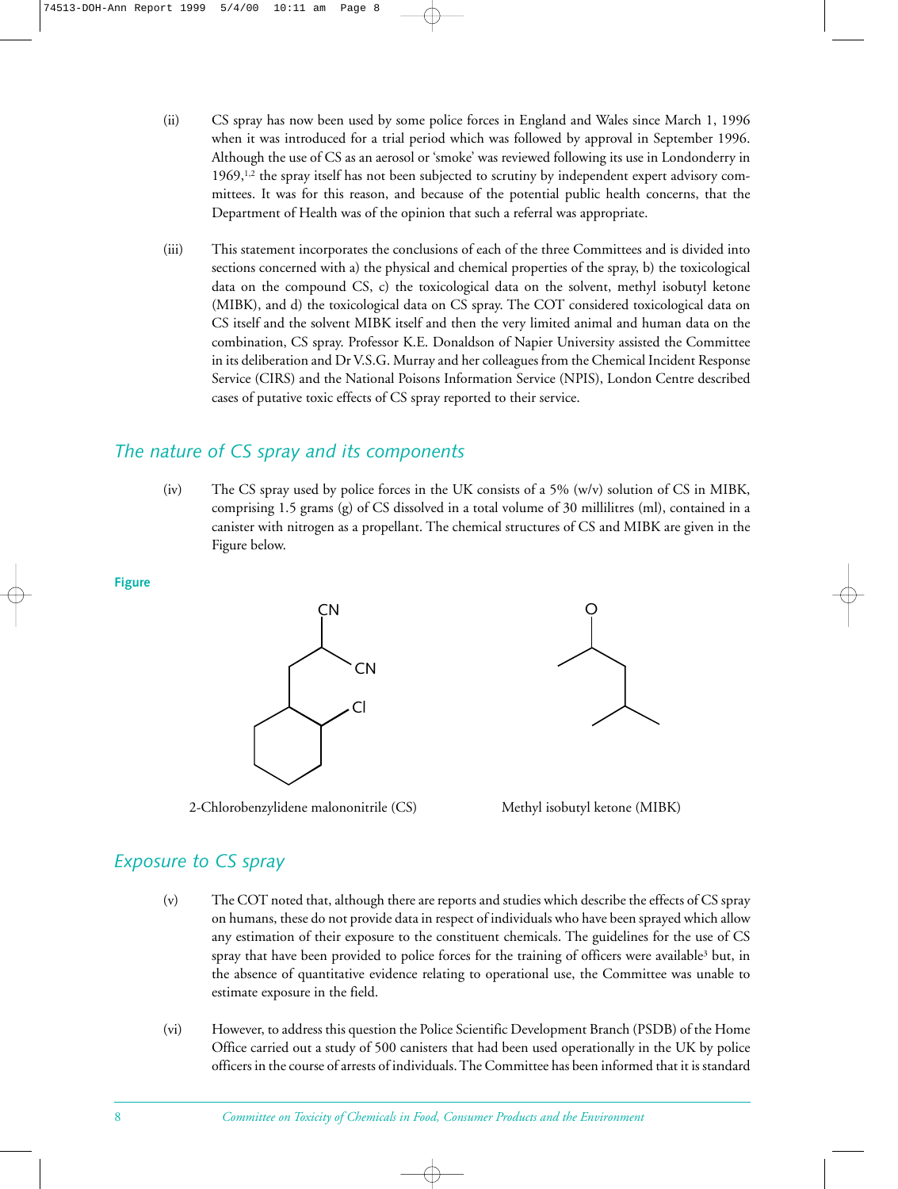(ii) CS spray has now been used by some police forces in England and Wales since March 1, 1996 when it was introduced for a trial period which was followed by approval in September 1996. Although the use of CS as an aerosol or 'smoke' was reviewed following its use in Londonderry in 1969,[1,2] the spray itself has not been subjected to scrutiny by independent expert advisory committees. It was for this reason, and because of the potential public health concerns, that the Department of Health was of the opinion that such a referral was appropriate.

(iii) This statement incorporates the conclusions of each of the three Committees and is divided into sections concerned with a) the physical and chemical properties of the spray, b) the toxicological data on the compound CS, c) the toxicological data on the solvent, methyl isobutyl ketone (MIBK), and d) the toxicological data on CS spray. The COT considered toxicological data on CS itself and the solvent MIBK itself and then the very limited animal and human data on the combination, CS spray. Professor K.E. Donaldson of Napier University assisted the Committee in its deliberation and Dr V.S.G. Murray and her colleagues from the Chemical Incident Response Service (CIRS) and the National Poisons Information Service (NPIS), London Centre described cases of putative toxic effects of CS spray reported to their service.

## The nature of CS spray and its components

(iv) The CS spray used by police forces in the UK consists of a 5% (w/v) solution of CS in MIBK, comprising 1.5 grams (g) of CS dissolved in a total volume of 30 millilitres (ml), contained in a canister with nitrogen as a propellant. The chemical structures of CS and MIBK are given in the Figure below.

**Figure**

2-Chlorobenzylidene malononitrile (CS)

Methyl isobutyl ketone (MIBK)

## Exposure to CS spray

(v) The COT noted that, although there are reports and studies which describe the effects of CS spray on humans, these do not provide data in respect of individuals who have been sprayed which allow any estimation of their exposure to the constituent chemicals. The guidelines for the use of CS spray that have been provided to police forces for the training of officers were available[3] but, in the absence of quantitative evidence relating to operational use, the Committee was unable to estimate exposure in the field.

(vi) However, to address this question the Police Scientific Development Branch (PSDB) of the Home Office carried out a study of 500 canisters that had been used operationally in the UK by police officers in the course of arrests of individuals. The Committee has been informed that it is standard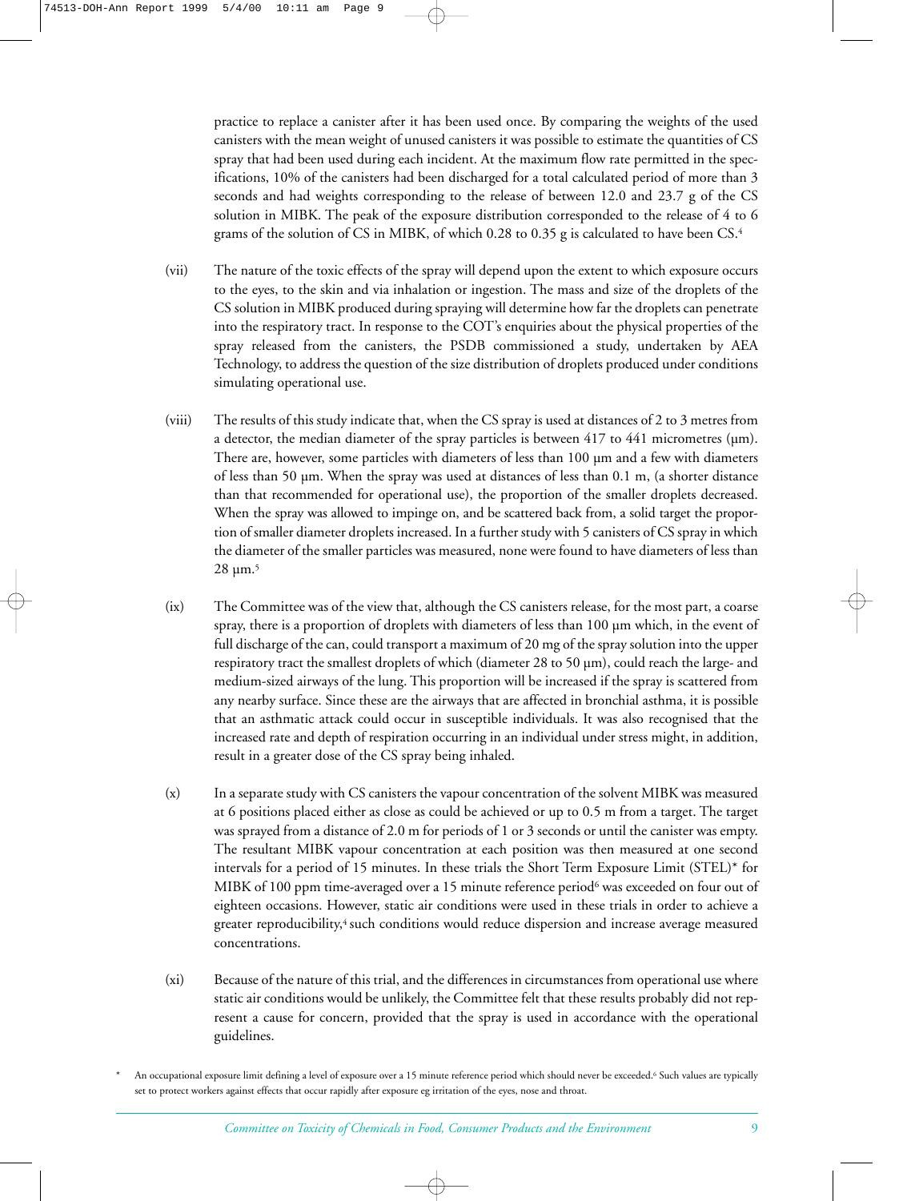practice to replace a canister after it has been used once. By comparing the weights of the used canisters with the mean weight of unused canisters it was possible to estimate the quantities of CS spray that had been used during each incident. At the maximum flow rate permitted in the specifications, 10% of the canisters had been discharged for a total calculated period of more than 3 seconds and had weights corresponding to the release of between 12.0 and 23.7 g of the CS solution in MIBK. The peak of the exposure distribution corresponded to the release of 4 to 6 grams of the solution of CS in MIBK, of which 0.28 to 0.35 g is calculated to have been CS.[4]

(vii) The nature of the toxic effects of the spray will depend upon the extent to which exposure occurs to the eyes, to the skin and via inhalation or ingestion. The mass and size of the droplets of the CS solution in MIBK produced during spraying will determine how far the droplets can penetrate into the respiratory tract. In response to the COT's enquiries about the physical properties of the spray released from the canisters, the PSDB commissioned a study, undertaken by AEA Technology, to address the question of the size distribution of droplets produced under conditions simulating operational use.

(viii) The results of this study indicate that, when the CS spray is used at distances of 2 to 3 metres from a detector, the median diameter of the spray particles is between 417 to 441 micrometres (µm). There are, however, some particles with diameters of less than 100 µm and a few with diameters of less than 50 µm. When the spray was used at distances of less than 0.1 m, (a shorter distance than that recommended for operational use), the proportion of the smaller droplets decreased. When the spray was allowed to impinge on, and be scattered back from, a solid target the proportion of smaller diameter droplets increased. In a further study with 5 canisters of CS spray in which the diameter of the smaller particles was measured, none were found to have diameters of less than 28 µm.[5]

(ix) The Committee was of the view that, although the CS canisters release, for the most part, a coarse spray, there is a proportion of droplets with diameters of less than 100 µm which, in the event of full discharge of the can, could transport a maximum of 20 mg of the spray solution into the upper respiratory tract the smallest droplets of which (diameter 28 to 50 µm), could reach the large- and medium-sized airways of the lung. This proportion will be increased if the spray is scattered from any nearby surface. Since these are the airways that are affected in bronchial asthma, it is possible that an asthmatic attack could occur in susceptible individuals. It was also recognised that the increased rate and depth of respiration occurring in an individual under stress might, in addition, result in a greater dose of the CS spray being inhaled.

(x) In a separate study with CS canisters the vapour concentration of the solvent MIBK was measured at 6 positions placed either as close as could be achieved or up to 0.5 m from a target. The target was sprayed from a distance of 2.0 m for periods of 1 or 3 seconds or until the canister was empty. The resultant MIBK vapour concentration at each position was then measured at one second intervals for a period of 15 minutes. In these trials the Short Term Exposure Limit (STEL)* for MIBK of 100 ppm time-averaged over a 15 minute reference period[6] was exceeded on four out of eighteen occasions. However, static air conditions were used in these trials in order to achieve a greater reproducibility,[4] such conditions would reduce dispersion and increase average measured concentrations.

(xi) Because of the nature of this trial, and the differences in circumstances from operational use where static air conditions would be unlikely, the Committee felt that these results probably did not represent a cause for concern, provided that the spray is used in accordance with the operational guidelines.

\* An occupational exposure limit defining a level of exposure over a 15 minute reference period which should never be exceeded.[6] Such values are typically set to protect workers against effects that occur rapidly after exposure eg irritation of the eyes, nose and throat.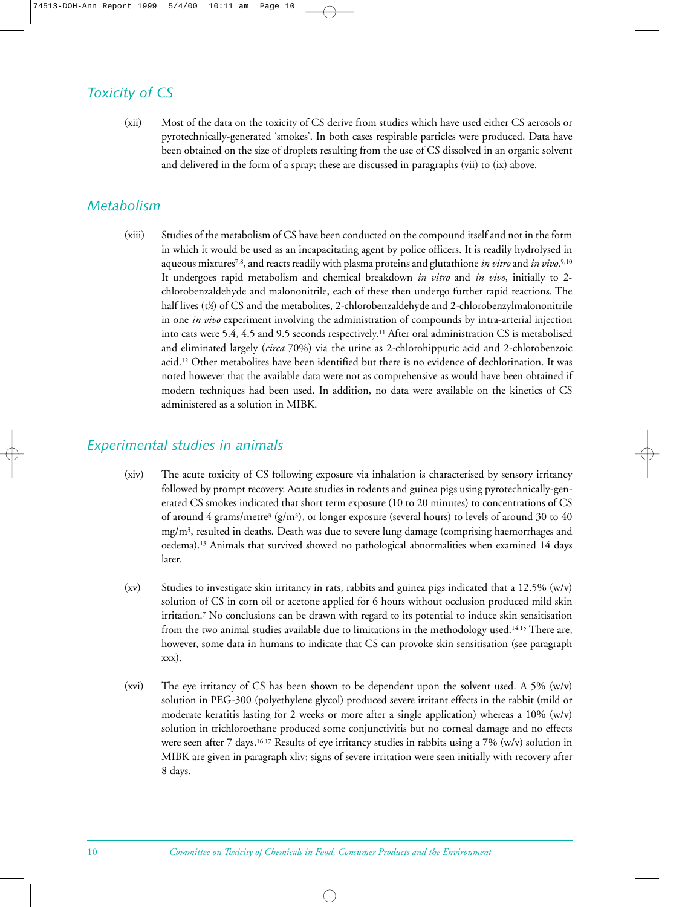## Toxicity of CS

(xii) Most of the data on the toxicity of CS derive from studies which have used either CS aerosols or pyrotechnically-generated 'smokes'. In both cases respirable particles were produced. Data have been obtained on the size of droplets resulting from the use of CS dissolved in an organic solvent and delivered in the form of a spray; these are discussed in paragraphs (vii) to (ix) above.

## Metabolism

(xiii) Studies of the metabolism of CS have been conducted on the compound itself and not in the form in which it would be used as an incapacitating agent by police officers. It is readily hydrolysed in aqueous mixtures[7,8], and reacts readily with plasma proteins and glutathione *in vitro* and *in vivo*.[9,10] It undergoes rapid metabolism and chemical breakdown *in vitro* and *in vivo*, initially to 2-chlorobenzaldehyde and malononitrile, each of these then undergo further rapid reactions. The half lives ($t_{½}$) of CS and the metabolites, 2-chlorobenzaldehyde and 2-chlorobenzylmalononitrile in one *in vivo* experiment involving the administration of compounds by intra-arterial injection into cats were 5.4, 4.5 and 9.5 seconds respectively.[11] After oral administration CS is metabolised and eliminated largely (*circa* 70%) via the urine as 2-chlorohippuric acid and 2-chlorobenzoic acid.[12] Other metabolites have been identified but there is no evidence of dechlorination. It was noted however that the available data were not as comprehensive as would have been obtained if modern techniques had been used. In addition, no data were available on the kinetics of CS administered as a solution in MIBK.

## Experimental studies in animals

(xiv) The acute toxicity of CS following exposure via inhalation is characterised by sensory irritancy followed by prompt recovery. Acute studies in rodents and guinea pigs using pyrotechnically-generated CS smokes indicated that short term exposure (10 to 20 minutes) to concentrations of CS of around 4 grams/metre$^3$ (g/m$^3$), or longer exposure (several hours) to levels of around 30 to 40 mg/m$^3$, resulted in deaths. Death was due to severe lung damage (comprising haemorrhages and oedema).[13] Animals that survived showed no pathological abnormalities when examined 14 days later.

(xv) Studies to investigate skin irritancy in rats, rabbits and guinea pigs indicated that a 12.5% (w/v) solution of CS in corn oil or acetone applied for 6 hours without occlusion produced mild skin irritation.[7] No conclusions can be drawn with regard to its potential to induce skin sensitisation from the two animal studies available due to limitations in the methodology used.[14,15] There are, however, some data in humans to indicate that CS can provoke skin sensitisation (see paragraph xxx).

(xvi) The eye irritancy of CS has been shown to be dependent upon the solvent used. A 5% (w/v) solution in PEG-300 (polyethylene glycol) produced severe irritant effects in the rabbit (mild or moderate keratitis lasting for 2 weeks or more after a single application) whereas a 10% (w/v) solution in trichloroethane produced some conjunctivitis but no corneal damage and no effects were seen after 7 days.[16,17] Results of eye irritancy studies in rabbits using a 7% (w/v) solution in MIBK are given in paragraph xliv; signs of severe irritation were seen initially with recovery after 8 days.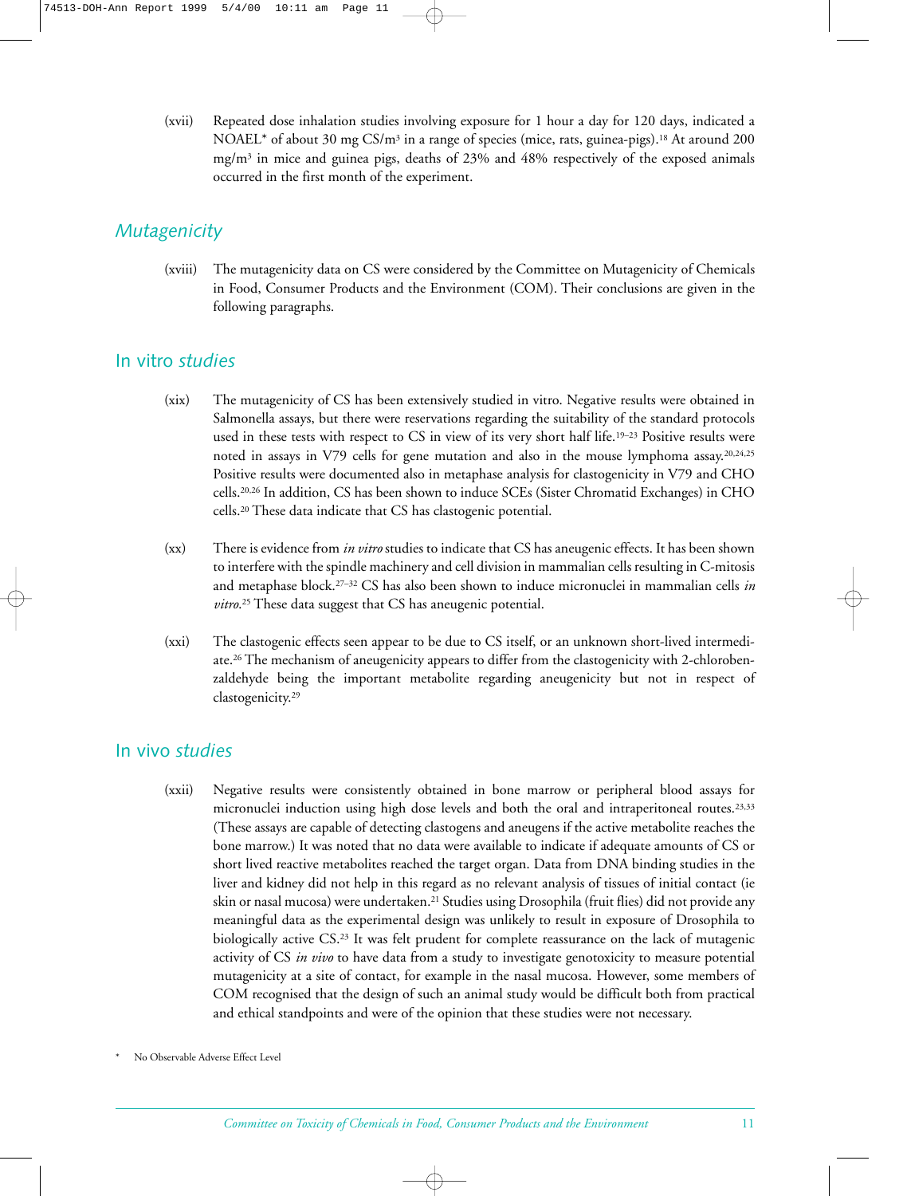(xvii) Repeated dose inhalation studies involving exposure for 1 hour a day for 120 days, indicated a NOAEL* of about 30 mg CS/$m^3$ in a range of species (mice, rats, guinea-pigs).[18] At around 200 mg/$m^3$ in mice and guinea pigs, deaths of 23% and 48% respectively of the exposed animals occurred in the first month of the experiment.

## *Mutagenicity*

(xviii) The mutagenicity data on CS were considered by the Committee on Mutagenicity of Chemicals in Food, Consumer Products and the Environment (COM). Their conclusions are given in the following paragraphs.

### In vitro *studies*

(xix) The mutagenicity of CS has been extensively studied in vitro. Negative results were obtained in Salmonella assays, but there were reservations regarding the suitability of the standard protocols used in these tests with respect to CS in view of its very short half life.[19–23] Positive results were noted in assays in V79 cells for gene mutation and also in the mouse lymphoma assay.[20,24,25] Positive results were documented also in metaphase analysis for clastogenicity in V79 and CHO cells.[20,26] In addition, CS has been shown to induce SCEs (Sister Chromatid Exchanges) in CHO cells.[20] These data indicate that CS has clastogenic potential.

(xx) There is evidence from *in vitro* studies to indicate that CS has aneugenic effects. It has been shown to interfere with the spindle machinery and cell division in mammalian cells resulting in C-mitosis and metaphase block.[27–32] CS has also been shown to induce micronuclei in mammalian cells *in vitro*.[25] These data suggest that CS has aneugenic potential.

(xxi) The clastogenic effects seen appear to be due to CS itself, or an unknown short-lived intermediate.[26] The mechanism of aneugenicity appears to differ from the clastogenicity with 2-chlorobenzaldehyde being the important metabolite regarding aneugenicity but not in respect of clastogenicity.[29]

### In vivo *studies*

(xxii) Negative results were consistently obtained in bone marrow or peripheral blood assays for micronuclei induction using high dose levels and both the oral and intraperitoneal routes.[23,33] (These assays are capable of detecting clastogens and aneugens if the active metabolite reaches the bone marrow.) It was noted that no data were available to indicate if adequate amounts of CS or short lived reactive metabolites reached the target organ. Data from DNA binding studies in the liver and kidney did not help in this regard as no relevant analysis of tissues of initial contact (ie skin or nasal mucosa) were undertaken.[21] Studies using Drosophila (fruit flies) did not provide any meaningful data as the experimental design was unlikely to result in exposure of Drosophila to biologically active CS.[23] It was felt prudent for complete reassurance on the lack of mutagenic activity of CS *in vivo* to have data from a study to investigate genotoxicity to measure potential mutagenicity at a site of contact, for example in the nasal mucosa. However, some members of COM recognised that the design of such an animal study would be difficult both from practical and ethical standpoints and were of the opinion that these studies were not necessary.

\* No Observable Adverse Effect Level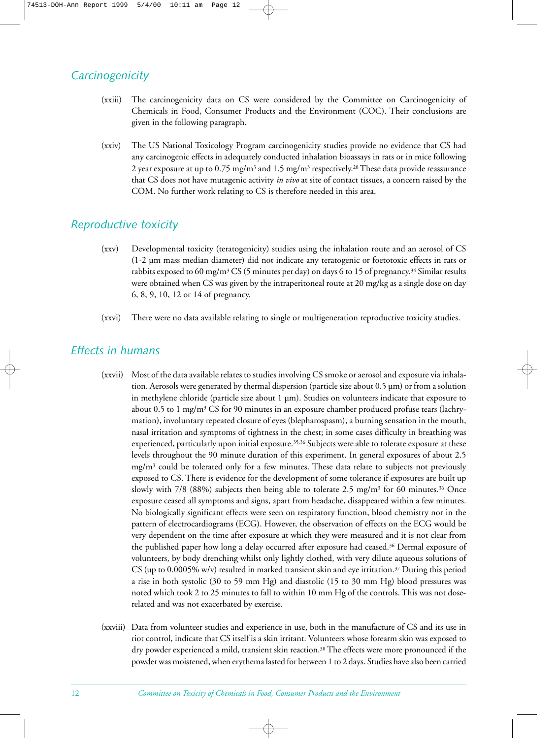## *Carcinogenicity*

(xxiii) The carcinogenicity data on CS were considered by the Committee on Carcinogenicity of Chemicals in Food, Consumer Products and the Environment (COC). Their conclusions are given in the following paragraph.

(xxiv) The US National Toxicology Program carcinogenicity studies provide no evidence that CS had any carcinogenic effects in adequately conducted inhalation bioassays in rats or in mice following 2 year exposure at up to 0.75 mg/m$^3$ and 1.5 mg/m$^3$ respectively.[20] These data provide reassurance that CS does not have mutagenic activity *in vivo* at site of contact tissues, a concern raised by the COM. No further work relating to CS is therefore needed in this area.

## *Reproductive toxicity*

(xxv) Developmental toxicity (teratogenicity) studies using the inhalation route and an aerosol of CS (1-2 µm mass median diameter) did not indicate any teratogenic or foetotoxic effects in rats or rabbits exposed to 60 mg/m$^3$ CS (5 minutes per day) on days 6 to 15 of pregnancy.[34] Similar results were obtained when CS was given by the intraperitoneal route at 20 mg/kg as a single dose on day 6, 8, 9, 10, 12 or 14 of pregnancy.

(xxvi) There were no data available relating to single or multigeneration reproductive toxicity studies.

## *Effects in humans*

(xxvii) Most of the data available relates to studies involving CS smoke or aerosol and exposure via inhalation. Aerosols were generated by thermal dispersion (particle size about 0.5 µm) or from a solution in methylene chloride (particle size about 1 µm). Studies on volunteers indicate that exposure to about 0.5 to 1 mg/m$^3$ CS for 90 minutes in an exposure chamber produced profuse tears (lachrymation), involuntary repeated closure of eyes (blepharospasm), a burning sensation in the mouth, nasal irritation and symptoms of tightness in the chest; in some cases difficulty in breathing was experienced, particularly upon initial exposure.[35,36] Subjects were able to tolerate exposure at these levels throughout the 90 minute duration of this experiment. In general exposures of about 2.5 mg/m$^3$ could be tolerated only for a few minutes. These data relate to subjects not previously exposed to CS. There is evidence for the development of some tolerance if exposures are built up slowly with 7/8 (88%) subjects then being able to tolerate 2.5 mg/m$^3$ for 60 minutes.[36] Once exposure ceased all symptoms and signs, apart from headache, disappeared within a few minutes. No biologically significant effects were seen on respiratory function, blood chemistry nor in the pattern of electrocardiograms (ECG). However, the observation of effects on the ECG would be very dependent on the time after exposure at which they were measured and it is not clear from the published paper how long a delay occurred after exposure had ceased.[36] Dermal exposure of volunteers, by body drenching whilst only lightly clothed, with very dilute aqueous solutions of CS (up to 0.0005% w/v) resulted in marked transient skin and eye irritation.[37] During this period a rise in both systolic (30 to 59 mm Hg) and diastolic (15 to 30 mm Hg) blood pressures was noted which took 2 to 25 minutes to fall to within 10 mm Hg of the controls. This was not dose-related and was not exacerbated by exercise.

(xxviii) Data from volunteer studies and experience in use, both in the manufacture of CS and its use in riot control, indicate that CS itself is a skin irritant. Volunteers whose forearm skin was exposed to dry powder experienced a mild, transient skin reaction.[38] The effects were more pronounced if the powder was moistened, when erythema lasted for between 1 to 2 days. Studies have also been carried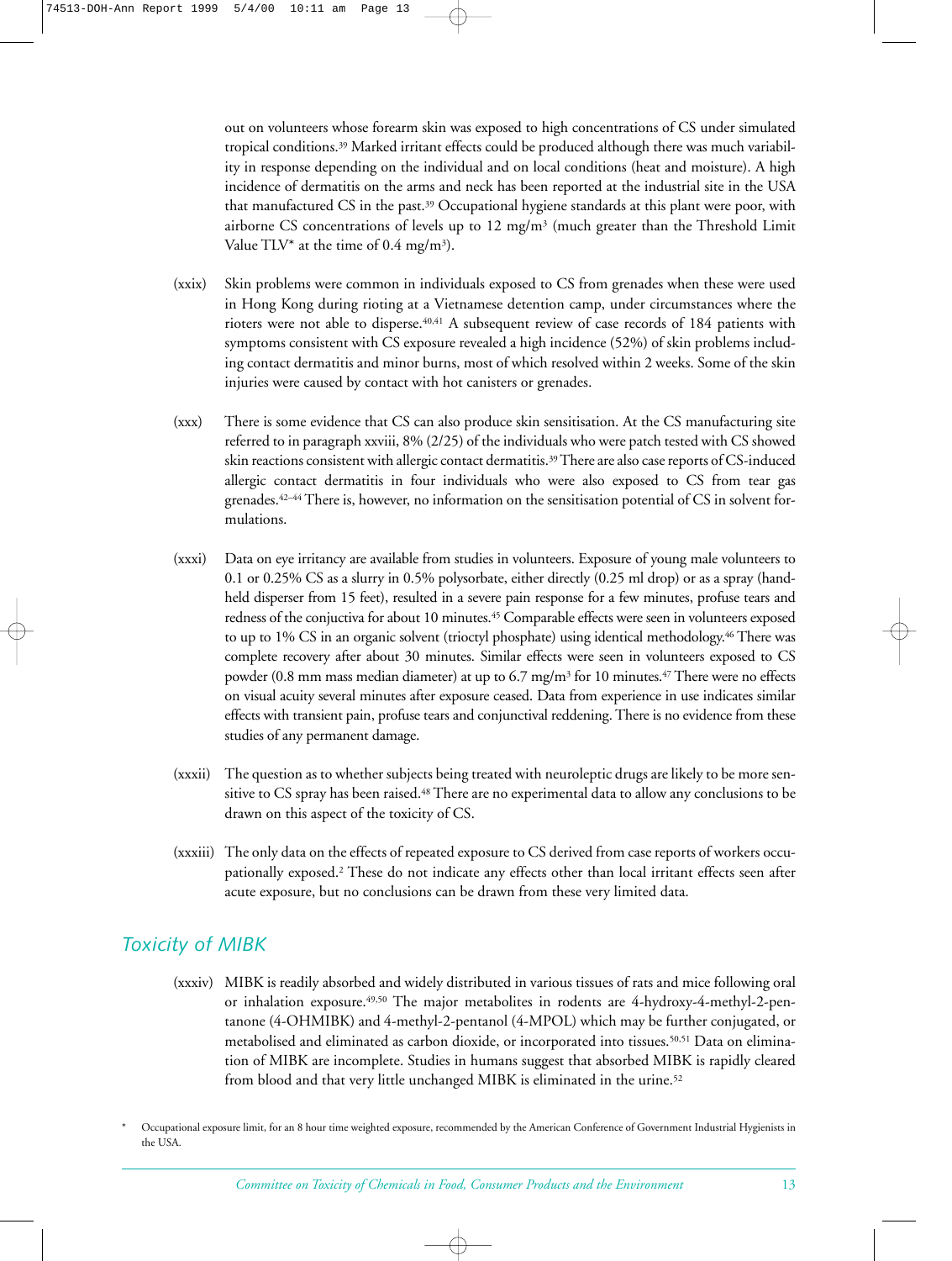out on volunteers whose forearm skin was exposed to high concentrations of CS under simulated tropical conditions.[39] Marked irritant effects could be produced although there was much variability in response depending on the individual and on local conditions (heat and moisture). A high incidence of dermatitis on the arms and neck has been reported at the industrial site in the USA that manufactured CS in the past.[39] Occupational hygiene standards at this plant were poor, with airborne CS concentrations of levels up to 12 mg/$m^3$ (much greater than the Threshold Limit Value TLV* at the time of 0.4 mg/$m^3$).

(xxix) Skin problems were common in individuals exposed to CS from grenades when these were used in Hong Kong during rioting at a Vietnamese detention camp, under circumstances where the rioters were not able to disperse.[40,41] A subsequent review of case records of 184 patients with symptoms consistent with CS exposure revealed a high incidence (52%) of skin problems including contact dermatitis and minor burns, most of which resolved within 2 weeks. Some of the skin injuries were caused by contact with hot canisters or grenades.

(xxx) There is some evidence that CS can also produce skin sensitisation. At the CS manufacturing site referred to in paragraph xxviii, 8% (2/25) of the individuals who were patch tested with CS showed skin reactions consistent with allergic contact dermatitis.[39] There are also case reports of CS-induced allergic contact dermatitis in four individuals who were also exposed to CS from tear gas grenades.[42–44] There is, however, no information on the sensitisation potential of CS in solvent formulations.

(xxxi) Data on eye irritancy are available from studies in volunteers. Exposure of young male volunteers to 0.1 or 0.25% CS as a slurry in 0.5% polysorbate, either directly (0.25 ml drop) or as a spray (hand-held disperser from 15 feet), resulted in a severe pain response for a few minutes, profuse tears and redness of the conjuctiva for about 10 minutes.[45] Comparable effects were seen in volunteers exposed to up to 1% CS in an organic solvent (trioctyl phosphate) using identical methodology.[46] There was complete recovery after about 30 minutes. Similar effects were seen in volunteers exposed to CS powder (0.8 mm mass median diameter) at up to 6.7 mg/$m^3$ for 10 minutes.[47] There were no effects on visual acuity several minutes after exposure ceased. Data from experience in use indicates similar effects with transient pain, profuse tears and conjunctival reddening. There is no evidence from these studies of any permanent damage.

(xxxii) The question as to whether subjects being treated with neuroleptic drugs are likely to be more sensitive to CS spray has been raised.[48] There are no experimental data to allow any conclusions to be drawn on this aspect of the toxicity of CS.

(xxxiii) The only data on the effects of repeated exposure to CS derived from case reports of workers occupationally exposed.[2] These do not indicate any effects other than local irritant effects seen after acute exposure, but no conclusions can be drawn from these very limited data.

## *Toxicity of MIBK*

(xxxiv) MIBK is readily absorbed and widely distributed in various tissues of rats and mice following oral or inhalation exposure.[49,50] The major metabolites in rodents are 4-hydroxy-4-methyl-2-pentanone (4-OHMIBK) and 4-methyl-2-pentanol (4-MPOL) which may be further conjugated, or metabolised and eliminated as carbon dioxide, or incorporated into tissues.[50,51] Data on elimination of MIBK are incomplete. Studies in humans suggest that absorbed MIBK is rapidly cleared from blood and that very little unchanged MIBK is eliminated in the urine.[52]

\* Occupational exposure limit, for an 8 hour time weighted exposure, recommended by the American Conference of Government Industrial Hygienists in the USA.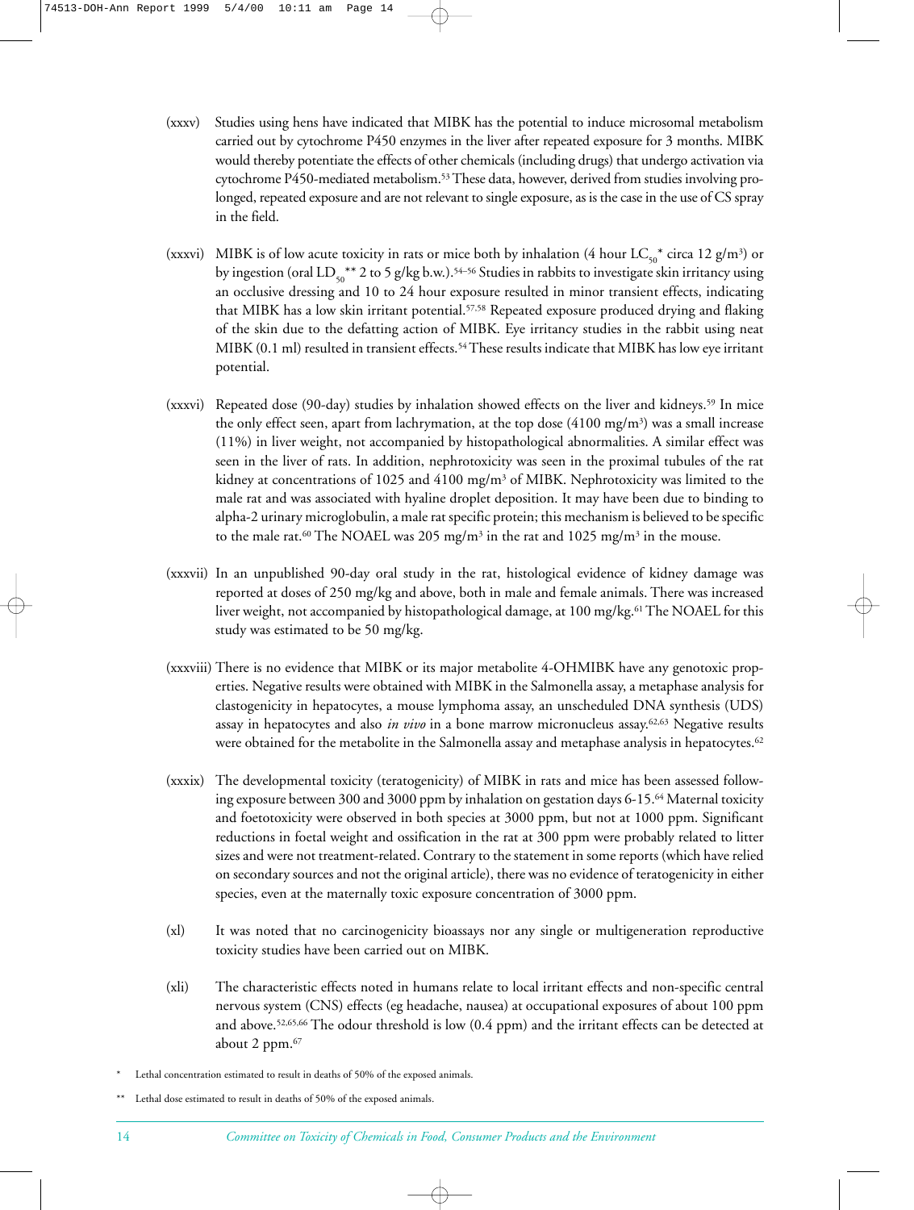(xxxv) Studies using hens have indicated that MIBK has the potential to induce microsomal metabolism carried out by cytochrome P450 enzymes in the liver after repeated exposure for 3 months. MIBK would thereby potentiate the effects of other chemicals (including drugs) that undergo activation via cytochrome P450-mediated metabolism.[53] These data, however, derived from studies involving prolonged, repeated exposure and are not relevant to single exposure, as is the case in the use of CS spray in the field.

(xxxvi) MIBK is of low acute toxicity in rats or mice both by inhalation (4 hour $LC_{50}$* circa 12 g/m$^3$) or by ingestion (oral $LD_{50}$** 2 to 5 g/kg b.w.).[54–56] Studies in rabbits to investigate skin irritancy using an occlusive dressing and 10 to 24 hour exposure resulted in minor transient effects, indicating that MIBK has a low skin irritant potential.[57,58] Repeated exposure produced drying and flaking of the skin due to the defatting action of MIBK. Eye irritancy studies in the rabbit using neat MIBK (0.1 ml) resulted in transient effects.[54] These results indicate that MIBK has low eye irritant potential.

(xxxvi) Repeated dose (90-day) studies by inhalation showed effects on the liver and kidneys.[59] In mice the only effect seen, apart from lachrymation, at the top dose (4100 mg/m$^3$) was a small increase (11%) in liver weight, not accompanied by histopathological abnormalities. A similar effect was seen in the liver of rats. In addition, nephrotoxicity was seen in the proximal tubules of the rat kidney at concentrations of 1025 and 4100 mg/m$^3$ of MIBK. Nephrotoxicity was limited to the male rat and was associated with hyaline droplet deposition. It may have been due to binding to alpha-2 urinary microglobulin, a male rat specific protein; this mechanism is believed to be specific to the male rat.[60] The NOAEL was 205 mg/m$^3$ in the rat and 1025 mg/m$^3$ in the mouse.

(xxxvii) In an unpublished 90-day oral study in the rat, histological evidence of kidney damage was reported at doses of 250 mg/kg and above, both in male and female animals. There was increased liver weight, not accompanied by histopathological damage, at 100 mg/kg.[61] The NOAEL for this study was estimated to be 50 mg/kg.

(xxxviii) There is no evidence that MIBK or its major metabolite 4-OHMIBK have any genotoxic properties. Negative results were obtained with MIBK in the Salmonella assay, a metaphase analysis for clastogenicity in hepatocytes, a mouse lymphoma assay, an unscheduled DNA synthesis (UDS) assay in hepatocytes and also *in vivo* in a bone marrow micronucleus assay.[62,63] Negative results were obtained for the metabolite in the Salmonella assay and metaphase analysis in hepatocytes.[62]

(xxxix) The developmental toxicity (teratogenicity) of MIBK in rats and mice has been assessed following exposure between 300 and 3000 ppm by inhalation on gestation days 6-15.[64] Maternal toxicity and foetotoxicity were observed in both species at 3000 ppm, but not at 1000 ppm. Significant reductions in foetal weight and ossification in the rat at 300 ppm were probably related to litter sizes and were not treatment-related. Contrary to the statement in some reports (which have relied on secondary sources and not the original article), there was no evidence of teratogenicity in either species, even at the maternally toxic exposure concentration of 3000 ppm.

(xl) It was noted that no carcinogenicity bioassays nor any single or multigeneration reproductive toxicity studies have been carried out on MIBK.

(xli) The characteristic effects noted in humans relate to local irritant effects and non-specific central nervous system (CNS) effects (eg headache, nausea) at occupational exposures of about 100 ppm and above.[52,65,66] The odour threshold is low (0.4 ppm) and the irritant effects can be detected at about 2 ppm.[67]

\* Lethal concentration estimated to result in deaths of 50% of the exposed animals.

\*\* Lethal dose estimated to result in deaths of 50% of the exposed animals.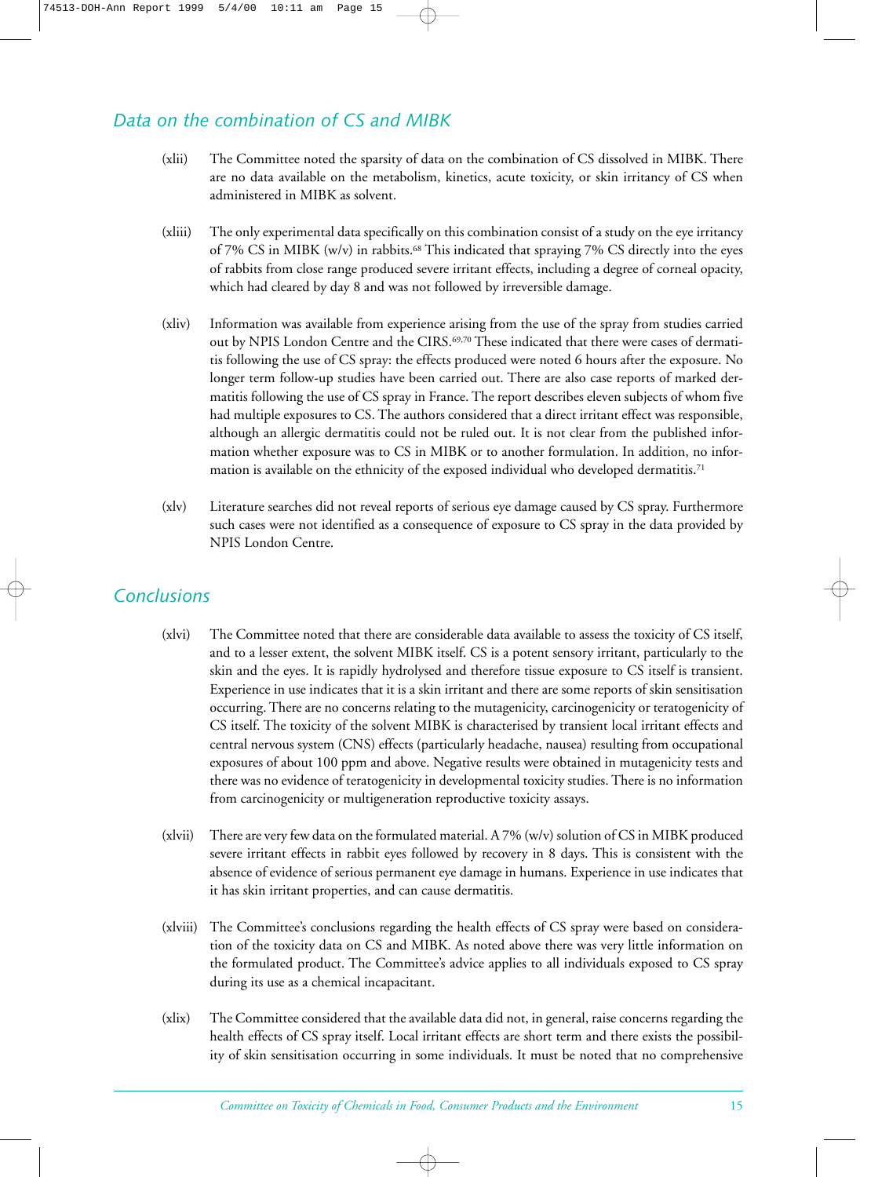## Data on the combination of CS and MIBK

(xlii) The Committee noted the sparsity of data on the combination of CS dissolved in MIBK. There are no data available on the metabolism, kinetics, acute toxicity, or skin irritancy of CS when administered in MIBK as solvent.

(xliii) The only experimental data specifically on this combination consist of a study on the eye irritancy of 7% CS in MIBK (w/v) in rabbits.[68] This indicated that spraying 7% CS directly into the eyes of rabbits from close range produced severe irritant effects, including a degree of corneal opacity, which had cleared by day 8 and was not followed by irreversible damage.

(xliv) Information was available from experience arising from the use of the spray from studies carried out by NPIS London Centre and the CIRS.[69,70] These indicated that there were cases of dermatitis following the use of CS spray: the effects produced were noted 6 hours after the exposure. No longer term follow-up studies have been carried out. There are also case reports of marked dermatitis following the use of CS spray in France. The report describes eleven subjects of whom five had multiple exposures to CS. The authors considered that a direct irritant effect was responsible, although an allergic dermatitis could not be ruled out. It is not clear from the published information whether exposure was to CS in MIBK or to another formulation. In addition, no information is available on the ethnicity of the exposed individual who developed dermatitis.[71]

(xlv) Literature searches did not reveal reports of serious eye damage caused by CS spray. Furthermore such cases were not identified as a consequence of exposure to CS spray in the data provided by NPIS London Centre.

## Conclusions

(xlvi) The Committee noted that there are considerable data available to assess the toxicity of CS itself, and to a lesser extent, the solvent MIBK itself. CS is a potent sensory irritant, particularly to the skin and the eyes. It is rapidly hydrolysed and therefore tissue exposure to CS itself is transient. Experience in use indicates that it is a skin irritant and there are some reports of skin sensitisation occurring. There are no concerns relating to the mutagenicity, carcinogenicity or teratogenicity of CS itself. The toxicity of the solvent MIBK is characterised by transient local irritant effects and central nervous system (CNS) effects (particularly headache, nausea) resulting from occupational exposures of about 100 ppm and above. Negative results were obtained in mutagenicity tests and there was no evidence of teratogenicity in developmental toxicity studies. There is no information from carcinogenicity or multigeneration reproductive toxicity assays.

(xlvii) There are very few data on the formulated material. A 7% (w/v) solution of CS in MIBK produced severe irritant effects in rabbit eyes followed by recovery in 8 days. This is consistent with the absence of evidence of serious permanent eye damage in humans. Experience in use indicates that it has skin irritant properties, and can cause dermatitis.

(xlviii) The Committee's conclusions regarding the health effects of CS spray were based on consideration of the toxicity data on CS and MIBK. As noted above there was very little information on the formulated product. The Committee's advice applies to all individuals exposed to CS spray during its use as a chemical incapacitant.

(xlix) The Committee considered that the available data did not, in general, raise concerns regarding the health effects of CS spray itself. Local irritant effects are short term and there exists the possibility of skin sensitisation occurring in some individuals. It must be noted that no comprehensive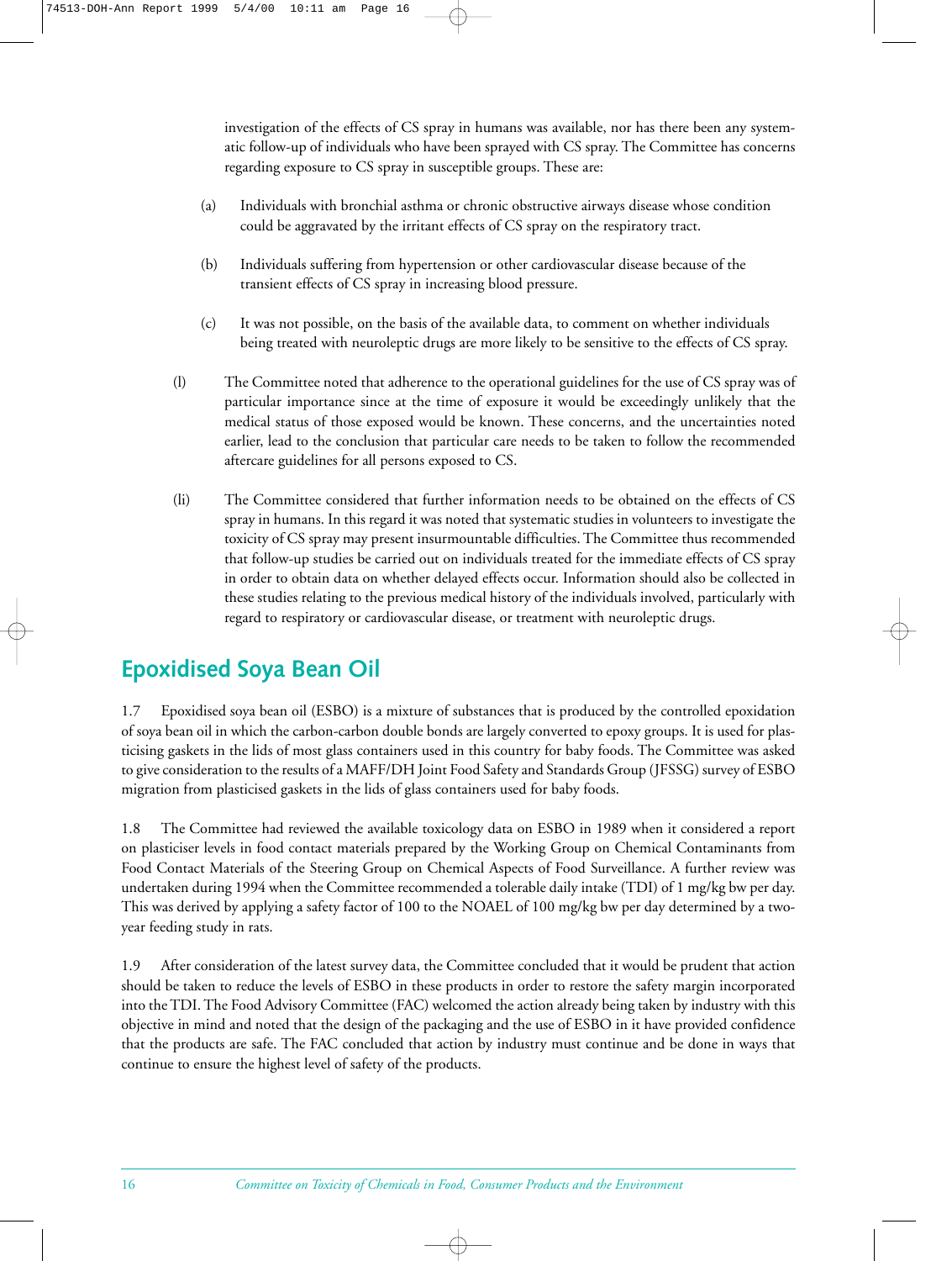investigation of the effects of CS spray in humans was available, nor has there been any systematic follow-up of individuals who have been sprayed with CS spray. The Committee has concerns regarding exposure to CS spray in susceptible groups. These are:

(a) Individuals with bronchial asthma or chronic obstructive airways disease whose condition could be aggravated by the irritant effects of CS spray on the respiratory tract.

(b) Individuals suffering from hypertension or other cardiovascular disease because of the transient effects of CS spray in increasing blood pressure.

(c) It was not possible, on the basis of the available data, to comment on whether individuals being treated with neuroleptic drugs are more likely to be sensitive to the effects of CS spray.

(l) The Committee noted that adherence to the operational guidelines for the use of CS spray was of particular importance since at the time of exposure it would be exceedingly unlikely that the medical status of those exposed would be known. These concerns, and the uncertainties noted earlier, lead to the conclusion that particular care needs to be taken to follow the recommended aftercare guidelines for all persons exposed to CS.

(li) The Committee considered that further information needs to be obtained on the effects of CS spray in humans. In this regard it was noted that systematic studies in volunteers to investigate the toxicity of CS spray may present insurmountable difficulties. The Committee thus recommended that follow-up studies be carried out on individuals treated for the immediate effects of CS spray in order to obtain data on whether delayed effects occur. Information should also be collected in these studies relating to the previous medical history of the individuals involved, particularly with regard to respiratory or cardiovascular disease, or treatment with neuroleptic drugs.

## Epoxidised Soya Bean Oil

1.7 Epoxidised soya bean oil (ESBO) is a mixture of substances that is produced by the controlled epoxidation of soya bean oil in which the carbon-carbon double bonds are largely converted to epoxy groups. It is used for plasticising gaskets in the lids of most glass containers used in this country for baby foods. The Committee was asked to give consideration to the results of a MAFF/DH Joint Food Safety and Standards Group (JFSSG) survey of ESBO migration from plasticised gaskets in the lids of glass containers used for baby foods.

1.8 The Committee had reviewed the available toxicology data on ESBO in 1989 when it considered a report on plasticiser levels in food contact materials prepared by the Working Group on Chemical Contaminants from Food Contact Materials of the Steering Group on Chemical Aspects of Food Surveillance. A further review was undertaken during 1994 when the Committee recommended a tolerable daily intake (TDI) of 1 mg/kg bw per day. This was derived by applying a safety factor of 100 to the NOAEL of 100 mg/kg bw per day determined by a two-year feeding study in rats.

1.9 After consideration of the latest survey data, the Committee concluded that it would be prudent that action should be taken to reduce the levels of ESBO in these products in order to restore the safety margin incorporated into the TDI. The Food Advisory Committee (FAC) welcomed the action already being taken by industry with this objective in mind and noted that the design of the packaging and the use of ESBO in it have provided confidence that the products are safe. The FAC concluded that action by industry must continue and be done in ways that continue to ensure the highest level of safety of the products.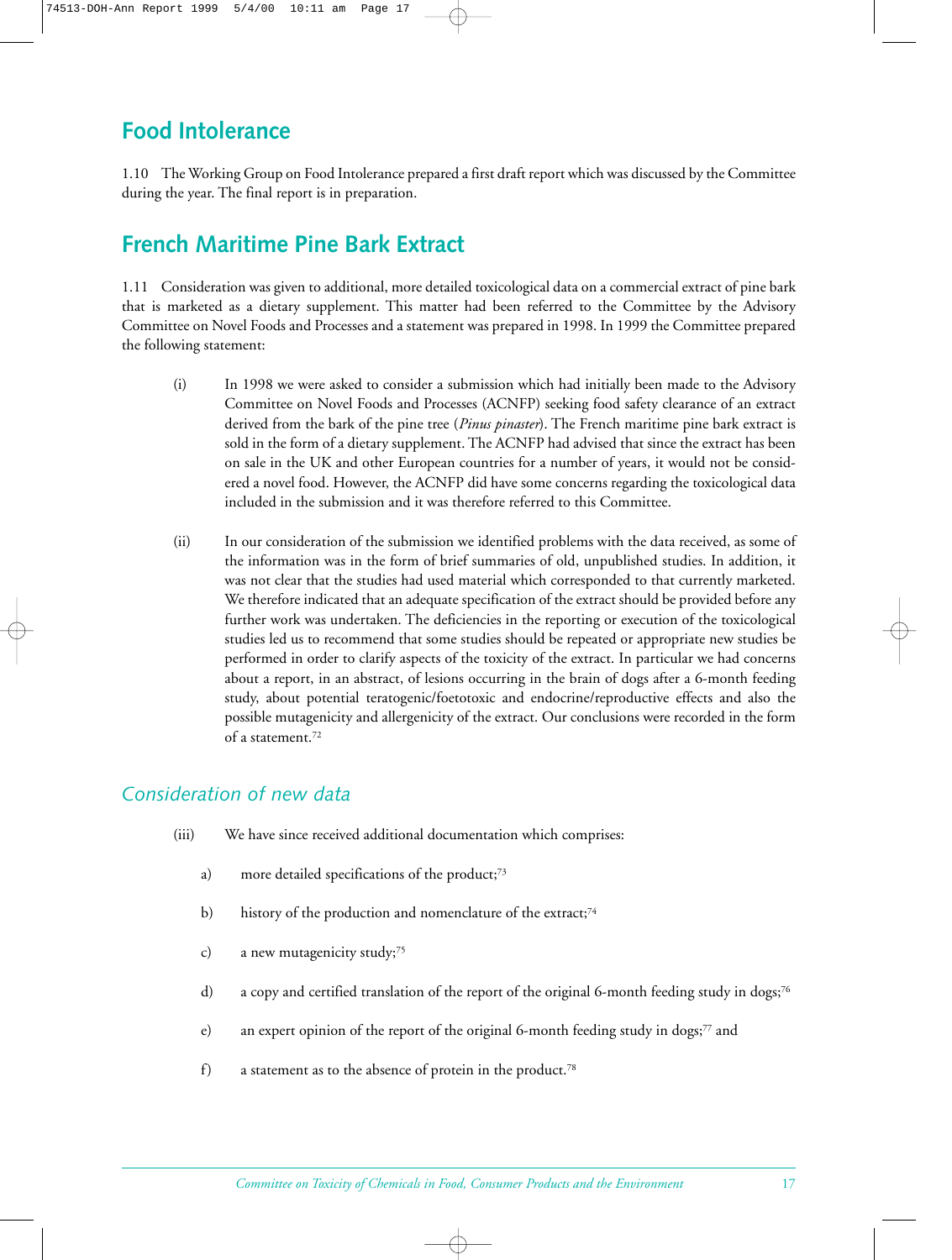## Food Intolerance

1.10 The Working Group on Food Intolerance prepared a first draft report which was discussed by the Committee during the year. The final report is in preparation.

## French Maritime Pine Bark Extract

1.11 Consideration was given to additional, more detailed toxicological data on a commercial extract of pine bark that is marketed as a dietary supplement. This matter had been referred to the Committee by the Advisory Committee on Novel Foods and Processes and a statement was prepared in 1998. In 1999 the Committee prepared the following statement:

(i) In 1998 we were asked to consider a submission which had initially been made to the Advisory Committee on Novel Foods and Processes (ACNFP) seeking food safety clearance of an extract derived from the bark of the pine tree (*Pinus pinaster*). The French maritime pine bark extract is sold in the form of a dietary supplement. The ACNFP had advised that since the extract has been on sale in the UK and other European countries for a number of years, it would not be considered a novel food. However, the ACNFP did have some concerns regarding the toxicological data included in the submission and it was therefore referred to this Committee.

(ii) In our consideration of the submission we identified problems with the data received, as some of the information was in the form of brief summaries of old, unpublished studies. In addition, it was not clear that the studies had used material which corresponded to that currently marketed. We therefore indicated that an adequate specification of the extract should be provided before any further work was undertaken. The deficiencies in the reporting or execution of the toxicological studies led us to recommend that some studies should be repeated or appropriate new studies be performed in order to clarify aspects of the toxicity of the extract. In particular we had concerns about a report, in an abstract, of lesions occurring in the brain of dogs after a 6-month feeding study, about potential teratogenic/foetotoxic and endocrine/reproductive effects and also the possible mutagenicity and allergenicity of the extract. Our conclusions were recorded in the form of a statement.[72]

### *Consideration of new data*

(iii) We have since received additional documentation which comprises:

a) more detailed specifications of the product;[73]

b) history of the production and nomenclature of the extract;[74]

c) a new mutagenicity study;[75]

d) a copy and certified translation of the report of the original 6-month feeding study in dogs;[76]

e) an expert opinion of the report of the original 6-month feeding study in dogs;[77] and

f) a statement as to the absence of protein in the product.[78]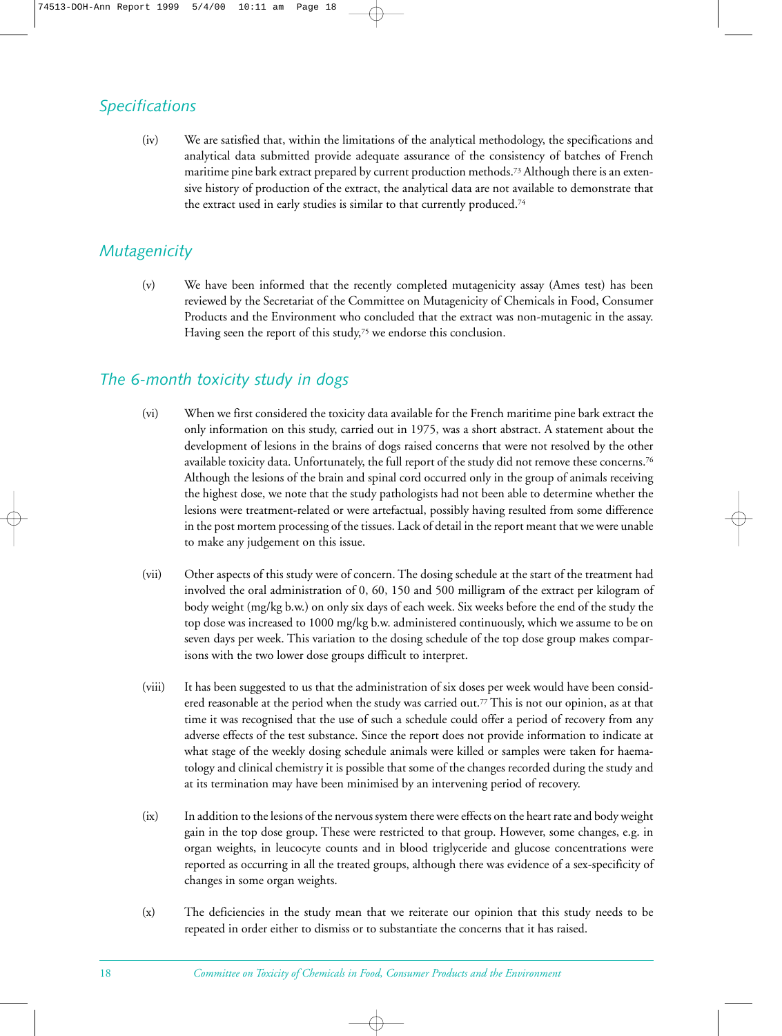## *Specifications*

(iv) We are satisfied that, within the limitations of the analytical methodology, the specifications and analytical data submitted provide adequate assurance of the consistency of batches of French maritime pine bark extract prepared by current production methods.[73] Although there is an extensive history of production of the extract, the analytical data are not available to demonstrate that the extract used in early studies is similar to that currently produced.[74]

## *Mutagenicity*

(v) We have been informed that the recently completed mutagenicity assay (Ames test) has been reviewed by the Secretariat of the Committee on Mutagenicity of Chemicals in Food, Consumer Products and the Environment who concluded that the extract was non-mutagenic in the assay. Having seen the report of this study,[75] we endorse this conclusion.

## *The 6-month toxicity study in dogs*

(vi) When we first considered the toxicity data available for the French maritime pine bark extract the only information on this study, carried out in 1975, was a short abstract. A statement about the development of lesions in the brains of dogs raised concerns that were not resolved by the other available toxicity data. Unfortunately, the full report of the study did not remove these concerns.[76] Although the lesions of the brain and spinal cord occurred only in the group of animals receiving the highest dose, we note that the study pathologists had not been able to determine whether the lesions were treatment-related or were artefactual, possibly having resulted from some difference in the post mortem processing of the tissues. Lack of detail in the report meant that we were unable to make any judgement on this issue.

(vii) Other aspects of this study were of concern. The dosing schedule at the start of the treatment had involved the oral administration of 0, 60, 150 and 500 milligram of the extract per kilogram of body weight (mg/kg b.w.) on only six days of each week. Six weeks before the end of the study the top dose was increased to 1000 mg/kg b.w. administered continuously, which we assume to be on seven days per week. This variation to the dosing schedule of the top dose group makes comparisons with the two lower dose groups difficult to interpret.

(viii) It has been suggested to us that the administration of six doses per week would have been considered reasonable at the period when the study was carried out.[77] This is not our opinion, as at that time it was recognised that the use of such a schedule could offer a period of recovery from any adverse effects of the test substance. Since the report does not provide information to indicate at what stage of the weekly dosing schedule animals were killed or samples were taken for haematology and clinical chemistry it is possible that some of the changes recorded during the study and at its termination may have been minimised by an intervening period of recovery.

(ix) In addition to the lesions of the nervous system there were effects on the heart rate and body weight gain in the top dose group. These were restricted to that group. However, some changes, e.g. in organ weights, in leucocyte counts and in blood triglyceride and glucose concentrations were reported as occurring in all the treated groups, although there was evidence of a sex-specificity of changes in some organ weights.

(x) The deficiencies in the study mean that we reiterate our opinion that this study needs to be repeated in order either to dismiss or to substantiate the concerns that it has raised.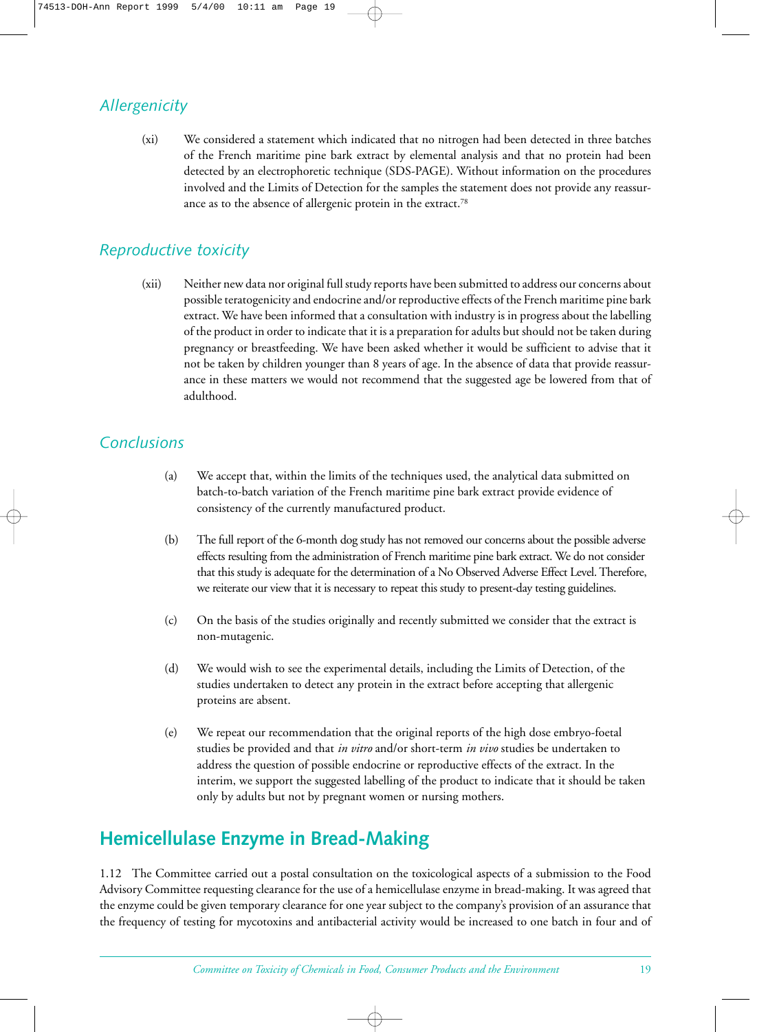### *Allergenicity*

(xi) We considered a statement which indicated that no nitrogen had been detected in three batches of the French maritime pine bark extract by elemental analysis and that no protein had been detected by an electrophoretic technique (SDS-PAGE). Without information on the procedures involved and the Limits of Detection for the samples the statement does not provide any reassurance as to the absence of allergenic protein in the extract.[78]

### *Reproductive toxicity*

(xii) Neither new data nor original full study reports have been submitted to address our concerns about possible teratogenicity and endocrine and/or reproductive effects of the French maritime pine bark extract. We have been informed that a consultation with industry is in progress about the labelling of the product in order to indicate that it is a preparation for adults but should not be taken during pregnancy or breastfeeding. We have been asked whether it would be sufficient to advise that it not be taken by children younger than 8 years of age. In the absence of data that provide reassurance in these matters we would not recommend that the suggested age be lowered from that of adulthood.

### *Conclusions*

(a) We accept that, within the limits of the techniques used, the analytical data submitted on batch-to-batch variation of the French maritime pine bark extract provide evidence of consistency of the currently manufactured product.

(b) The full report of the 6-month dog study has not removed our concerns about the possible adverse effects resulting from the administration of French maritime pine bark extract. We do not consider that this study is adequate for the determination of a No Observed Adverse Effect Level. Therefore, we reiterate our view that it is necessary to repeat this study to present-day testing guidelines.

(c) On the basis of the studies originally and recently submitted we consider that the extract is non-mutagenic.

(d) We would wish to see the experimental details, including the Limits of Detection, of the studies undertaken to detect any protein in the extract before accepting that allergenic proteins are absent.

(e) We repeat our recommendation that the original reports of the high dose embryo-foetal studies be provided and that *in vitro* and/or short-term *in vivo* studies be undertaken to address the question of possible endocrine or reproductive effects of the extract. In the interim, we support the suggested labelling of the product to indicate that it should be taken only by adults but not by pregnant women or nursing mothers.

## Hemicellulase Enzyme in Bread-Making

1.12 The Committee carried out a postal consultation on the toxicological aspects of a submission to the Food Advisory Committee requesting clearance for the use of a hemicellulase enzyme in bread-making. It was agreed that the enzyme could be given temporary clearance for one year subject to the company's provision of an assurance that the frequency of testing for mycotoxins and antibacterial activity would be increased to one batch in four and of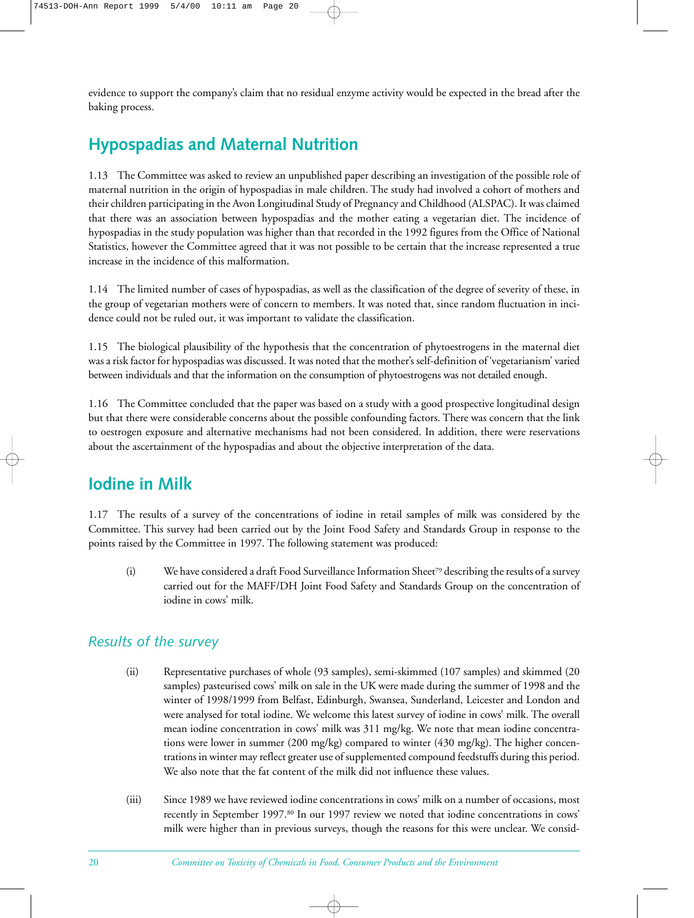evidence to support the company's claim that no residual enzyme activity would be expected in the bread after the baking process.

## Hypospadias and Maternal Nutrition

1.13 The Committee was asked to review an unpublished paper describing an investigation of the possible role of maternal nutrition in the origin of hypospadias in male children. The study had involved a cohort of mothers and their children participating in the Avon Longitudinal Study of Pregnancy and Childhood (ALSPAC). It was claimed that there was an association between hypospadias and the mother eating a vegetarian diet. The incidence of hypospadias in the study population was higher than that recorded in the 1992 figures from the Office of National Statistics, however the Committee agreed that it was not possible to be certain that the increase represented a true increase in the incidence of this malformation.

1.14 The limited number of cases of hypospadias, as well as the classification of the degree of severity of these, in the group of vegetarian mothers were of concern to members. It was noted that, since random fluctuation in incidence could not be ruled out, it was important to validate the classification.

1.15 The biological plausibility of the hypothesis that the concentration of phytoestrogens in the maternal diet was a risk factor for hypospadias was discussed. It was noted that the mother's self-definition of 'vegetarianism' varied between individuals and that the information on the consumption of phytoestrogens was not detailed enough.

1.16 The Committee concluded that the paper was based on a study with a good prospective longitudinal design but that there were considerable concerns about the possible confounding factors. There was concern that the link to oestrogen exposure and alternative mechanisms had not been considered. In addition, there were reservations about the ascertainment of the hypospadias and about the objective interpretation of the data.

## Iodine in Milk

1.17 The results of a survey of the concentrations of iodine in retail samples of milk was considered by the Committee. This survey had been carried out by the Joint Food Safety and Standards Group in response to the points raised by the Committee in 1997. The following statement was produced:

(i) We have considered a draft Food Surveillance Information Sheet[79] describing the results of a survey carried out for the MAFF/DH Joint Food Safety and Standards Group on the concentration of iodine in cows' milk.

### *Results of the survey*

(ii) Representative purchases of whole (93 samples), semi-skimmed (107 samples) and skimmed (20 samples) pasteurised cows' milk on sale in the UK were made during the summer of 1998 and the winter of 1998/1999 from Belfast, Edinburgh, Swansea, Sunderland, Leicester and London and were analysed for total iodine. We welcome this latest survey of iodine in cows' milk. The overall mean iodine concentration in cows' milk was 311 mg/kg. We note that mean iodine concentrations were lower in summer (200 mg/kg) compared to winter (430 mg/kg). The higher concentrations in winter may reflect greater use of supplemented compound feedstuffs during this period. We also note that the fat content of the milk did not influence these values.

(iii) Since 1989 we have reviewed iodine concentrations in cows' milk on a number of occasions, most recently in September 1997.[80] In our 1997 review we noted that iodine concentrations in cows' milk were higher than in previous surveys, though the reasons for this were unclear. We consid-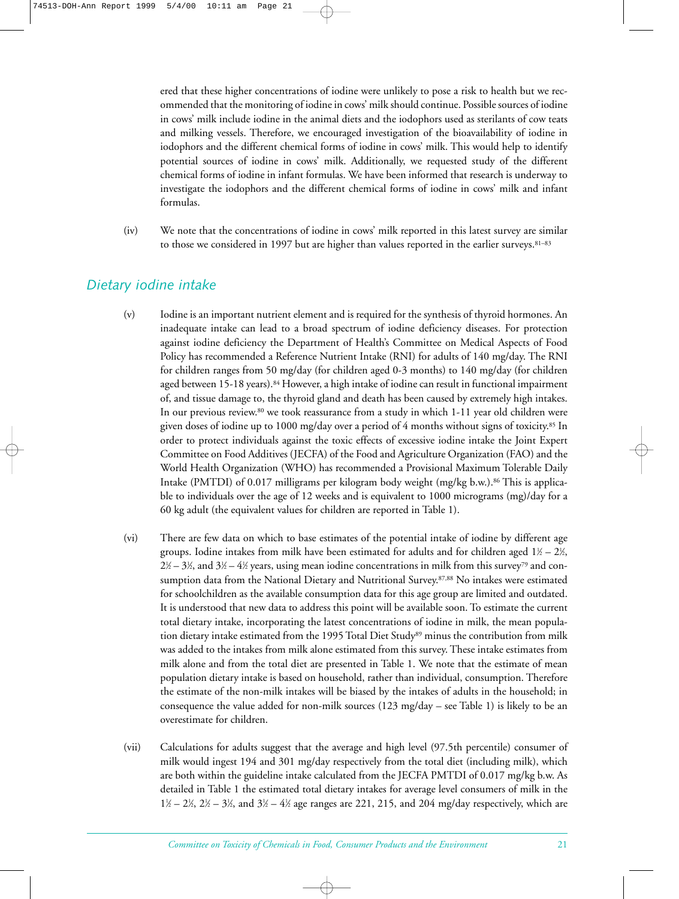ered that these higher concentrations of iodine were unlikely to pose a risk to health but we recommended that the monitoring of iodine in cows' milk should continue. Possible sources of iodine in cows' milk include iodine in the animal diets and the iodophors used as sterilants of cow teats and milking vessels. Therefore, we encouraged investigation of the bioavailability of iodine in iodophors and the different chemical forms of iodine in cows' milk. This would help to identify potential sources of iodine in cows' milk. Additionally, we requested study of the different chemical forms of iodine in infant formulas. We have been informed that research is underway to investigate the iodophors and the different chemical forms of iodine in cows' milk and infant formulas.

(iv) We note that the concentrations of iodine in cows' milk reported in this latest survey are similar to those we considered in 1997 but are higher than values reported in the earlier surveys.[81–83]

## *Dietary iodine intake*

(v) Iodine is an important nutrient element and is required for the synthesis of thyroid hormones. An inadequate intake can lead to a broad spectrum of iodine deficiency diseases. For protection against iodine deficiency the Department of Health's Committee on Medical Aspects of Food Policy has recommended a Reference Nutrient Intake (RNI) for adults of 140 mg/day. The RNI for children ranges from 50 mg/day (for children aged 0-3 months) to 140 mg/day (for children aged between 15-18 years).[84] However, a high intake of iodine can result in functional impairment of, and tissue damage to, the thyroid gland and death has been caused by extremely high intakes. In our previous review.[80] we took reassurance from a study in which 1-11 year old children were given doses of iodine up to 1000 mg/day over a period of 4 months without signs of toxicity.[85] In order to protect individuals against the toxic effects of excessive iodine intake the Joint Expert Committee on Food Additives (JECFA) of the Food and Agriculture Organization (FAO) and the World Health Organization (WHO) has recommended a Provisional Maximum Tolerable Daily Intake (PMTDI) of 0.017 milligrams per kilogram body weight (mg/kg b.w.).[86] This is applicable to individuals over the age of 12 weeks and is equivalent to 1000 micrograms (mg)/day for a 60 kg adult (the equivalent values for children are reported in Table 1).

(vi) There are few data on which to base estimates of the potential intake of iodine by different age groups. Iodine intakes from milk have been estimated for adults and for children aged 1½ – 2½, 2½ – 3½, and 3½ – 4½ years, using mean iodine concentrations in milk from this survey[79] and consumption data from the National Dietary and Nutritional Survey.[87,88] No intakes were estimated for schoolchildren as the available consumption data for this age group are limited and outdated. It is understood that new data to address this point will be available soon. To estimate the current total dietary intake, incorporating the latest concentrations of iodine in milk, the mean population dietary intake estimated from the 1995 Total Diet Study[89] minus the contribution from milk was added to the intakes from milk alone estimated from this survey. These intake estimates from milk alone and from the total diet are presented in Table 1. We note that the estimate of mean population dietary intake is based on household, rather than individual, consumption. Therefore the estimate of the non-milk intakes will be biased by the intakes of adults in the household; in consequence the value added for non-milk sources (123 mg/day – see Table 1) is likely to be an overestimate for children.

(vii) Calculations for adults suggest that the average and high level (97.5th percentile) consumer of milk would ingest 194 and 301 mg/day respectively from the total diet (including milk), which are both within the guideline intake calculated from the JECFA PMTDI of 0.017 mg/kg b.w. As detailed in Table 1 the estimated total dietary intakes for average level consumers of milk in the 1½ – 2½, 2½ – 3½, and 3½ – 4½ age ranges are 221, 215, and 204 mg/day respectively, which are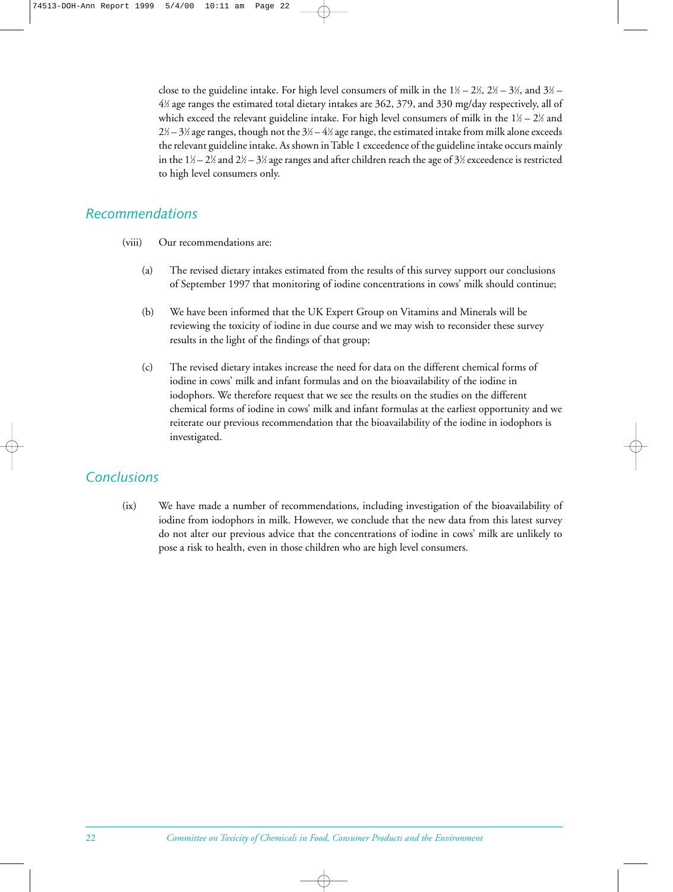close to the guideline intake. For high level consumers of milk in the 1½ – 2½, 2½ – 3½, and 3½ – 4½ age ranges the estimated total dietary intakes are 362, 379, and 330 mg/day respectively, all of which exceed the relevant guideline intake. For high level consumers of milk in the 1½ – 2½ and 2½ – 3½ age ranges, though not the 3½ – 4½ age range, the estimated intake from milk alone exceeds the relevant guideline intake. As shown in Table 1 exceedence of the guideline intake occurs mainly in the 1½ – 2½ and 2½ – 3½ age ranges and after children reach the age of 3½ exceedence is restricted to high level consumers only.

## Recommendations

(viii) Our recommendations are:

(a) The revised dietary intakes estimated from the results of this survey support our conclusions of September 1997 that monitoring of iodine concentrations in cows' milk should continue;

(b) We have been informed that the UK Expert Group on Vitamins and Minerals will be reviewing the toxicity of iodine in due course and we may wish to reconsider these survey results in the light of the findings of that group;

(c) The revised dietary intakes increase the need for data on the different chemical forms of iodine in cows' milk and infant formulas and on the bioavailability of the iodine in iodophors. We therefore request that we see the results on the studies on the different chemical forms of iodine in cows' milk and infant formulas at the earliest opportunity and we reiterate our previous recommendation that the bioavailability of the iodine in iodophors is investigated.

## Conclusions

(ix) We have made a number of recommendations, including investigation of the bioavailability of iodine from iodophors in milk. However, we conclude that the new data from this latest survey do not alter our previous advice that the concentrations of iodine in cows' milk are unlikely to pose a risk to health, even in those children who are high level consumers.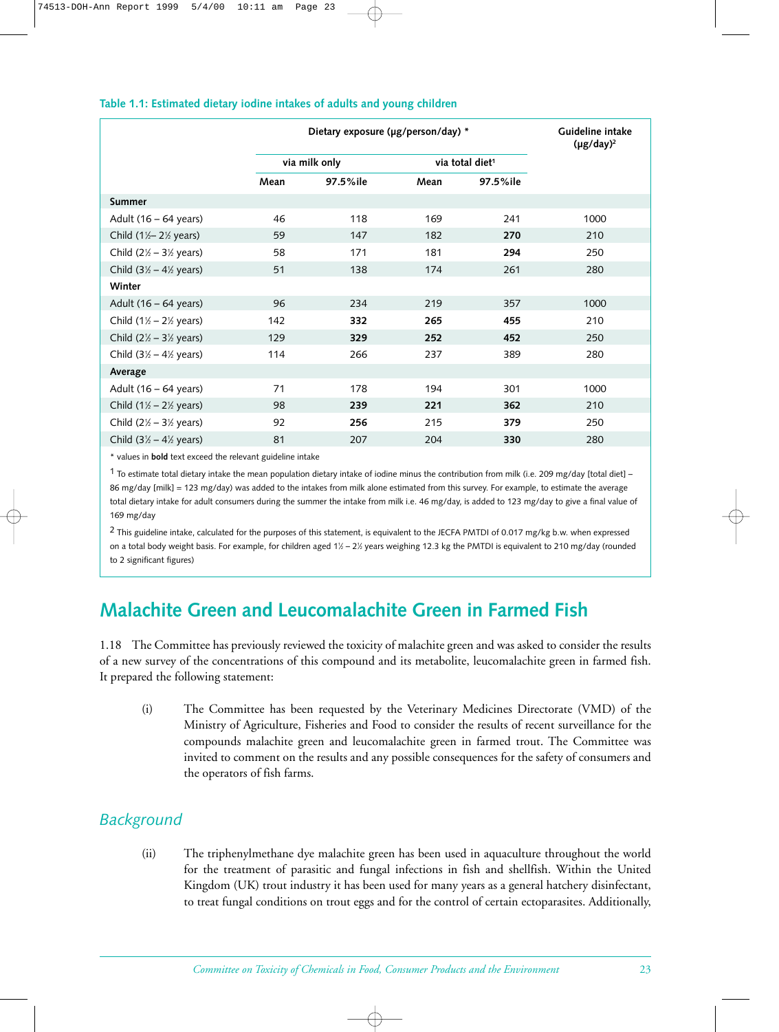**Table 1.1: Estimated dietary iodine intakes of adults and young children**

| | Dietary exposure (µg/person/day) * | | | | Guideline intake (µg/day)[2] |
|---|---|---|---|---|---|
| | via milk only | | via total diet[1] | | |
| | Mean | 97.5%ile | Mean | 97.5%ile | |
| **Summer** | | | | | |
| Adult (16 – 64 years) | 46 | 118 | 169 | 241 | 1000 |
| Child (1½– 2½ years) | 59 | 147 | 182 | **270** | 210 |
| Child (2½ – 3½ years) | 58 | 171 | 181 | **294** | 250 |
| Child (3½ – 4½ years) | 51 | 138 | 174 | 261 | 280 |
| **Winter** | | | | | |
| Adult (16 – 64 years) | 96 | 234 | 219 | 357 | 1000 |
| Child (1½ – 2½ years) | 142 | **332** | **265** | **455** | 210 |
| Child (2½ – 3½ years) | 129 | **329** | **252** | **452** | 250 |
| Child (3½ – 4½ years) | 114 | 266 | 237 | 389 | 280 |
| **Average** | | | | | |
| Adult (16 – 64 years) | 71 | 178 | 194 | 301 | 1000 |
| Child (1½ – 2½ years) | 98 | **239** | **221** | **362** | 210 |
| Child (2½ – 3½ years) | 92 | **256** | 215 | **379** | 250 |
| Child (3½ – 4½ years) | 81 | 207 | 204 | **330** | 280 |

* values in **bold** text exceed the relevant guideline intake

[1] To estimate total dietary intake the mean population dietary intake of iodine minus the contribution from milk (i.e. 209 mg/day [total diet] – 86 mg/day [milk] = 123 mg/day) was added to the intakes from milk alone estimated from this survey. For example, to estimate the average total dietary intake for adult consumers during the summer the intake from milk i.e. 46 mg/day, is added to 123 mg/day to give a final value of 169 mg/day

[2] This guideline intake, calculated for the purposes of this statement, is equivalent to the JECFA PMTDI of 0.017 mg/kg b.w. when expressed on a total body weight basis. For example, for children aged 1½ – 2½ years weighing 12.3 kg the PMTDI is equivalent to 210 mg/day (rounded to 2 significant figures)

## Malachite Green and Leucomalachite Green in Farmed Fish

1.18 The Committee has previously reviewed the toxicity of malachite green and was asked to consider the results of a new survey of the concentrations of this compound and its metabolite, leucomalachite green in farmed fish. It prepared the following statement:

(i) The Committee has been requested by the Veterinary Medicines Directorate (VMD) of the Ministry of Agriculture, Fisheries and Food to consider the results of recent surveillance for the compounds malachite green and leucomalachite green in farmed trout. The Committee was invited to comment on the results and any possible consequences for the safety of consumers and the operators of fish farms.

### *Background*

(ii) The triphenylmethane dye malachite green has been used in aquaculture throughout the world for the treatment of parasitic and fungal infections in fish and shellfish. Within the United Kingdom (UK) trout industry it has been used for many years as a general hatchery disinfectant, to treat fungal conditions on trout eggs and for the control of certain ectoparasites. Additionally,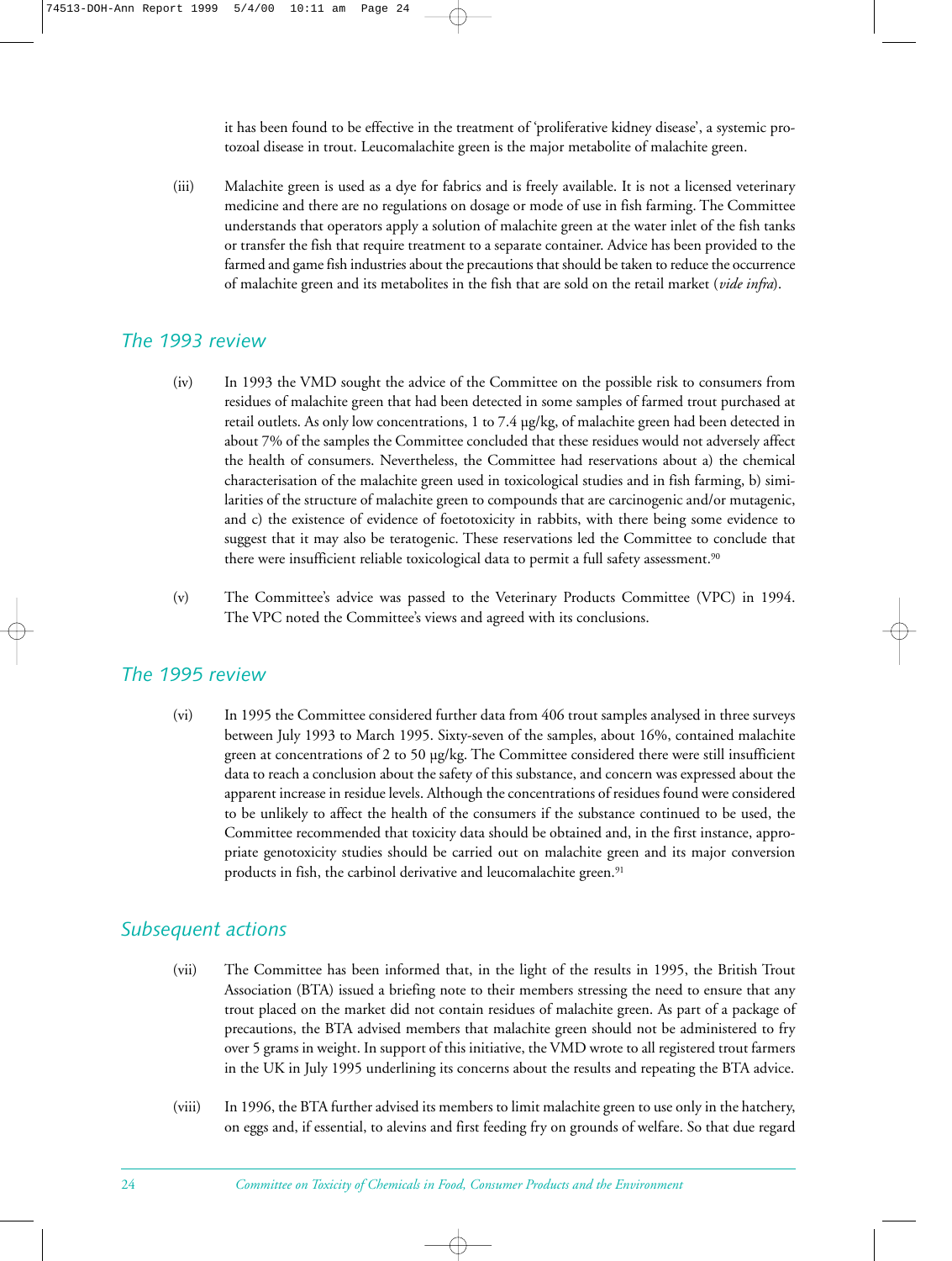it has been found to be effective in the treatment of 'proliferative kidney disease', a systemic protozoal disease in trout. Leucomalachite green is the major metabolite of malachite green.

(iii) Malachite green is used as a dye for fabrics and is freely available. It is not a licensed veterinary medicine and there are no regulations on dosage or mode of use in fish farming. The Committee understands that operators apply a solution of malachite green at the water inlet of the fish tanks or transfer the fish that require treatment to a separate container. Advice has been provided to the farmed and game fish industries about the precautions that should be taken to reduce the occurrence of malachite green and its metabolites in the fish that are sold on the retail market (*vide infra*).

## The 1993 review

(iv) In 1993 the VMD sought the advice of the Committee on the possible risk to consumers from residues of malachite green that had been detected in some samples of farmed trout purchased at retail outlets. As only low concentrations, 1 to 7.4 µg/kg, of malachite green had been detected in about 7% of the samples the Committee concluded that these residues would not adversely affect the health of consumers. Nevertheless, the Committee had reservations about a) the chemical characterisation of the malachite green used in toxicological studies and in fish farming, b) similarities of the structure of malachite green to compounds that are carcinogenic and/or mutagenic, and c) the existence of evidence of foetotoxicity in rabbits, with there being some evidence to suggest that it may also be teratogenic. These reservations led the Committee to conclude that there were insufficient reliable toxicological data to permit a full safety assessment.[90]

(v) The Committee's advice was passed to the Veterinary Products Committee (VPC) in 1994. The VPC noted the Committee's views and agreed with its conclusions.

## The 1995 review

(vi) In 1995 the Committee considered further data from 406 trout samples analysed in three surveys between July 1993 to March 1995. Sixty-seven of the samples, about 16%, contained malachite green at concentrations of 2 to 50 µg/kg. The Committee considered there were still insufficient data to reach a conclusion about the safety of this substance, and concern was expressed about the apparent increase in residue levels. Although the concentrations of residues found were considered to be unlikely to affect the health of the consumers if the substance continued to be used, the Committee recommended that toxicity data should be obtained and, in the first instance, appropriate genotoxicity studies should be carried out on malachite green and its major conversion products in fish, the carbinol derivative and leucomalachite green.[91]

## Subsequent actions

(vii) The Committee has been informed that, in the light of the results in 1995, the British Trout Association (BTA) issued a briefing note to their members stressing the need to ensure that any trout placed on the market did not contain residues of malachite green. As part of a package of precautions, the BTA advised members that malachite green should not be administered to fry over 5 grams in weight. In support of this initiative, the VMD wrote to all registered trout farmers in the UK in July 1995 underlining its concerns about the results and repeating the BTA advice.

(viii) In 1996, the BTA further advised its members to limit malachite green to use only in the hatchery, on eggs and, if essential, to alevins and first feeding fry on grounds of welfare. So that due regard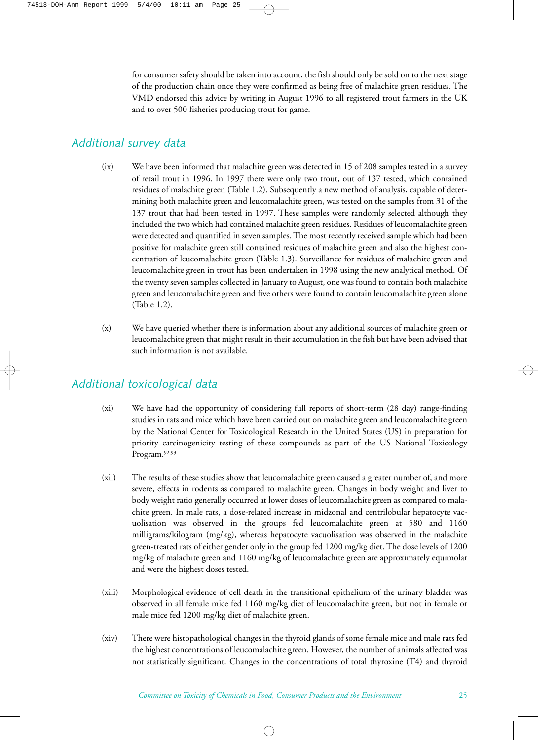for consumer safety should be taken into account, the fish should only be sold on to the next stage of the production chain once they were confirmed as being free of malachite green residues. The VMD endorsed this advice by writing in August 1996 to all registered trout farmers in the UK and to over 500 fisheries producing trout for game.

## *Additional survey data*

(ix) We have been informed that malachite green was detected in 15 of 208 samples tested in a survey of retail trout in 1996. In 1997 there were only two trout, out of 137 tested, which contained residues of malachite green (Table 1.2). Subsequently a new method of analysis, capable of determining both malachite green and leucomalachite green, was tested on the samples from 31 of the 137 trout that had been tested in 1997. These samples were randomly selected although they included the two which had contained malachite green residues. Residues of leucomalachite green were detected and quantified in seven samples. The most recently received sample which had been positive for malachite green still contained residues of malachite green and also the highest concentration of leucomalachite green (Table 1.3). Surveillance for residues of malachite green and leucomalachite green in trout has been undertaken in 1998 using the new analytical method. Of the twenty seven samples collected in January to August, one was found to contain both malachite green and leucomalachite green and five others were found to contain leucomalachite green alone (Table 1.2).

(x) We have queried whether there is information about any additional sources of malachite green or leucomalachite green that might result in their accumulation in the fish but have been advised that such information is not available.

## *Additional toxicological data*

(xi) We have had the opportunity of considering full reports of short-term (28 day) range-finding studies in rats and mice which have been carried out on malachite green and leucomalachite green by the National Center for Toxicological Research in the United States (US) in preparation for priority carcinogenicity testing of these compounds as part of the US National Toxicology Program.[92,93]

(xii) The results of these studies show that leucomalachite green caused a greater number of, and more severe, effects in rodents as compared to malachite green. Changes in body weight and liver to body weight ratio generally occurred at lower doses of leucomalachite green as compared to malachite green. In male rats, a dose-related increase in midzonal and centrilobular hepatocyte vacuolisation was observed in the groups fed leucomalachite green at 580 and 1160 milligrams/kilogram (mg/kg), whereas hepatocyte vacuolisation was observed in the malachite green-treated rats of either gender only in the group fed 1200 mg/kg diet. The dose levels of 1200 mg/kg of malachite green and 1160 mg/kg of leucomalachite green are approximately equimolar and were the highest doses tested.

(xiii) Morphological evidence of cell death in the transitional epithelium of the urinary bladder was observed in all female mice fed 1160 mg/kg diet of leucomalachite green, but not in female or male mice fed 1200 mg/kg diet of malachite green.

(xiv) There were histopathological changes in the thyroid glands of some female mice and male rats fed the highest concentrations of leucomalachite green. However, the number of animals affected was not statistically significant. Changes in the concentrations of total thyroxine (T4) and thyroid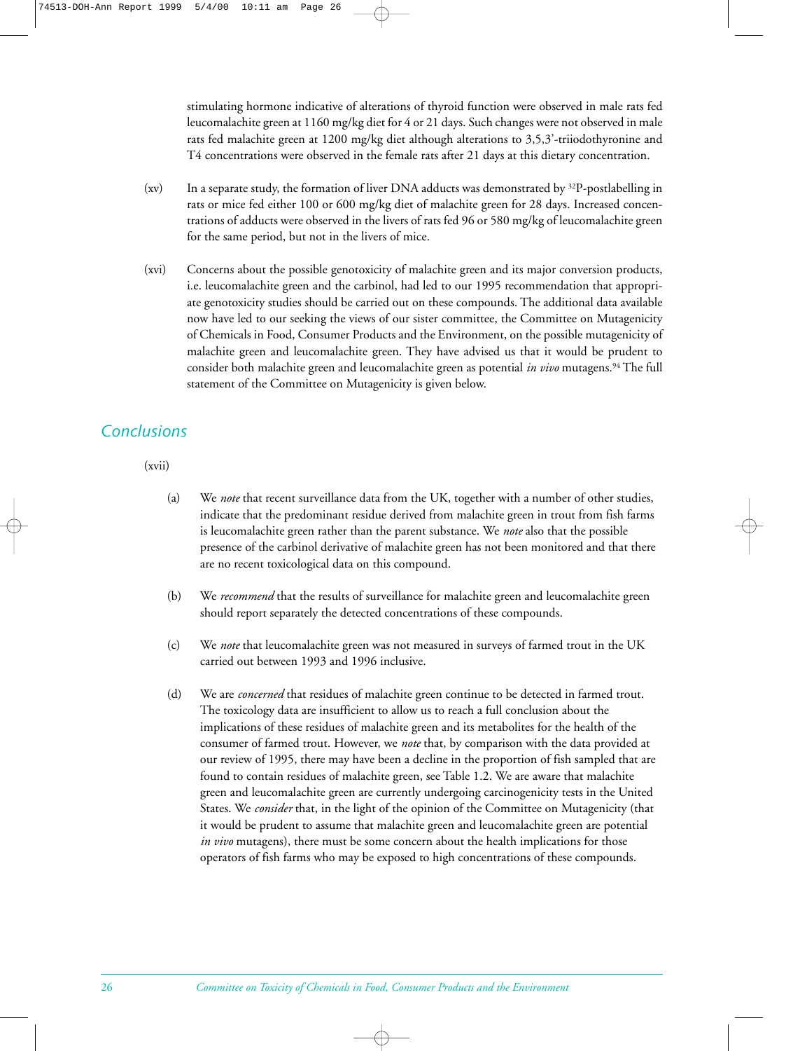stimulating hormone indicative of alterations of thyroid function were observed in male rats fed leucomalachite green at 1160 mg/kg diet for 4 or 21 days. Such changes were not observed in male rats fed malachite green at 1200 mg/kg diet although alterations to 3,5,3'-triiodothyronine and T4 concentrations were observed in the female rats after 21 days at this dietary concentration.

(xv) In a separate study, the formation of liver DNA adducts was demonstrated by $^{32}P$-postlabelling in rats or mice fed either 100 or 600 mg/kg diet of malachite green for 28 days. Increased concentrations of adducts were observed in the livers of rats fed 96 or 580 mg/kg of leucomalachite green for the same period, but not in the livers of mice.

(xvi) Concerns about the possible genotoxicity of malachite green and its major conversion products, i.e. leucomalachite green and the carbinol, had led to our 1995 recommendation that appropriate genotoxicity studies should be carried out on these compounds. The additional data available now have led to our seeking the views of our sister committee, the Committee on Mutagenicity of Chemicals in Food, Consumer Products and the Environment, on the possible mutagenicity of malachite green and leucomalachite green. They have advised us that it would be prudent to consider both malachite green and leucomalachite green as potential *in vivo* mutagens.[94] The full statement of the Committee on Mutagenicity is given below.

## Conclusions

(xvii)

(a) We *note* that recent surveillance data from the UK, together with a number of other studies, indicate that the predominant residue derived from malachite green in trout from fish farms is leucomalachite green rather than the parent substance. We *note* also that the possible presence of the carbinol derivative of malachite green has not been monitored and that there are no recent toxicological data on this compound.

(b) We *recommend* that the results of surveillance for malachite green and leucomalachite green should report separately the detected concentrations of these compounds.

(c) We *note* that leucomalachite green was not measured in surveys of farmed trout in the UK carried out between 1993 and 1996 inclusive.

(d) We are *concerned* that residues of malachite green continue to be detected in farmed trout. The toxicology data are insufficient to allow us to reach a full conclusion about the implications of these residues of malachite green and its metabolites for the health of the consumer of farmed trout. However, we *note* that, by comparison with the data provided at our review of 1995, there may have been a decline in the proportion of fish sampled that are found to contain residues of malachite green, see Table 1.2. We are aware that malachite green and leucomalachite green are currently undergoing carcinogenicity tests in the United States. We *consider* that, in the light of the opinion of the Committee on Mutagenicity (that it would be prudent to assume that malachite green and leucomalachite green are potential *in vivo* mutagens), there must be some concern about the health implications for those operators of fish farms who may be exposed to high concentrations of these compounds.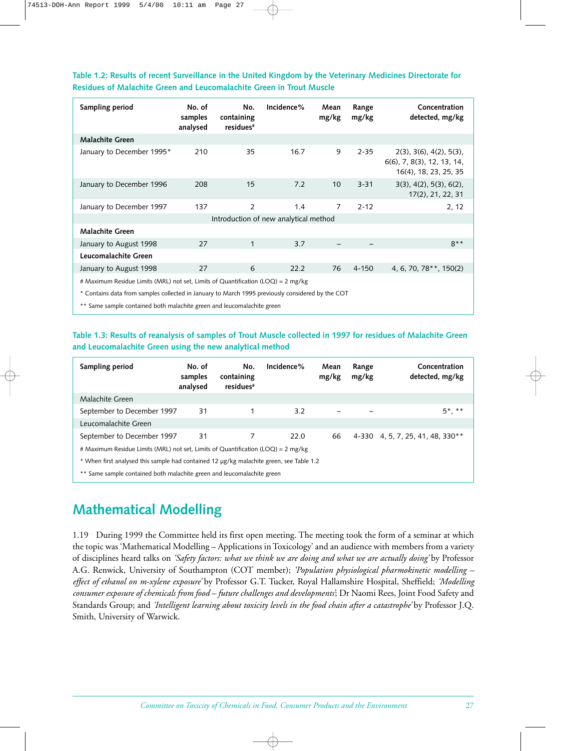**Table 1.2: Results of recent Surveillance in the United Kingdom by the Veterinary Medicines Directorate for Residues of Malachite Green and Leucomalachite Green in Trout Muscle**

| Sampling period | No. of samples analysed | No. containing residues# | Incidence% | Mean mg/kg | Range mg/kg | Concentration detected, mg/kg |
|---|---|---|---|---|---|---|
| **Malachite Green** | | | | | | |
| January to December 1995* | 210 | 35 | 16.7 | 9 | 2-35 | 2(3), 3(6), 4(2), 5(3), 6(6), 7, 8(3), 12, 13, 14, 16(4), 18, 23, 25, 35 |
| January to December 1996 | 208 | 15 | 7.2 | 10 | 3-31 | 3(3), 4(2), 5(3), 6(2), 17(2), 21, 22, 31 |
| January to December 1997 | 137 | 2 | 1.4 | 7 | 2-12 | 2, 12 |
| Introduction of new analytical method | | | | | | |
| **Malachite Green** | | | | | | |
| January to August 1998 | 27 | 1 | 3.7 | – | – | 8** |
| **Leucomalachite Green** | | | | | | |
| January to August 1998 | 27 | 6 | 22.2 | 76 | 4-150 | 4, 6, 70, 78**, 150(2) |

# Maximum Residue Limits (MRL) not set, Limits of Quantification (LOQ) = 2 mg/kg

* Contains data from samples collected in January to March 1995 previously considered by the COT

** Same sample contained both malachite green and leucomalachite green

**Table 1.3: Results of reanalysis of samples of Trout Muscle collected in 1997 for residues of Malachite Green and Leucomalachite Green using the new analytical method**

| Sampling period | No. of samples analysed | No. containing residues# | Incidence% | Mean mg/kg | Range mg/kg | Concentration detected, mg/kg |
|---|---|---|---|---|---|---|
| Malachite Green | | | | | | |
| September to December 1997 | 31 | 1 | 3.2 | – | – | 5*, ** |
| Leucomalachite Green | | | | | | |
| September to December 1997 | 31 | 7 | 22.0 | 66 | 4-330 | 4, 5, 7, 25, 41, 48, 330** |

# Maximum Residue Limits (MRL) not set, Limits of Quantification (LOQ) = 2 mg/kg

* When first analysed this sample had contained 12 μg/kg malachite green, see Table 1.2

** Same sample contained both malachite green and leucomalachite green

## Mathematical Modelling

1.19 During 1999 the Committee held its first open meeting. The meeting took the form of a seminar at which the topic was 'Mathematical Modelling – Applications in Toxicology' and an audience with members from a variety of disciplines heard talks on *'Safety factors: what we think we are doing and what we are actually doing'* by Professor A.G. Renwick, University of Southampton (COT member); *'Population physiological pharmokinetic modelling – effect of ethanol on m-xylene exposure'* by Professor G.T. Tucker, Royal Hallamshire Hospital, Sheffield; *'Modelling consumer exposure of chemicals from food – future challenges and developments'*; Dr Naomi Rees, Joint Food Safety and Standards Group; and *'Intelligent learning about toxicity levels in the food chain after a catastrophe'* by Professor J.Q. Smith, University of Warwick.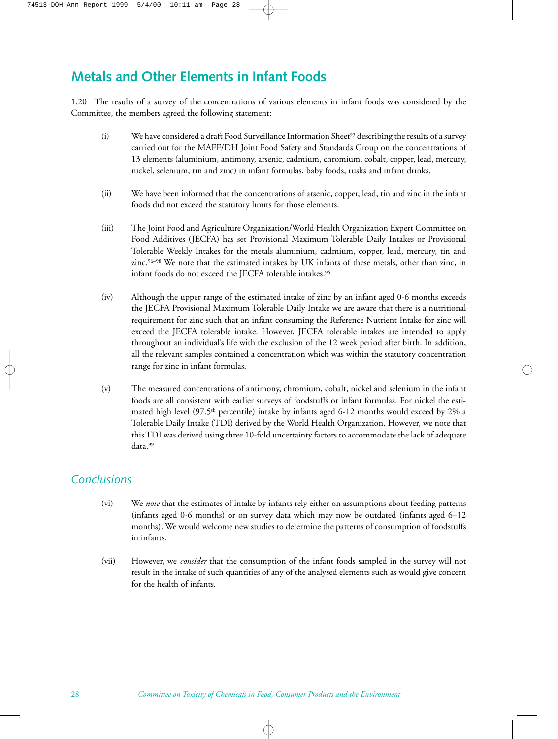## Metals and Other Elements in Infant Foods

1.20 The results of a survey of the concentrations of various elements in infant foods was considered by the Committee, the members agreed the following statement:

(i) We have considered a draft Food Surveillance Information Sheet[95] describing the results of a survey carried out for the MAFF/DH Joint Food Safety and Standards Group on the concentrations of 13 elements (aluminium, antimony, arsenic, cadmium, chromium, cobalt, copper, lead, mercury, nickel, selenium, tin and zinc) in infant formulas, baby foods, rusks and infant drinks.

(ii) We have been informed that the concentrations of arsenic, copper, lead, tin and zinc in the infant foods did not exceed the statutory limits for those elements.

(iii) The Joint Food and Agriculture Organization/World Health Organization Expert Committee on Food Additives (JECFA) has set Provisional Maximum Tolerable Daily Intakes or Provisional Tolerable Weekly Intakes for the metals aluminium, cadmium, copper, lead, mercury, tin and zinc.[96–98] We note that the estimated intakes by UK infants of these metals, other than zinc, in infant foods do not exceed the JECFA tolerable intakes.[96]

(iv) Although the upper range of the estimated intake of zinc by an infant aged 0-6 months exceeds the JECFA Provisional Maximum Tolerable Daily Intake we are aware that there is a nutritional requirement for zinc such that an infant consuming the Reference Nutrient Intake for zinc will exceed the JECFA tolerable intake. However, JECFA tolerable intakes are intended to apply throughout an individual's life with the exclusion of the 12 week period after birth. In addition, all the relevant samples contained a concentration which was within the statutory concentration range for zinc in infant formulas.

(v) The measured concentrations of antimony, chromium, cobalt, nickel and selenium in the infant foods are all consistent with earlier surveys of foodstuffs or infant formulas. For nickel the estimated high level (97.5$^{th}$ percentile) intake by infants aged 6-12 months would exceed by 2% a Tolerable Daily Intake (TDI) derived by the World Health Organization. However, we note that this TDI was derived using three 10-fold uncertainty factors to accommodate the lack of adequate data.[99]

### *Conclusions*

(vi) We *note* that the estimates of intake by infants rely either on assumptions about feeding patterns (infants aged 0-6 months) or on survey data which may now be outdated (infants aged 6–12 months). We would welcome new studies to determine the patterns of consumption of foodstuffs in infants.

(vii) However, we *consider* that the consumption of the infant foods sampled in the survey will not result in the intake of such quantities of any of the analysed elements such as would give concern for the health of infants.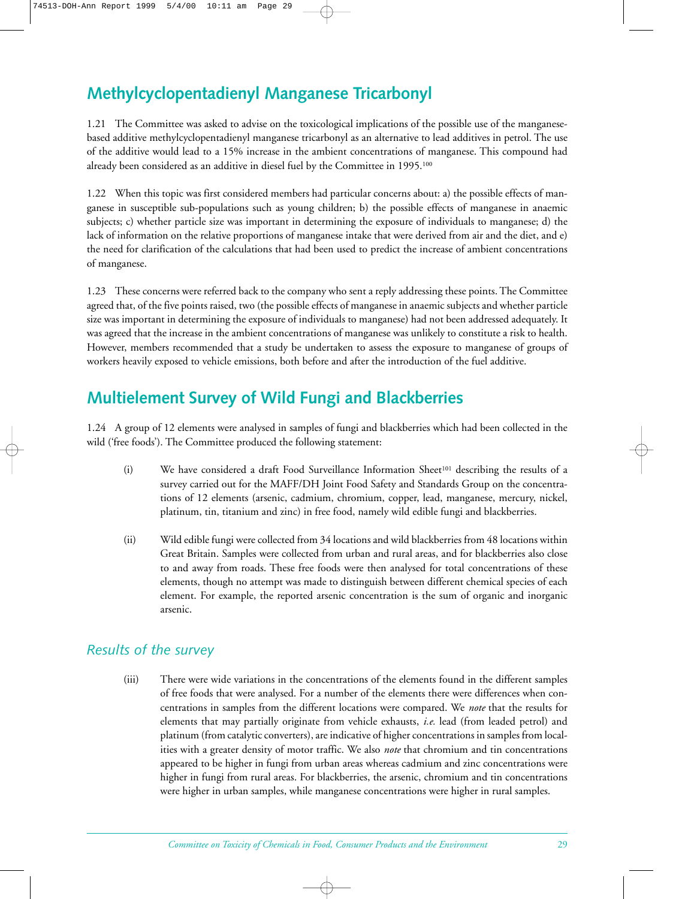## Methylcyclopentadienyl Manganese Tricarbonyl

1.21 The Committee was asked to advise on the toxicological implications of the possible use of the manganese-based additive methylcyclopentadienyl manganese tricarbonyl as an alternative to lead additives in petrol. The use of the additive would lead to a 15% increase in the ambient concentrations of manganese. This compound had already been considered as an additive in diesel fuel by the Committee in 1995.[100]

1.22 When this topic was first considered members had particular concerns about: a) the possible effects of manganese in susceptible sub-populations such as young children; b) the possible effects of manganese in anaemic subjects; c) whether particle size was important in determining the exposure of individuals to manganese; d) the lack of information on the relative proportions of manganese intake that were derived from air and the diet, and e) the need for clarification of the calculations that had been used to predict the increase of ambient concentrations of manganese.

1.23 These concerns were referred back to the company who sent a reply addressing these points. The Committee agreed that, of the five points raised, two (the possible effects of manganese in anaemic subjects and whether particle size was important in determining the exposure of individuals to manganese) had not been addressed adequately. It was agreed that the increase in the ambient concentrations of manganese was unlikely to constitute a risk to health. However, members recommended that a study be undertaken to assess the exposure to manganese of groups of workers heavily exposed to vehicle emissions, both before and after the introduction of the fuel additive.

## Multielement Survey of Wild Fungi and Blackberries

1.24 A group of 12 elements were analysed in samples of fungi and blackberries which had been collected in the wild ('free foods'). The Committee produced the following statement:

(i) We have considered a draft Food Surveillance Information Sheet[101] describing the results of a survey carried out for the MAFF/DH Joint Food Safety and Standards Group on the concentrations of 12 elements (arsenic, cadmium, chromium, copper, lead, manganese, mercury, nickel, platinum, tin, titanium and zinc) in free food, namely wild edible fungi and blackberries.

(ii) Wild edible fungi were collected from 34 locations and wild blackberries from 48 locations within Great Britain. Samples were collected from urban and rural areas, and for blackberries also close to and away from roads. These free foods were then analysed for total concentrations of these elements, though no attempt was made to distinguish between different chemical species of each element. For example, the reported arsenic concentration is the sum of organic and inorganic arsenic.

### *Results of the survey*

(iii) There were wide variations in the concentrations of the elements found in the different samples of free foods that were analysed. For a number of the elements there were differences when concentrations in samples from the different locations were compared. We *note* that the results for elements that may partially originate from vehicle exhausts, *i.e.* lead (from leaded petrol) and platinum (from catalytic converters), are indicative of higher concentrations in samples from localities with a greater density of motor traffic. We also *note* that chromium and tin concentrations appeared to be higher in fungi from urban areas whereas cadmium and zinc concentrations were higher in fungi from rural areas. For blackberries, the arsenic, chromium and tin concentrations were higher in urban samples, while manganese concentrations were higher in rural samples.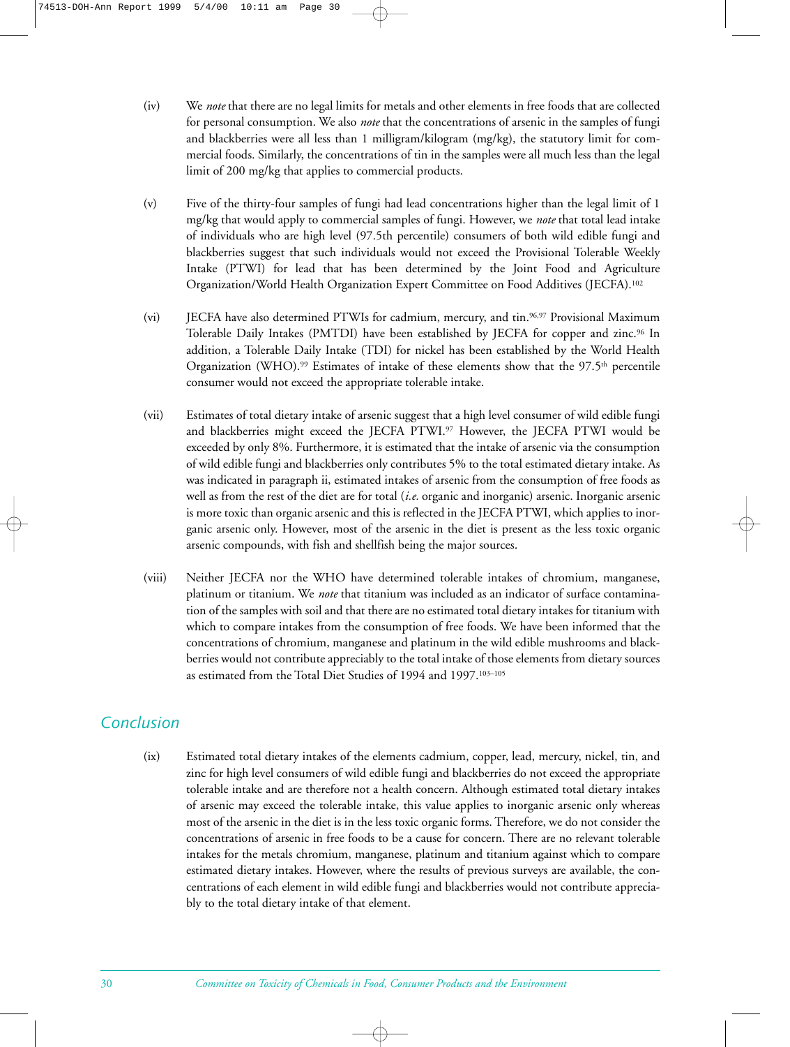(iv) We *note* that there are no legal limits for metals and other elements in free foods that are collected for personal consumption. We also *note* that the concentrations of arsenic in the samples of fungi and blackberries were all less than 1 milligram/kilogram (mg/kg), the statutory limit for commercial foods. Similarly, the concentrations of tin in the samples were all much less than the legal limit of 200 mg/kg that applies to commercial products.

(v) Five of the thirty-four samples of fungi had lead concentrations higher than the legal limit of 1 mg/kg that would apply to commercial samples of fungi. However, we *note* that total lead intake of individuals who are high level (97.5th percentile) consumers of both wild edible fungi and blackberries suggest that such individuals would not exceed the Provisional Tolerable Weekly Intake (PTWI) for lead that has been determined by the Joint Food and Agriculture Organization/World Health Organization Expert Committee on Food Additives (JECFA).[102]

(vi) JECFA have also determined PTWIs for cadmium, mercury, and tin.[96,97] Provisional Maximum Tolerable Daily Intakes (PMTDI) have been established by JECFA for copper and zinc.[96] In addition, a Tolerable Daily Intake (TDI) for nickel has been established by the World Health Organization (WHO).[99] Estimates of intake of these elements show that the 97.5th percentile consumer would not exceed the appropriate tolerable intake.

(vii) Estimates of total dietary intake of arsenic suggest that a high level consumer of wild edible fungi and blackberries might exceed the JECFA PTWI.[97] However, the JECFA PTWI would be exceeded by only 8%. Furthermore, it is estimated that the intake of arsenic via the consumption of wild edible fungi and blackberries only contributes 5% to the total estimated dietary intake. As was indicated in paragraph ii, estimated intakes of arsenic from the consumption of free foods as well as from the rest of the diet are for total (*i.e.* organic and inorganic) arsenic. Inorganic arsenic is more toxic than organic arsenic and this is reflected in the JECFA PTWI, which applies to inorganic arsenic only. However, most of the arsenic in the diet is present as the less toxic organic arsenic compounds, with fish and shellfish being the major sources.

(viii) Neither JECFA nor the WHO have determined tolerable intakes of chromium, manganese, platinum or titanium. We *note* that titanium was included as an indicator of surface contamination of the samples with soil and that there are no estimated total dietary intakes for titanium with which to compare intakes from the consumption of free foods. We have been informed that the concentrations of chromium, manganese and platinum in the wild edible mushrooms and blackberries would not contribute appreciably to the total intake of those elements from dietary sources as estimated from the Total Diet Studies of 1994 and 1997.[103–105]

## Conclusion

(ix) Estimated total dietary intakes of the elements cadmium, copper, lead, mercury, nickel, tin, and zinc for high level consumers of wild edible fungi and blackberries do not exceed the appropriate tolerable intake and are therefore not a health concern. Although estimated total dietary intakes of arsenic may exceed the tolerable intake, this value applies to inorganic arsenic only whereas most of the arsenic in the diet is in the less toxic organic forms. Therefore, we do not consider the concentrations of arsenic in free foods to be a cause for concern. There are no relevant tolerable intakes for the metals chromium, manganese, platinum and titanium against which to compare estimated dietary intakes. However, where the results of previous surveys are available, the concentrations of each element in wild edible fungi and blackberries would not contribute appreciably to the total dietary intake of that element.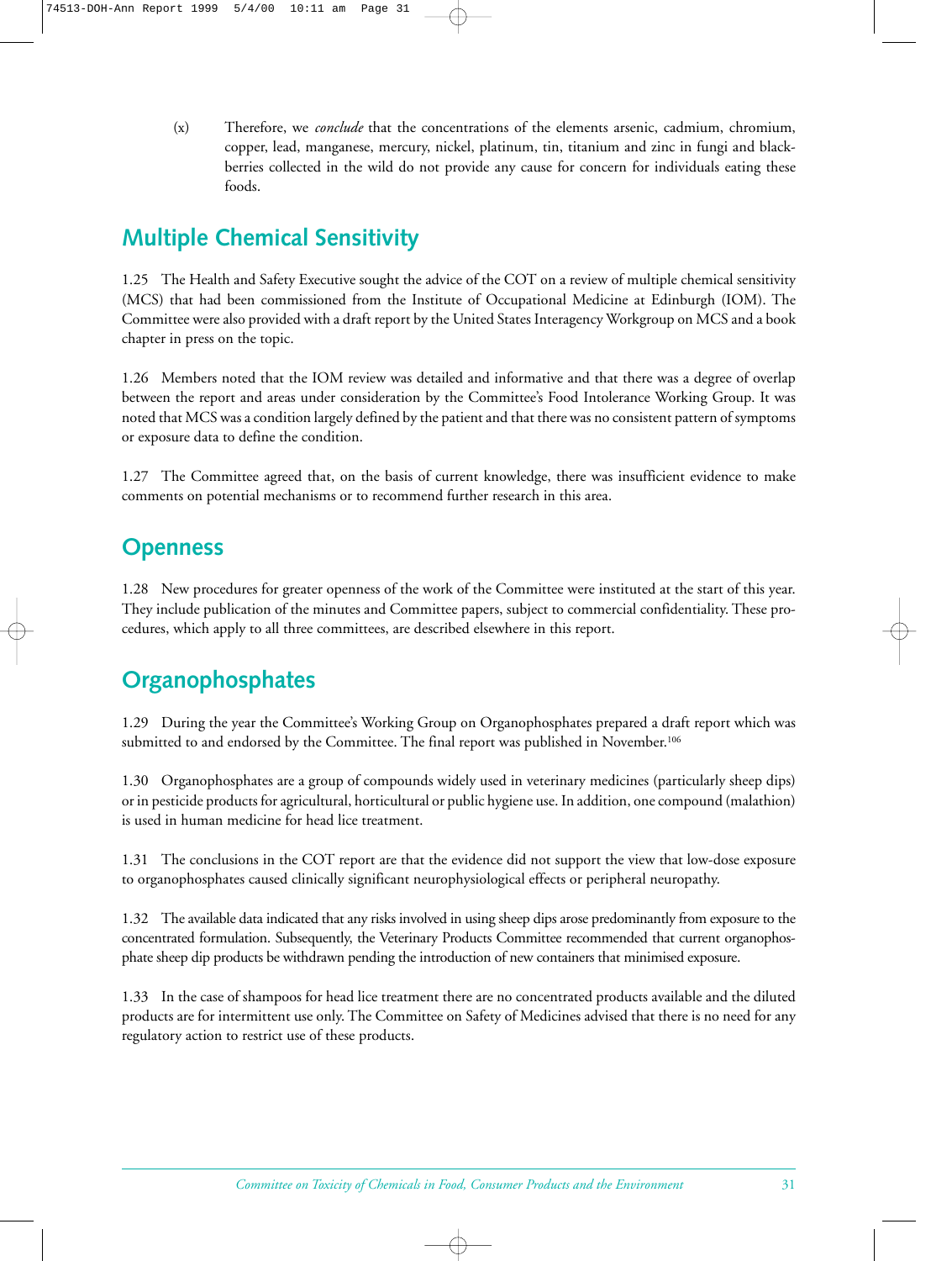(x) Therefore, we *conclude* that the concentrations of the elements arsenic, cadmium, chromium, copper, lead, manganese, mercury, nickel, platinum, tin, titanium and zinc in fungi and blackberries collected in the wild do not provide any cause for concern for individuals eating these foods.

## Multiple Chemical Sensitivity

1.25 The Health and Safety Executive sought the advice of the COT on a review of multiple chemical sensitivity (MCS) that had been commissioned from the Institute of Occupational Medicine at Edinburgh (IOM). The Committee were also provided with a draft report by the United States Interagency Workgroup on MCS and a book chapter in press on the topic.

1.26 Members noted that the IOM review was detailed and informative and that there was a degree of overlap between the report and areas under consideration by the Committee's Food Intolerance Working Group. It was noted that MCS was a condition largely defined by the patient and that there was no consistent pattern of symptoms or exposure data to define the condition.

1.27 The Committee agreed that, on the basis of current knowledge, there was insufficient evidence to make comments on potential mechanisms or to recommend further research in this area.

## Openness

1.28 New procedures for greater openness of the work of the Committee were instituted at the start of this year. They include publication of the minutes and Committee papers, subject to commercial confidentiality. These procedures, which apply to all three committees, are described elsewhere in this report.

## Organophosphates

1.29 During the year the Committee's Working Group on Organophosphates prepared a draft report which was submitted to and endorsed by the Committee. The final report was published in November.[106]

1.30 Organophosphates are a group of compounds widely used in veterinary medicines (particularly sheep dips) or in pesticide products for agricultural, horticultural or public hygiene use. In addition, one compound (malathion) is used in human medicine for head lice treatment.

1.31 The conclusions in the COT report are that the evidence did not support the view that low-dose exposure to organophosphates caused clinically significant neurophysiological effects or peripheral neuropathy.

1.32 The available data indicated that any risks involved in using sheep dips arose predominantly from exposure to the concentrated formulation. Subsequently, the Veterinary Products Committee recommended that current organophosphate sheep dip products be withdrawn pending the introduction of new containers that minimised exposure.

1.33 In the case of shampoos for head lice treatment there are no concentrated products available and the diluted products are for intermittent use only. The Committee on Safety of Medicines advised that there is no need for any regulatory action to restrict use of these products.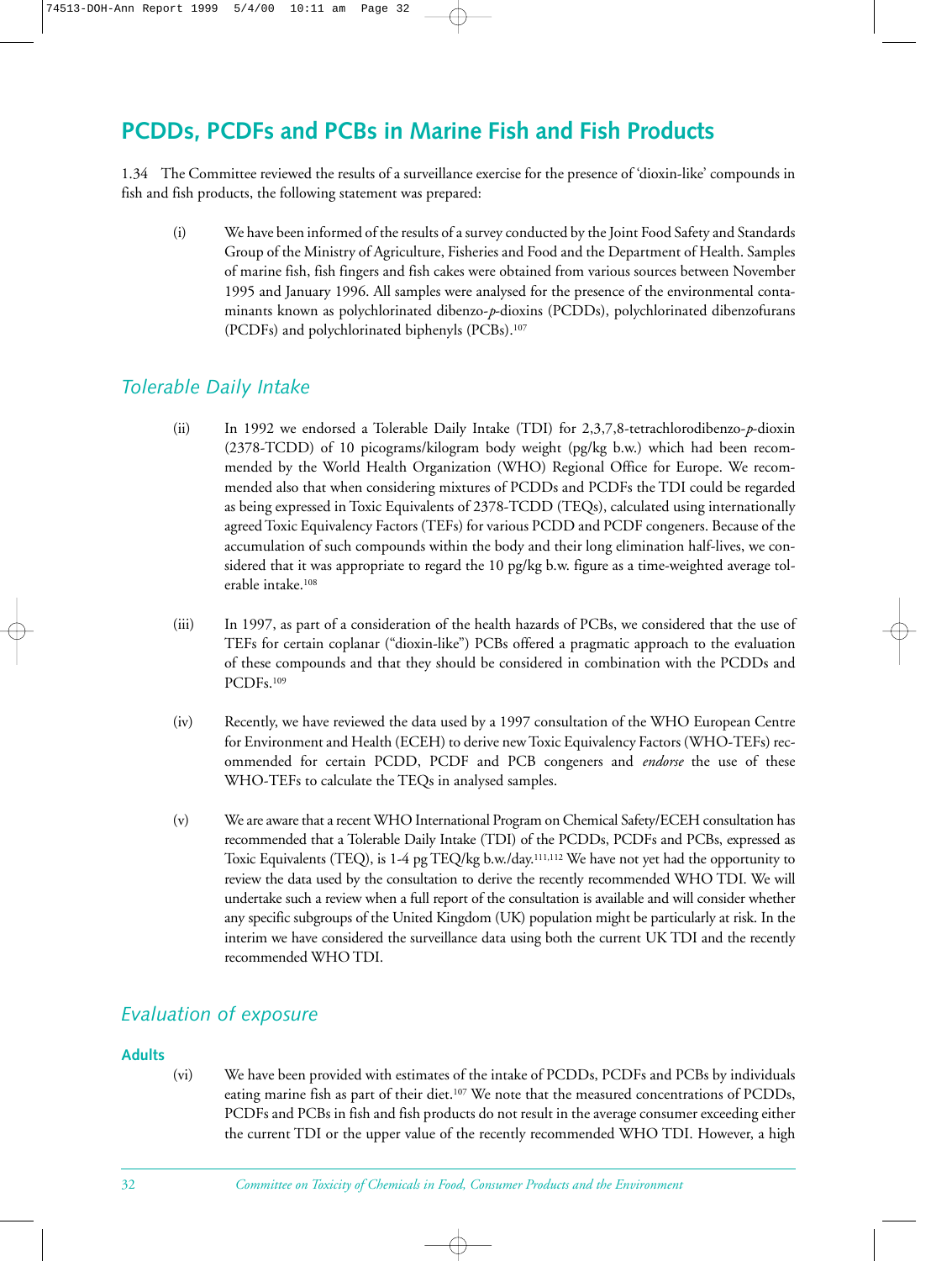## PCDDs, PCDFs and PCBs in Marine Fish and Fish Products

1.34 The Committee reviewed the results of a surveillance exercise for the presence of 'dioxin-like' compounds in fish and fish products, the following statement was prepared:

(i) We have been informed of the results of a survey conducted by the Joint Food Safety and Standards Group of the Ministry of Agriculture, Fisheries and Food and the Department of Health. Samples of marine fish, fish fingers and fish cakes were obtained from various sources between November 1995 and January 1996. All samples were analysed for the presence of the environmental contaminants known as polychlorinated dibenzo-*p*-dioxins (PCDDs), polychlorinated dibenzofurans (PCDFs) and polychlorinated biphenyls (PCBs).[107]

### *Tolerable Daily Intake*

(ii) In 1992 we endorsed a Tolerable Daily Intake (TDI) for 2,3,7,8-tetrachlorodibenzo-*p*-dioxin (2378-TCDD) of 10 picograms/kilogram body weight (pg/kg b.w.) which had been recommended by the World Health Organization (WHO) Regional Office for Europe. We recommended also that when considering mixtures of PCDDs and PCDFs the TDI could be regarded as being expressed in Toxic Equivalents of 2378-TCDD (TEQs), calculated using internationally agreed Toxic Equivalency Factors (TEFs) for various PCDD and PCDF congeners. Because of the accumulation of such compounds within the body and their long elimination half-lives, we considered that it was appropriate to regard the 10 pg/kg b.w. figure as a time-weighted average tolerable intake.[108]

(iii) In 1997, as part of a consideration of the health hazards of PCBs, we considered that the use of TEFs for certain coplanar ("dioxin-like") PCBs offered a pragmatic approach to the evaluation of these compounds and that they should be considered in combination with the PCDDs and PCDFs.[109]

(iv) Recently, we have reviewed the data used by a 1997 consultation of the WHO European Centre for Environment and Health (ECEH) to derive new Toxic Equivalency Factors (WHO-TEFs) recommended for certain PCDD, PCDF and PCB congeners and *endorse* the use of these WHO-TEFs to calculate the TEQs in analysed samples.

(v) We are aware that a recent WHO International Program on Chemical Safety/ECEH consultation has recommended that a Tolerable Daily Intake (TDI) of the PCDDs, PCDFs and PCBs, expressed as Toxic Equivalents (TEQ), is 1-4 pg TEQ/kg b.w./day.[111,112] We have not yet had the opportunity to review the data used by the consultation to derive the recently recommended WHO TDI. We will undertake such a review when a full report of the consultation is available and will consider whether any specific subgroups of the United Kingdom (UK) population might be particularly at risk. In the interim we have considered the surveillance data using both the current UK TDI and the recently recommended WHO TDI.

### *Evaluation of exposure*

#### Adults

(vi) We have been provided with estimates of the intake of PCDDs, PCDFs and PCBs by individuals eating marine fish as part of their diet.[107] We note that the measured concentrations of PCDDs, PCDFs and PCBs in fish and fish products do not result in the average consumer exceeding either the current TDI or the upper value of the recently recommended WHO TDI. However, a high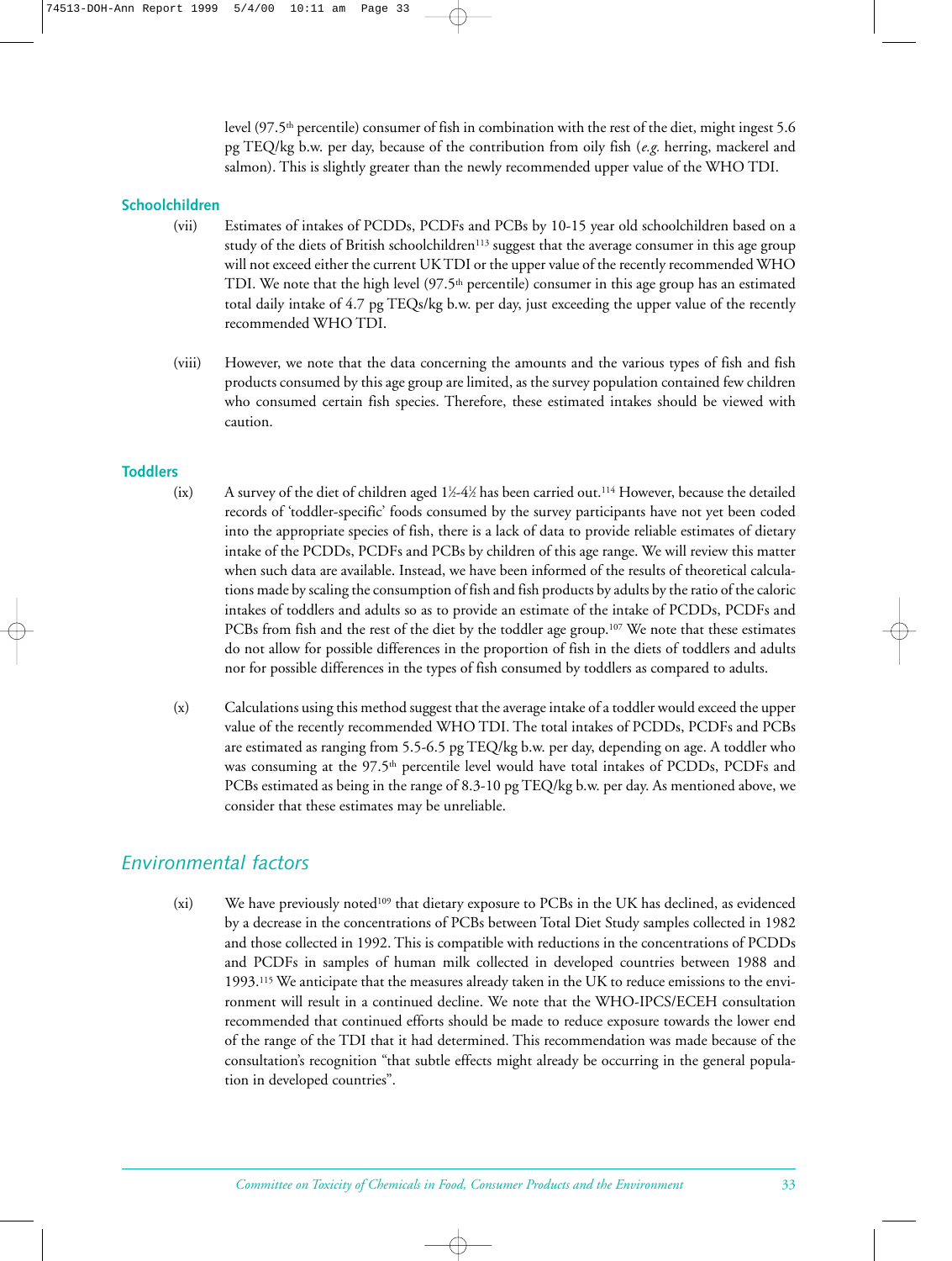level (97.5th percentile) consumer of fish in combination with the rest of the diet, might ingest 5.6 pg TEQ/kg b.w. per day, because of the contribution from oily fish (*e.g.* herring, mackerel and salmon). This is slightly greater than the newly recommended upper value of the WHO TDI.

### Schoolchildren

(vii) Estimates of intakes of PCDDs, PCDFs and PCBs by 10-15 year old schoolchildren based on a study of the diets of British schoolchildren[113] suggest that the average consumer in this age group will not exceed either the current UK TDI or the upper value of the recently recommended WHO TDI. We note that the high level (97.5th percentile) consumer in this age group has an estimated total daily intake of 4.7 pg TEQs/kg b.w. per day, just exceeding the upper value of the recently recommended WHO TDI.

(viii) However, we note that the data concerning the amounts and the various types of fish and fish products consumed by this age group are limited, as the survey population contained few children who consumed certain fish species. Therefore, these estimated intakes should be viewed with caution.

### Toddlers

(ix) A survey of the diet of children aged 1½-4½ has been carried out.[114] However, because the detailed records of 'toddler-specific' foods consumed by the survey participants have not yet been coded into the appropriate species of fish, there is a lack of data to provide reliable estimates of dietary intake of the PCDDs, PCDFs and PCBs by children of this age range. We will review this matter when such data are available. Instead, we have been informed of the results of theoretical calculations made by scaling the consumption of fish and fish products by adults by the ratio of the caloric intakes of toddlers and adults so as to provide an estimate of the intake of PCDDs, PCDFs and PCBs from fish and the rest of the diet by the toddler age group.[107] We note that these estimates do not allow for possible differences in the proportion of fish in the diets of toddlers and adults nor for possible differences in the types of fish consumed by toddlers as compared to adults.

(x) Calculations using this method suggest that the average intake of a toddler would exceed the upper value of the recently recommended WHO TDI. The total intakes of PCDDs, PCDFs and PCBs are estimated as ranging from 5.5-6.5 pg TEQ/kg b.w. per day, depending on age. A toddler who was consuming at the 97.5th percentile level would have total intakes of PCDDs, PCDFs and PCBs estimated as being in the range of 8.3-10 pg TEQ/kg b.w. per day. As mentioned above, we consider that these estimates may be unreliable.

## *Environmental factors*

(xi) We have previously noted[109] that dietary exposure to PCBs in the UK has declined, as evidenced by a decrease in the concentrations of PCBs between Total Diet Study samples collected in 1982 and those collected in 1992. This is compatible with reductions in the concentrations of PCDDs and PCDFs in samples of human milk collected in developed countries between 1988 and 1993.[115] We anticipate that the measures already taken in the UK to reduce emissions to the environment will result in a continued decline. We note that the WHO-IPCS/ECEH consultation recommended that continued efforts should be made to reduce exposure towards the lower end of the range of the TDI that it had determined. This recommendation was made because of the consultation's recognition "that subtle effects might already be occurring in the general population in developed countries".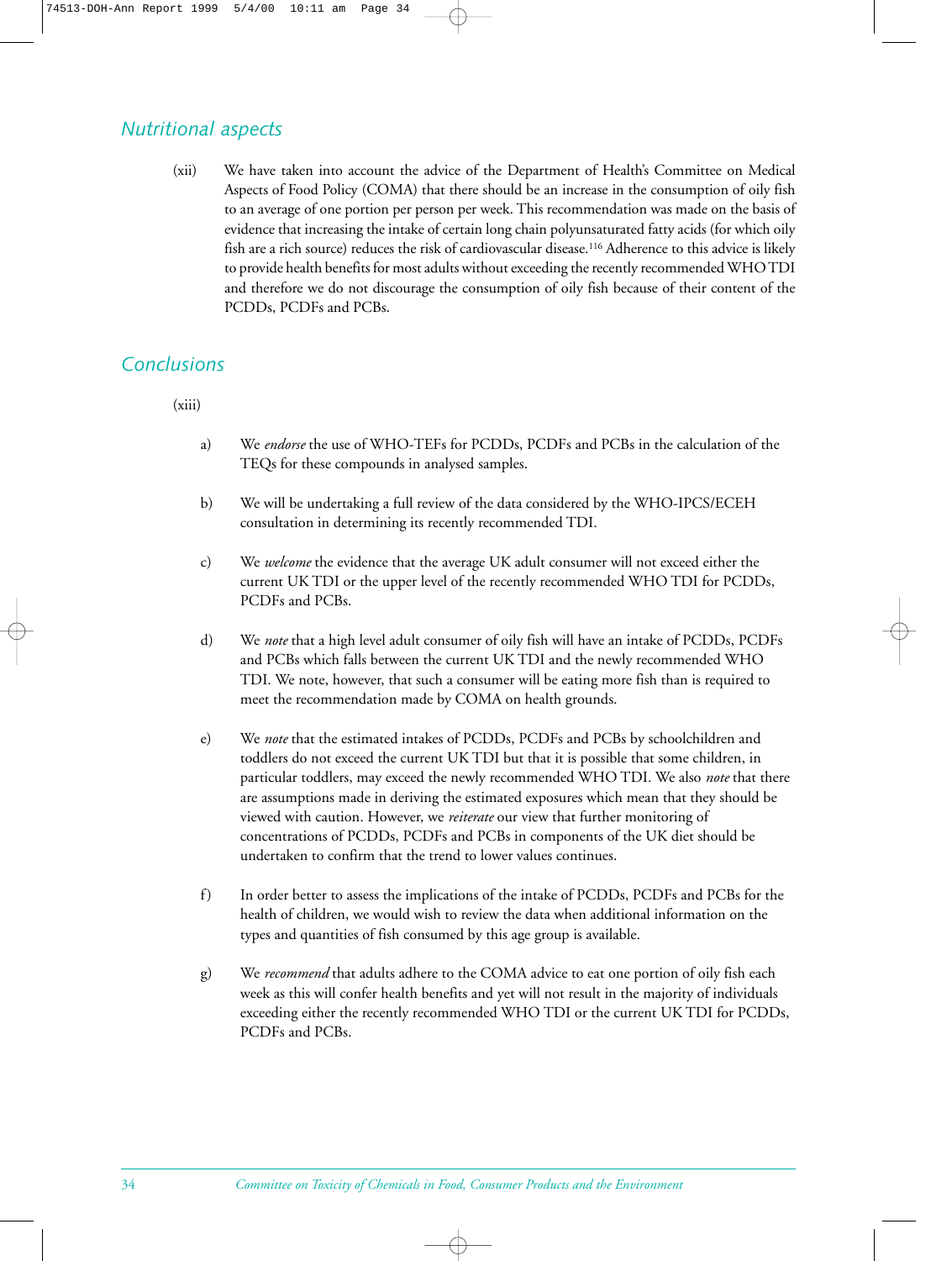## *Nutritional aspects*

(xii) We have taken into account the advice of the Department of Health's Committee on Medical Aspects of Food Policy (COMA) that there should be an increase in the consumption of oily fish to an average of one portion per person per week. This recommendation was made on the basis of evidence that increasing the intake of certain long chain polyunsaturated fatty acids (for which oily fish are a rich source) reduces the risk of cardiovascular disease.[116] Adherence to this advice is likely to provide health benefits for most adults without exceeding the recently recommended WHO TDI and therefore we do not discourage the consumption of oily fish because of their content of the PCDDs, PCDFs and PCBs.

## *Conclusions*

(xiii)

a) We *endorse* the use of WHO-TEFs for PCDDs, PCDFs and PCBs in the calculation of the TEQs for these compounds in analysed samples.

b) We will be undertaking a full review of the data considered by the WHO-IPCS/ECEH consultation in determining its recently recommended TDI.

c) We *welcome* the evidence that the average UK adult consumer will not exceed either the current UK TDI or the upper level of the recently recommended WHO TDI for PCDDs, PCDFs and PCBs.

d) We *note* that a high level adult consumer of oily fish will have an intake of PCDDs, PCDFs and PCBs which falls between the current UK TDI and the newly recommended WHO TDI. We note, however, that such a consumer will be eating more fish than is required to meet the recommendation made by COMA on health grounds.

e) We *note* that the estimated intakes of PCDDs, PCDFs and PCBs by schoolchildren and toddlers do not exceed the current UK TDI but that it is possible that some children, in particular toddlers, may exceed the newly recommended WHO TDI. We also *note* that there are assumptions made in deriving the estimated exposures which mean that they should be viewed with caution. However, we *reiterate* our view that further monitoring of concentrations of PCDDs, PCDFs and PCBs in components of the UK diet should be undertaken to confirm that the trend to lower values continues.

f) In order better to assess the implications of the intake of PCDDs, PCDFs and PCBs for the health of children, we would wish to review the data when additional information on the types and quantities of fish consumed by this age group is available.

g) We *recommend* that adults adhere to the COMA advice to eat one portion of oily fish each week as this will confer health benefits and yet will not result in the majority of individuals exceeding either the recently recommended WHO TDI or the current UK TDI for PCDDs, PCDFs and PCBs.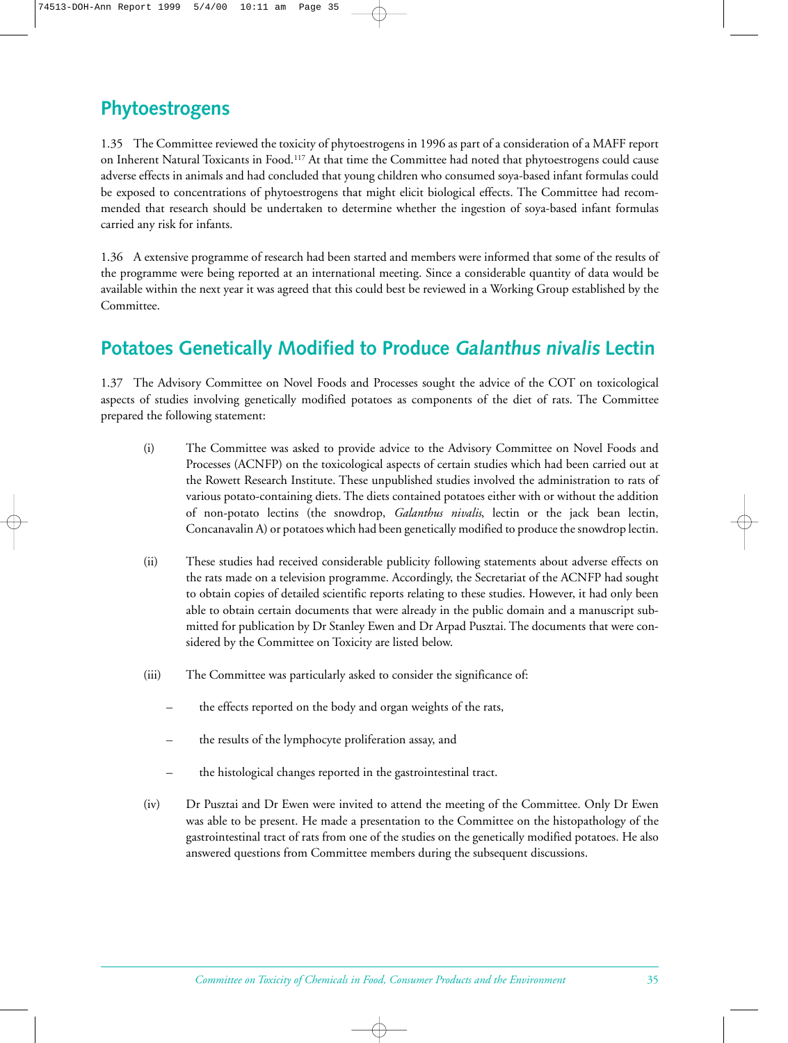## Phytoestrogens

1.35 The Committee reviewed the toxicity of phytoestrogens in 1996 as part of a consideration of a MAFF report on Inherent Natural Toxicants in Food.[117] At that time the Committee had noted that phytoestrogens could cause adverse effects in animals and had concluded that young children who consumed soya-based infant formulas could be exposed to concentrations of phytoestrogens that might elicit biological effects. The Committee had recommended that research should be undertaken to determine whether the ingestion of soya-based infant formulas carried any risk for infants.

1.36 A extensive programme of research had been started and members were informed that some of the results of the programme were being reported at an international meeting. Since a considerable quantity of data would be available within the next year it was agreed that this could best be reviewed in a Working Group established by the Committee.

## Potatoes Genetically Modified to Produce *Galanthus nivalis* Lectin

1.37 The Advisory Committee on Novel Foods and Processes sought the advice of the COT on toxicological aspects of studies involving genetically modified potatoes as components of the diet of rats. The Committee prepared the following statement:

(i) The Committee was asked to provide advice to the Advisory Committee on Novel Foods and Processes (ACNFP) on the toxicological aspects of certain studies which had been carried out at the Rowett Research Institute. These unpublished studies involved the administration to rats of various potato-containing diets. The diets contained potatoes either with or without the addition of non-potato lectins (the snowdrop, *Galanthus nivalis*, lectin or the jack bean lectin, Concanavalin A) or potatoes which had been genetically modified to produce the snowdrop lectin.

(ii) These studies had received considerable publicity following statements about adverse effects on the rats made on a television programme. Accordingly, the Secretariat of the ACNFP had sought to obtain copies of detailed scientific reports relating to these studies. However, it had only been able to obtain certain documents that were already in the public domain and a manuscript submitted for publication by Dr Stanley Ewen and Dr Arpad Pusztai. The documents that were considered by the Committee on Toxicity are listed below.

(iii) The Committee was particularly asked to consider the significance of:

- the effects reported on the body and organ weights of the rats,
- the results of the lymphocyte proliferation assay, and
- the histological changes reported in the gastrointestinal tract.

(iv) Dr Pusztai and Dr Ewen were invited to attend the meeting of the Committee. Only Dr Ewen was able to be present. He made a presentation to the Committee on the histopathology of the gastrointestinal tract of rats from one of the studies on the genetically modified potatoes. He also answered questions from Committee members during the subsequent discussions.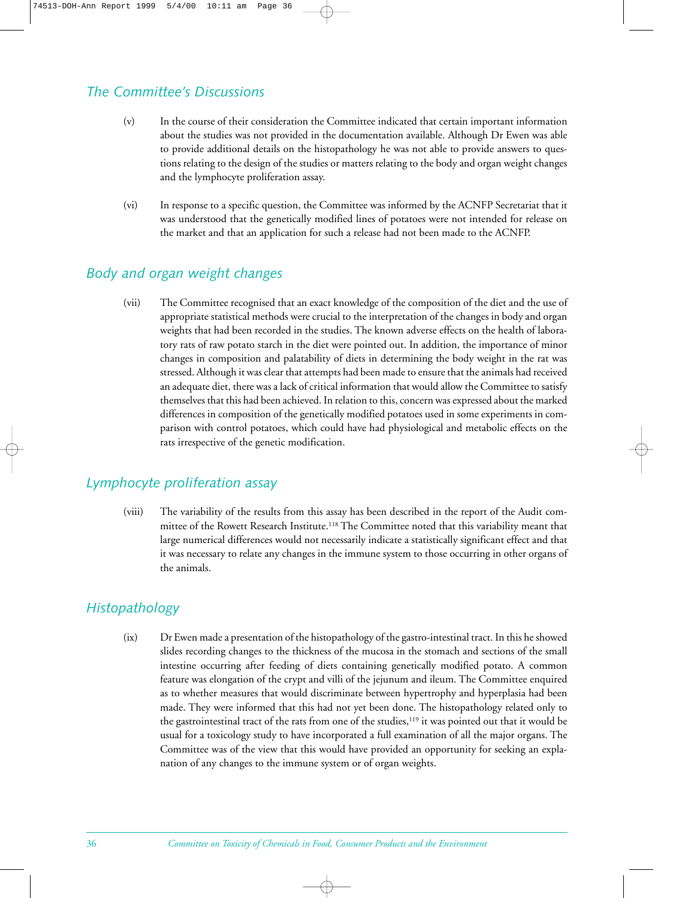## *The Committee's Discussions*

(v) In the course of their consideration the Committee indicated that certain important information about the studies was not provided in the documentation available. Although Dr Ewen was able to provide additional details on the histopathology he was not able to provide answers to questions relating to the design of the studies or matters relating to the body and organ weight changes and the lymphocyte proliferation assay.

(vi) In response to a specific question, the Committee was informed by the ACNFP Secretariat that it was understood that the genetically modified lines of potatoes were not intended for release on the market and that an application for such a release had not been made to the ACNFP.

## *Body and organ weight changes*

(vii) The Committee recognised that an exact knowledge of the composition of the diet and the use of appropriate statistical methods were crucial to the interpretation of the changes in body and organ weights that had been recorded in the studies. The known adverse effects on the health of laboratory rats of raw potato starch in the diet were pointed out. In addition, the importance of minor changes in composition and palatability of diets in determining the body weight in the rat was stressed. Although it was clear that attempts had been made to ensure that the animals had received an adequate diet, there was a lack of critical information that would allow the Committee to satisfy themselves that this had been achieved. In relation to this, concern was expressed about the marked differences in composition of the genetically modified potatoes used in some experiments in comparison with control potatoes, which could have had physiological and metabolic effects on the rats irrespective of the genetic modification.

## *Lymphocyte proliferation assay*

(viii) The variability of the results from this assay has been described in the report of the Audit committee of the Rowett Research Institute.[118] The Committee noted that this variability meant that large numerical differences would not necessarily indicate a statistically significant effect and that it was necessary to relate any changes in the immune system to those occurring in other organs of the animals.

## *Histopathology*

(ix) Dr Ewen made a presentation of the histopathology of the gastro-intestinal tract. In this he showed slides recording changes to the thickness of the mucosa in the stomach and sections of the small intestine occurring after feeding of diets containing genetically modified potato. A common feature was elongation of the crypt and villi of the jejunum and ileum. The Committee enquired as to whether measures that would discriminate between hypertrophy and hyperplasia had been made. They were informed that this had not yet been done. The histopathology related only to the gastrointestinal tract of the rats from one of the studies,[119] it was pointed out that it would be usual for a toxicology study to have incorporated a full examination of all the major organs. The Committee was of the view that this would have provided an opportunity for seeking an explanation of any changes to the immune system or of organ weights.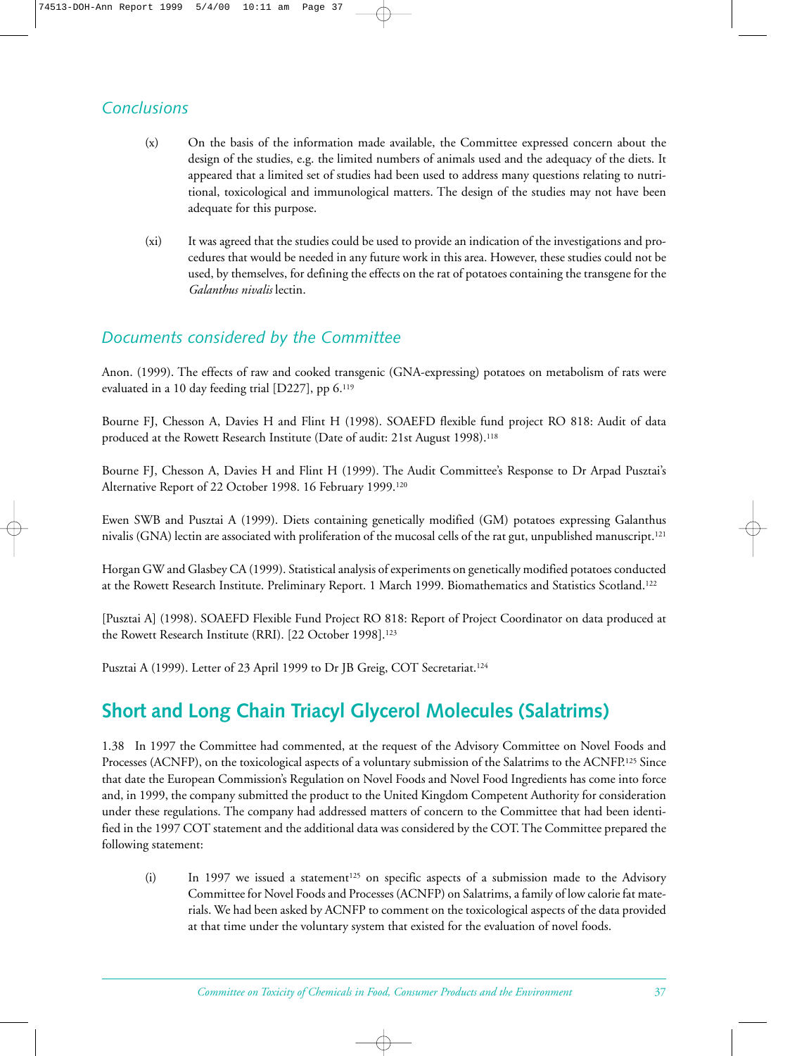### *Conclusions*

(x) On the basis of the information made available, the Committee expressed concern about the design of the studies, e.g. the limited numbers of animals used and the adequacy of the diets. It appeared that a limited set of studies had been used to address many questions relating to nutritional, toxicological and immunological matters. The design of the studies may not have been adequate for this purpose.

(xi) It was agreed that the studies could be used to provide an indication of the investigations and procedures that would be needed in any future work in this area. However, these studies could not be used, by themselves, for defining the effects on the rat of potatoes containing the transgene for the *Galanthus nivalis* lectin.

### *Documents considered by the Committee*

Anon. (1999). The effects of raw and cooked transgenic (GNA-expressing) potatoes on metabolism of rats were evaluated in a 10 day feeding trial [D227], pp 6.[119]

Bourne FJ, Chesson A, Davies H and Flint H (1998). SOAEFD flexible fund project RO 818: Audit of data produced at the Rowett Research Institute (Date of audit: 21st August 1998).[118]

Bourne FJ, Chesson A, Davies H and Flint H (1999). The Audit Committee's Response to Dr Arpad Pusztai's Alternative Report of 22 October 1998. 16 February 1999.[120]

Ewen SWB and Pusztai A (1999). Diets containing genetically modified (GM) potatoes expressing Galanthus nivalis (GNA) lectin are associated with proliferation of the mucosal cells of the rat gut, unpublished manuscript.[121]

Horgan GW and Glasbey CA (1999). Statistical analysis of experiments on genetically modified potatoes conducted at the Rowett Research Institute. Preliminary Report. 1 March 1999. Biomathematics and Statistics Scotland.[122]

[Pusztai A] (1998). SOAEFD Flexible Fund Project RO 818: Report of Project Coordinator on data produced at the Rowett Research Institute (RRI). [22 October 1998].[123]

Pusztai A (1999). Letter of 23 April 1999 to Dr JB Greig, COT Secretariat.[124]

## Short and Long Chain Triacyl Glycerol Molecules (Salatrims)

1.38 In 1997 the Committee had commented, at the request of the Advisory Committee on Novel Foods and Processes (ACNFP), on the toxicological aspects of a voluntary submission of the Salatrims to the ACNFP.[125] Since that date the European Commission's Regulation on Novel Foods and Novel Food Ingredients has come into force and, in 1999, the company submitted the product to the United Kingdom Competent Authority for consideration under these regulations. The company had addressed matters of concern to the Committee that had been identified in the 1997 COT statement and the additional data was considered by the COT. The Committee prepared the following statement:

(i) In 1997 we issued a statement[125] on specific aspects of a submission made to the Advisory Committee for Novel Foods and Processes (ACNFP) on Salatrims, a family of low calorie fat materials. We had been asked by ACNFP to comment on the toxicological aspects of the data provided at that time under the voluntary system that existed for the evaluation of novel foods.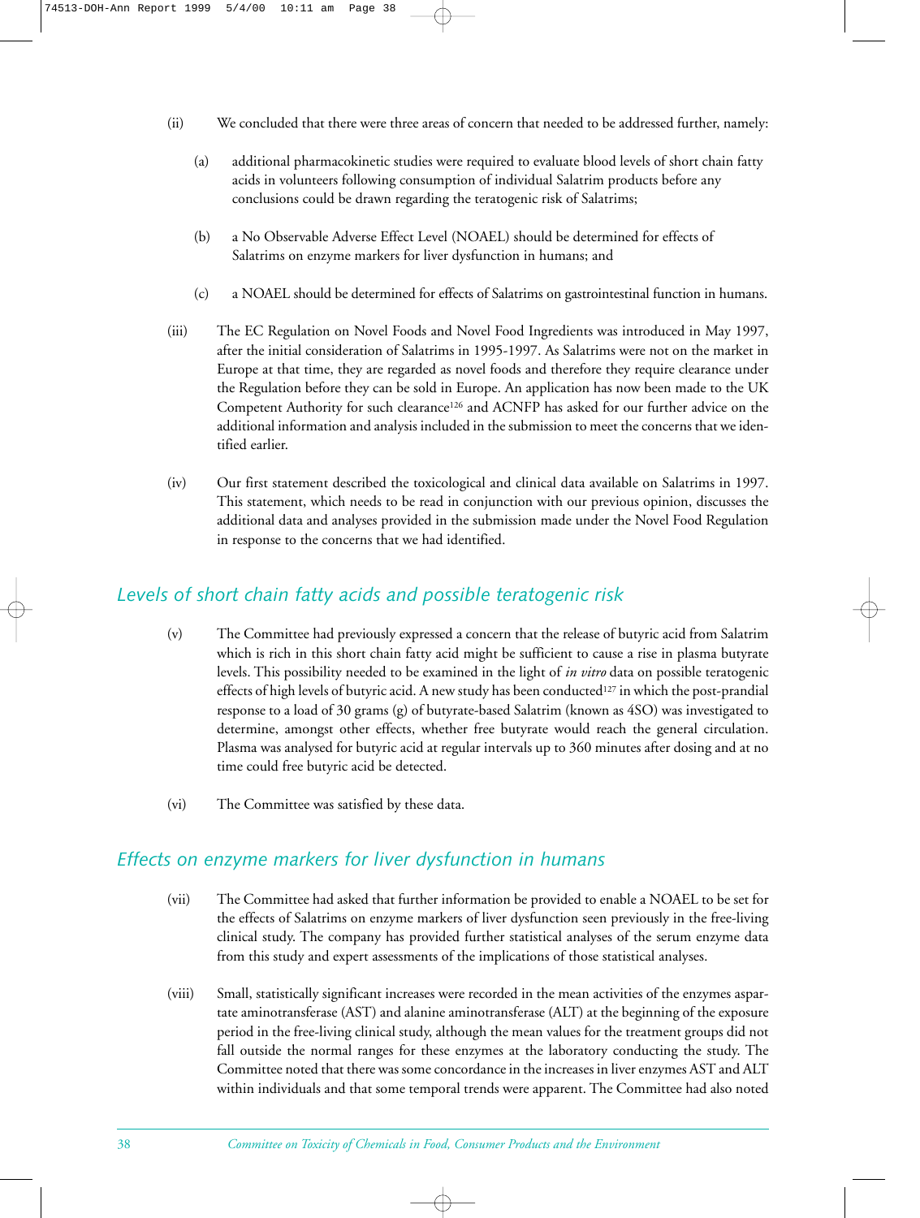(ii) We concluded that there were three areas of concern that needed to be addressed further, namely:

(a) additional pharmacokinetic studies were required to evaluate blood levels of short chain fatty acids in volunteers following consumption of individual Salatrim products before any conclusions could be drawn regarding the teratogenic risk of Salatrims;

(b) a No Observable Adverse Effect Level (NOAEL) should be determined for effects of Salatrims on enzyme markers for liver dysfunction in humans; and

(c) a NOAEL should be determined for effects of Salatrims on gastrointestinal function in humans.

(iii) The EC Regulation on Novel Foods and Novel Food Ingredients was introduced in May 1997, after the initial consideration of Salatrims in 1995-1997. As Salatrims were not on the market in Europe at that time, they are regarded as novel foods and therefore they require clearance under the Regulation before they can be sold in Europe. An application has now been made to the UK Competent Authority for such clearance[126] and ACNFP has asked for our further advice on the additional information and analysis included in the submission to meet the concerns that we identified earlier.

(iv) Our first statement described the toxicological and clinical data available on Salatrims in 1997. This statement, which needs to be read in conjunction with our previous opinion, discusses the additional data and analyses provided in the submission made under the Novel Food Regulation in response to the concerns that we had identified.

## *Levels of short chain fatty acids and possible teratogenic risk*

(v) The Committee had previously expressed a concern that the release of butyric acid from Salatrim which is rich in this short chain fatty acid might be sufficient to cause a rise in plasma butyrate levels. This possibility needed to be examined in the light of *in vitro* data on possible teratogenic effects of high levels of butyric acid. A new study has been conducted[127] in which the post-prandial response to a load of 30 grams (g) of butyrate-based Salatrim (known as 4SO) was investigated to determine, amongst other effects, whether free butyrate would reach the general circulation. Plasma was analysed for butyric acid at regular intervals up to 360 minutes after dosing and at no time could free butyric acid be detected.

(vi) The Committee was satisfied by these data.

## *Effects on enzyme markers for liver dysfunction in humans*

(vii) The Committee had asked that further information be provided to enable a NOAEL to be set for the effects of Salatrims on enzyme markers of liver dysfunction seen previously in the free-living clinical study. The company has provided further statistical analyses of the serum enzyme data from this study and expert assessments of the implications of those statistical analyses.

(viii) Small, statistically significant increases were recorded in the mean activities of the enzymes aspartate aminotransferase (AST) and alanine aminotransferase (ALT) at the beginning of the exposure period in the free-living clinical study, although the mean values for the treatment groups did not fall outside the normal ranges for these enzymes at the laboratory conducting the study. The Committee noted that there was some concordance in the increases in liver enzymes AST and ALT within individuals and that some temporal trends were apparent. The Committee had also noted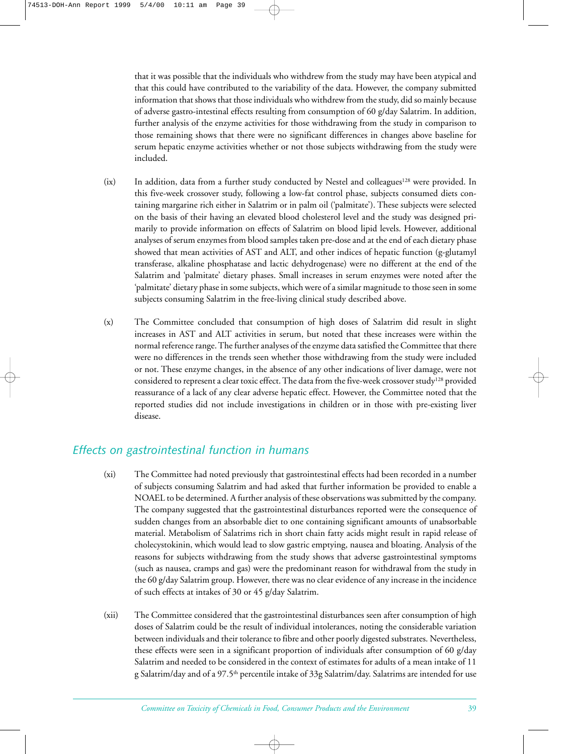that it was possible that the individuals who withdrew from the study may have been atypical and that this could have contributed to the variability of the data. However, the company submitted information that shows that those individuals who withdrew from the study, did so mainly because of adverse gastro-intestinal effects resulting from consumption of 60 g/day Salatrim. In addition, further analysis of the enzyme activities for those withdrawing from the study in comparison to those remaining shows that there were no significant differences in changes above baseline for serum hepatic enzyme activities whether or not those subjects withdrawing from the study were included.

(ix) In addition, data from a further study conducted by Nestel and colleagues[128] were provided. In this five-week crossover study, following a low-fat control phase, subjects consumed diets containing margarine rich either in Salatrim or in palm oil ('palmitate'). These subjects were selected on the basis of their having an elevated blood cholesterol level and the study was designed primarily to provide information on effects of Salatrim on blood lipid levels. However, additional analyses of serum enzymes from blood samples taken pre-dose and at the end of each dietary phase showed that mean activities of AST and ALT, and other indices of hepatic function (g-glutamyl transferase, alkaline phosphatase and lactic dehydrogenase) were no different at the end of the Salatrim and 'palmitate' dietary phases. Small increases in serum enzymes were noted after the 'palmitate' dietary phase in some subjects, which were of a similar magnitude to those seen in some subjects consuming Salatrim in the free-living clinical study described above.

(x) The Committee concluded that consumption of high doses of Salatrim did result in slight increases in AST and ALT activities in serum, but noted that these increases were within the normal reference range. The further analyses of the enzyme data satisfied the Committee that there were no differences in the trends seen whether those withdrawing from the study were included or not. These enzyme changes, in the absence of any other indications of liver damage, were not considered to represent a clear toxic effect. The data from the five-week crossover study[128] provided reassurance of a lack of any clear adverse hepatic effect. However, the Committee noted that the reported studies did not include investigations in children or in those with pre-existing liver disease.

## *Effects on gastrointestinal function in humans*

(xi) The Committee had noted previously that gastrointestinal effects had been recorded in a number of subjects consuming Salatrim and had asked that further information be provided to enable a NOAEL to be determined. A further analysis of these observations was submitted by the company. The company suggested that the gastrointestinal disturbances reported were the consequence of sudden changes from an absorbable diet to one containing significant amounts of unabsorbable material. Metabolism of Salatrims rich in short chain fatty acids might result in rapid release of cholecystokinin, which would lead to slow gastric emptying, nausea and bloating. Analysis of the reasons for subjects withdrawing from the study shows that adverse gastrointestinal symptoms (such as nausea, cramps and gas) were the predominant reason for withdrawal from the study in the 60 g/day Salatrim group. However, there was no clear evidence of any increase in the incidence of such effects at intakes of 30 or 45 g/day Salatrim.

(xii) The Committee considered that the gastrointestinal disturbances seen after consumption of high doses of Salatrim could be the result of individual intolerances, noting the considerable variation between individuals and their tolerance to fibre and other poorly digested substrates. Nevertheless, these effects were seen in a significant proportion of individuals after consumption of 60 g/day Salatrim and needed to be considered in the context of estimates for adults of a mean intake of 11 g Salatrim/day and of a 97.5$^{th}$ percentile intake of 33g Salatrim/day. Salatrims are intended for use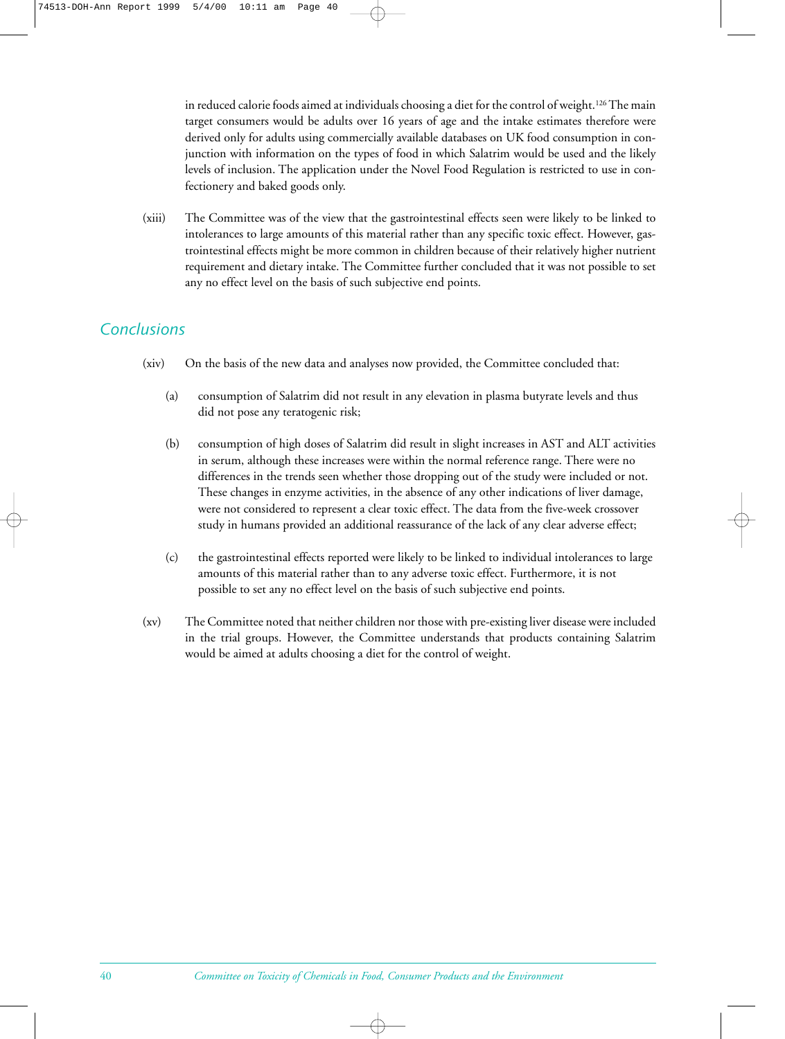in reduced calorie foods aimed at individuals choosing a diet for the control of weight.[126] The main target consumers would be adults over 16 years of age and the intake estimates therefore were derived only for adults using commercially available databases on UK food consumption in conjunction with information on the types of food in which Salatrim would be used and the likely levels of inclusion. The application under the Novel Food Regulation is restricted to use in confectionery and baked goods only.

(xiii) The Committee was of the view that the gastrointestinal effects seen were likely to be linked to intolerances to large amounts of this material rather than any specific toxic effect. However, gastrointestinal effects might be more common in children because of their relatively higher nutrient requirement and dietary intake. The Committee further concluded that it was not possible to set any no effect level on the basis of such subjective end points.

## Conclusions

(xiv) On the basis of the new data and analyses now provided, the Committee concluded that:

(a) consumption of Salatrim did not result in any elevation in plasma butyrate levels and thus did not pose any teratogenic risk;

(b) consumption of high doses of Salatrim did result in slight increases in AST and ALT activities in serum, although these increases were within the normal reference range. There were no differences in the trends seen whether those dropping out of the study were included or not. These changes in enzyme activities, in the absence of any other indications of liver damage, were not considered to represent a clear toxic effect. The data from the five-week crossover study in humans provided an additional reassurance of the lack of any clear adverse effect;

(c) the gastrointestinal effects reported were likely to be linked to individual intolerances to large amounts of this material rather than to any adverse toxic effect. Furthermore, it is not possible to set any no effect level on the basis of such subjective end points.

(xv) The Committee noted that neither children nor those with pre-existing liver disease were included in the trial groups. However, the Committee understands that products containing Salatrim would be aimed at adults choosing a diet for the control of weight.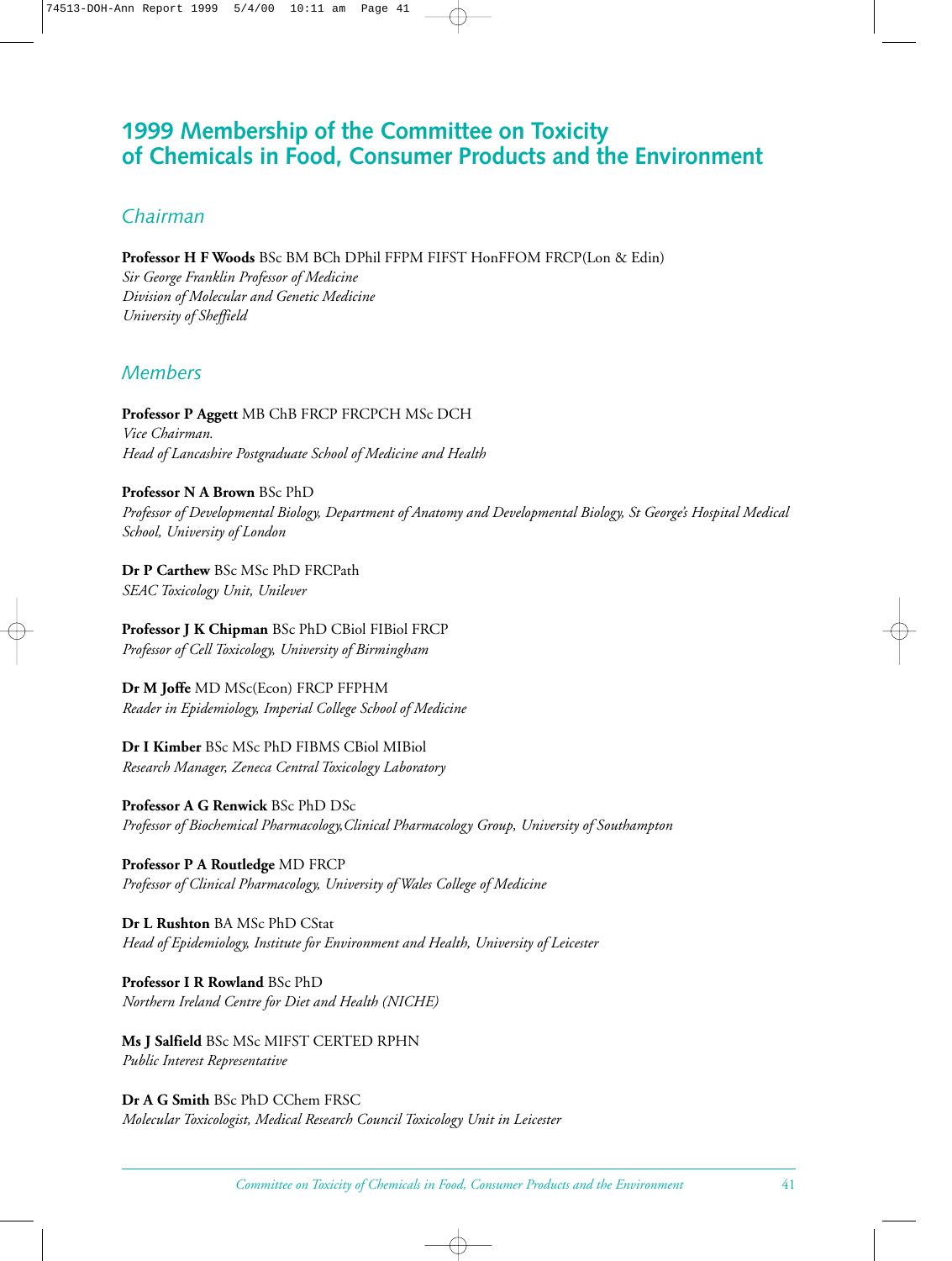# 1999 Membership of the Committee on Toxicity of Chemicals in Food, Consumer Products and the Environment

## Chairman

**Professor H F Woods** BSc BM BCh DPhil FFPM FIFST HonFFOM FRCP(Lon & Edin)
*Sir George Franklin Professor of Medicine*
*Division of Molecular and Genetic Medicine*
*University of Sheffield*

## Members

**Professor P Aggett** MB ChB FRCP FRCPCH MSc DCH
*Vice Chairman.*
*Head of Lancashire Postgraduate School of Medicine and Health*

**Professor N A Brown** BSc PhD
*Professor of Developmental Biology, Department of Anatomy and Developmental Biology, St George's Hospital Medical School, University of London*

**Dr P Carthew** BSc MSc PhD FRCPath
*SEAC Toxicology Unit, Unilever*

**Professor J K Chipman** BSc PhD CBiol FIBiol FRCP
*Professor of Cell Toxicology, University of Birmingham*

**Dr M Joffe** MD MSc(Econ) FRCP FFPHM
*Reader in Epidemiology, Imperial College School of Medicine*

**Dr I Kimber** BSc MSc PhD FIBMS CBiol MIBiol
*Research Manager, Zeneca Central Toxicology Laboratory*

**Professor A G Renwick** BSc PhD DSc
*Professor of Biochemical Pharmacology,Clinical Pharmacology Group, University of Southampton*

**Professor P A Routledge** MD FRCP
*Professor of Clinical Pharmacology, University of Wales College of Medicine*

**Dr L Rushton** BA MSc PhD CStat
*Head of Epidemiology, Institute for Environment and Health, University of Leicester*

**Professor I R Rowland** BSc PhD
*Northern Ireland Centre for Diet and Health (NICHE)*

**Ms J Salfield** BSc MSc MIFST CERTED RPHN
*Public Interest Representative*

**Dr A G Smith** BSc PhD CChem FRSC
*Molecular Toxicologist, Medical Research Council Toxicology Unit in Leicester*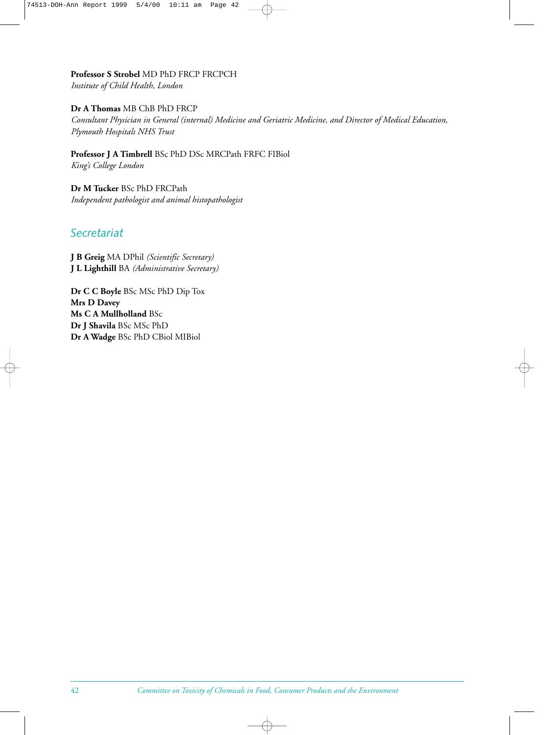**Professor S Strobel** MD PhD FRCP FRCPCH
*Institute of Child Health, London*

**Dr A Thomas** MB ChB PhD FRCP
*Consultant Physician in General (internal) Medicine and Geriatric Medicine, and Director of Medical Education, Plymouth Hospitals NHS Trust*

**Professor J A Timbrell** BSc PhD DSc MRCPath FRFC FIBiol
*King's College London*

**Dr M Tucker** BSc PhD FRCPath
*Independent pathologist and animal histopathologist*

## Secretariat

**J B Greig** MA DPhil *(Scientific Secretary)*
**J L Lighthill** BA *(Administrative Secretary)*

**Dr C C Boyle** BSc MSc PhD Dip Tox
**Mrs D Davey**
**Ms C A Mullholland** BSc
**Dr J Shavila** BSc MSc PhD
**Dr A Wadge** BSc PhD CBiol MIBiol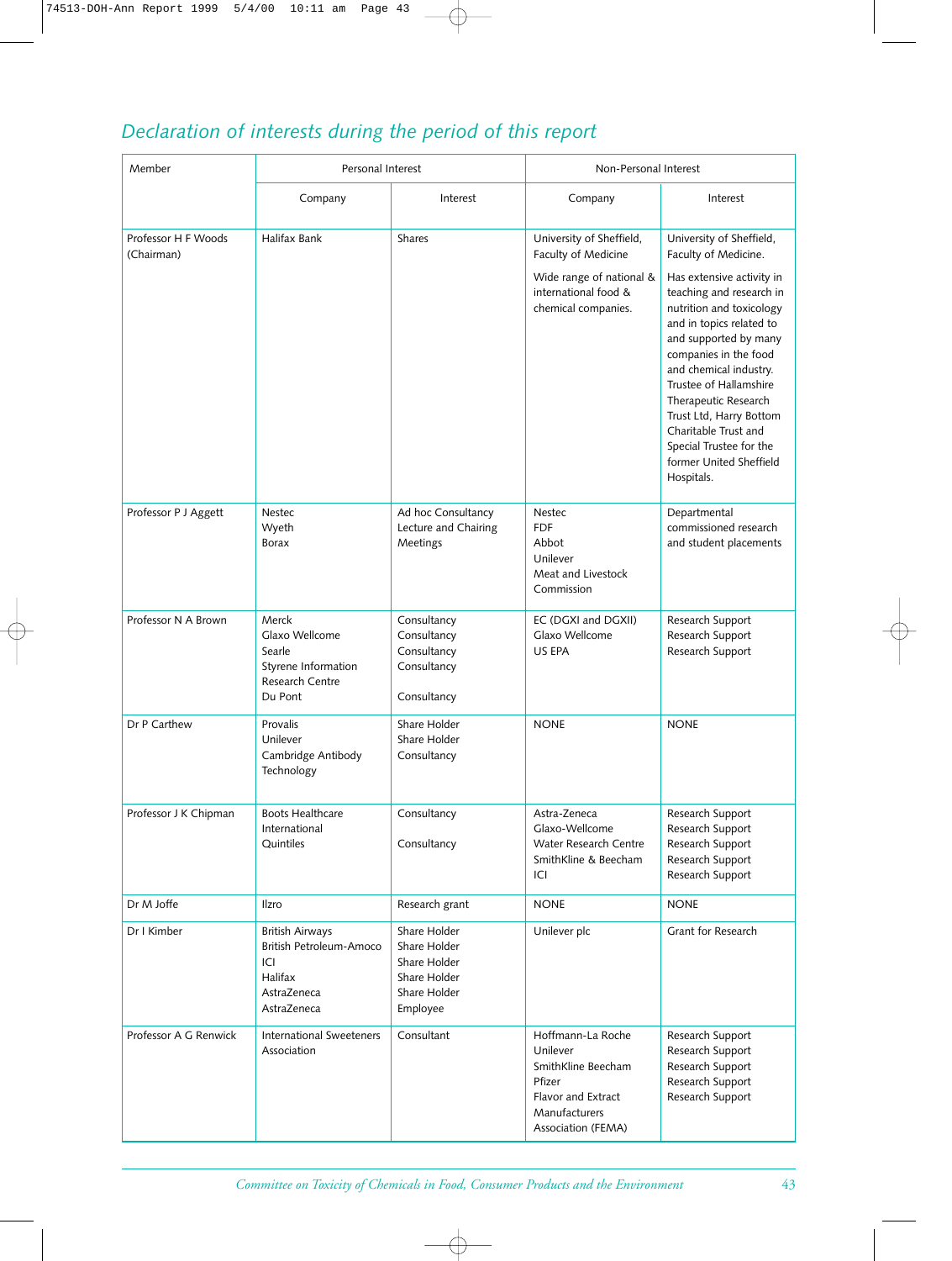## *Declaration of interests during the period of this report*

| Member | Personal Interest | | Non-Personal Interest | |
|---|---|---|---|---|
| | Company | Interest | Company | Interest |
| Professor H F Woods (Chairman) | Halifax Bank | Shares | University of Sheffield, Faculty of Medicine<br><br>Wide range of national & international food & chemical companies. | University of Sheffield, Faculty of Medicine.<br><br>Has extensive activity in teaching and research in nutrition and toxicology and in topics related to and supported by many companies in the food and chemical industry. Trustee of Hallamshire Therapeutic Research Trust Ltd, Harry Bottom Charitable Trust and Special Trustee for the former United Sheffield Hospitals. |
| Professor P J Aggett | Nestec<br>Wyeth<br>Borax | Ad hoc Consultancy<br>Lecture and Chairing Meetings | Nestec<br>FDF<br>Abbot<br>Unilever<br>Meat and Livestock Commission | Departmental commissioned research and student placements |
| Professor N A Brown | Merck<br>Glaxo Wellcome<br>Searle<br>Styrene Information Research Centre<br>Du Pont | Consultancy<br>Consultancy<br>Consultancy<br>Consultancy<br><br>Consultancy | EC (DGXI and DGXII)<br>Glaxo Wellcome<br>US EPA | Research Support<br>Research Support<br>Research Support |
| Dr P Carthew | Provalis<br>Unilever<br>Cambridge Antibody Technology | Share Holder<br>Share Holder<br>Consultancy | NONE | NONE |
| Professor J K Chipman | Boots Healthcare International<br>Quintiles | Consultancy<br><br>Consultancy | Astra-Zeneca<br>Glaxo-Wellcome<br>Water Research Centre<br>SmithKline & Beecham<br>ICI | Research Support<br>Research Support<br>Research Support<br>Research Support<br>Research Support |
| Dr M Joffe | Ilzro | Research grant | NONE | NONE |
| Dr I Kimber | British Airways<br>British Petroleum-Amoco<br>ICI<br>Halifax<br>AstraZeneca<br>AstraZeneca | Share Holder<br>Share Holder<br>Share Holder<br>Share Holder<br>Share Holder<br>Employee | Unilever plc | Grant for Research |
| Professor A G Renwick | International Sweeteners Association | Consultant | Hoffmann-La Roche<br>Unilever<br>SmithKline Beecham<br>Pfizer<br>Flavor and Extract Manufacturers Association (FEMA) | Research Support<br>Research Support<br>Research Support<br>Research Support<br>Research Support |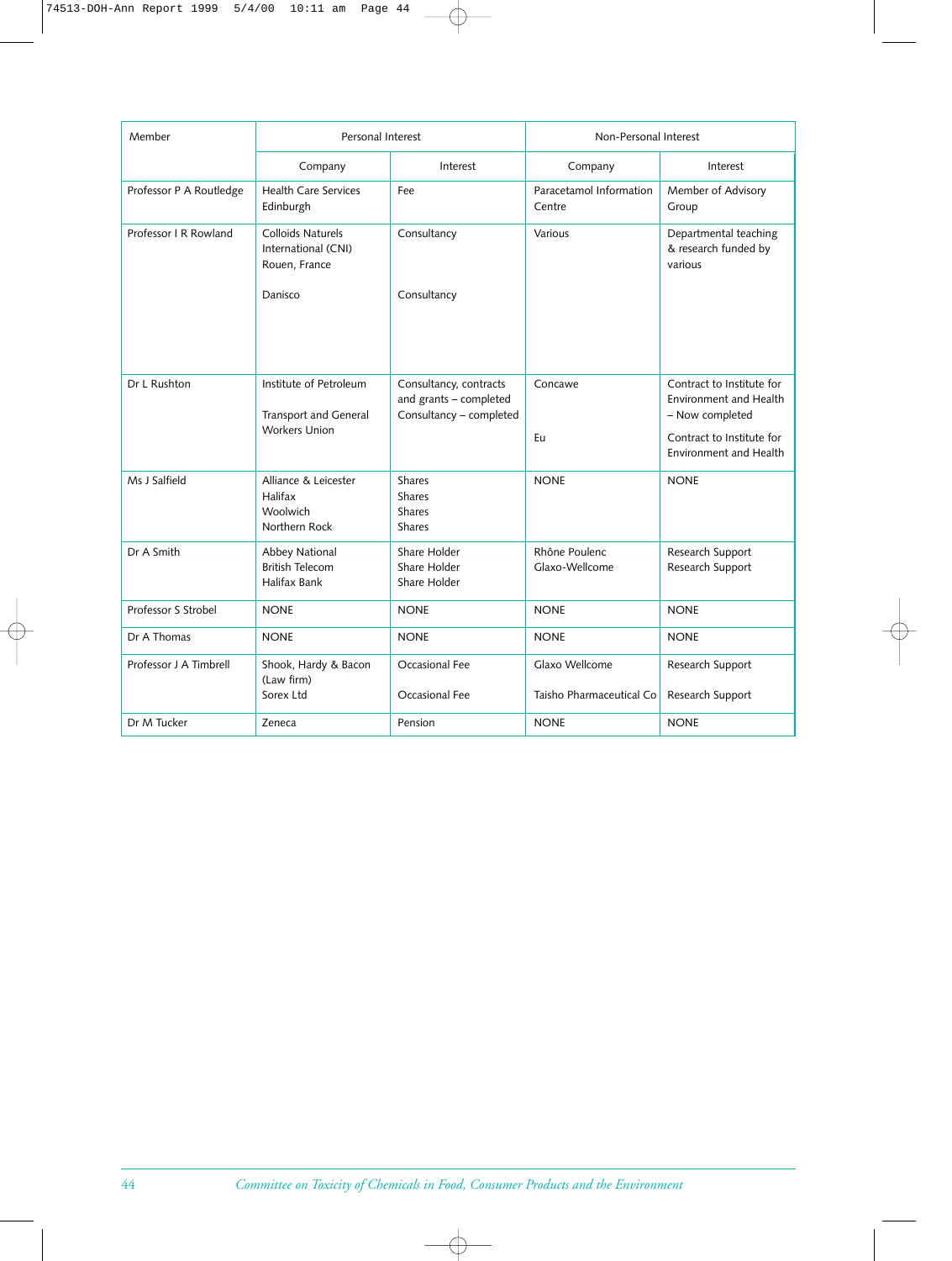| Member | Personal Interest | | Non-Personal Interest | |
|---|---|---|---|---|
| | Company | Interest | Company | Interest |
| Professor P A Routledge | Health Care Services Edinburgh | Fee | Paracetamol Information Centre | Member of Advisory Group |
| Professor I R Rowland | Colloids Naturels International (CNI) Rouen, France<br><br>Danisco | Consultancy<br><br>Consultancy | Various | Departmental teaching & research funded by various |
| Dr L Rushton | Institute of Petroleum<br><br>Transport and General Workers Union | Consultancy, contracts and grants – completed<br>Consultancy – completed | Concawe<br><br>Eu | Contract to Institute for Environment and Health – Now completed<br><br>Contract to Institute for Environment and Health |
| Ms J Salfield | Alliance & Leicester<br>Halifax<br>Woolwich<br>Northern Rock | Shares<br>Shares<br>Shares<br>Shares | NONE | NONE |
| Dr A Smith | Abbey National<br>British Telecom<br>Halifax Bank | Share Holder<br>Share Holder<br>Share Holder | Rhône Poulenc<br>Glaxo-Wellcome | Research Support<br>Research Support |
| Professor S Strobel | NONE | NONE | NONE | NONE |
| Dr A Thomas | NONE | NONE | NONE | NONE |
| Professor J A Timbrell | Shook, Hardy & Bacon (Law firm)<br>Sorex Ltd | Occasional Fee<br><br>Occasional Fee | Glaxo Wellcome<br><br>Taisho Pharmaceutical Co | Research Support<br><br>Research Support |
| Dr M Tucker | Zeneca | Pension | NONE | NONE |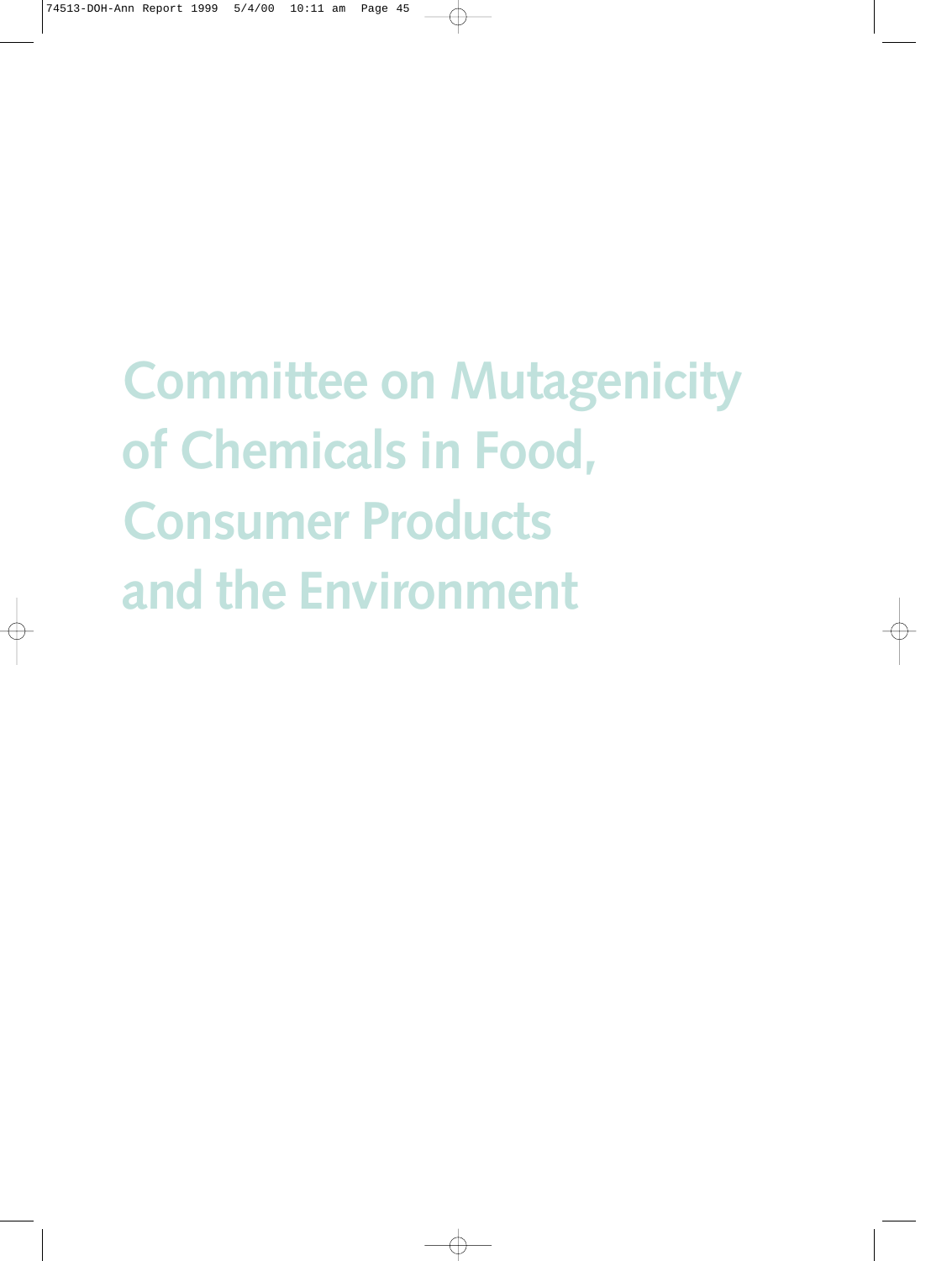# Committee on Mutagenicity of Chemicals in Food, Consumer Products and the Environment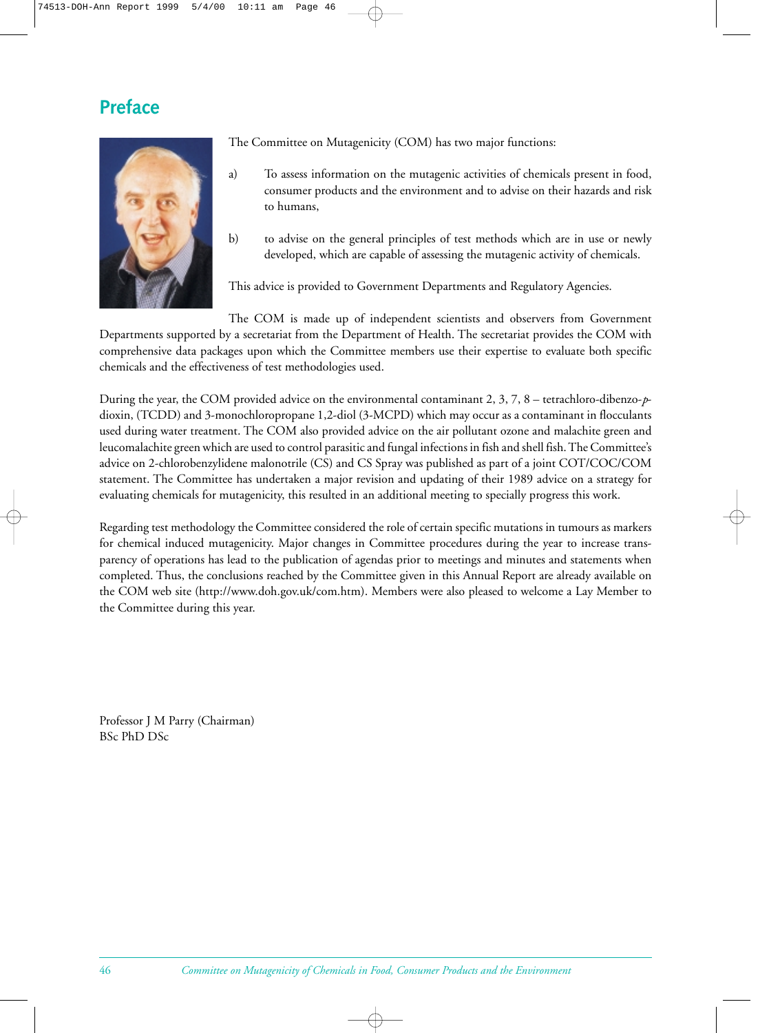# Preface

The Committee on Mutagenicity (COM) has two major functions:

a) To assess information on the mutagenic activities of chemicals present in food, consumer products and the environment and to advise on their hazards and risk to humans,

b) to advise on the general principles of test methods which are in use or newly developed, which are capable of assessing the mutagenic activity of chemicals.

This advice is provided to Government Departments and Regulatory Agencies.

The COM is made up of independent scientists and observers from Government Departments supported by a secretariat from the Department of Health. The secretariat provides the COM with comprehensive data packages upon which the Committee members use their expertise to evaluate both specific chemicals and the effectiveness of test methodologies used.

During the year, the COM provided advice on the environmental contaminant 2, 3, 7, 8 – tetrachloro-dibenzo-*p*-dioxin, (TCDD) and 3-monochloropropane 1,2-diol (3-MCPD) which may occur as a contaminant in flocculants used during water treatment. The COM also provided advice on the air pollutant ozone and malachite green and leucomalachite green which are used to control parasitic and fungal infections in fish and shell fish. The Committee's advice on 2-chlorobenzylidene malonotrile (CS) and CS Spray was published as part of a joint COT/COC/COM statement. The Committee has undertaken a major revision and updating of their 1989 advice on a strategy for evaluating chemicals for mutagenicity, this resulted in an additional meeting to specially progress this work.

Regarding test methodology the Committee considered the role of certain specific mutations in tumours as markers for chemical induced mutagenicity. Major changes in Committee procedures during the year to increase transparency of operations has lead to the publication of agendas prior to meetings and minutes and statements when completed. Thus, the conclusions reached by the Committee given in this Annual Report are already available on the COM web site (http://www.doh.gov.uk/com.htm). Members were also pleased to welcome a Lay Member to the Committee during this year.

Professor J M Parry (Chairman)
BSc PhD DSc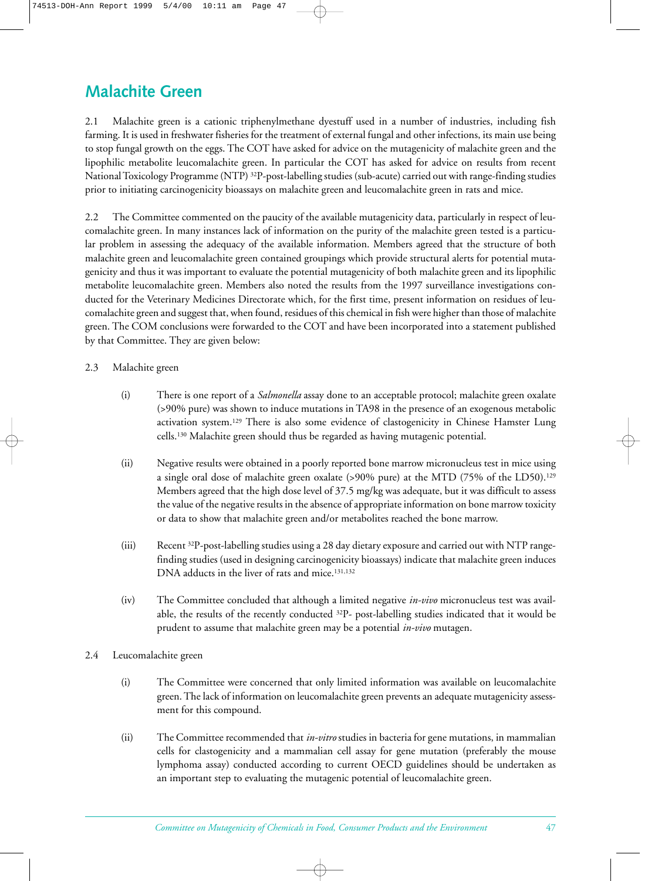## Malachite Green

2.1 Malachite green is a cationic triphenylmethane dyestuff used in a number of industries, including fish farming. It is used in freshwater fisheries for the treatment of external fungal and other infections, its main use being to stop fungal growth on the eggs. The COT have asked for advice on the mutagenicity of malachite green and the lipophilic metabolite leucomalachite green. In particular the COT has asked for advice on results from recent National Toxicology Programme (NTP) $^{32}$P-post-labelling studies (sub-acute) carried out with range-finding studies prior to initiating carcinogenicity bioassays on malachite green and leucomalachite green in rats and mice.

2.2 The Committee commented on the paucity of the available mutagenicity data, particularly in respect of leucomalachite green. In many instances lack of information on the purity of the malachite green tested is a particular problem in assessing the adequacy of the available information. Members agreed that the structure of both malachite green and leucomalachite green contained groupings which provide structural alerts for potential mutagenicity and thus it was important to evaluate the potential mutagenicity of both malachite green and its lipophilic metabolite leucomalachite green. Members also noted the results from the 1997 surveillance investigations conducted for the Veterinary Medicines Directorate which, for the first time, present information on residues of leucomalachite green and suggest that, when found, residues of this chemical in fish were higher than those of malachite green. The COM conclusions were forwarded to the COT and have been incorporated into a statement published by that Committee. They are given below:

2.3 Malachite green

(i) There is one report of a *Salmonella* assay done to an acceptable protocol; malachite green oxalate (>90% pure) was shown to induce mutations in TA98 in the presence of an exogenous metabolic activation system.[129] There is also some evidence of clastogenicity in Chinese Hamster Lung cells.[130] Malachite green should thus be regarded as having mutagenic potential.

(ii) Negative results were obtained in a poorly reported bone marrow micronucleus test in mice using a single oral dose of malachite green oxalate (>90% pure) at the MTD (75% of the LD50).[129] Members agreed that the high dose level of 37.5 mg/kg was adequate, but it was difficult to assess the value of the negative results in the absence of appropriate information on bone marrow toxicity or data to show that malachite green and/or metabolites reached the bone marrow.

(iii) Recent $^{32}$P-post-labelling studies using a 28 day dietary exposure and carried out with NTP range-finding studies (used in designing carcinogenicity bioassays) indicate that malachite green induces DNA adducts in the liver of rats and mice.[131,132]

(iv) The Committee concluded that although a limited negative *in-vivo* micronucleus test was available, the results of the recently conducted $^{32}$P- post-labelling studies indicated that it would be prudent to assume that malachite green may be a potential *in-vivo* mutagen.

2.4 Leucomalachite green

(i) The Committee were concerned that only limited information was available on leucomalachite green. The lack of information on leucomalachite green prevents an adequate mutagenicity assessment for this compound.

(ii) The Committee recommended that *in-vitro* studies in bacteria for gene mutations, in mammalian cells for clastogenicity and a mammalian cell assay for gene mutation (preferably the mouse lymphoma assay) conducted according to current OECD guidelines should be undertaken as an important step to evaluating the mutagenic potential of leucomalachite green.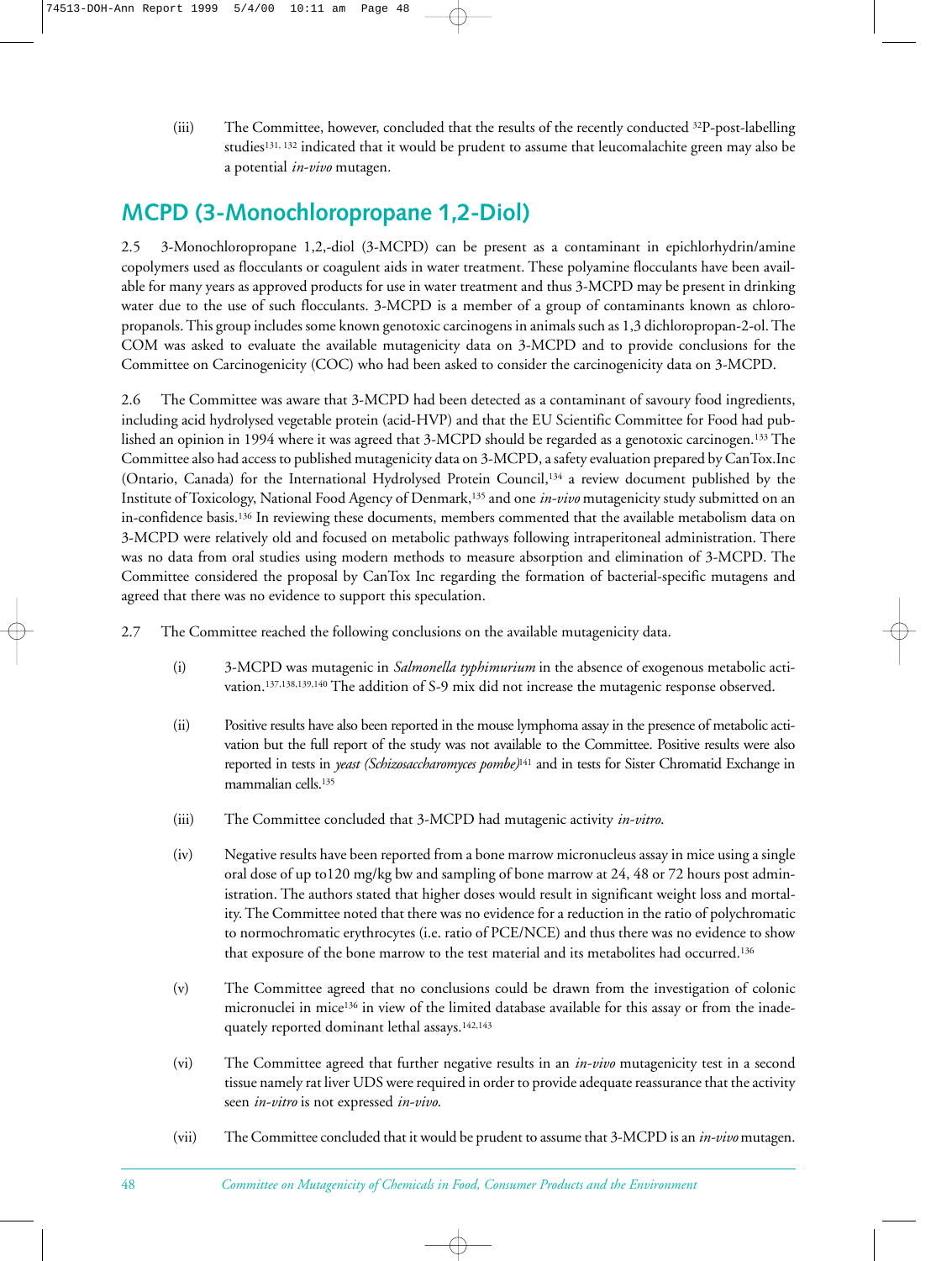(iii) The Committee, however, concluded that the results of the recently conducted $^{32}$P-post-labelling studies[131, 132] indicated that it would be prudent to assume that leucomalachite green may also be a potential *in-vivo* mutagen.

## MCPD (3-Monochloropropane 1,2-Diol)

2.5 3-Monochloropropane 1,2,-diol (3-MCPD) can be present as a contaminant in epichlorhydrin/amine copolymers used as flocculants or coagulent aids in water treatment. These polyamine flocculants have been available for many years as approved products for use in water treatment and thus 3-MCPD may be present in drinking water due to the use of such flocculants. 3-MCPD is a member of a group of contaminants known as chloropropanols. This group includes some known genotoxic carcinogens in animals such as 1,3 dichloropropan-2-ol. The COM was asked to evaluate the available mutagenicity data on 3-MCPD and to provide conclusions for the Committee on Carcinogenicity (COC) who had been asked to consider the carcinogenicity data on 3-MCPD.

2.6 The Committee was aware that 3-MCPD had been detected as a contaminant of savoury food ingredients, including acid hydrolysed vegetable protein (acid-HVP) and that the EU Scientific Committee for Food had published an opinion in 1994 where it was agreed that 3-MCPD should be regarded as a genotoxic carcinogen.[133] The Committee also had access to published mutagenicity data on 3-MCPD, a safety evaluation prepared by CanTox.Inc (Ontario, Canada) for the International Hydrolysed Protein Council,[134] a review document published by the Institute of Toxicology, National Food Agency of Denmark,[135] and one *in-vivo* mutagenicity study submitted on an in-confidence basis.[136] In reviewing these documents, members commented that the available metabolism data on 3-MCPD were relatively old and focused on metabolic pathways following intraperitoneal administration. There was no data from oral studies using modern methods to measure absorption and elimination of 3-MCPD. The Committee considered the proposal by CanTox Inc regarding the formation of bacterial-specific mutagens and agreed that there was no evidence to support this speculation.

2.7 The Committee reached the following conclusions on the available mutagenicity data.

(i) 3-MCPD was mutagenic in *Salmonella typhimurium* in the absence of exogenous metabolic activation.[137,138,139,140] The addition of S-9 mix did not increase the mutagenic response observed.

(ii) Positive results have also been reported in the mouse lymphoma assay in the presence of metabolic activation but the full report of the study was not available to the Committee. Positive results were also reported in tests in *yeast (Schizosaccharomyces pombe)*[141] and in tests for Sister Chromatid Exchange in mammalian cells.[135]

(iii) The Committee concluded that 3-MCPD had mutagenic activity *in-vitro*.

(iv) Negative results have been reported from a bone marrow micronucleus assay in mice using a single oral dose of up to120 mg/kg bw and sampling of bone marrow at 24, 48 or 72 hours post administration. The authors stated that higher doses would result in significant weight loss and mortality. The Committee noted that there was no evidence for a reduction in the ratio of polychromatic to normochromatic erythrocytes (i.e. ratio of PCE/NCE) and thus there was no evidence to show that exposure of the bone marrow to the test material and its metabolites had occurred.[136]

(v) The Committee agreed that no conclusions could be drawn from the investigation of colonic micronuclei in mice[136] in view of the limited database available for this assay or from the inadequately reported dominant lethal assays.[142,143]

(vi) The Committee agreed that further negative results in an *in-vivo* mutagenicity test in a second tissue namely rat liver UDS were required in order to provide adequate reassurance that the activity seen *in-vitro* is not expressed *in-vivo*.

(vii) The Committee concluded that it would be prudent to assume that 3-MCPD is an *in-vivo* mutagen.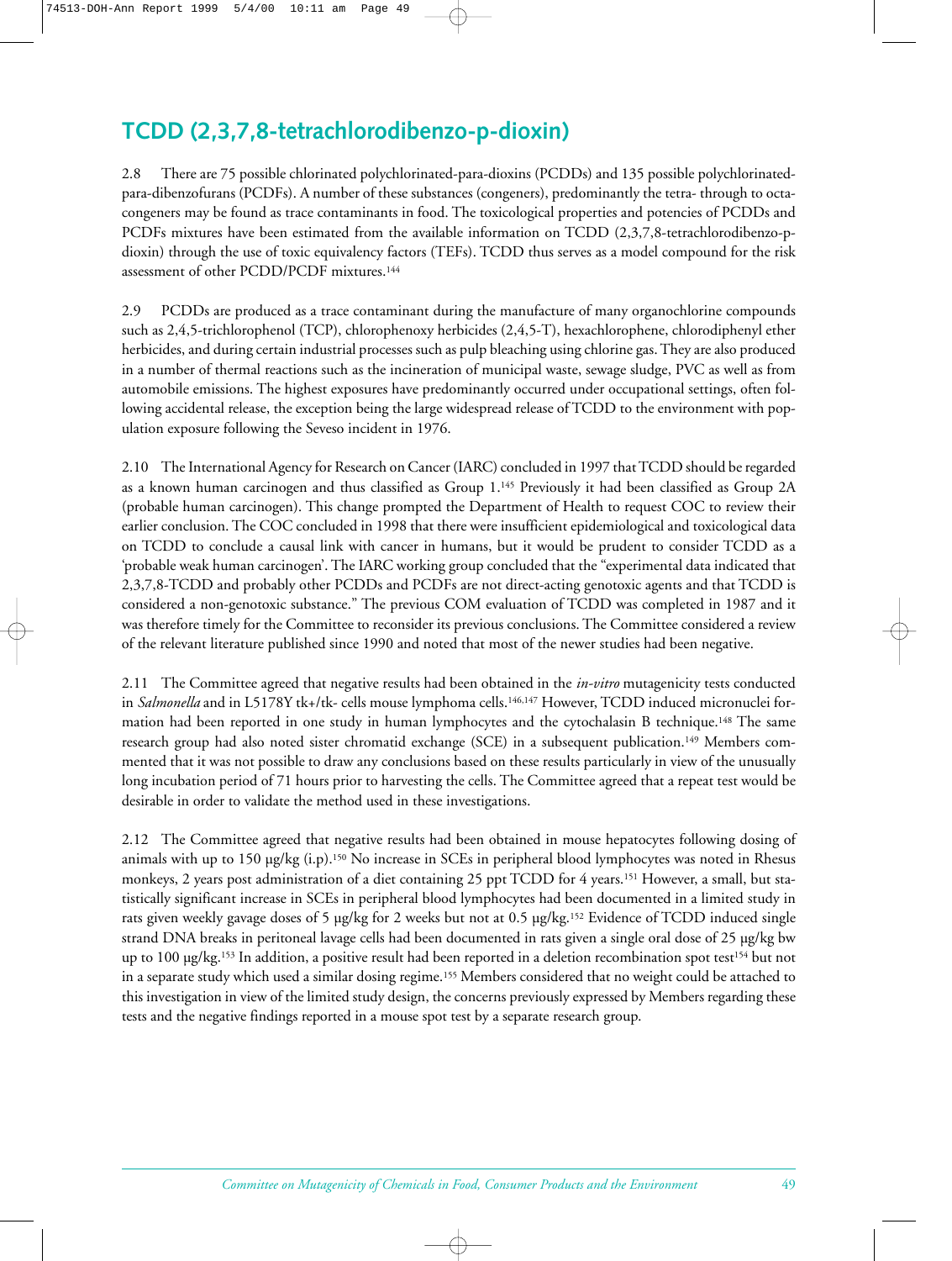## TCDD (2,3,7,8-tetrachlorodibenzo-p-dioxin)

2.8 There are 75 possible chlorinated polychlorinated-para-dioxins (PCDDs) and 135 possible polychlorinated-para-dibenzofurans (PCDFs). A number of these substances (congeners), predominantly the tetra- through to octa-congeners may be found as trace contaminants in food. The toxicological properties and potencies of PCDDs and PCDFs mixtures have been estimated from the available information on TCDD (2,3,7,8-tetrachlorodibenzo-p-dioxin) through the use of toxic equivalency factors (TEFs). TCDD thus serves as a model compound for the risk assessment of other PCDD/PCDF mixtures.[144]

2.9 PCDDs are produced as a trace contaminant during the manufacture of many organochlorine compounds such as 2,4,5-trichlorophenol (TCP), chlorophenoxy herbicides (2,4,5-T), hexachlorophene, chlorodiphenyl ether herbicides, and during certain industrial processes such as pulp bleaching using chlorine gas. They are also produced in a number of thermal reactions such as the incineration of municipal waste, sewage sludge, PVC as well as from automobile emissions. The highest exposures have predominantly occurred under occupational settings, often following accidental release, the exception being the large widespread release of TCDD to the environment with population exposure following the Seveso incident in 1976.

2.10 The International Agency for Research on Cancer (IARC) concluded in 1997 that TCDD should be regarded as a known human carcinogen and thus classified as Group 1.[145] Previously it had been classified as Group 2A (probable human carcinogen). This change prompted the Department of Health to request COC to review their earlier conclusion. The COC concluded in 1998 that there were insufficient epidemiological and toxicological data on TCDD to conclude a causal link with cancer in humans, but it would be prudent to consider TCDD as a 'probable weak human carcinogen'. The IARC working group concluded that the "experimental data indicated that 2,3,7,8-TCDD and probably other PCDDs and PCDFs are not direct-acting genotoxic agents and that TCDD is considered a non-genotoxic substance." The previous COM evaluation of TCDD was completed in 1987 and it was therefore timely for the Committee to reconsider its previous conclusions. The Committee considered a review of the relevant literature published since 1990 and noted that most of the newer studies had been negative.

2.11 The Committee agreed that negative results had been obtained in the *in-vitro* mutagenicity tests conducted in *Salmonella* and in L5178Y tk+/tk- cells mouse lymphoma cells.[146,147] However, TCDD induced micronuclei formation had been reported in one study in human lymphocytes and the cytochalasin B technique.[148] The same research group had also noted sister chromatid exchange (SCE) in a subsequent publication.[149] Members commented that it was not possible to draw any conclusions based on these results particularly in view of the unusually long incubation period of 71 hours prior to harvesting the cells. The Committee agreed that a repeat test would be desirable in order to validate the method used in these investigations.

2.12 The Committee agreed that negative results had been obtained in mouse hepatocytes following dosing of animals with up to 150 μg/kg (i.p).[150] No increase in SCEs in peripheral blood lymphocytes was noted in Rhesus monkeys, 2 years post administration of a diet containing 25 ppt TCDD for 4 years.[151] However, a small, but statistically significant increase in SCEs in peripheral blood lymphocytes had been documented in a limited study in rats given weekly gavage doses of 5 μg/kg for 2 weeks but not at 0.5 μg/kg.[152] Evidence of TCDD induced single strand DNA breaks in peritoneal lavage cells had been documented in rats given a single oral dose of 25 μg/kg bw up to 100 μg/kg.[153] In addition, a positive result had been reported in a deletion recombination spot test[154] but not in a separate study which used a similar dosing regime.[155] Members considered that no weight could be attached to this investigation in view of the limited study design, the concerns previously expressed by Members regarding these tests and the negative findings reported in a mouse spot test by a separate research group.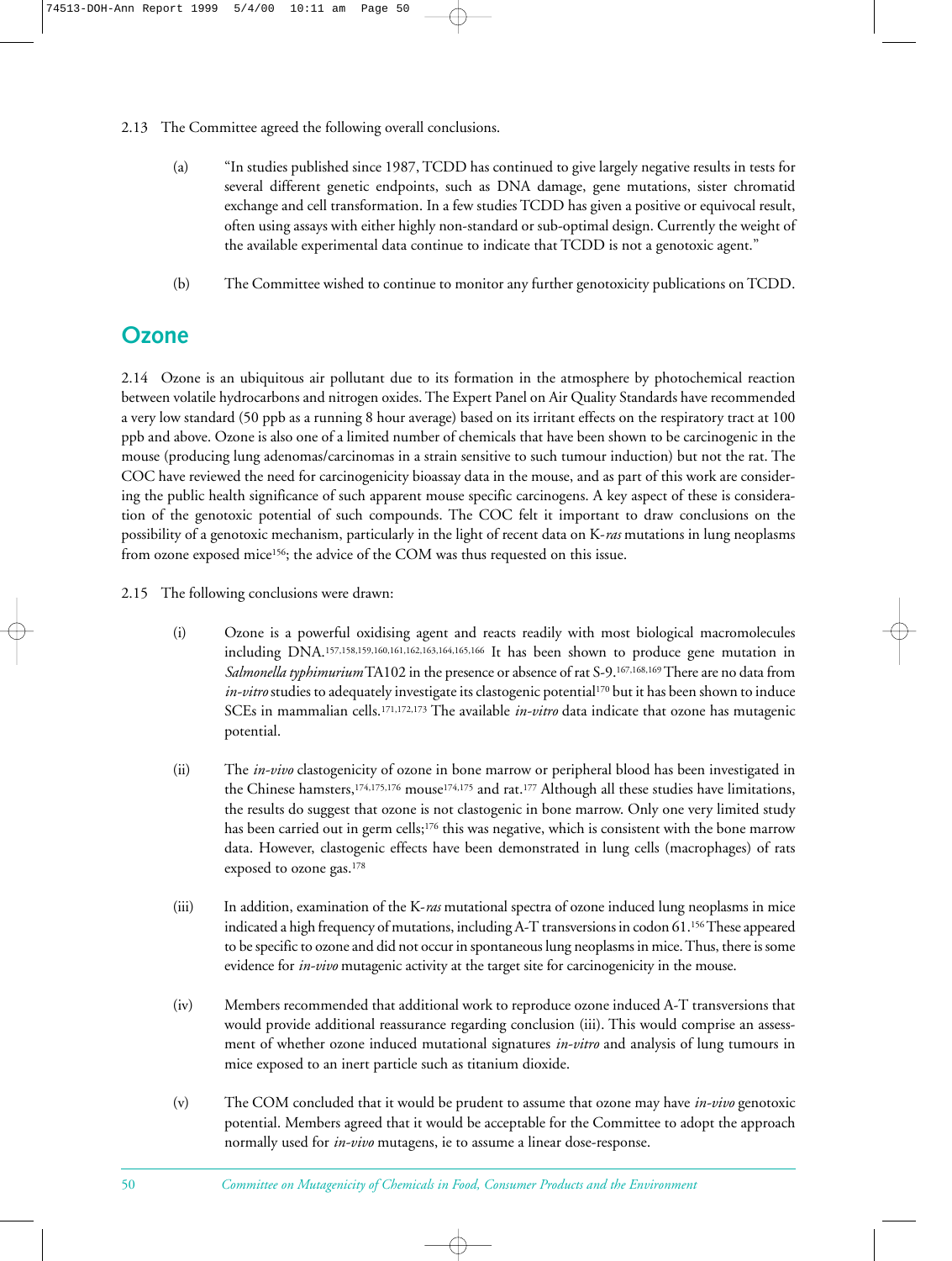2.13 The Committee agreed the following overall conclusions.

(a) "In studies published since 1987, TCDD has continued to give largely negative results in tests for several different genetic endpoints, such as DNA damage, gene mutations, sister chromatid exchange and cell transformation. In a few studies TCDD has given a positive or equivocal result, often using assays with either highly non-standard or sub-optimal design. Currently the weight of the available experimental data continue to indicate that TCDD is not a genotoxic agent."

(b) The Committee wished to continue to monitor any further genotoxicity publications on TCDD.

## Ozone

2.14 Ozone is an ubiquitous air pollutant due to its formation in the atmosphere by photochemical reaction between volatile hydrocarbons and nitrogen oxides. The Expert Panel on Air Quality Standards have recommended a very low standard (50 ppb as a running 8 hour average) based on its irritant effects on the respiratory tract at 100 ppb and above. Ozone is also one of a limited number of chemicals that have been shown to be carcinogenic in the mouse (producing lung adenomas/carcinomas in a strain sensitive to such tumour induction) but not the rat. The COC have reviewed the need for carcinogenicity bioassay data in the mouse, and as part of this work are considering the public health significance of such apparent mouse specific carcinogens. A key aspect of these is consideration of the genotoxic potential of such compounds. The COC felt it important to draw conclusions on the possibility of a genotoxic mechanism, particularly in the light of recent data on K-*ras* mutations in lung neoplasms from ozone exposed mice[156]; the advice of the COM was thus requested on this issue.

2.15 The following conclusions were drawn:

(i) Ozone is a powerful oxidising agent and reacts readily with most biological macromolecules including DNA.[157,158,159,160,161,162,163,164,165,166] It has been shown to produce gene mutation in *Salmonella typhimurium* TA102 in the presence or absence of rat S-9.[167,168,169] There are no data from *in-vitro* studies to adequately investigate its clastogenic potential[170] but it has been shown to induce SCEs in mammalian cells.[171,172,173] The available *in-vitro* data indicate that ozone has mutagenic potential.

(ii) The *in-vivo* clastogenicity of ozone in bone marrow or peripheral blood has been investigated in the Chinese hamsters,[174,175,176] mouse[174,175] and rat.[177] Although all these studies have limitations, the results do suggest that ozone is not clastogenic in bone marrow. Only one very limited study has been carried out in germ cells;[176] this was negative, which is consistent with the bone marrow data. However, clastogenic effects have been demonstrated in lung cells (macrophages) of rats exposed to ozone gas.[178]

(iii) In addition, examination of the K-*ras* mutational spectra of ozone induced lung neoplasms in mice indicated a high frequency of mutations, including A-T transversions in codon 61.[156] These appeared to be specific to ozone and did not occur in spontaneous lung neoplasms in mice. Thus, there is some evidence for *in-vivo* mutagenic activity at the target site for carcinogenicity in the mouse.

(iv) Members recommended that additional work to reproduce ozone induced A-T transversions that would provide additional reassurance regarding conclusion (iii). This would comprise an assessment of whether ozone induced mutational signatures *in-vitro* and analysis of lung tumours in mice exposed to an inert particle such as titanium dioxide.

(v) The COM concluded that it would be prudent to assume that ozone may have *in-vivo* genotoxic potential. Members agreed that it would be acceptable for the Committee to adopt the approach normally used for *in-vivo* mutagens, ie to assume a linear dose-response.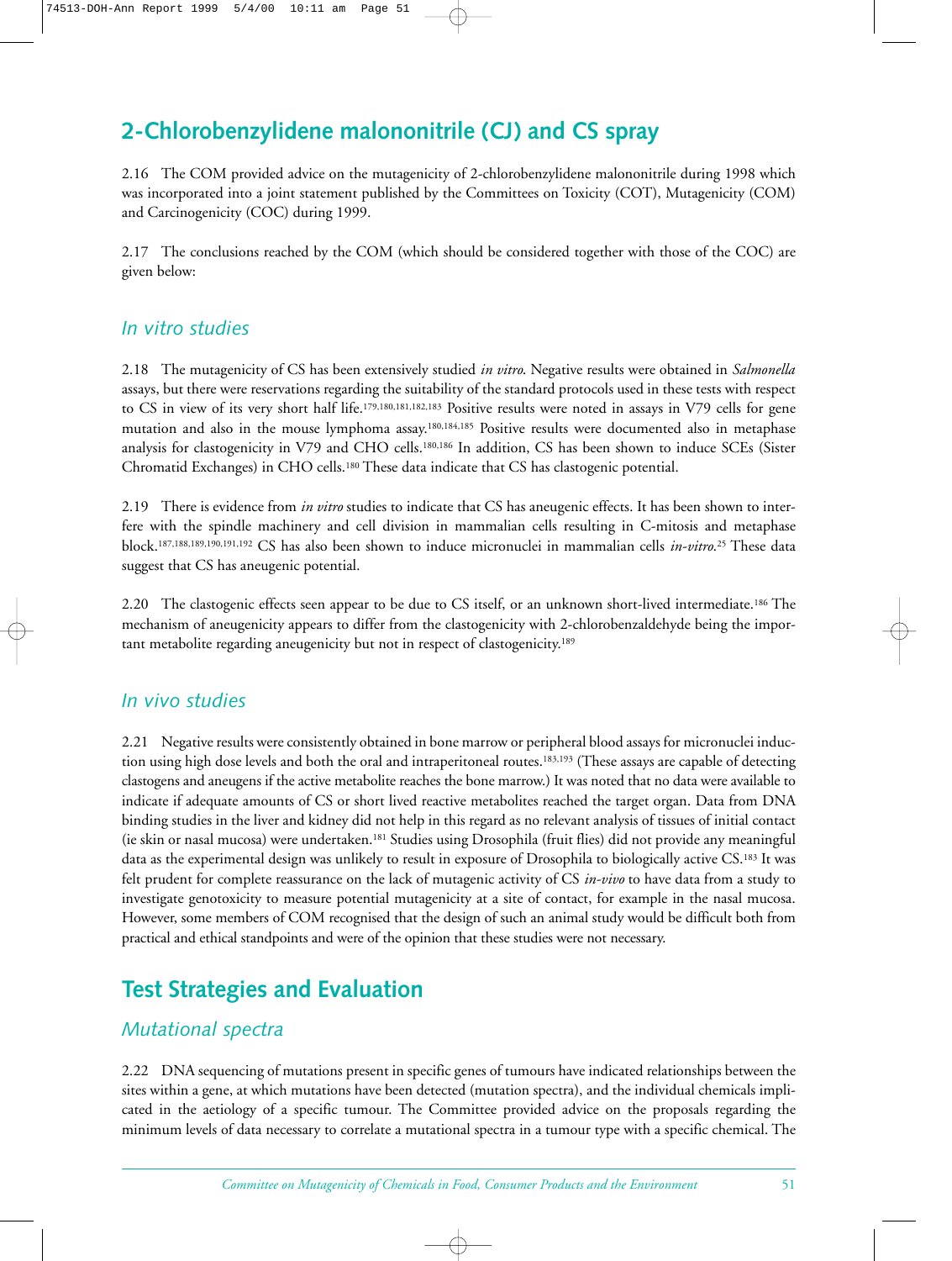## 2-Chlorobenzylidene malononitrile (CJ) and CS spray

2.16 The COM provided advice on the mutagenicity of 2-chlorobenzylidene malononitrile during 1998 which was incorporated into a joint statement published by the Committees on Toxicity (COT), Mutagenicity (COM) and Carcinogenicity (COC) during 1999.

2.17 The conclusions reached by the COM (which should be considered together with those of the COC) are given below:

### *In vitro studies*

2.18 The mutagenicity of CS has been extensively studied *in vitro*. Negative results were obtained in *Salmonella* assays, but there were reservations regarding the suitability of the standard protocols used in these tests with respect to CS in view of its very short half life.[179,180,181,182,183] Positive results were noted in assays in V79 cells for gene mutation and also in the mouse lymphoma assay.[180,184,185] Positive results were documented also in metaphase analysis for clastogenicity in V79 and CHO cells.[180,186] In addition, CS has been shown to induce SCEs (Sister Chromatid Exchanges) in CHO cells.[180] These data indicate that CS has clastogenic potential.

2.19 There is evidence from *in vitro* studies to indicate that CS has aneugenic effects. It has been shown to interfere with the spindle machinery and cell division in mammalian cells resulting in C-mitosis and metaphase block.[187,188,189,190,191,192] CS has also been shown to induce micronuclei in mammalian cells *in-vitro*.[25] These data suggest that CS has aneugenic potential.

2.20 The clastogenic effects seen appear to be due to CS itself, or an unknown short-lived intermediate.[186] The mechanism of aneugenicity appears to differ from the clastogenicity with 2-chlorobenzaldehyde being the important metabolite regarding aneugenicity but not in respect of clastogenicity.[189]

### *In vivo studies*

2.21 Negative results were consistently obtained in bone marrow or peripheral blood assays for micronuclei induction using high dose levels and both the oral and intraperitoneal routes.[183,193] (These assays are capable of detecting clastogens and aneugens if the active metabolite reaches the bone marrow.) It was noted that no data were available to indicate if adequate amounts of CS or short lived reactive metabolites reached the target organ. Data from DNA binding studies in the liver and kidney did not help in this regard as no relevant analysis of tissues of initial contact (ie skin or nasal mucosa) were undertaken.[181] Studies using Drosophila (fruit flies) did not provide any meaningful data as the experimental design was unlikely to result in exposure of Drosophila to biologically active CS.[183] It was felt prudent for complete reassurance on the lack of mutagenic activity of CS *in-vivo* to have data from a study to investigate genotoxicity to measure potential mutagenicity at a site of contact, for example in the nasal mucosa. However, some members of COM recognised that the design of such an animal study would be difficult both from practical and ethical standpoints and were of the opinion that these studies were not necessary.

## Test Strategies and Evaluation

### *Mutational spectra*

2.22 DNA sequencing of mutations present in specific genes of tumours have indicated relationships between the sites within a gene, at which mutations have been detected (mutation spectra), and the individual chemicals implicated in the aetiology of a specific tumour. The Committee provided advice on the proposals regarding the minimum levels of data necessary to correlate a mutational spectra in a tumour type with a specific chemical. The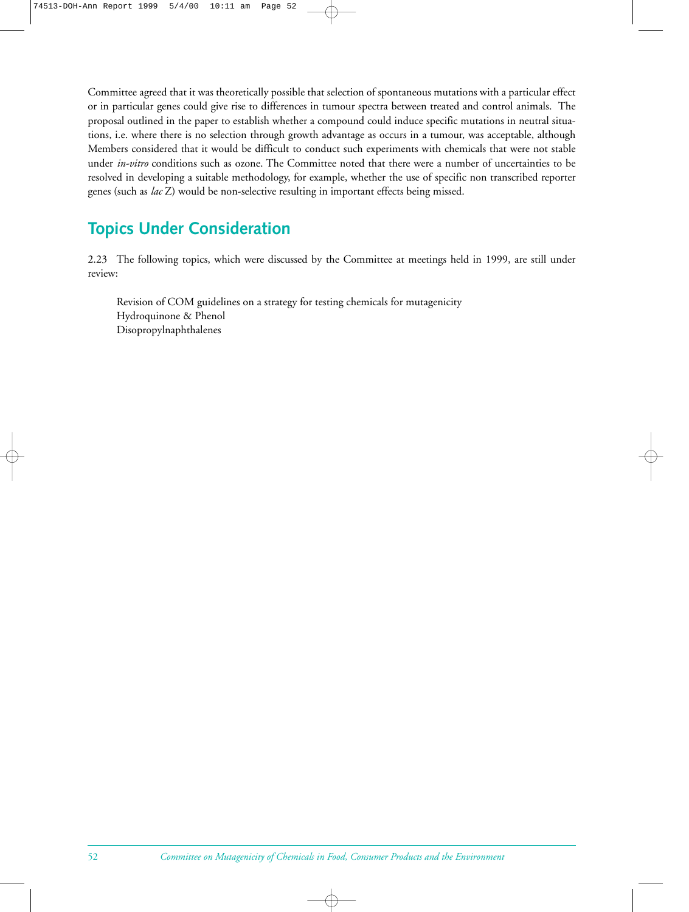Committee agreed that it was theoretically possible that selection of spontaneous mutations with a particular effect or in particular genes could give rise to differences in tumour spectra between treated and control animals. The proposal outlined in the paper to establish whether a compound could induce specific mutations in neutral situations, i.e. where there is no selection through growth advantage as occurs in a tumour, was acceptable, although Members considered that it would be difficult to conduct such experiments with chemicals that were not stable under *in-vitro* conditions such as ozone. The Committee noted that there were a number of uncertainties to be resolved in developing a suitable methodology, for example, whether the use of specific non transcribed reporter genes (such as *lac* Z) would be non-selective resulting in important effects being missed.

## Topics Under Consideration

2.23 The following topics, which were discussed by the Committee at meetings held in 1999, are still under review:

Revision of COM guidelines on a strategy for testing chemicals for mutagenicity
Hydroquinone & Phenol
Disopropylnaphthalenes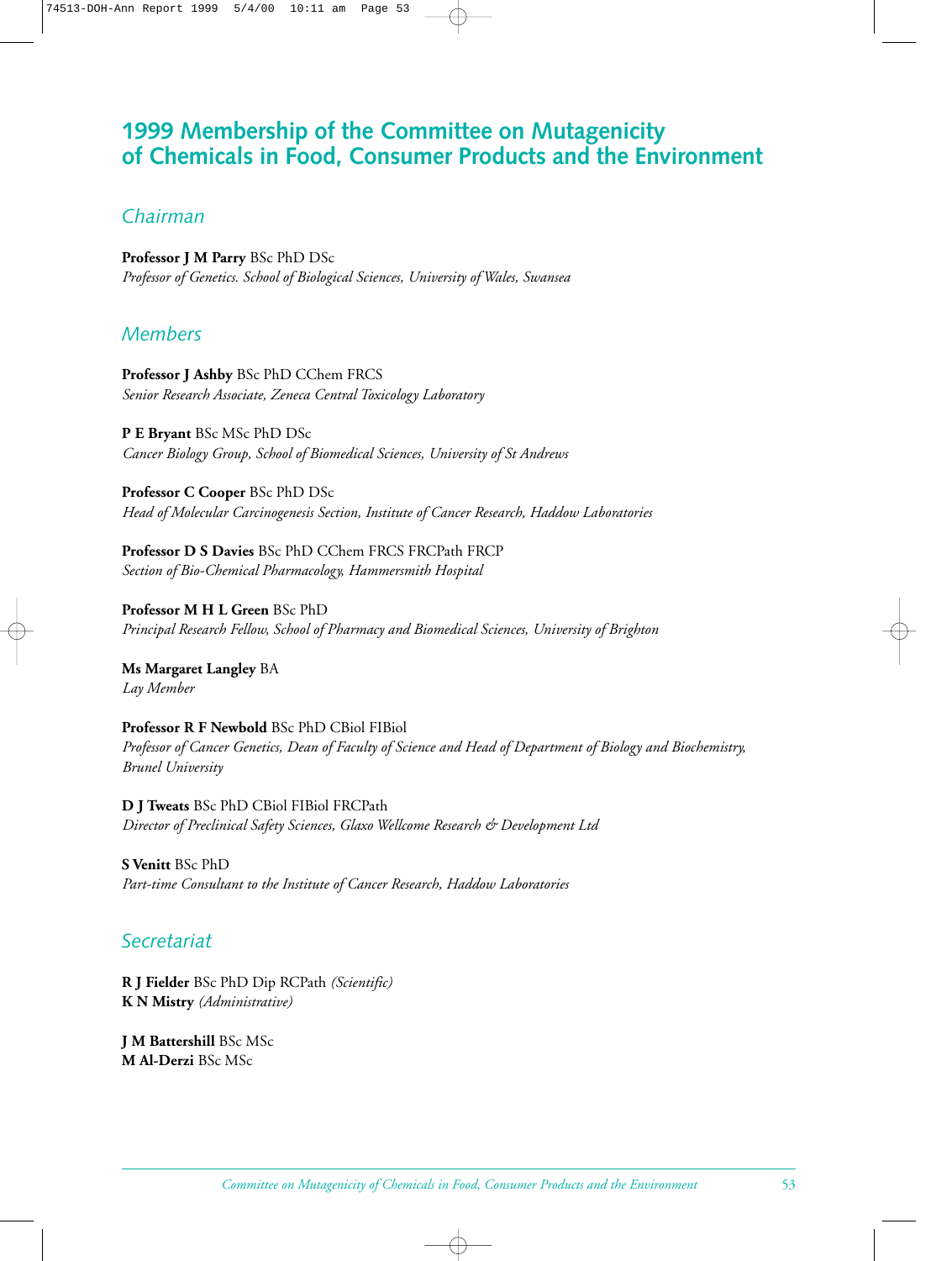# 1999 Membership of the Committee on Mutagenicity of Chemicals in Food, Consumer Products and the Environment

## *Chairman*

**Professor J M Parry** BSc PhD DSc
*Professor of Genetics. School of Biological Sciences, University of Wales, Swansea*

## *Members*

**Professor J Ashby** BSc PhD CChem FRCS
*Senior Research Associate, Zeneca Central Toxicology Laboratory*

**P E Bryant** BSc MSc PhD DSc
*Cancer Biology Group, School of Biomedical Sciences, University of St Andrews*

**Professor C Cooper** BSc PhD DSc
*Head of Molecular Carcinogenesis Section, Institute of Cancer Research, Haddow Laboratories*

**Professor D S Davies** BSc PhD CChem FRCS FRCPath FRCP
*Section of Bio-Chemical Pharmacology, Hammersmith Hospital*

**Professor M H L Green** BSc PhD
*Principal Research Fellow, School of Pharmacy and Biomedical Sciences, University of Brighton*

**Ms Margaret Langley** BA
*Lay Member*

**Professor R F Newbold** BSc PhD CBiol FIBiol
*Professor of Cancer Genetics, Dean of Faculty of Science and Head of Department of Biology and Biochemistry, Brunel University*

**D J Tweats** BSc PhD CBiol FIBiol FRCPath
*Director of Preclinical Safety Sciences, Glaxo Wellcome Research & Development Ltd*

**S Venitt** BSc PhD
*Part-time Consultant to the Institute of Cancer Research, Haddow Laboratories*

## *Secretariat*

**R J Fielder** BSc PhD Dip RCPath *(Scientific)*
**K N Mistry** *(Administrative)*

**J M Battershill** BSc MSc
**M Al-Derzi** BSc MSc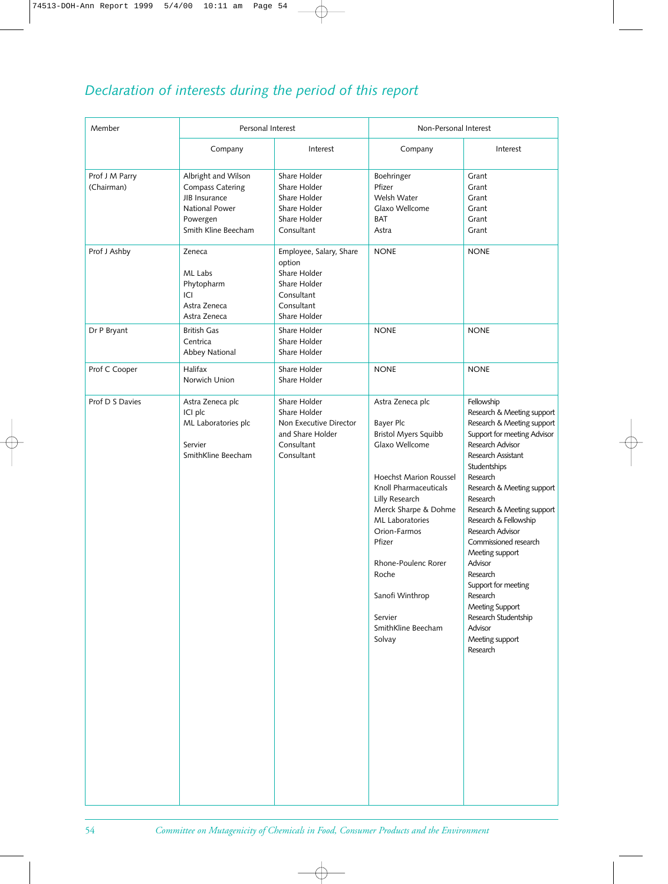## *Declaration of interests during the period of this report*

| Member | Personal Interest | | Non-Personal Interest | |
|---|---|---|---|---|
| | Company | Interest | Company | Interest |
| Prof J M Parry (Chairman) | Albright and Wilson<br>Compass Catering<br>JIB Insurance<br>National Power<br>Powergen<br>Smith Kline Beecham | Share Holder<br>Share Holder<br>Share Holder<br>Share Holder<br>Share Holder<br>Consultant | Boehringer<br>Pfizer<br>Welsh Water<br>Glaxo Wellcome<br>BAT<br>Astra | Grant<br>Grant<br>Grant<br>Grant<br>Grant<br>Grant |
| Prof J Ashby | Zeneca<br><br>ML Labs<br>Phytopharm<br>ICI<br>Astra Zeneca<br>Astra Zeneca | Employee, Salary, Share option<br>Share Holder<br>Share Holder<br>Consultant<br>Consultant<br>Share Holder | NONE | NONE |
| Dr P Bryant | British Gas<br>Centrica<br>Abbey National | Share Holder<br>Share Holder<br>Share Holder | NONE | NONE |
| Prof C Cooper | Halifax<br>Norwich Union | Share Holder<br>Share Holder | NONE | NONE |
| Prof D S Davies | Astra Zeneca plc<br>ICI plc<br>ML Laboratories plc<br><br>Servier<br>SmithKline Beecham | Share Holder<br>Share Holder<br>Non Executive Director and Share Holder<br>Consultant<br>Consultant | Astra Zeneca plc<br><br>Bayer Plc<br>Bristol Myers Squibb<br>Glaxo Wellcome<br><br><br>Hoechst Marion Roussel<br>Knoll Pharmaceuticals<br>Lilly Research<br>Merck Sharpe & Dohme<br>ML Laboratories<br>Orion-Farmos<br>Pfizer<br><br>Rhone-Poulenc Rorer<br>Roche<br><br>Sanofi Winthrop<br><br>Servier<br>SmithKline Beecham<br>Solvay | Fellowship<br>Research & Meeting support<br>Research & Meeting support<br>Support for meeting Advisor<br>Research Advisor<br>Research Assistant<br>Studentships<br>Research<br>Research & Meeting support<br>Research<br>Research & Meeting support<br>Research & Fellowship<br>Research Advisor<br>Commissioned research<br>Meeting support<br>Advisor<br>Research<br>Support for meeting<br>Research<br>Meeting Support<br>Research Studentship<br>Advisor<br>Meeting support<br>Research |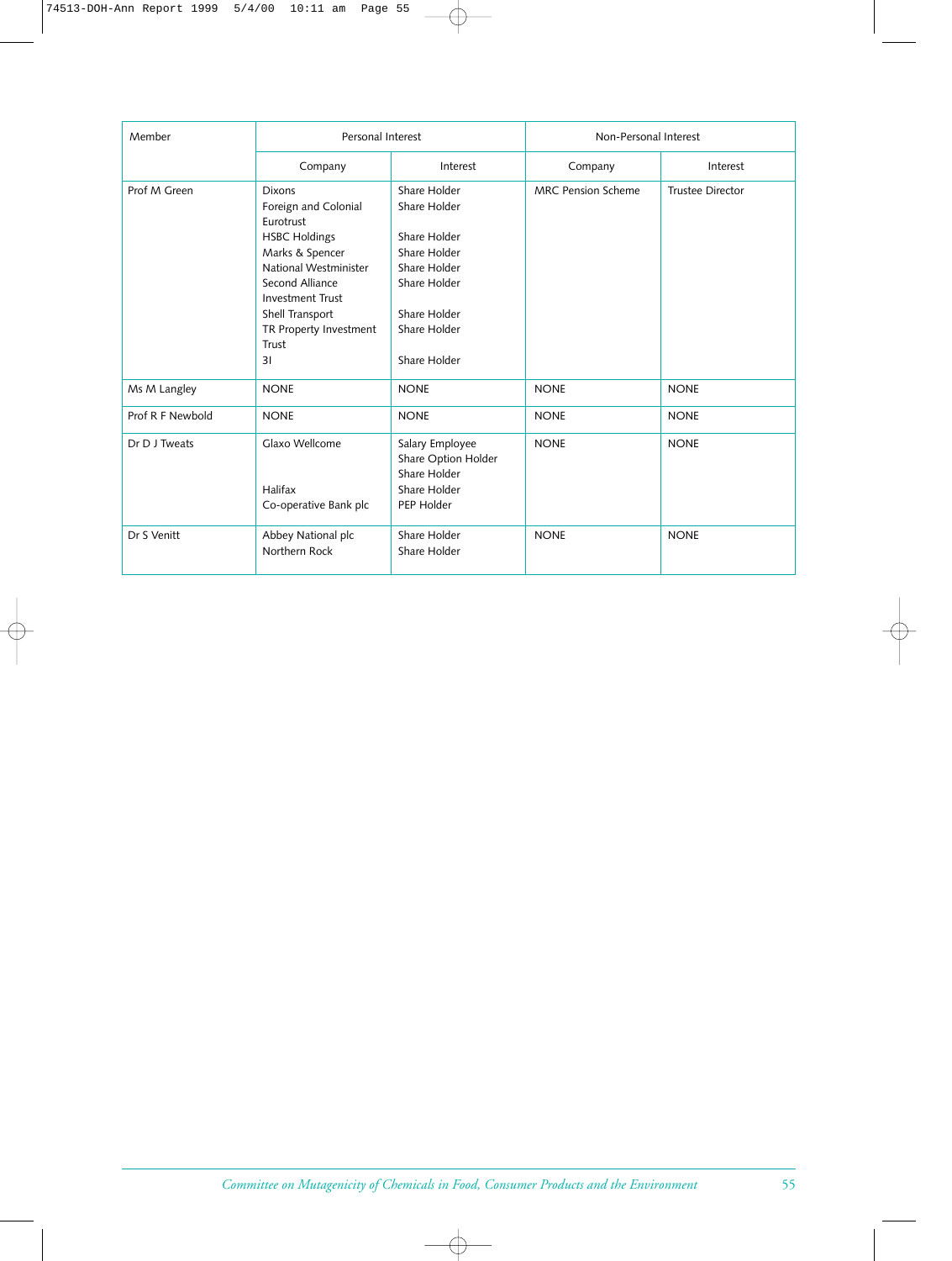| Member | Personal Interest | | Non-Personal Interest | |
|---|---|---|---|---|
| | Company | Interest | Company | Interest |
| Prof M Green | Dixons<br>Foreign and Colonial Eurotrust<br>HSBC Holdings<br>Marks & Spencer<br>National Westminister<br>Second Alliance Investment Trust<br>Shell Transport<br>TR Property Investment Trust<br>3I | Share Holder<br>Share Holder<br><br>Share Holder<br>Share Holder<br>Share Holder<br>Share Holder<br><br>Share Holder<br>Share Holder<br><br>Share Holder | MRC Pension Scheme | Trustee Director |
| Ms M Langley | NONE | NONE | NONE | NONE |
| Prof R F Newbold | NONE | NONE | NONE | NONE |
| Dr D J Tweats | Glaxo Wellcome<br><br><br>Halifax<br>Co-operative Bank plc | Salary Employee<br>Share Option Holder<br>Share Holder<br>Share Holder<br>PEP Holder | NONE | NONE |
| Dr S Venitt | Abbey National plc<br>Northern Rock | Share Holder<br>Share Holder | NONE | NONE |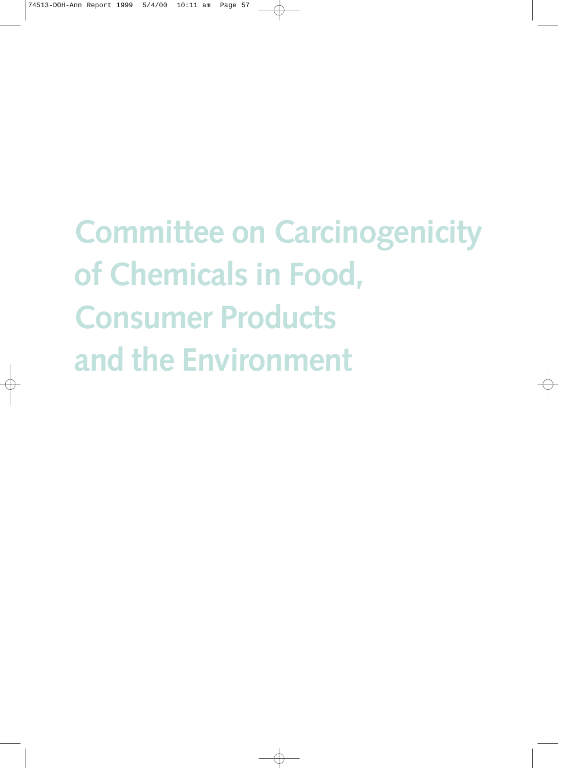# Committee on Carcinogenicity of Chemicals in Food, Consumer Products and the Environment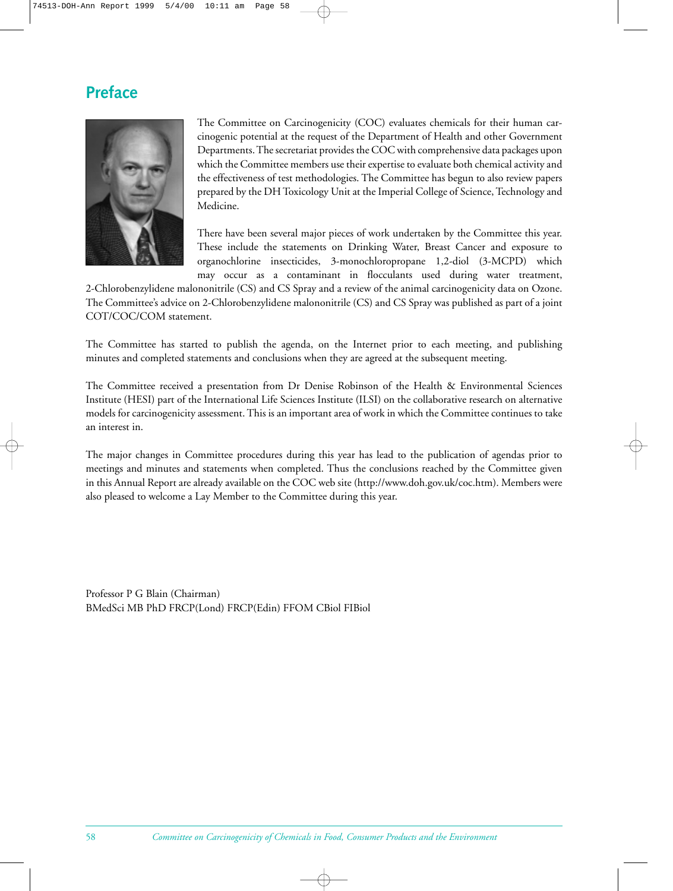# Preface

The Committee on Carcinogenicity (COC) evaluates chemicals for their human carcinogenic potential at the request of the Department of Health and other Government Departments. The secretariat provides the COC with comprehensive data packages upon which the Committee members use their expertise to evaluate both chemical activity and the effectiveness of test methodologies. The Committee has begun to also review papers prepared by the DH Toxicology Unit at the Imperial College of Science, Technology and Medicine.

There have been several major pieces of work undertaken by the Committee this year. These include the statements on Drinking Water, Breast Cancer and exposure to organochlorine insecticides, 3-monochloropropane 1,2-diol (3-MCPD) which may occur as a contaminant in flocculants used during water treatment, 2-Chlorobenzylidene malononitrile (CS) and CS Spray and a review of the animal carcinogenicity data on Ozone. The Committee's advice on 2-Chlorobenzylidene malononitrile (CS) and CS Spray was published as part of a joint COT/COC/COM statement.

The Committee has started to publish the agenda, on the Internet prior to each meeting, and publishing minutes and completed statements and conclusions when they are agreed at the subsequent meeting.

The Committee received a presentation from Dr Denise Robinson of the Health & Environmental Sciences Institute (HESI) part of the International Life Sciences Institute (ILSI) on the collaborative research on alternative models for carcinogenicity assessment. This is an important area of work in which the Committee continues to take an interest in.

The major changes in Committee procedures during this year has lead to the publication of agendas prior to meetings and minutes and statements when completed. Thus the conclusions reached by the Committee given in this Annual Report are already available on the COC web site (http://www.doh.gov.uk/coc.htm). Members were also pleased to welcome a Lay Member to the Committee during this year.

Professor P G Blain (Chairman)
BMedSci MB PhD FRCP(Lond) FRCP(Edin) FFOM CBiol FIBiol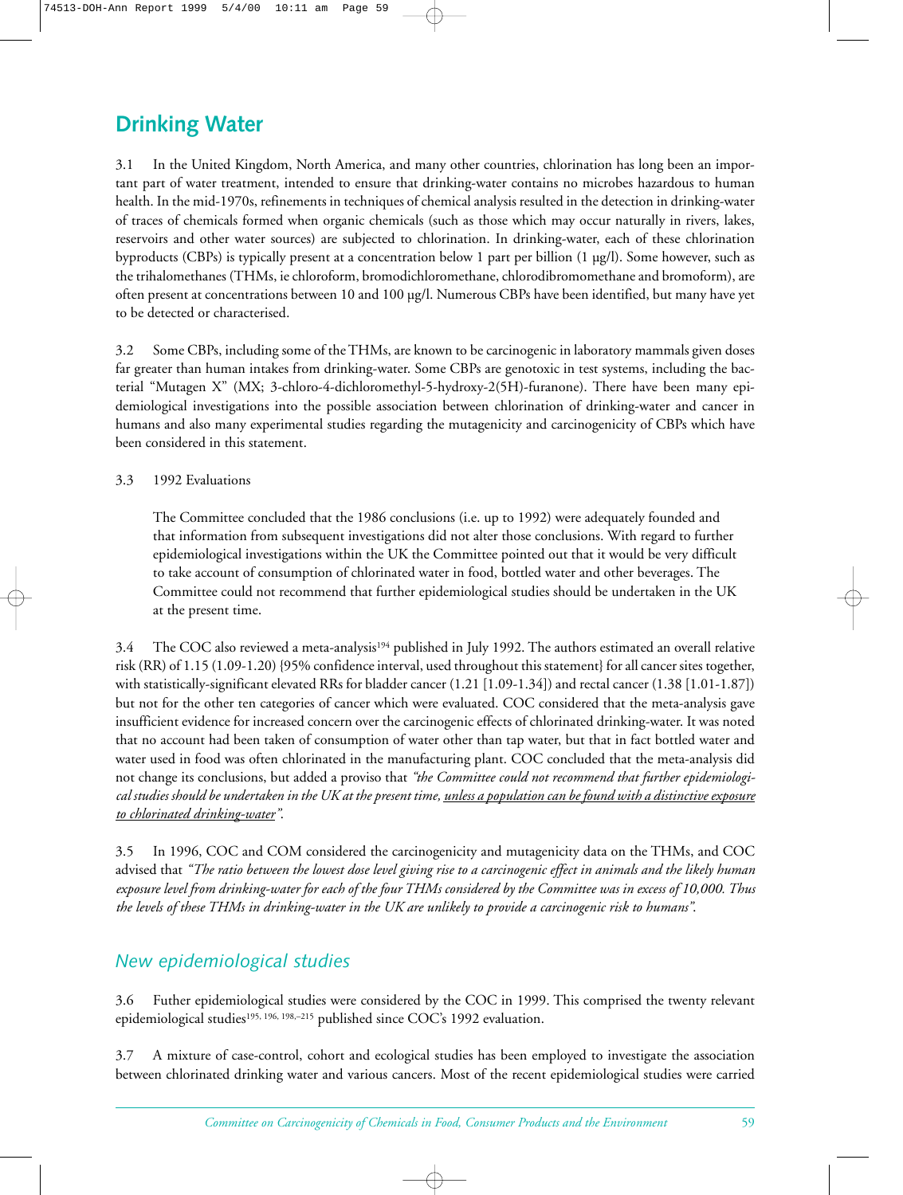## Drinking Water

3.1 In the United Kingdom, North America, and many other countries, chlorination has long been an important part of water treatment, intended to ensure that drinking-water contains no microbes hazardous to human health. In the mid-1970s, refinements in techniques of chemical analysis resulted in the detection in drinking-water of traces of chemicals formed when organic chemicals (such as those which may occur naturally in rivers, lakes, reservoirs and other water sources) are subjected to chlorination. In drinking-water, each of these chlorination byproducts (CBPs) is typically present at a concentration below 1 part per billion (1 µg/l). Some however, such as the trihalomethanes (THMs, ie chloroform, bromodichloromethane, chlorodibromomethane and bromoform), are often present at concentrations between 10 and 100 µg/l. Numerous CBPs have been identified, but many have yet to be detected or characterised.

3.2 Some CBPs, including some of the THMs, are known to be carcinogenic in laboratory mammals given doses far greater than human intakes from drinking-water. Some CBPs are genotoxic in test systems, including the bacterial "Mutagen X" (MX; 3-chloro-4-dichloromethyl-5-hydroxy-2(5H)-furanone). There have been many epidemiological investigations into the possible association between chlorination of drinking-water and cancer in humans and also many experimental studies regarding the mutagenicity and carcinogenicity of CBPs which have been considered in this statement.

3.3 1992 Evaluations

> The Committee concluded that the 1986 conclusions (i.e. up to 1992) were adequately founded and that information from subsequent investigations did not alter those conclusions. With regard to further epidemiological investigations within the UK the Committee pointed out that it would be very difficult to take account of consumption of chlorinated water in food, bottled water and other beverages. The Committee could not recommend that further epidemiological studies should be undertaken in the UK at the present time.

3.4 The COC also reviewed a meta-analysis[194] published in July 1992. The authors estimated an overall relative risk (RR) of 1.15 (1.09-1.20) {95% confidence interval, used throughout this statement} for all cancer sites together, with statistically-significant elevated RRs for bladder cancer (1.21 [1.09-1.34]) and rectal cancer (1.38 [1.01-1.87]) but not for the other ten categories of cancer which were evaluated. COC considered that the meta-analysis gave insufficient evidence for increased concern over the carcinogenic effects of chlorinated drinking-water. It was noted that no account had been taken of consumption of water other than tap water, but that in fact bottled water and water used in food was often chlorinated in the manufacturing plant. COC concluded that the meta-analysis did not change its conclusions, but added a proviso that *"the Committee could not recommend that further epidemiological studies should be undertaken in the UK at the present time, <u>unless a population can be found with a distinctive exposure to chlorinated drinking-water</u>".*

3.5 In 1996, COC and COM considered the carcinogenicity and mutagenicity data on the THMs, and COC advised that *"The ratio between the lowest dose level giving rise to a carcinogenic effect in animals and the likely human exposure level from drinking-water for each of the four THMs considered by the Committee was in excess of 10,000. Thus the levels of these THMs in drinking-water in the UK are unlikely to provide a carcinogenic risk to humans".*

### *New epidemiological studies*

3.6 Futher epidemiological studies were considered by the COC in 1999. This comprised the twenty relevant epidemiological studies[195, 196, 198,–215] published since COC's 1992 evaluation.

3.7 A mixture of case-control, cohort and ecological studies has been employed to investigate the association between chlorinated drinking water and various cancers. Most of the recent epidemiological studies were carried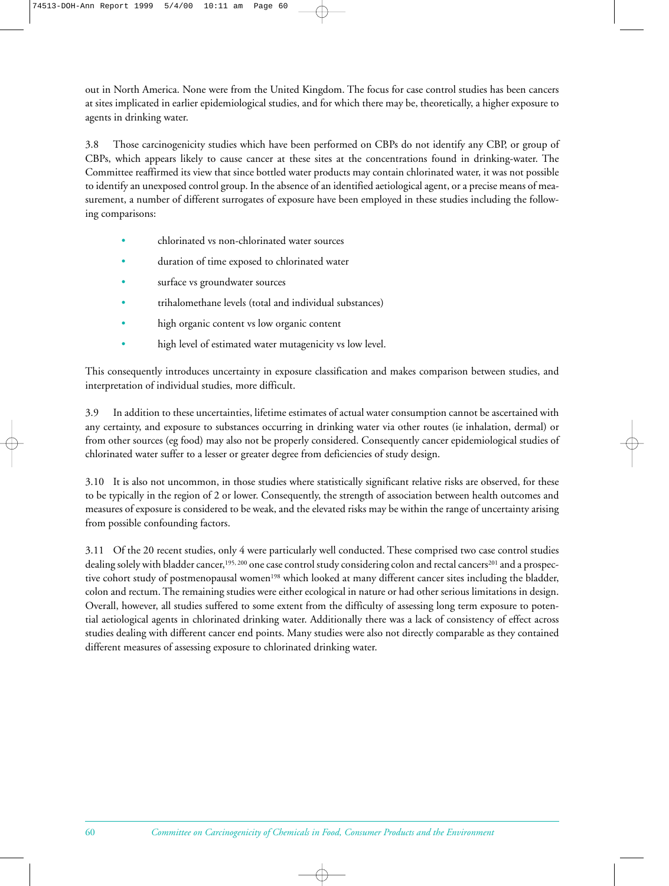out in North America. None were from the United Kingdom. The focus for case control studies has been cancers at sites implicated in earlier epidemiological studies, and for which there may be, theoretically, a higher exposure to agents in drinking water.

3.8 Those carcinogenicity studies which have been performed on CBPs do not identify any CBP, or group of CBPs, which appears likely to cause cancer at these sites at the concentrations found in drinking-water. The Committee reaffirmed its view that since bottled water products may contain chlorinated water, it was not possible to identify an unexposed control group. In the absence of an identified aetiological agent, or a precise means of measurement, a number of different surrogates of exposure have been employed in these studies including the following comparisons:

- chlorinated vs non-chlorinated water sources
- duration of time exposed to chlorinated water
- surface vs groundwater sources
- trihalomethane levels (total and individual substances)
- high organic content vs low organic content
- high level of estimated water mutagenicity vs low level.

This consequently introduces uncertainty in exposure classification and makes comparison between studies, and interpretation of individual studies, more difficult.

3.9 In addition to these uncertainties, lifetime estimates of actual water consumption cannot be ascertained with any certainty, and exposure to substances occurring in drinking water via other routes (ie inhalation, dermal) or from other sources (eg food) may also not be properly considered. Consequently cancer epidemiological studies of chlorinated water suffer to a lesser or greater degree from deficiencies of study design.

3.10 It is also not uncommon, in those studies where statistically significant relative risks are observed, for these to be typically in the region of 2 or lower. Consequently, the strength of association between health outcomes and measures of exposure is considered to be weak, and the elevated risks may be within the range of uncertainty arising from possible confounding factors.

3.11 Of the 20 recent studies, only 4 were particularly well conducted. These comprised two case control studies dealing solely with bladder cancer,[195, 200] one case control study considering colon and rectal cancers[201] and a prospective cohort study of postmenopausal women[198] which looked at many different cancer sites including the bladder, colon and rectum. The remaining studies were either ecological in nature or had other serious limitations in design. Overall, however, all studies suffered to some extent from the difficulty of assessing long term exposure to potential aetiological agents in chlorinated drinking water. Additionally there was a lack of consistency of effect across studies dealing with different cancer end points. Many studies were also not directly comparable as they contained different measures of assessing exposure to chlorinated drinking water.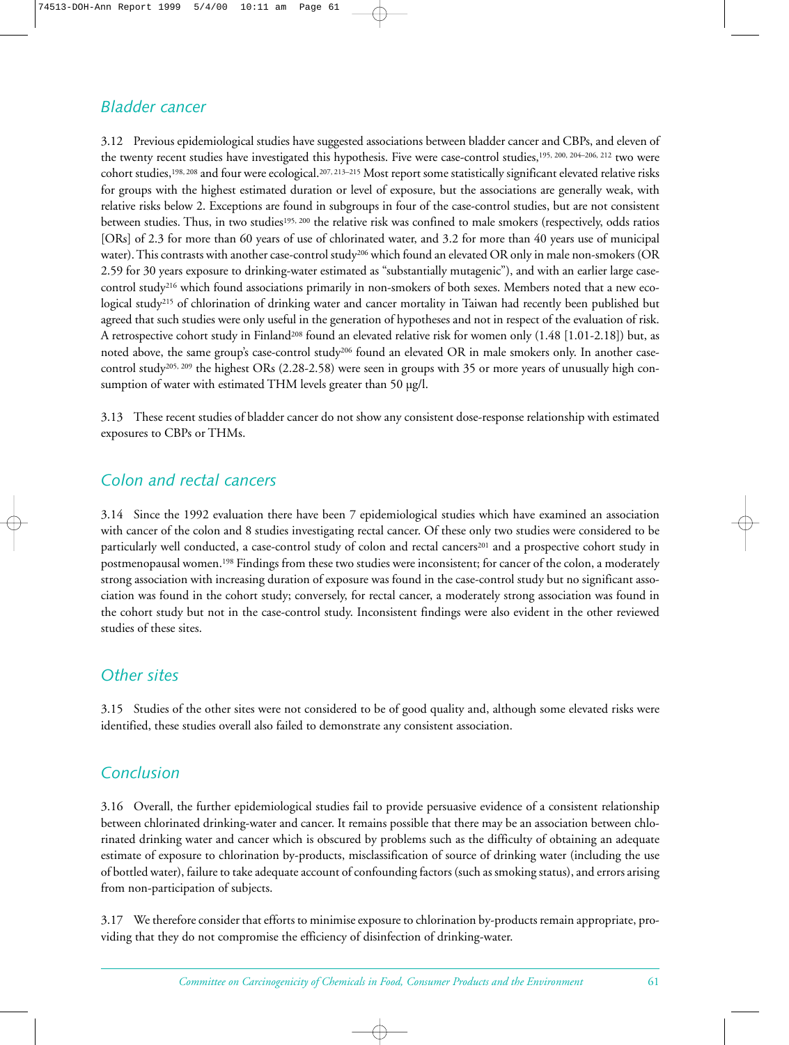## Bladder cancer

3.12 Previous epidemiological studies have suggested associations between bladder cancer and CBPs, and eleven of the twenty recent studies have investigated this hypothesis. Five were case-control studies,[195, 200, 204–206, 212] two were cohort studies,[198, 208] and four were ecological.[207, 213–215] Most report some statistically significant elevated relative risks for groups with the highest estimated duration or level of exposure, but the associations are generally weak, with relative risks below 2. Exceptions are found in subgroups in four of the case-control studies, but are not consistent between studies. Thus, in two studies[195, 200] the relative risk was confined to male smokers (respectively, odds ratios [ORs] of 2.3 for more than 60 years of use of chlorinated water, and 3.2 for more than 40 years use of municipal water). This contrasts with another case-control study[206] which found an elevated OR only in male non-smokers (OR 2.59 for 30 years exposure to drinking-water estimated as "substantially mutagenic"), and with an earlier large case-control study[216] which found associations primarily in non-smokers of both sexes. Members noted that a new ecological study[215] of chlorination of drinking water and cancer mortality in Taiwan had recently been published but agreed that such studies were only useful in the generation of hypotheses and not in respect of the evaluation of risk. A retrospective cohort study in Finland[208] found an elevated relative risk for women only (1.48 [1.01-2.18]) but, as noted above, the same group's case-control study[206] found an elevated OR in male smokers only. In another case-control study[205, 209] the highest ORs (2.28-2.58) were seen in groups with 35 or more years of unusually high consumption of water with estimated THM levels greater than 50 μg/l.

3.13 These recent studies of bladder cancer do not show any consistent dose-response relationship with estimated exposures to CBPs or THMs.

## Colon and rectal cancers

3.14 Since the 1992 evaluation there have been 7 epidemiological studies which have examined an association with cancer of the colon and 8 studies investigating rectal cancer. Of these only two studies were considered to be particularly well conducted, a case-control study of colon and rectal cancers[201] and a prospective cohort study in postmenopausal women.[198] Findings from these two studies were inconsistent; for cancer of the colon, a moderately strong association with increasing duration of exposure was found in the case-control study but no significant association was found in the cohort study; conversely, for rectal cancer, a moderately strong association was found in the cohort study but not in the case-control study. Inconsistent findings were also evident in the other reviewed studies of these sites.

## Other sites

3.15 Studies of the other sites were not considered to be of good quality and, although some elevated risks were identified, these studies overall also failed to demonstrate any consistent association.

## Conclusion

3.16 Overall, the further epidemiological studies fail to provide persuasive evidence of a consistent relationship between chlorinated drinking-water and cancer. It remains possible that there may be an association between chlorinated drinking water and cancer which is obscured by problems such as the difficulty of obtaining an adequate estimate of exposure to chlorination by-products, misclassification of source of drinking water (including the use of bottled water), failure to take adequate account of confounding factors (such as smoking status), and errors arising from non-participation of subjects.

3.17 We therefore consider that efforts to minimise exposure to chlorination by-products remain appropriate, providing that they do not compromise the efficiency of disinfection of drinking-water.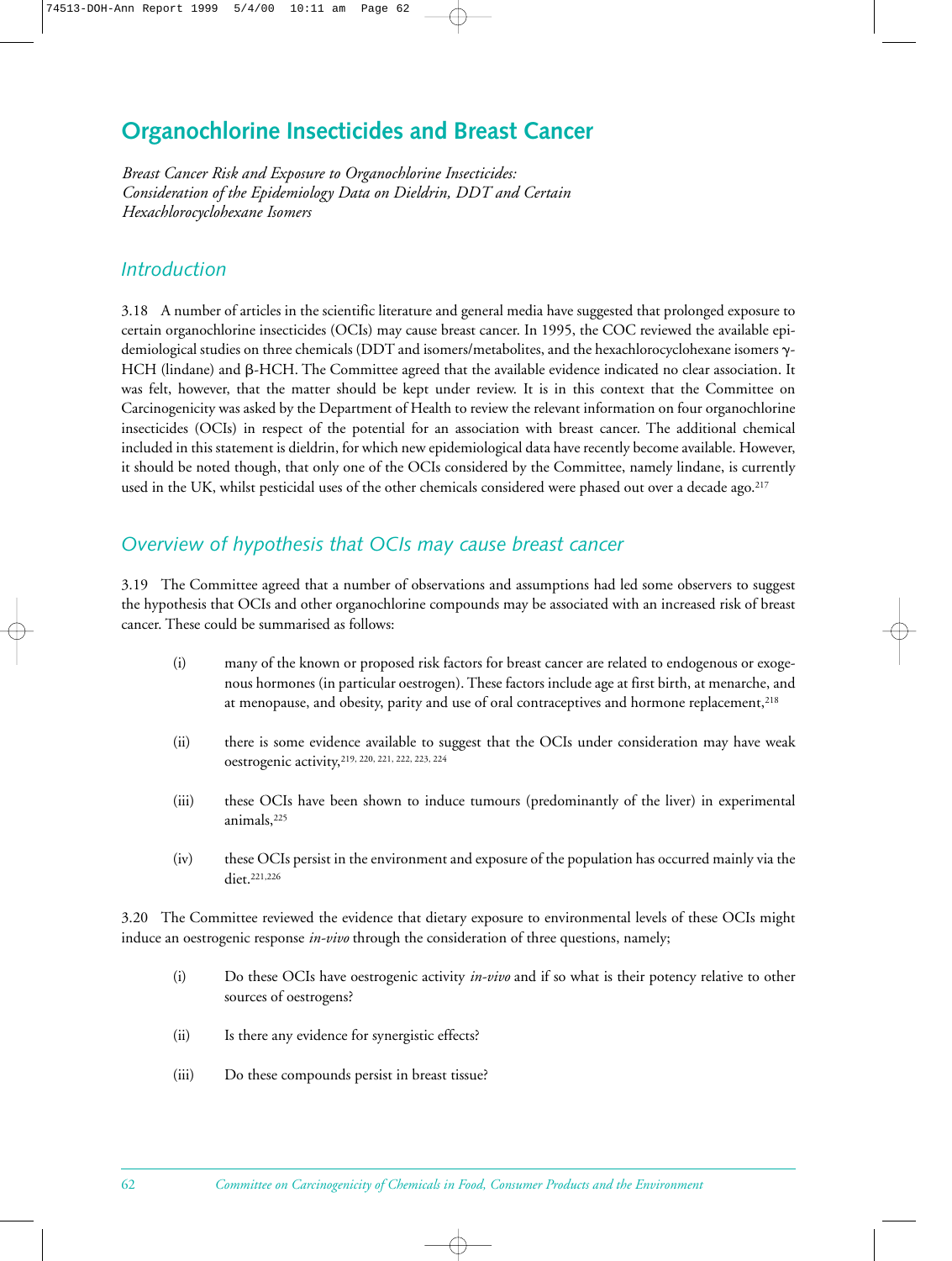# Organochlorine Insecticides and Breast Cancer

*Breast Cancer Risk and Exposure to Organochlorine Insecticides: Consideration of the Epidemiology Data on Dieldrin, DDT and Certain Hexachlorocyclohexane Isomers*

## *Introduction*

3.18 A number of articles in the scientific literature and general media have suggested that prolonged exposure to certain organochlorine insecticides (OCIs) may cause breast cancer. In 1995, the COC reviewed the available epidemiological studies on three chemicals (DDT and isomers/metabolites, and the hexachlorocyclohexane isomers γ-HCH (lindane) and β-HCH. The Committee agreed that the available evidence indicated no clear association. It was felt, however, that the matter should be kept under review. It is in this context that the Committee on Carcinogenicity was asked by the Department of Health to review the relevant information on four organochlorine insecticides (OCIs) in respect of the potential for an association with breast cancer. The additional chemical included in this statement is dieldrin, for which new epidemiological data have recently become available. However, it should be noted though, that only one of the OCIs considered by the Committee, namely lindane, is currently used in the UK, whilst pesticidal uses of the other chemicals considered were phased out over a decade ago.[217]

## *Overview of hypothesis that OCIs may cause breast cancer*

3.19 The Committee agreed that a number of observations and assumptions had led some observers to suggest the hypothesis that OCIs and other organochlorine compounds may be associated with an increased risk of breast cancer. These could be summarised as follows:

(i) many of the known or proposed risk factors for breast cancer are related to endogenous or exogenous hormones (in particular oestrogen). These factors include age at first birth, at menarche, and at menopause, and obesity, parity and use of oral contraceptives and hormone replacement,[218]

(ii) there is some evidence available to suggest that the OCIs under consideration may have weak oestrogenic activity,[219, 220, 221, 222, 223, 224]

(iii) these OCIs have been shown to induce tumours (predominantly of the liver) in experimental animals,[225]

(iv) these OCIs persist in the environment and exposure of the population has occurred mainly via the diet.[221,226]

3.20 The Committee reviewed the evidence that dietary exposure to environmental levels of these OCIs might induce an oestrogenic response *in-vivo* through the consideration of three questions, namely;

(i) Do these OCIs have oestrogenic activity *in-vivo* and if so what is their potency relative to other sources of oestrogens?

(ii) Is there any evidence for synergistic effects?

(iii) Do these compounds persist in breast tissue?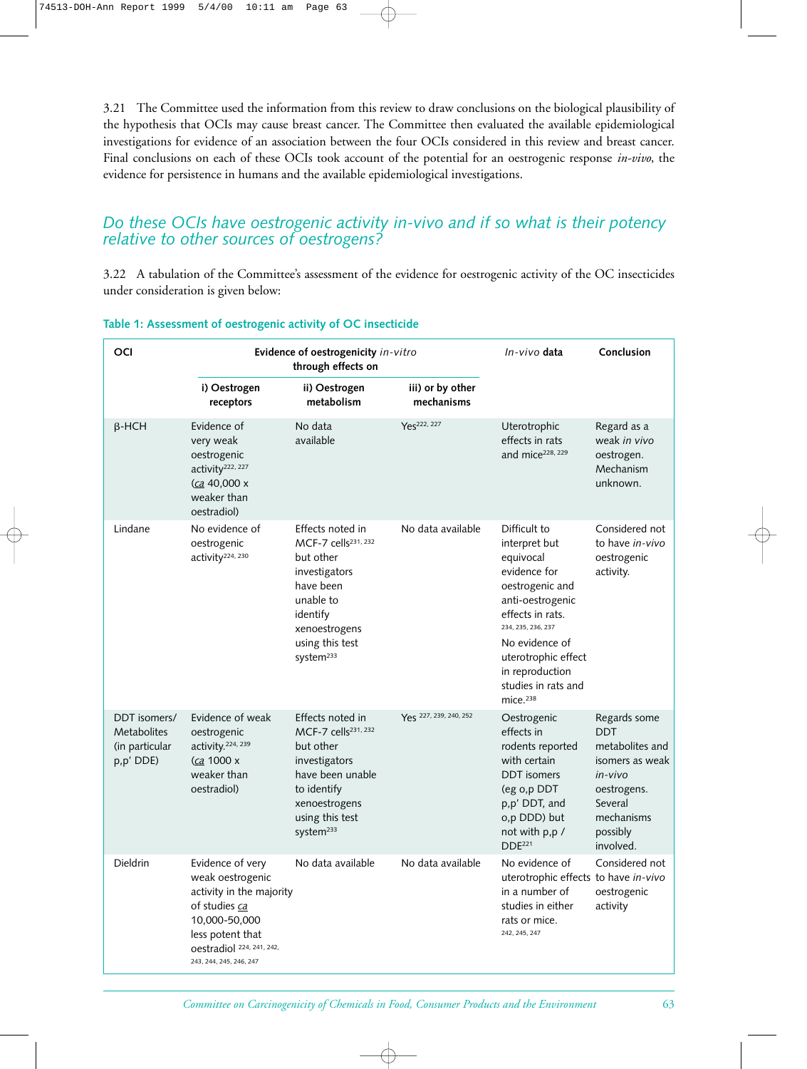3.21 The Committee used the information from this review to draw conclusions on the biological plausibility of the hypothesis that OCIs may cause breast cancer. The Committee then evaluated the available epidemiological investigations for evidence of an association between the four OCIs considered in this review and breast cancer. Final conclusions on each of these OCIs took account of the potential for an oestrogenic response *in-vivo*, the evidence for persistence in humans and the available epidemiological investigations.

## *Do these OCIs have oestrogenic activity in-vivo and if so what is their potency relative to other sources of oestrogens?*

3.22 A tabulation of the Committee's assessment of the evidence for oestrogenic activity of the OC insecticides under consideration is given below:

**Table 1: Assessment of oestrogenic activity of OC insecticide**

| OCI | Evidence of oestrogenicity *in-vitro* through effects on | | | *In-vivo* data | Conclusion |
|---|---|---|---|---|---|
| | i) Oestrogen receptors | ii) Oestrogen metabolism | iii) or by other mechanisms | | |
| β-HCH | Evidence of very weak oestrogenic activity[222, 227] (ca 40,000 x weaker than oestradiol) | No data available | Yes[222, 227] | Uterotrophic effects in rats and mice[228, 229] | Regard as a weak *in vivo* oestrogen. Mechanism unknown. |
| Lindane | No evidence of oestrogenic activity[224, 230] | Effects noted in MCF-7 cells[231, 232] but other investigators have been unable to identify xenoestrogens using this test system[233] | No data available | Difficult to interpret but equivocal evidence for oestrogenic and anti-oestrogenic effects in rats.[234, 235, 236, 237] No evidence of uterotrophic effect in reproduction studies in rats and mice.[238] | Considered not to have *in-vivo* oestrogenic activity. |
| DDT isomers/ Metabolites (in particular p,p' DDE) | Evidence of weak oestrogenic activity.[224, 239] (ca 1000 x weaker than oestradiol) | Effects noted in MCF-7 cells[231, 232] but other investigators have been unable to identify xenoestrogens using this test system[233] | Yes[227, 239, 240, 252] | Oestrogenic effects in rodents reported with certain DDT isomers (eg o,p DDT p,p' DDT, and o,p DDD) but not with p,p / DDE[221] | Regards some DDT metabolites and isomers as weak *in-vivo* oestrogens. Several mechanisms possibly involved. |
| Dieldrin | Evidence of very weak oestrogenic activity in the majority of studies ca 10,000-50,000 less potent that oestradiol[224, 241, 242, 243, 244, 245, 246, 247] | No data available | No data available | No evidence of uterotrophic effects in a number of studies in either rats or mice.[242, 245, 247] | Considered not to have *in-vivo* oestrogenic activity |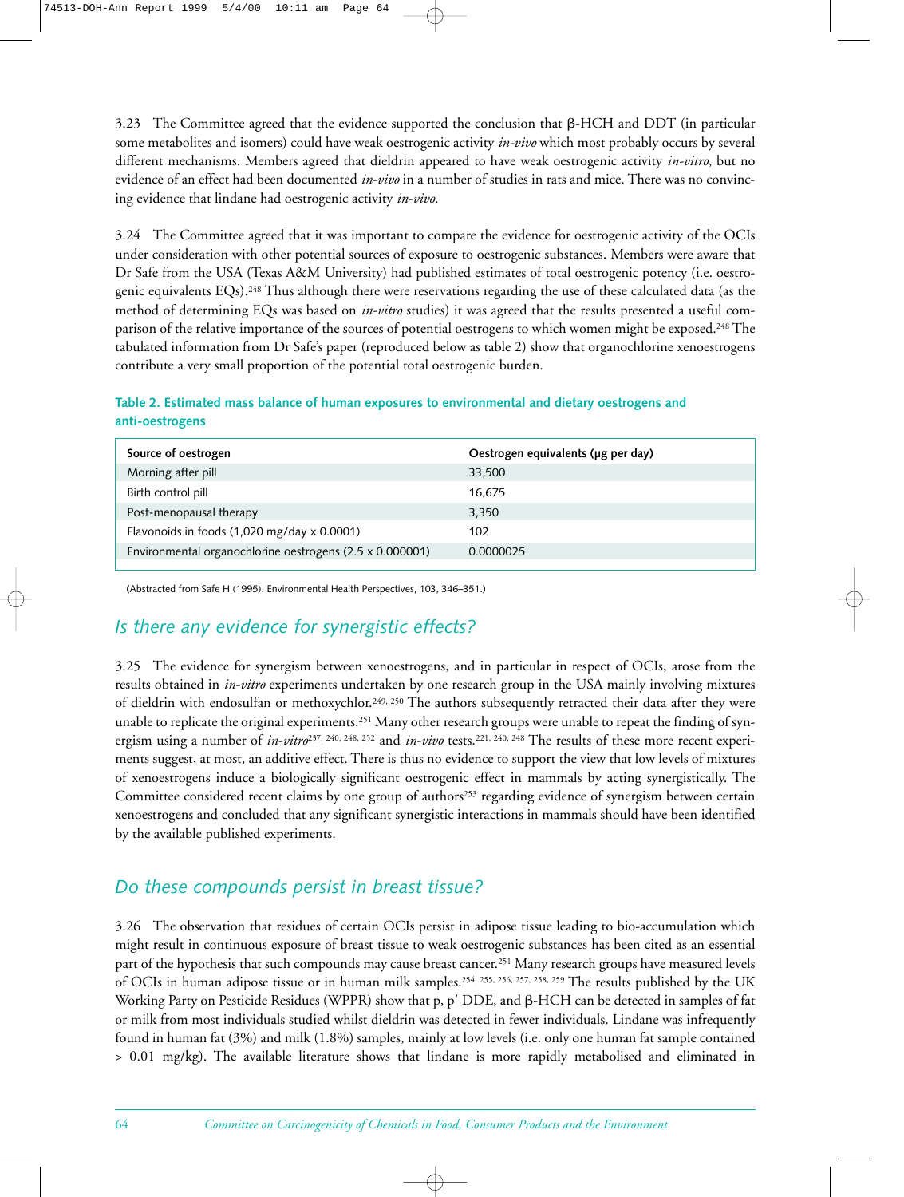3.23 The Committee agreed that the evidence supported the conclusion that β-HCH and DDT (in particular some metabolites and isomers) could have weak oestrogenic activity *in-vivo* which most probably occurs by several different mechanisms. Members agreed that dieldrin appeared to have weak oestrogenic activity *in-vitro*, but no evidence of an effect had been documented *in-vivo* in a number of studies in rats and mice. There was no convincing evidence that lindane had oestrogenic activity *in-vivo*.

3.24 The Committee agreed that it was important to compare the evidence for oestrogenic activity of the OCIs under consideration with other potential sources of exposure to oestrogenic substances. Members were aware that Dr Safe from the USA (Texas A&M University) had published estimates of total oestrogenic potency (i.e. oestrogenic equivalents EQs).[248] Thus although there were reservations regarding the use of these calculated data (as the method of determining EQs was based on *in-vitro* studies) it was agreed that the results presented a useful comparison of the relative importance of the sources of potential oestrogens to which women might be exposed.[248] The tabulated information from Dr Safe's paper (reproduced below as table 2) show that organochlorine xenoestrogens contribute a very small proportion of the potential total oestrogenic burden.

**Table 2. Estimated mass balance of human exposures to environmental and dietary oestrogens and anti-oestrogens**

| Source of oestrogen | Oestrogen equivalents (µg per day) |
|---|---|
| Morning after pill | 33,500 |
| Birth control pill | 16,675 |
| Post-menopausal therapy | 3,350 |
| Flavonoids in foods (1,020 mg/day x 0.0001) | 102 |
| Environmental organochlorine oestrogens (2.5 x 0.000001) | 0.0000025 |

(Abstracted from Safe H (1995). Environmental Health Perspectives, 103, 346–351.)

## *Is there any evidence for synergistic effects?*

3.25 The evidence for synergism between xenoestrogens, and in particular in respect of OCIs, arose from the results obtained in *in-vitro* experiments undertaken by one research group in the USA mainly involving mixtures of dieldrin with endosulfan or methoxychlor.[249, 250] The authors subsequently retracted their data after they were unable to replicate the original experiments.[251] Many other research groups were unable to repeat the finding of synergism using a number of *in-vitro*[237, 240, 248, 252] and *in-vivo* tests.[221, 240, 248] The results of these more recent experiments suggest, at most, an additive effect. There is thus no evidence to support the view that low levels of mixtures of xenoestrogens induce a biologically significant oestrogenic effect in mammals by acting synergistically. The Committee considered recent claims by one group of authors[253] regarding evidence of synergism between certain xenoestrogens and concluded that any significant synergistic interactions in mammals should have been identified by the available published experiments.

## *Do these compounds persist in breast tissue?*

3.26 The observation that residues of certain OCIs persist in adipose tissue leading to bio-accumulation which might result in continuous exposure of breast tissue to weak oestrogenic substances has been cited as an essential part of the hypothesis that such compounds may cause breast cancer.[251] Many research groups have measured levels of OCIs in human adipose tissue or in human milk samples.[254, 255, 256, 257, 258, 259] The results published by the UK Working Party on Pesticide Residues (WPPR) show that p, p' DDE, and β-HCH can be detected in samples of fat or milk from most individuals studied whilst dieldrin was detected in fewer individuals. Lindane was infrequently found in human fat (3%) and milk (1.8%) samples, mainly at low levels (i.e. only one human fat sample contained > 0.01 mg/kg). The available literature shows that lindane is more rapidly metabolised and eliminated in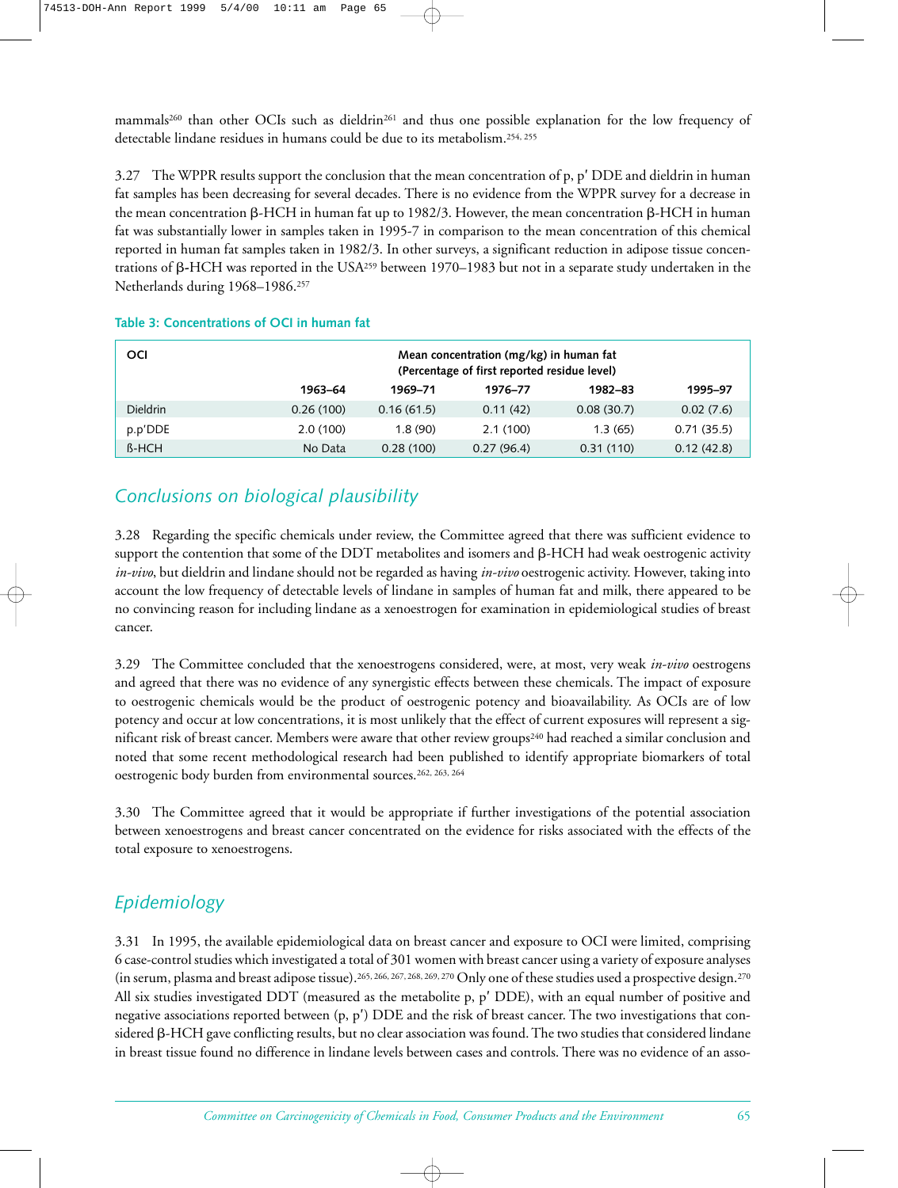mammals[260] than other OCIs such as dieldrin[261] and thus one possible explanation for the low frequency of detectable lindane residues in humans could be due to its metabolism.[254, 255]

3.27 The WPPR results support the conclusion that the mean concentration of p, p′ DDE and dieldrin in human fat samples has been decreasing for several decades. There is no evidence from the WPPR survey for a decrease in the mean concentration β-HCH in human fat up to 1982/3. However, the mean concentration β-HCH in human fat was substantially lower in samples taken in 1995-7 in comparison to the mean concentration of this chemical reported in human fat samples taken in 1982/3. In other surveys, a significant reduction in adipose tissue concentrations of β-HCH was reported in the USA[259] between 1970–1983 but not in a separate study undertaken in the Netherlands during 1968–1986.[257]

**Table 3: Concentrations of OCI in human fat**

| OCI | Mean concentration (mg/kg) in human fat (Percentage of first reported residue level) | | | | |
|---|---|---|---|---|---|
| | 1963–64 | 1969–71 | 1976–77 | 1982–83 | 1995–97 |
| Dieldrin | 0.26 (100) | 0.16 (61.5) | 0.11 (42) | 0.08 (30.7) | 0.02 (7.6) |
| p.p'DDE | 2.0 (100) | 1.8 (90) | 2.1 (100) | 1.3 (65) | 0.71 (35.5) |
| ß-HCH | No Data | 0.28 (100) | 0.27 (96.4) | 0.31 (110) | 0.12 (42.8) |

## *Conclusions on biological plausibility*

3.28 Regarding the specific chemicals under review, the Committee agreed that there was sufficient evidence to support the contention that some of the DDT metabolites and isomers and β-HCH had weak oestrogenic activity *in-vivo*, but dieldrin and lindane should not be regarded as having *in-vivo* oestrogenic activity. However, taking into account the low frequency of detectable levels of lindane in samples of human fat and milk, there appeared to be no convincing reason for including lindane as a xenoestrogen for examination in epidemiological studies of breast cancer.

3.29 The Committee concluded that the xenoestrogens considered, were, at most, very weak *in-vivo* oestrogens and agreed that there was no evidence of any synergistic effects between these chemicals. The impact of exposure to oestrogenic chemicals would be the product of oestrogenic potency and bioavailability. As OCIs are of low potency and occur at low concentrations, it is most unlikely that the effect of current exposures will represent a significant risk of breast cancer. Members were aware that other review groups[240] had reached a similar conclusion and noted that some recent methodological research had been published to identify appropriate biomarkers of total oestrogenic body burden from environmental sources.[262, 263, 264]

3.30 The Committee agreed that it would be appropriate if further investigations of the potential association between xenoestrogens and breast cancer concentrated on the evidence for risks associated with the effects of the total exposure to xenoestrogens.

## *Epidemiology*

3.31 In 1995, the available epidemiological data on breast cancer and exposure to OCI were limited, comprising 6 case-control studies which investigated a total of 301 women with breast cancer using a variety of exposure analyses (in serum, plasma and breast adipose tissue).[265, 266, 267, 268, 269, 270] Only one of these studies used a prospective design.[270] All six studies investigated DDT (measured as the metabolite p, p′ DDE), with an equal number of positive and negative associations reported between (p, p′) DDE and the risk of breast cancer. The two investigations that considered β-HCH gave conflicting results, but no clear association was found. The two studies that considered lindane in breast tissue found no difference in lindane levels between cases and controls. There was no evidence of an asso-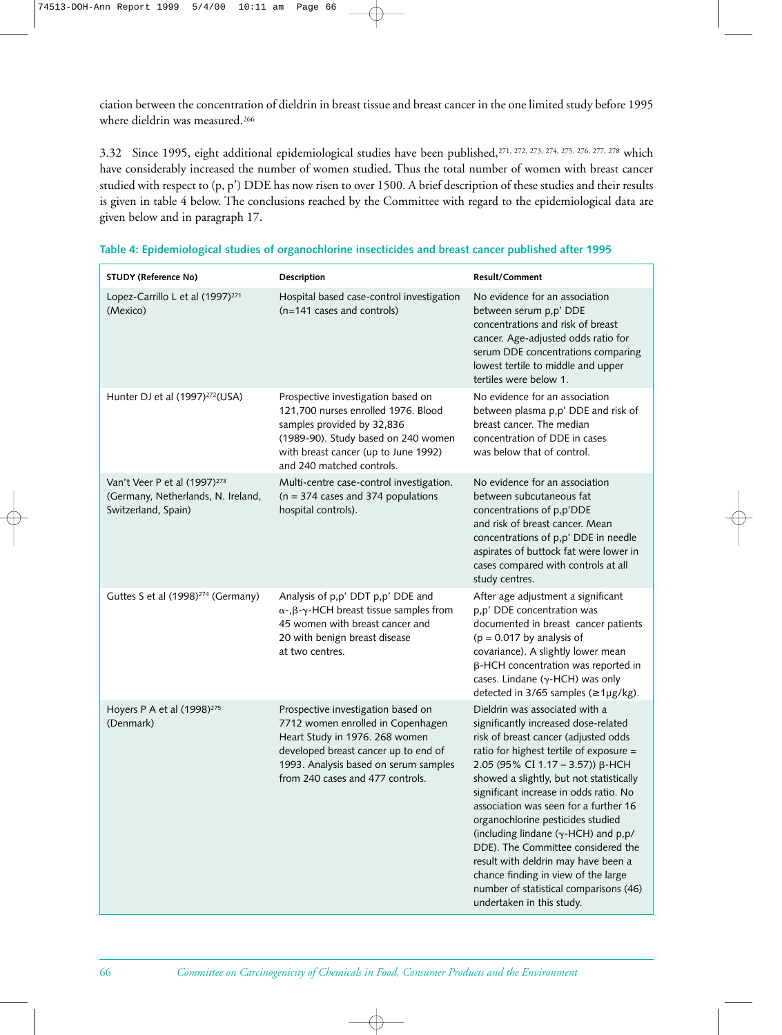ciation between the concentration of dieldrin in breast tissue and breast cancer in the one limited study before 1995 where dieldrin was measured.[266]

3.32 Since 1995, eight additional epidemiological studies have been published,[271, 272, 273, 274, 275, 276, 277, 278] which have considerably increased the number of women studied. Thus the total number of women with breast cancer studied with respect to (p, p′) DDE has now risen to over 1500. A brief description of these studies and their results is given in table 4 below. The conclusions reached by the Committee with regard to the epidemiological data are given below and in paragraph 17.

**Table 4: Epidemiological studies of organochlorine insecticides and breast cancer published after 1995**

| STUDY (Reference No) | Description | Result/Comment |
|---|---|---|
| Lopez-Carrillo L et al (1997)[271] (Mexico) | Hospital based case-control investigation (n=141 cases and controls) | No evidence for an association between serum p,p′ DDE concentrations and risk of breast cancer. Age-adjusted odds ratio for serum DDE concentrations comparing lowest tertile to middle and upper tertiles were below 1. |
| Hunter DJ et al (1997)[272](USA) | Prospective investigation based on 121,700 nurses enrolled 1976. Blood samples provided by 32,836 (1989-90). Study based on 240 women with breast cancer (up to June 1992) and 240 matched controls. | No evidence for an association between plasma p,p′ DDE and risk of breast cancer. The median concentration of DDE in cases was below that of control. |
| Van't Veer P et al (1997)[273] (Germany, Netherlands, N. Ireland, Switzerland, Spain) | Multi-centre case-control investigation. (n = 374 cases and 374 populations hospital controls). | No evidence for an association between subcutaneous fat concentrations of p,p′DDE and risk of breast cancer. Mean concentrations of p,p′ DDE in needle aspirates of buttock fat were lower in cases compared with controls at all study centres. |
| Guttes S et al (1998)[274] (Germany) | Analysis of p,p′ DDT p,p′ DDE and α-,β-γ-HCH breast tissue samples from 45 women with breast cancer and 20 with benign breast disease at two centres. | After age adjustment a significant p,p′ DDE concentration was documented in breast cancer patients ($p = 0.017$ by analysis of covariance). A slightly lower mean β-HCH concentration was reported in cases. Lindane (γ-HCH) was only detected in 3/65 samples (≥1µg/kg). |
| Hoyers P A et al (1998)[275] (Denmark) | Prospective investigation based on 7712 women enrolled in Copenhagen Heart Study in 1976. 268 women developed breast cancer up to end of 1993. Analysis based on serum samples from 240 cases and 477 controls. | Dieldrin was associated with a significantly increased dose-related risk of breast cancer (adjusted odds ratio for highest tertile of exposure = 2.05 (95% CI 1.17 – 3.57)) β-HCH showed a slightly, but not statistically significant increase in odds ratio. No association was seen for a further 16 organochlorine pesticides studied (including lindane (γ-HCH) and p,p/ DDE). The Committee considered the result with deldrin may have been a chance finding in view of the large number of statistical comparisons (46) undertaken in this study. |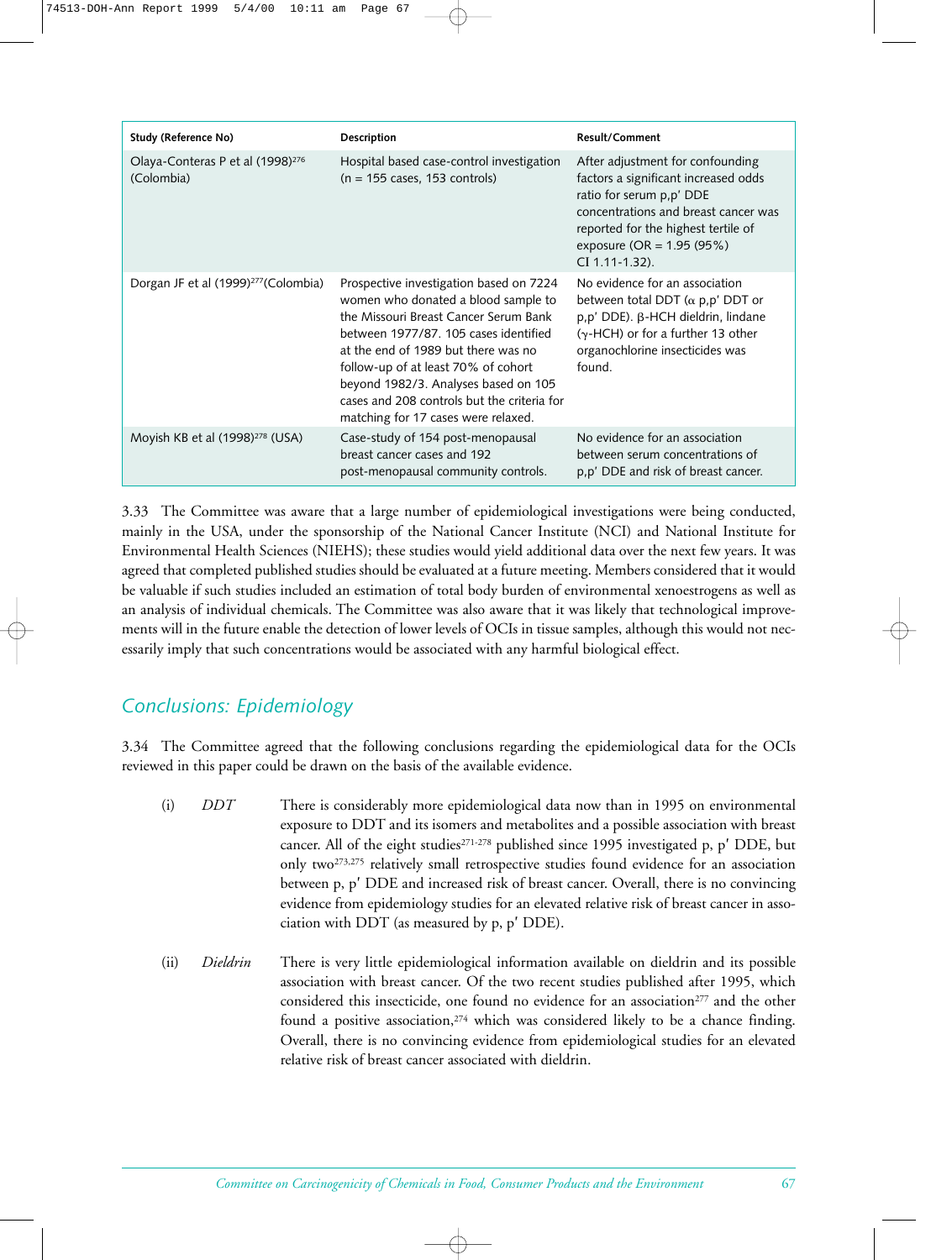| Study (Reference No) | Description | Result/Comment |
| --- | --- | --- |
| Olaya-Conteras P et al (1998)[276] (Colombia) | Hospital based case-control investigation (n = 155 cases, 153 controls) | After adjustment for confounding factors a significant increased odds ratio for serum p,p' DDE concentrations and breast cancer was reported for the highest tertile of exposure (OR = 1.95 (95%) CI 1.11-1.32). |
| Dorgan JF et al (1999)[277](Colombia) | Prospective investigation based on 7224 women who donated a blood sample to the Missouri Breast Cancer Serum Bank between 1977/87. 105 cases identified at the end of 1989 but there was no follow-up of at least 70% of cohort beyond 1982/3. Analyses based on 105 cases and 208 controls but the criteria for matching for 17 cases were relaxed. | No evidence for an association between total DDT (α p,p' DDT or p,p' DDE). β-HCH dieldrin, lindane (γ-HCH) or for a further 13 other organochlorine insecticides was found. |
| Moyish KB et al (1998)[278] (USA) | Case-study of 154 post-menopausal breast cancer cases and 192 post-menopausal community controls. | No evidence for an association between serum concentrations of p,p' DDE and risk of breast cancer. |

3.33 The Committee was aware that a large number of epidemiological investigations were being conducted, mainly in the USA, under the sponsorship of the National Cancer Institute (NCI) and National Institute for Environmental Health Sciences (NIEHS); these studies would yield additional data over the next few years. It was agreed that completed published studies should be evaluated at a future meeting. Members considered that it would be valuable if such studies included an estimation of total body burden of environmental xenoestrogens as well as an analysis of individual chemicals. The Committee was also aware that it was likely that technological improvements will in the future enable the detection of lower levels of OCIs in tissue samples, although this would not necessarily imply that such concentrations would be associated with any harmful biological effect.

## *Conclusions: Epidemiology*

3.34 The Committee agreed that the following conclusions regarding the epidemiological data for the OCIs reviewed in this paper could be drawn on the basis of the available evidence.

(i) *DDT* There is considerably more epidemiological data now than in 1995 on environmental exposure to DDT and its isomers and metabolites and a possible association with breast cancer. All of the eight studies[271-278] published since 1995 investigated p, p' DDE, but only two[273,275] relatively small retrospective studies found evidence for an association between p, p' DDE and increased risk of breast cancer. Overall, there is no convincing evidence from epidemiology studies for an elevated relative risk of breast cancer in association with DDT (as measured by p, p' DDE).

(ii) *Dieldrin* There is very little epidemiological information available on dieldrin and its possible association with breast cancer. Of the two recent studies published after 1995, which considered this insecticide, one found no evidence for an association[277] and the other found a positive association,[274] which was considered likely to be a chance finding. Overall, there is no convincing evidence from epidemiological studies for an elevated relative risk of breast cancer associated with dieldrin.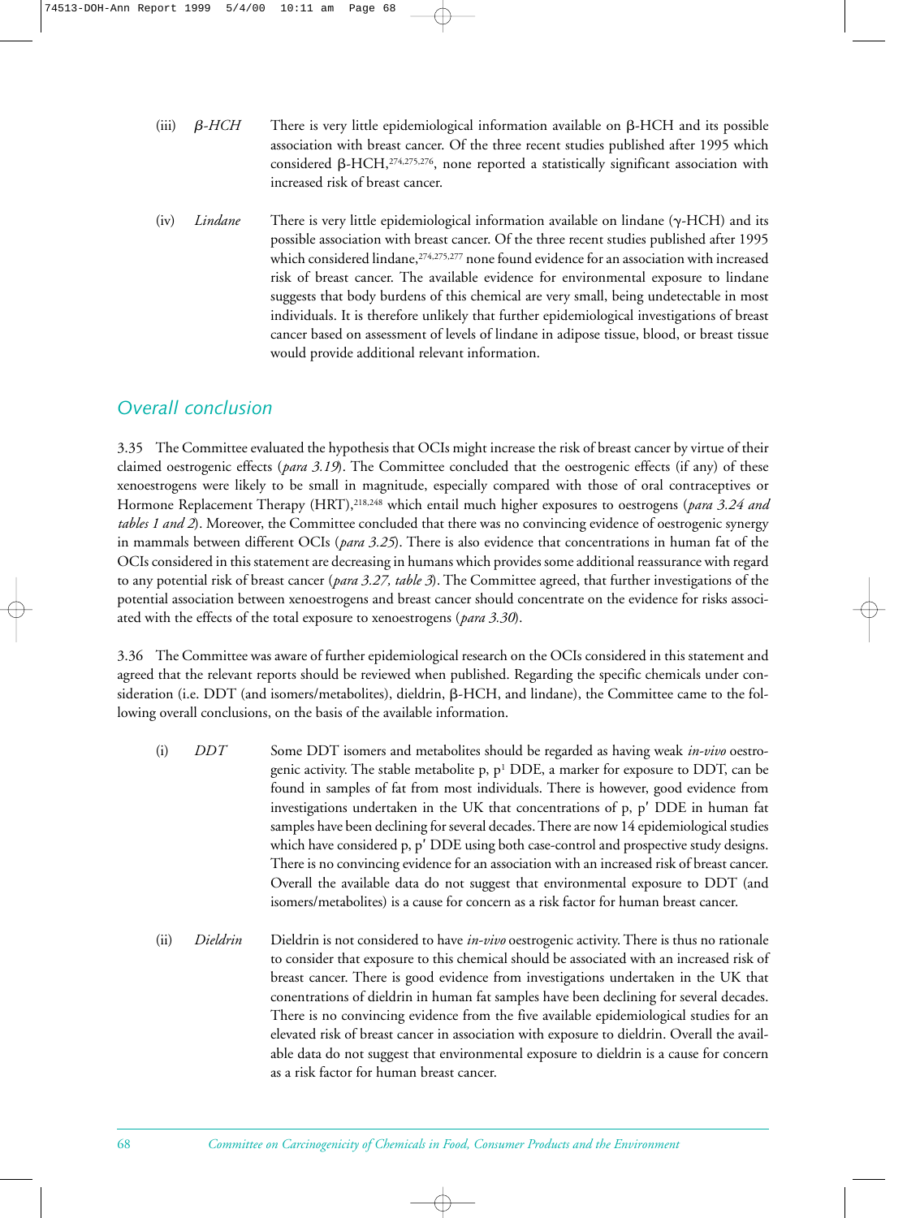(iii) *β-HCH* There is very little epidemiological information available on β-HCH and its possible association with breast cancer. Of the three recent studies published after 1995 which considered β-HCH,[274,275,276], none reported a statistically significant association with increased risk of breast cancer.

(iv) *Lindane* There is very little epidemiological information available on lindane (γ-HCH) and its possible association with breast cancer. Of the three recent studies published after 1995 which considered lindane,[274,275,277] none found evidence for an association with increased risk of breast cancer. The available evidence for environmental exposure to lindane suggests that body burdens of this chemical are very small, being undetectable in most individuals. It is therefore unlikely that further epidemiological investigations of breast cancer based on assessment of levels of lindane in adipose tissue, blood, or breast tissue would provide additional relevant information.

## *Overall conclusion*

3.35 The Committee evaluated the hypothesis that OCIs might increase the risk of breast cancer by virtue of their claimed oestrogenic effects (*para 3.19*). The Committee concluded that the oestrogenic effects (if any) of these xenoestrogens were likely to be small in magnitude, especially compared with those of oral contraceptives or Hormone Replacement Therapy (HRT),[218,248] which entail much higher exposures to oestrogens (*para 3.24 and tables 1 and 2*). Moreover, the Committee concluded that there was no convincing evidence of oestrogenic synergy in mammals between different OCIs (*para 3.25*). There is also evidence that concentrations in human fat of the OCIs considered in this statement are decreasing in humans which provides some additional reassurance with regard to any potential risk of breast cancer (*para 3.27, table 3*). The Committee agreed, that further investigations of the potential association between xenoestrogens and breast cancer should concentrate on the evidence for risks associated with the effects of the total exposure to xenoestrogens (*para 3.30*).

3.36 The Committee was aware of further epidemiological research on the OCIs considered in this statement and agreed that the relevant reports should be reviewed when published. Regarding the specific chemicals under consideration (i.e. DDT (and isomers/metabolites), dieldrin, β-HCH, and lindane), the Committee came to the following overall conclusions, on the basis of the available information.

(i) *DDT* Some DDT isomers and metabolites should be regarded as having weak *in-vivo* oestrogenic activity. The stable metabolite p, p[1] DDE, a marker for exposure to DDT, can be found in samples of fat from most individuals. There is however, good evidence from investigations undertaken in the UK that concentrations of p, p′ DDE in human fat samples have been declining for several decades. There are now 14 epidemiological studies which have considered p, p′ DDE using both case-control and prospective study designs. There is no convincing evidence for an association with an increased risk of breast cancer. Overall the available data do not suggest that environmental exposure to DDT (and isomers/metabolites) is a cause for concern as a risk factor for human breast cancer.

(ii) *Dieldrin* Dieldrin is not considered to have *in-vivo* oestrogenic activity. There is thus no rationale to consider that exposure to this chemical should be associated with an increased risk of breast cancer. There is good evidence from investigations undertaken in the UK that conentrations of dieldrin in human fat samples have been declining for several decades. There is no convincing evidence from the five available epidemiological studies for an elevated risk of breast cancer in association with exposure to dieldrin. Overall the available data do not suggest that environmental exposure to dieldrin is a cause for concern as a risk factor for human breast cancer.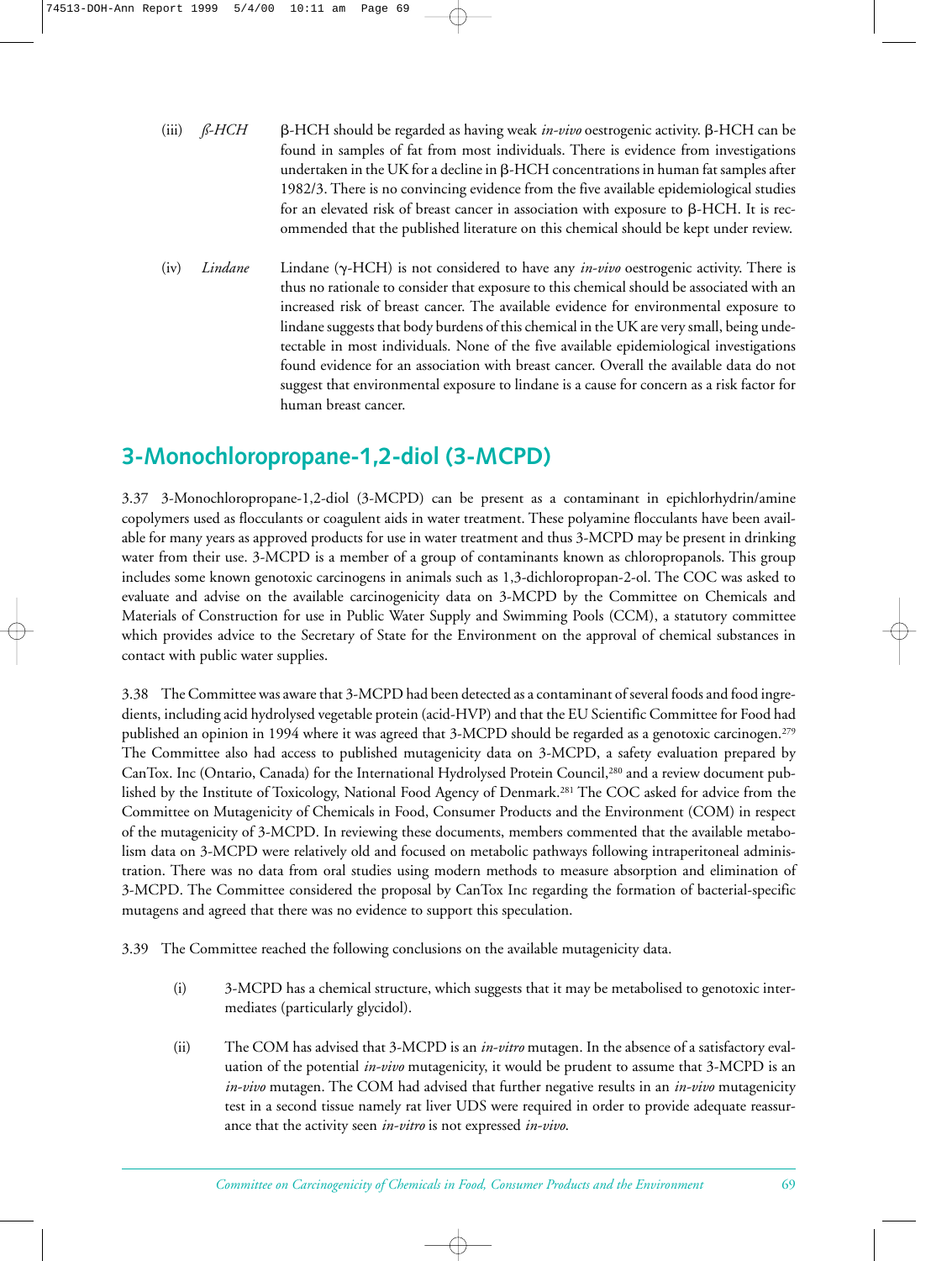(iii) *ß-HCH* β-HCH should be regarded as having weak *in-vivo* oestrogenic activity. β-HCH can be found in samples of fat from most individuals. There is evidence from investigations undertaken in the UK for a decline in β-HCH concentrations in human fat samples after 1982/3. There is no convincing evidence from the five available epidemiological studies for an elevated risk of breast cancer in association with exposure to β-HCH. It is recommended that the published literature on this chemical should be kept under review.

(iv) *Lindane* Lindane (γ-HCH) is not considered to have any *in-vivo* oestrogenic activity. There is thus no rationale to consider that exposure to this chemical should be associated with an increased risk of breast cancer. The available evidence for environmental exposure to lindane suggests that body burdens of this chemical in the UK are very small, being undetectable in most individuals. None of the five available epidemiological investigations found evidence for an association with breast cancer. Overall the available data do not suggest that environmental exposure to lindane is a cause for concern as a risk factor for human breast cancer.

## 3-Monochloropropane-1,2-diol (3-MCPD)

3.37 3-Monochloropropane-1,2-diol (3-MCPD) can be present as a contaminant in epichlorhydrin/amine copolymers used as flocculants or coagulent aids in water treatment. These polyamine flocculants have been available for many years as approved products for use in water treatment and thus 3-MCPD may be present in drinking water from their use. 3-MCPD is a member of a group of contaminants known as chloropropanols. This group includes some known genotoxic carcinogens in animals such as 1,3-dichloropropan-2-ol. The COC was asked to evaluate and advise on the available carcinogenicity data on 3-MCPD by the Committee on Chemicals and Materials of Construction for use in Public Water Supply and Swimming Pools (CCM), a statutory committee which provides advice to the Secretary of State for the Environment on the approval of chemical substances in contact with public water supplies.

3.38 The Committee was aware that 3-MCPD had been detected as a contaminant of several foods and food ingredients, including acid hydrolysed vegetable protein (acid-HVP) and that the EU Scientific Committee for Food had published an opinion in 1994 where it was agreed that 3-MCPD should be regarded as a genotoxic carcinogen.[279] The Committee also had access to published mutagenicity data on 3-MCPD, a safety evaluation prepared by CanTox. Inc (Ontario, Canada) for the International Hydrolysed Protein Council,[280] and a review document published by the Institute of Toxicology, National Food Agency of Denmark.[281] The COC asked for advice from the Committee on Mutagenicity of Chemicals in Food, Consumer Products and the Environment (COM) in respect of the mutagenicity of 3-MCPD. In reviewing these documents, members commented that the available metabolism data on 3-MCPD were relatively old and focused on metabolic pathways following intraperitoneal administration. There was no data from oral studies using modern methods to measure absorption and elimination of 3-MCPD. The Committee considered the proposal by CanTox Inc regarding the formation of bacterial-specific mutagens and agreed that there was no evidence to support this speculation.

3.39 The Committee reached the following conclusions on the available mutagenicity data.

(i) 3-MCPD has a chemical structure, which suggests that it may be metabolised to genotoxic intermediates (particularly glycidol).

(ii) The COM has advised that 3-MCPD is an *in-vitro* mutagen. In the absence of a satisfactory evaluation of the potential *in-vivo* mutagenicity, it would be prudent to assume that 3-MCPD is an *in-vivo* mutagen. The COM had advised that further negative results in an *in-vivo* mutagenicity test in a second tissue namely rat liver UDS were required in order to provide adequate reassurance that the activity seen *in-vitro* is not expressed *in-vivo*.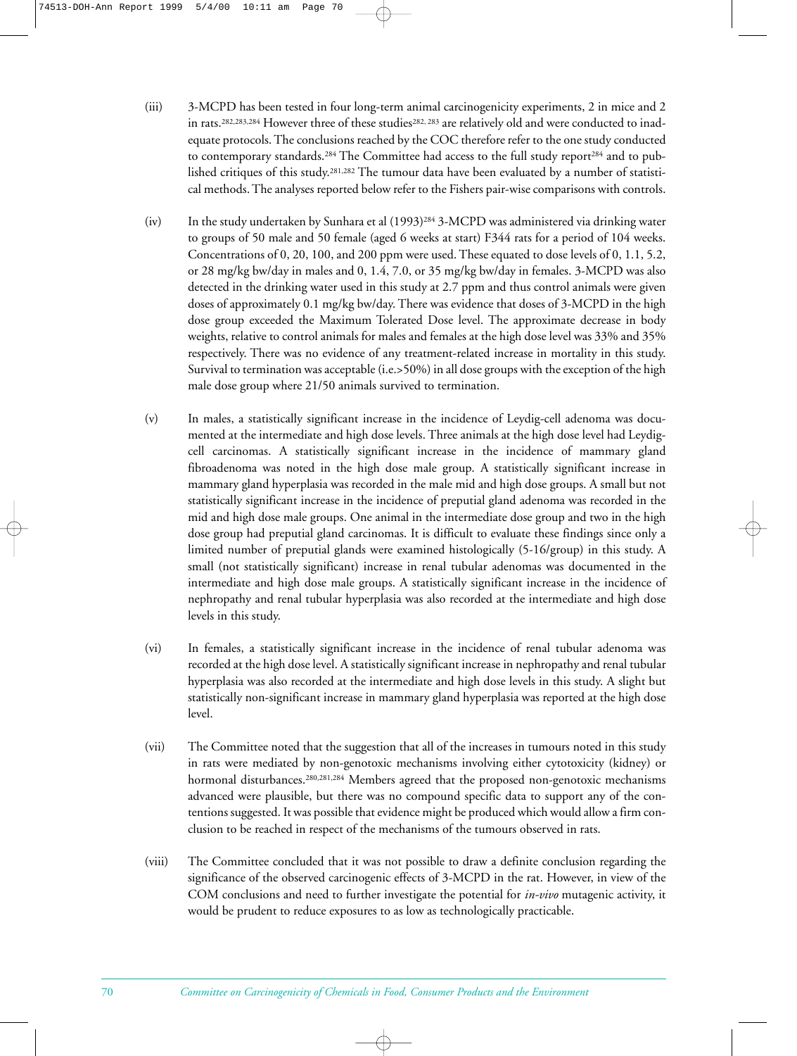(iii) 3-MCPD has been tested in four long-term animal carcinogenicity experiments, 2 in mice and 2 in rats.[282,283,284] However three of these studies[282, 283] are relatively old and were conducted to inadequate protocols. The conclusions reached by the COC therefore refer to the one study conducted to contemporary standards.[284] The Committee had access to the full study report[284] and to published critiques of this study.[281,282] The tumour data have been evaluated by a number of statistical methods. The analyses reported below refer to the Fishers pair-wise comparisons with controls.

(iv) In the study undertaken by Sunhara et al (1993)[284] 3-MCPD was administered via drinking water to groups of 50 male and 50 female (aged 6 weeks at start) F344 rats for a period of 104 weeks. Concentrations of 0, 20, 100, and 200 ppm were used. These equated to dose levels of 0, 1.1, 5.2, or 28 mg/kg bw/day in males and 0, 1.4, 7.0, or 35 mg/kg bw/day in females. 3-MCPD was also detected in the drinking water used in this study at 2.7 ppm and thus control animals were given doses of approximately 0.1 mg/kg bw/day. There was evidence that doses of 3-MCPD in the high dose group exceeded the Maximum Tolerated Dose level. The approximate decrease in body weights, relative to control animals for males and females at the high dose level was 33% and 35% respectively. There was no evidence of any treatment-related increase in mortality in this study. Survival to termination was acceptable (i.e.>50%) in all dose groups with the exception of the high male dose group where 21/50 animals survived to termination.

(v) In males, a statistically significant increase in the incidence of Leydig-cell adenoma was documented at the intermediate and high dose levels. Three animals at the high dose level had Leydig-cell carcinomas. A statistically significant increase in the incidence of mammary gland fibroadenoma was noted in the high dose male group. A statistically significant increase in mammary gland hyperplasia was recorded in the male mid and high dose groups. A small but not statistically significant increase in the incidence of preputial gland adenoma was recorded in the mid and high dose male groups. One animal in the intermediate dose group and two in the high dose group had preputial gland carcinomas. It is difficult to evaluate these findings since only a limited number of preputial glands were examined histologically (5-16/group) in this study. A small (not statistically significant) increase in renal tubular adenomas was documented in the intermediate and high dose male groups. A statistically significant increase in the incidence of nephropathy and renal tubular hyperplasia was also recorded at the intermediate and high dose levels in this study.

(vi) In females, a statistically significant increase in the incidence of renal tubular adenoma was recorded at the high dose level. A statistically significant increase in nephropathy and renal tubular hyperplasia was also recorded at the intermediate and high dose levels in this study. A slight but statistically non-significant increase in mammary gland hyperplasia was reported at the high dose level.

(vii) The Committee noted that the suggestion that all of the increases in tumours noted in this study in rats were mediated by non-genotoxic mechanisms involving either cytotoxicity (kidney) or hormonal disturbances.[280,281,284] Members agreed that the proposed non-genotoxic mechanisms advanced were plausible, but there was no compound specific data to support any of the contentions suggested. It was possible that evidence might be produced which would allow a firm conclusion to be reached in respect of the mechanisms of the tumours observed in rats.

(viii) The Committee concluded that it was not possible to draw a definite conclusion regarding the significance of the observed carcinogenic effects of 3-MCPD in the rat. However, in view of the COM conclusions and need to further investigate the potential for *in-vivo* mutagenic activity, it would be prudent to reduce exposures to as low as technologically practicable.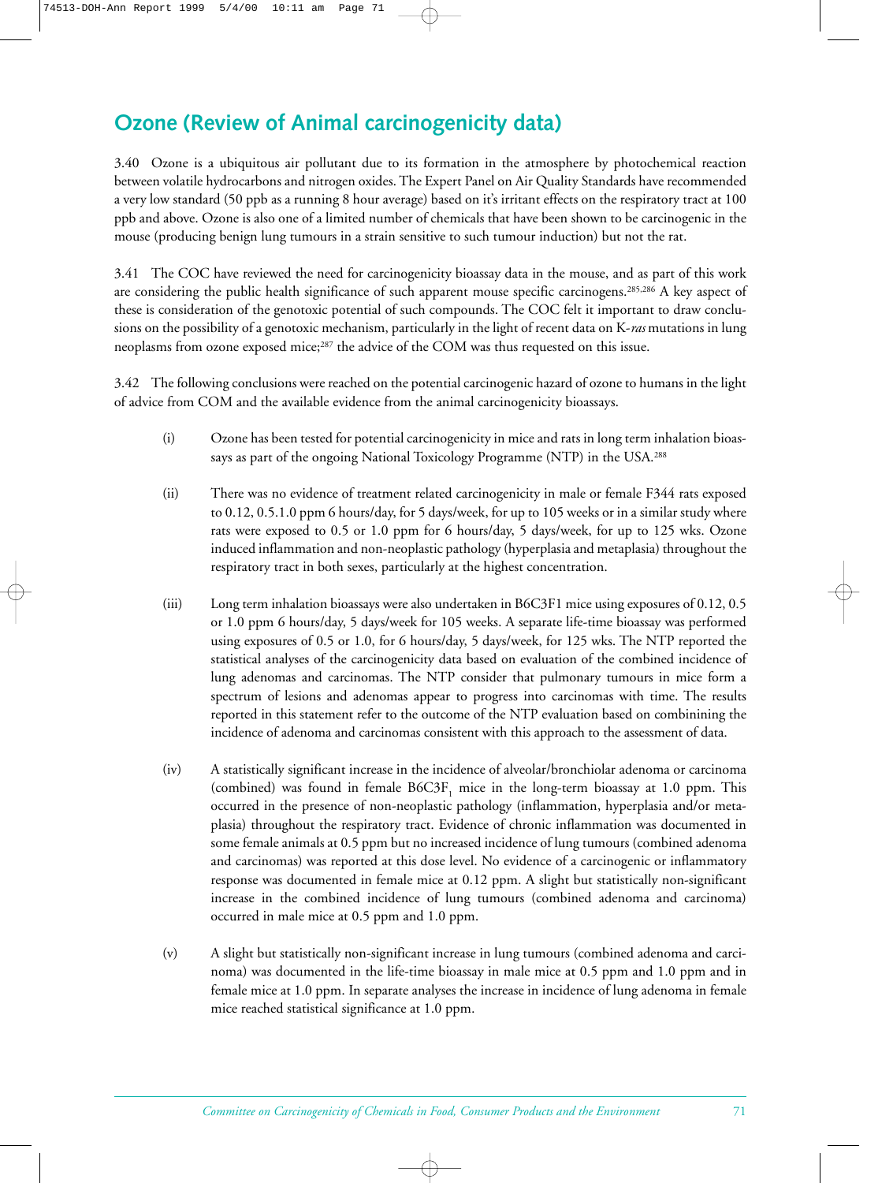## Ozone (Review of Animal carcinogenicity data)

3.40 Ozone is a ubiquitous air pollutant due to its formation in the atmosphere by photochemical reaction between volatile hydrocarbons and nitrogen oxides. The Expert Panel on Air Quality Standards have recommended a very low standard (50 ppb as a running 8 hour average) based on it's irritant effects on the respiratory tract at 100 ppb and above. Ozone is also one of a limited number of chemicals that have been shown to be carcinogenic in the mouse (producing benign lung tumours in a strain sensitive to such tumour induction) but not the rat.

3.41 The COC have reviewed the need for carcinogenicity bioassay data in the mouse, and as part of this work are considering the public health significance of such apparent mouse specific carcinogens.[285,286] A key aspect of these is consideration of the genotoxic potential of such compounds. The COC felt it important to draw conclusions on the possibility of a genotoxic mechanism, particularly in the light of recent data on K-*ras* mutations in lung neoplasms from ozone exposed mice;[287] the advice of the COM was thus requested on this issue.

3.42 The following conclusions were reached on the potential carcinogenic hazard of ozone to humans in the light of advice from COM and the available evidence from the animal carcinogenicity bioassays.

(i) Ozone has been tested for potential carcinogenicity in mice and rats in long term inhalation bioassays as part of the ongoing National Toxicology Programme (NTP) in the USA.[288]

(ii) There was no evidence of treatment related carcinogenicity in male or female F344 rats exposed to 0.12, 0.5.1.0 ppm 6 hours/day, for 5 days/week, for up to 105 weeks or in a similar study where rats were exposed to 0.5 or 1.0 ppm for 6 hours/day, 5 days/week, for up to 125 wks. Ozone induced inflammation and non-neoplastic pathology (hyperplasia and metaplasia) throughout the respiratory tract in both sexes, particularly at the highest concentration.

(iii) Long term inhalation bioassays were also undertaken in B6C3F1 mice using exposures of 0.12, 0.5 or 1.0 ppm 6 hours/day, 5 days/week for 105 weeks. A separate life-time bioassay was performed using exposures of 0.5 or 1.0, for 6 hours/day, 5 days/week, for 125 wks. The NTP reported the statistical analyses of the carcinogenicity data based on evaluation of the combined incidence of lung adenomas and carcinomas. The NTP consider that pulmonary tumours in mice form a spectrum of lesions and adenomas appear to progress into carcinomas with time. The results reported in this statement refer to the outcome of the NTP evaluation based on combinining the incidence of adenoma and carcinomas consistent with this approach to the assessment of data.

(iv) A statistically significant increase in the incidence of alveolar/bronchiolar adenoma or carcinoma (combined) was found in female $B6C3F_1$ mice in the long-term bioassay at 1.0 ppm. This occurred in the presence of non-neoplastic pathology (inflammation, hyperplasia and/or metaplasia) throughout the respiratory tract. Evidence of chronic inflammation was documented in some female animals at 0.5 ppm but no increased incidence of lung tumours (combined adenoma and carcinomas) was reported at this dose level. No evidence of a carcinogenic or inflammatory response was documented in female mice at 0.12 ppm. A slight but statistically non-significant increase in the combined incidence of lung tumours (combined adenoma and carcinoma) occurred in male mice at 0.5 ppm and 1.0 ppm.

(v) A slight but statistically non-significant increase in lung tumours (combined adenoma and carcinoma) was documented in the life-time bioassay in male mice at 0.5 ppm and 1.0 ppm and in female mice at 1.0 ppm. In separate analyses the increase in incidence of lung adenoma in female mice reached statistical significance at 1.0 ppm.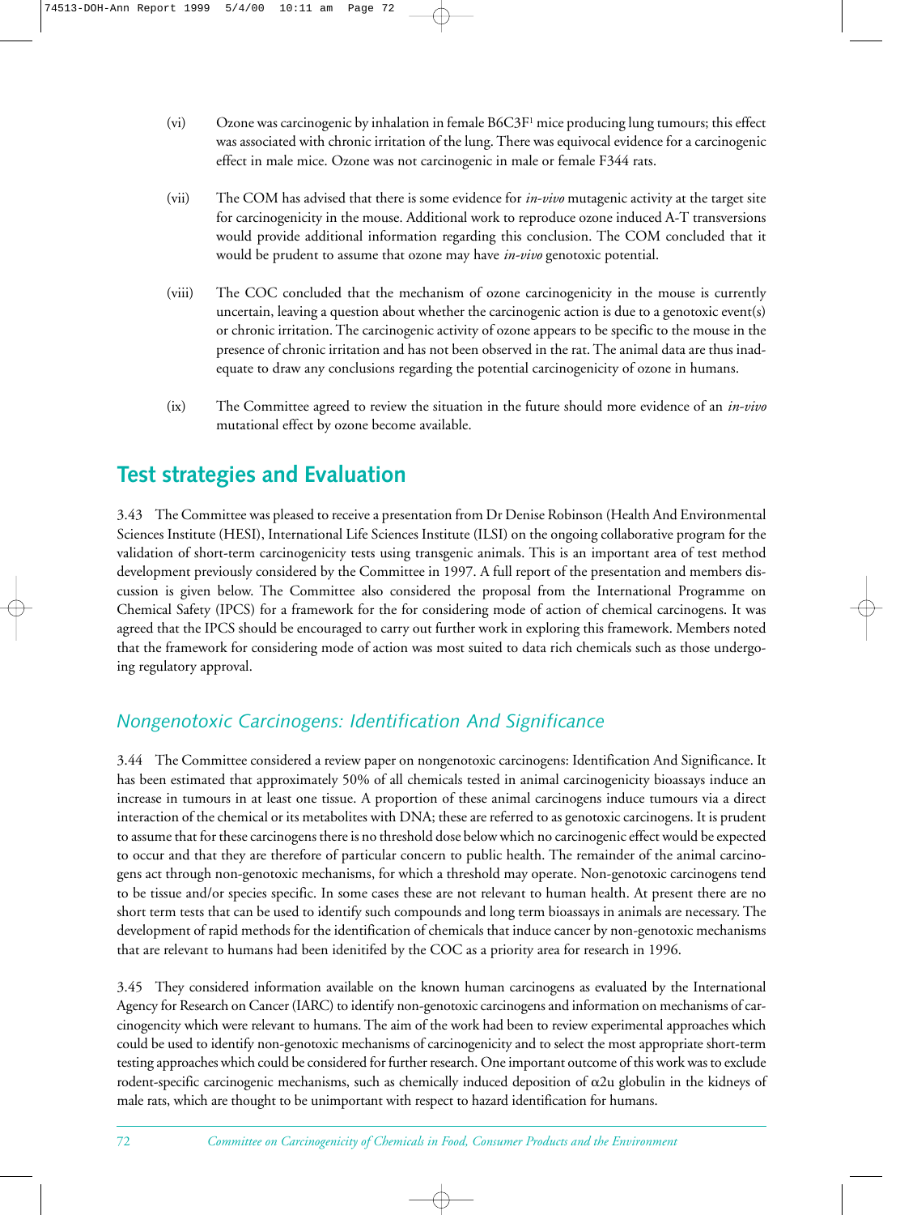(vi) Ozone was carcinogenic by inhalation in female B6C3F1 mice producing lung tumours; this effect was associated with chronic irritation of the lung. There was equivocal evidence for a carcinogenic effect in male mice. Ozone was not carcinogenic in male or female F344 rats.

(vii) The COM has advised that there is some evidence for *in-vivo* mutagenic activity at the target site for carcinogenicity in the mouse. Additional work to reproduce ozone induced A-T transversions would provide additional information regarding this conclusion. The COM concluded that it would be prudent to assume that ozone may have *in-vivo* genotoxic potential.

(viii) The COC concluded that the mechanism of ozone carcinogenicity in the mouse is currently uncertain, leaving a question about whether the carcinogenic action is due to a genotoxic event(s) or chronic irritation. The carcinogenic activity of ozone appears to be specific to the mouse in the presence of chronic irritation and has not been observed in the rat. The animal data are thus inadequate to draw any conclusions regarding the potential carcinogenicity of ozone in humans.

(ix) The Committee agreed to review the situation in the future should more evidence of an *in-vivo* mutational effect by ozone become available.

## Test strategies and Evaluation

3.43 The Committee was pleased to receive a presentation from Dr Denise Robinson (Health And Environmental Sciences Institute (HESI), International Life Sciences Institute (ILSI) on the ongoing collaborative program for the validation of short-term carcinogenicity tests using transgenic animals. This is an important area of test method development previously considered by the Committee in 1997. A full report of the presentation and members discussion is given below. The Committee also considered the proposal from the International Programme on Chemical Safety (IPCS) for a framework for the for considering mode of action of chemical carcinogens. It was agreed that the IPCS should be encouraged to carry out further work in exploring this framework. Members noted that the framework for considering mode of action was most suited to data rich chemicals such as those undergoing regulatory approval.

### *Nongenotoxic Carcinogens: Identification And Significance*

3.44 The Committee considered a review paper on nongenotoxic carcinogens: Identification And Significance. It has been estimated that approximately 50% of all chemicals tested in animal carcinogenicity bioassays induce an increase in tumours in at least one tissue. A proportion of these animal carcinogens induce tumours via a direct interaction of the chemical or its metabolites with DNA; these are referred to as genotoxic carcinogens. It is prudent to assume that for these carcinogens there is no threshold dose below which no carcinogenic effect would be expected to occur and that they are therefore of particular concern to public health. The remainder of the animal carcinogens act through non-genotoxic mechanisms, for which a threshold may operate. Non-genotoxic carcinogens tend to be tissue and/or species specific. In some cases these are not relevant to human health. At present there are no short term tests that can be used to identify such compounds and long term bioassays in animals are necessary. The development of rapid methods for the identification of chemicals that induce cancer by non-genotoxic mechanisms that are relevant to humans had been idenitifed by the COC as a priority area for research in 1996.

3.45 They considered information available on the known human carcinogens as evaluated by the International Agency for Research on Cancer (IARC) to identify non-genotoxic carcinogens and information on mechanisms of carcinogencity which were relevant to humans. The aim of the work had been to review experimental approaches which could be used to identify non-genotoxic mechanisms of carcinogenicity and to select the most appropriate short-term testing approaches which could be considered for further research. One important outcome of this work was to exclude rodent-specific carcinogenic mechanisms, such as chemically induced deposition of $\alpha 2u$ globulin in the kidneys of male rats, which are thought to be unimportant with respect to hazard identification for humans.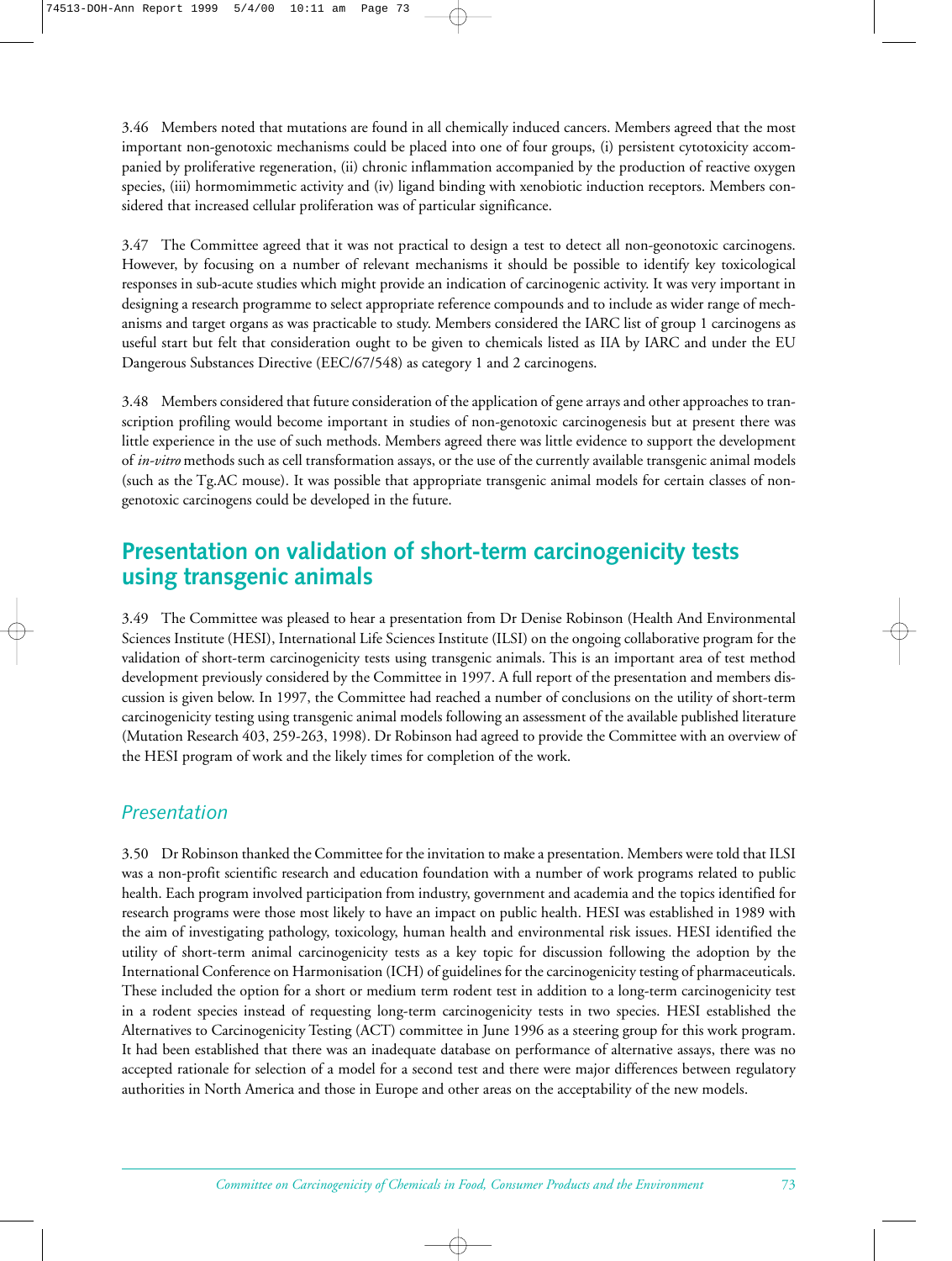3.46 Members noted that mutations are found in all chemically induced cancers. Members agreed that the most important non-genotoxic mechanisms could be placed into one of four groups, (i) persistent cytotoxicity accompanied by proliferative regeneration, (ii) chronic inflammation accompanied by the production of reactive oxygen species, (iii) hormomimmetic activity and (iv) ligand binding with xenobiotic induction receptors. Members considered that increased cellular proliferation was of particular significance.

3.47 The Committee agreed that it was not practical to design a test to detect all non-geonotoxic carcinogens. However, by focusing on a number of relevant mechanisms it should be possible to identify key toxicological responses in sub-acute studies which might provide an indication of carcinogenic activity. It was very important in designing a research programme to select appropriate reference compounds and to include as wider range of mechanisms and target organs as was practicable to study. Members considered the IARC list of group 1 carcinogens as useful start but felt that consideration ought to be given to chemicals listed as IIA by IARC and under the EU Dangerous Substances Directive (EEC/67/548) as category 1 and 2 carcinogens.

3.48 Members considered that future consideration of the application of gene arrays and other approaches to transcription profiling would become important in studies of non-genotoxic carcinogenesis but at present there was little experience in the use of such methods. Members agreed there was little evidence to support the development of *in-vitro* methods such as cell transformation assays, or the use of the currently available transgenic animal models (such as the Tg.AC mouse). It was possible that appropriate transgenic animal models for certain classes of non-genotoxic carcinogens could be developed in the future.

## Presentation on validation of short-term carcinogenicity tests using transgenic animals

3.49 The Committee was pleased to hear a presentation from Dr Denise Robinson (Health And Environmental Sciences Institute (HESI), International Life Sciences Institute (ILSI) on the ongoing collaborative program for the validation of short-term carcinogenicity tests using transgenic animals. This is an important area of test method development previously considered by the Committee in 1997. A full report of the presentation and members discussion is given below. In 1997, the Committee had reached a number of conclusions on the utility of short-term carcinogenicity testing using transgenic animal models following an assessment of the available published literature (Mutation Research 403, 259-263, 1998). Dr Robinson had agreed to provide the Committee with an overview of the HESI program of work and the likely times for completion of the work.

### *Presentation*

3.50 Dr Robinson thanked the Committee for the invitation to make a presentation. Members were told that ILSI was a non-profit scientific research and education foundation with a number of work programs related to public health. Each program involved participation from industry, government and academia and the topics identified for research programs were those most likely to have an impact on public health. HESI was established in 1989 with the aim of investigating pathology, toxicology, human health and environmental risk issues. HESI identified the utility of short-term animal carcinogenicity tests as a key topic for discussion following the adoption by the International Conference on Harmonisation (ICH) of guidelines for the carcinogenicity testing of pharmaceuticals. These included the option for a short or medium term rodent test in addition to a long-term carcinogenicity test in a rodent species instead of requesting long-term carcinogenicity tests in two species. HESI established the Alternatives to Carcinogenicity Testing (ACT) committee in June 1996 as a steering group for this work program. It had been established that there was an inadequate database on performance of alternative assays, there was no accepted rationale for selection of a model for a second test and there were major differences between regulatory authorities in North America and those in Europe and other areas on the acceptability of the new models.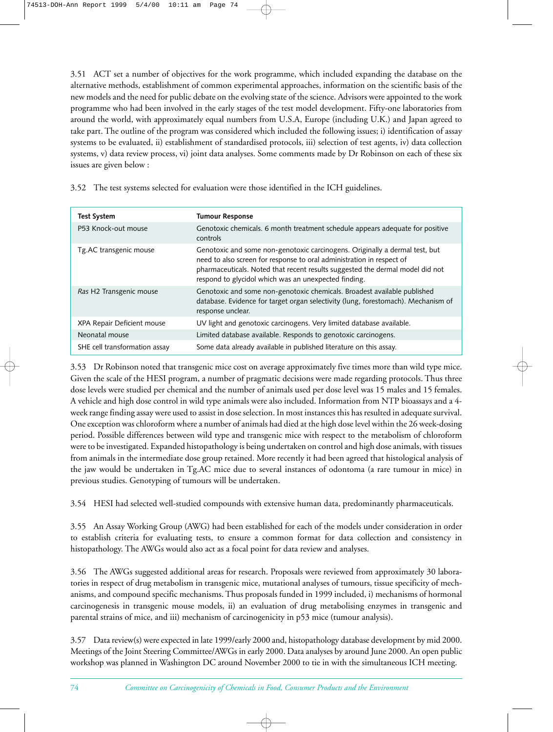3.51 ACT set a number of objectives for the work programme, which included expanding the database on the alternative methods, establishment of common experimental approaches, information on the scientific basis of the new models and the need for public debate on the evolving state of the science. Advisors were appointed to the work programme who had been involved in the early stages of the test model development. Fifty-one laboratories from around the world, with approximately equal numbers from U.S.A, Europe (including U.K.) and Japan agreed to take part. The outline of the program was considered which included the following issues; i) identification of assay systems to be evaluated, ii) establishment of standardised protocols, iii) selection of test agents, iv) data collection systems, v) data review process, vi) joint data analyses. Some comments made by Dr Robinson on each of these six issues are given below :

3.52 The test systems selected for evaluation were those identified in the ICH guidelines.

| **Test System** | **Tumour Response** |
|---|---|
| P53 Knock-out mouse | Genotoxic chemicals. 6 month treatment schedule appears adequate for positive controls |
| Tg.AC transgenic mouse | Genotoxic and some non-genotoxic carcinogens. Originally a dermal test, but need to also screen for response to oral administration in respect of pharmaceuticals. Noted that recent results suggested the dermal model did not respond to glycidol which was an unexpected finding. |
| *Ras* H2 Transgenic mouse | Genotoxic and some non-genotoxic chemicals. Broadest available published database. Evidence for target organ selectivity (lung, forestomach). Mechanism of response unclear. |
| XPA Repair Deficient mouse | UV light and genotoxic carcinogens. Very limited database available. |
| Neonatal mouse | Limited database available. Responds to genotoxic carcinogens. |
| SHE cell transformation assay | Some data already available in published literature on this assay. |

3.53 Dr Robinson noted that transgenic mice cost on average approximately five times more than wild type mice. Given the scale of the HESI program, a number of pragmatic decisions were made regarding protocols. Thus three dose levels were studied per chemical and the number of animals used per dose level was 15 males and 15 females. A vehicle and high dose control in wild type animals were also included. Information from NTP bioassays and a 4-week range finding assay were used to assist in dose selection. In most instances this has resulted in adequate survival. One exception was chloroform where a number of animals had died at the high dose level within the 26 week-dosing period. Possible differences between wild type and transgenic mice with respect to the metabolism of chloroform were to be investigated. Expanded histopathology is being undertaken on control and high dose animals, with tissues from animals in the intermediate dose group retained. More recently it had been agreed that histological analysis of the jaw would be undertaken in Tg.AC mice due to several instances of odontoma (a rare tumour in mice) in previous studies. Genotyping of tumours will be undertaken.

3.54 HESI had selected well-studied compounds with extensive human data, predominantly pharmaceuticals.

3.55 An Assay Working Group (AWG) had been established for each of the models under consideration in order to establish criteria for evaluating tests, to ensure a common format for data collection and consistency in histopathology. The AWGs would also act as a focal point for data review and analyses.

3.56 The AWGs suggested additional areas for research. Proposals were reviewed from approximately 30 laboratories in respect of drug metabolism in transgenic mice, mutational analyses of tumours, tissue specificity of mechanisms, and compound specific mechanisms. Thus proposals funded in 1999 included, i) mechanisms of hormonal carcinogenesis in transgenic mouse models, ii) an evaluation of drug metabolising enzymes in transgenic and parental strains of mice, and iii) mechanism of carcinogenicity in p53 mice (tumour analysis).

3.57 Data review(s) were expected in late 1999/early 2000 and, histopathology database development by mid 2000. Meetings of the Joint Steering Committee/AWGs in early 2000. Data analyses by around June 2000. An open public workshop was planned in Washington DC around November 2000 to tie in with the simultaneous ICH meeting.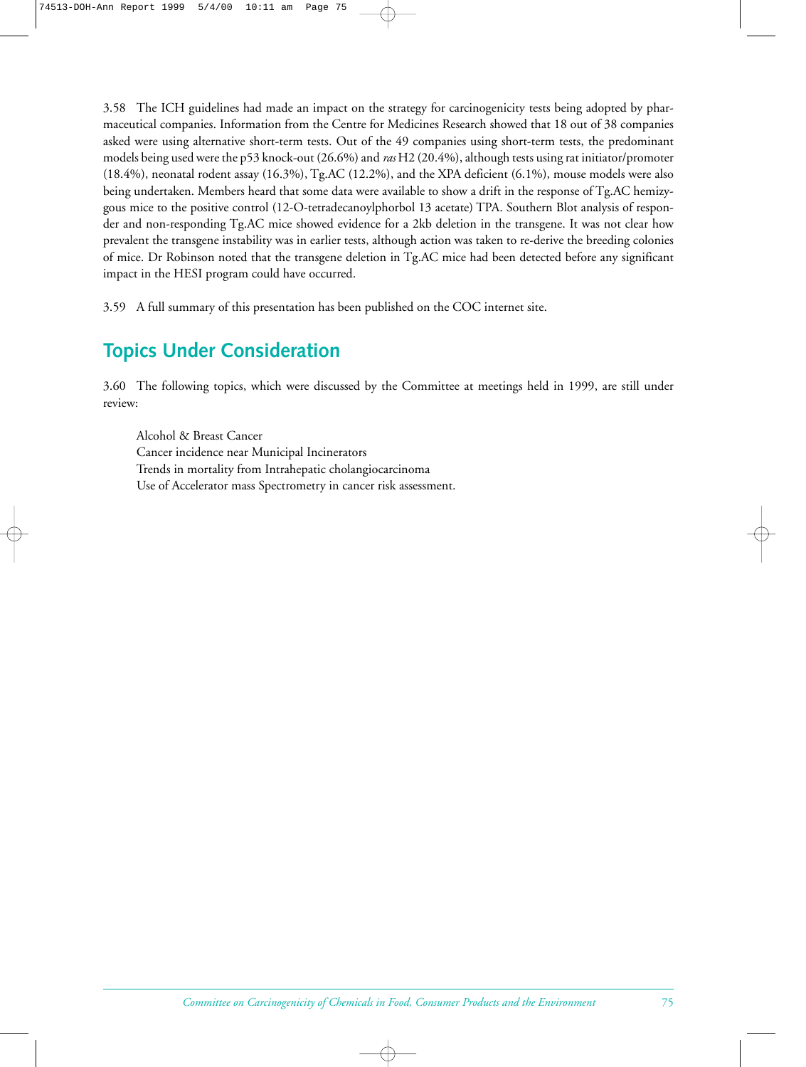3.58 The ICH guidelines had made an impact on the strategy for carcinogenicity tests being adopted by pharmaceutical companies. Information from the Centre for Medicines Research showed that 18 out of 38 companies asked were using alternative short-term tests. Out of the 49 companies using short-term tests, the predominant models being used were the p53 knock-out (26.6%) and *ras* H2 (20.4%), although tests using rat initiator/promoter (18.4%), neonatal rodent assay (16.3%), Tg.AC (12.2%), and the XPA deficient (6.1%), mouse models were also being undertaken. Members heard that some data were available to show a drift in the response of Tg.AC hemizygous mice to the positive control (12-O-tetradecanoylphorbol 13 acetate) TPA. Southern Blot analysis of responder and non-responding Tg.AC mice showed evidence for a 2kb deletion in the transgene. It was not clear how prevalent the transgene instability was in earlier tests, although action was taken to re-derive the breeding colonies of mice. Dr Robinson noted that the transgene deletion in Tg.AC mice had been detected before any significant impact in the HESI program could have occurred.

3.59 A full summary of this presentation has been published on the COC internet site.

## Topics Under Consideration

3.60 The following topics, which were discussed by the Committee at meetings held in 1999, are still under review:

Alcohol & Breast Cancer
Cancer incidence near Municipal Incinerators
Trends in mortality from Intrahepatic cholangiocarcinoma
Use of Accelerator mass Spectrometry in cancer risk assessment.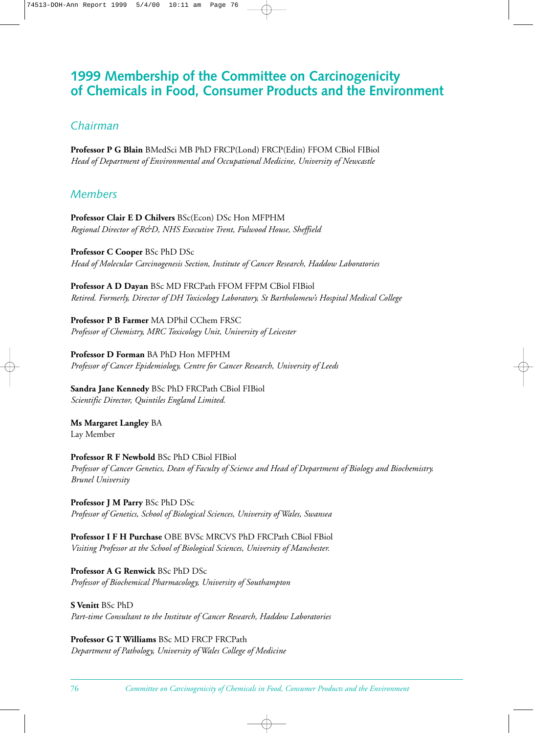# 1999 Membership of the Committee on Carcinogenicity of Chemicals in Food, Consumer Products and the Environment

## Chairman

**Professor P G Blain** BMedSci MB PhD FRCP(Lond) FRCP(Edin) FFOM CBiol FIBiol
*Head of Department of Environmental and Occupational Medicine, University of Newcastle*

## Members

**Professor Clair E D Chilvers** BSc(Econ) DSc Hon MFPHM
*Regional Director of R&D, NHS Executive Trent, Fulwood House, Sheffield*

**Professor C Cooper** BSc PhD DSc
*Head of Molecular Carcinogenesis Section, Institute of Cancer Research, Haddow Laboratories*

**Professor A D Dayan** BSc MD FRCPath FFOM FFPM CBiol FIBiol
*Retired. Formerly, Director of DH Toxicology Laboratory, St Bartholomew's Hospital Medical College*

**Professor P B Farmer** MA DPhil CChem FRSC
*Professor of Chemistry, MRC Toxicology Unit, University of Leicester*

**Professor D Forman** BA PhD Hon MFPHM
*Professor of Cancer Epidemiology, Centre for Cancer Research, University of Leeds*

**Sandra Jane Kennedy** BSc PhD FRCPath CBiol FIBiol
*Scientific Director, Quintiles England Limited.*

**Ms Margaret Langley** BA
Lay Member

**Professor R F Newbold** BSc PhD CBiol FIBiol
*Professor of Cancer Genetics, Dean of Faculty of Science and Head of Department of Biology and Biochemistry. Brunel University*

**Professor J M Parry** BSc PhD DSc
*Professor of Genetics, School of Biological Sciences, University of Wales, Swansea*

**Professor I F H Purchase** OBE BVSc MRCVS PhD FRCPath CBiol FBiol
*Visiting Professor at the School of Biological Sciences, University of Manchester.*

**Professor A G Renwick** BSc PhD DSc
*Professor of Biochemical Pharmacology, University of Southampton*

**S Venitt** BSc PhD
*Part-time Consultant to the Institute of Cancer Research, Haddow Laboratories*

**Professor G T Williams** BSc MD FRCP FRCPath
*Department of Pathology, University of Wales College of Medicine*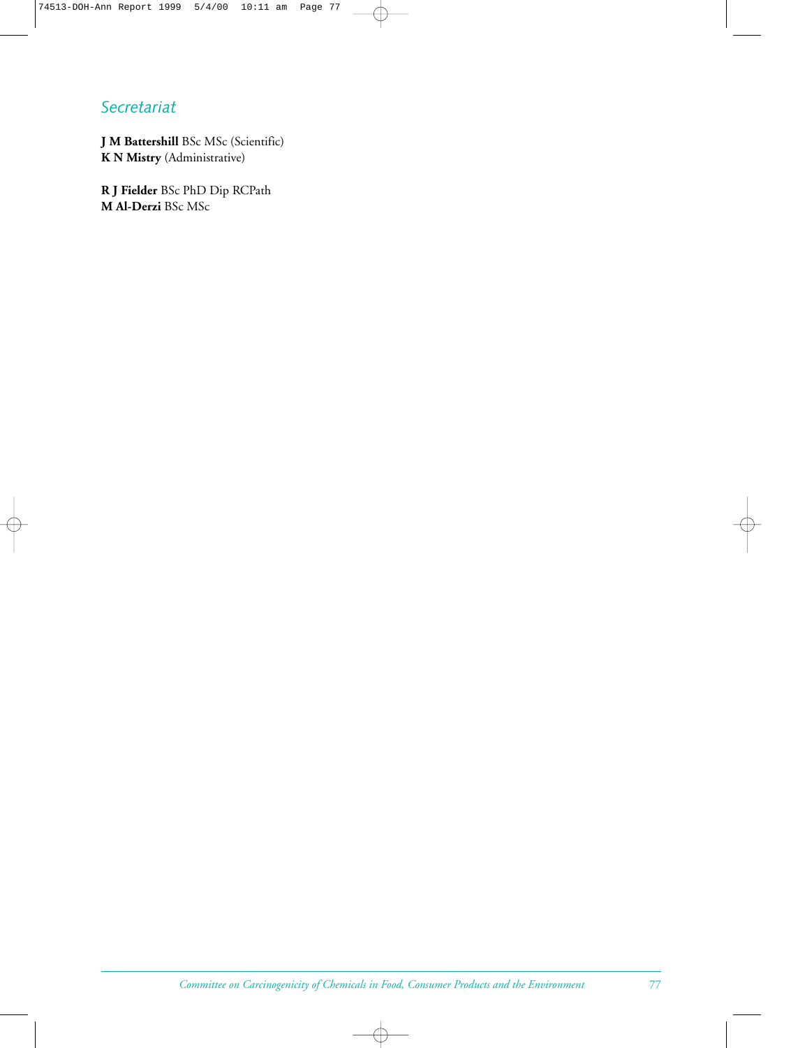## *Secretariat*

**J M Battershill** BSc MSc (Scientific)
**K N Mistry** (Administrative)

**R J Fielder** BSc PhD Dip RCPath
**M Al-Derzi** BSc MSc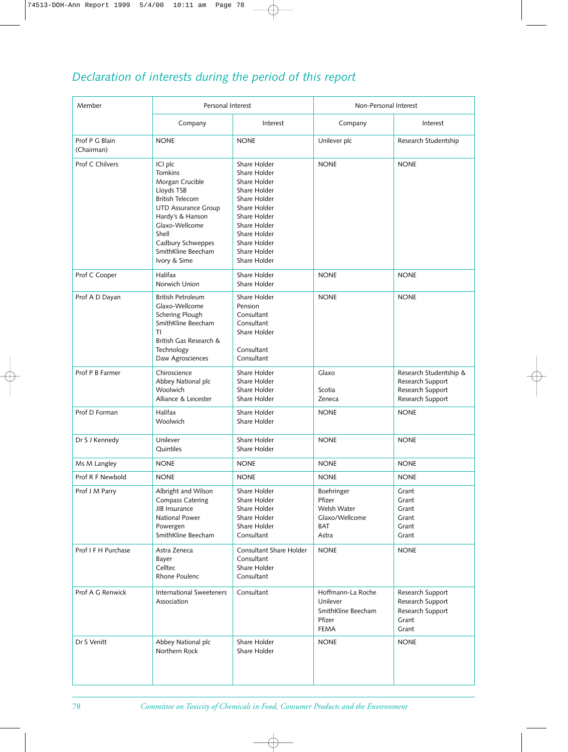## *Declaration of interests during the period of this report*

| Member | Personal Interest | | Non-Personal Interest | |
|---|---|---|---|---|
| | Company | Interest | Company | Interest |
| Prof P G Blain (Chairman) | NONE | NONE | Unilever plc | Research Studentship |
| Prof C Chilvers | ICI plc<br>Tomkins<br>Morgan Crucible<br>Lloyds TSB<br>British Telecom<br>UTD Assurance Group<br>Hardy's & Hanson<br>Glaxo-Wellcome<br>Shell<br>Cadbury Schweppes<br>SmithKline Beecham<br>Ivory & Sime | Share Holder<br>Share Holder<br>Share Holder<br>Share Holder<br>Share Holder<br>Share Holder<br>Share Holder<br>Share Holder<br>Share Holder<br>Share Holder<br>Share Holder<br>Share Holder | NONE | NONE |
| Prof C Cooper | Halifax<br>Norwich Union | Share Holder<br>Share Holder | NONE | NONE |
| Prof A D Dayan | British Petroleum<br>Glaxo-Wellcome<br>Schering Plough<br>SmithKline Beecham<br>TI<br>British Gas Research & Technology<br>Daw Agrosciences | Share Holder<br>Pension<br>Consultant<br>Consultant<br>Share Holder<br><br>Consultant<br>Consultant | NONE | NONE |
| Prof P B Farmer | Chiroscience<br>Abbey National plc<br>Woolwich<br>Alliance & Leicester | Share Holder<br>Share Holder<br>Share Holder<br>Share Holder | Glaxo<br><br>Scotia<br>Zeneca | Research Studentship & Research Support<br>Research Support<br>Research Support |
| Prof D Forman | Halifax<br>Woolwich | Share Holder<br>Share Holder | NONE | NONE |
| Dr S J Kennedy | Unilever<br>Quintiles | Share Holder<br>Share Holder | NONE | NONE |
| Ms M Langley | NONE | NONE | NONE | NONE |
| Prof R F Newbold | NONE | NONE | NONE | NONE |
| Prof J M Parry | Albright and Wilson<br>Compass Catering<br>JIB Insurance<br>National Power<br>Powergen<br>SmithKline Beecham | Share Holder<br>Share Holder<br>Share Holder<br>Share Holder<br>Share Holder<br>Consultant | Boehringer<br>Pfizer<br>Welsh Water<br>Glaxo/Wellcome<br>BAT<br>Astra | Grant<br>Grant<br>Grant<br>Grant<br>Grant<br>Grant |
| Prof I F H Purchase | Astra Zeneca<br>Bayer<br>Celltec<br>Rhone Poulenc | Consultant Share Holder<br>Consultant<br>Share Holder<br>Consultant | NONE | NONE |
| Prof A G Renwick | International Sweeteners Association | Consultant | Hoffmann-La Roche<br>Unilever<br>SmithKline Beecham<br>Pfizer<br>FEMA | Research Support<br>Research Support<br>Research Support<br>Grant<br>Grant |
| Dr S Venitt | Abbey National plc<br>Northern Rock | Share Holder<br>Share Holder | NONE | NONE |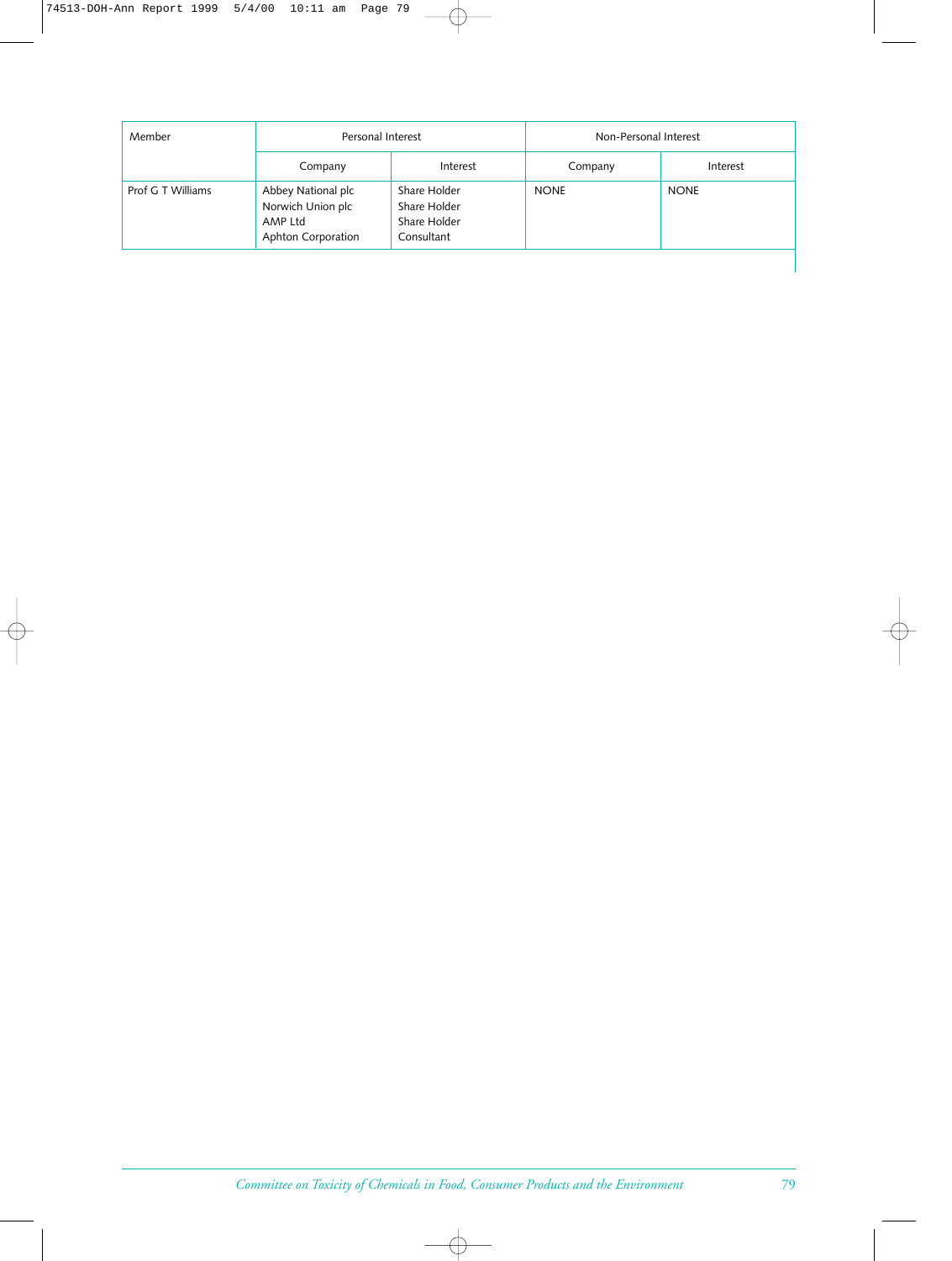| Member | Personal Interest | | Non-Personal Interest | |
|---|---|---|---|---|
| | Company | Interest | Company | Interest |
| Prof G T Williams | Abbey National plc<br>Norwich Union plc<br>AMP Ltd<br>Aphton Corporation | Share Holder<br>Share Holder<br>Share Holder<br>Consultant | NONE | NONE |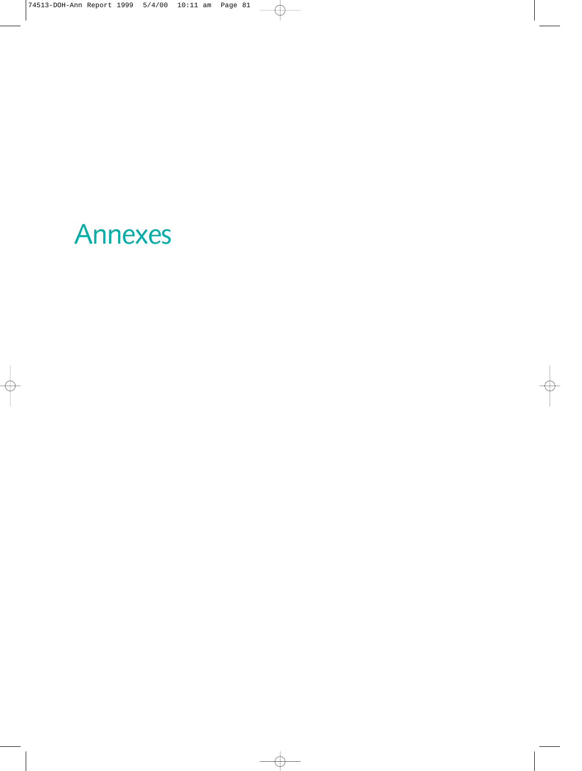# Annexes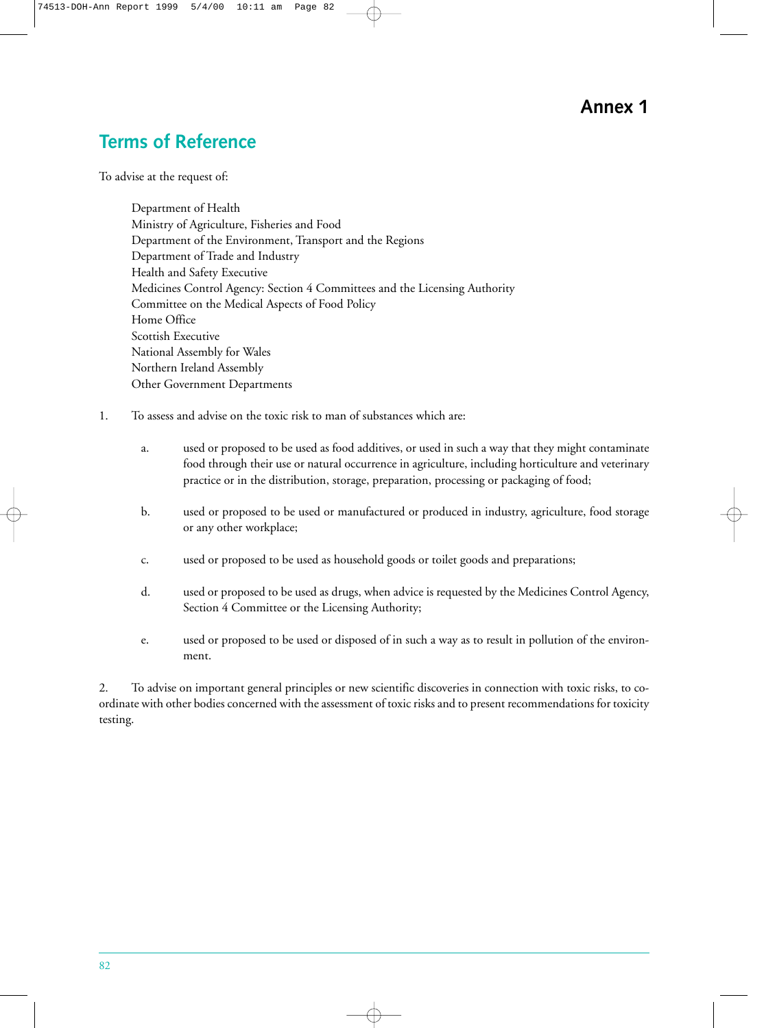# Annex 1

## Terms of Reference

To advise at the request of:

Department of Health
Ministry of Agriculture, Fisheries and Food
Department of the Environment, Transport and the Regions
Department of Trade and Industry
Health and Safety Executive
Medicines Control Agency: Section 4 Committees and the Licensing Authority
Committee on the Medical Aspects of Food Policy
Home Office
Scottish Executive
National Assembly for Wales
Northern Ireland Assembly
Other Government Departments

1. To assess and advise on the toxic risk to man of substances which are:

   a. used or proposed to be used as food additives, or used in such a way that they might contaminate food through their use or natural occurrence in agriculture, including horticulture and veterinary practice or in the distribution, storage, preparation, processing or packaging of food;

   b. used or proposed to be used or manufactured or produced in industry, agriculture, food storage or any other workplace;

   c. used or proposed to be used as household goods or toilet goods and preparations;

   d. used or proposed to be used as drugs, when advice is requested by the Medicines Control Agency, Section 4 Committee or the Licensing Authority;

   e. used or proposed to be used or disposed of in such a way as to result in pollution of the environment.

2. To advise on important general principles or new scientific discoveries in connection with toxic risks, to co-ordinate with other bodies concerned with the assessment of toxic risks and to present recommendations for toxicity testing.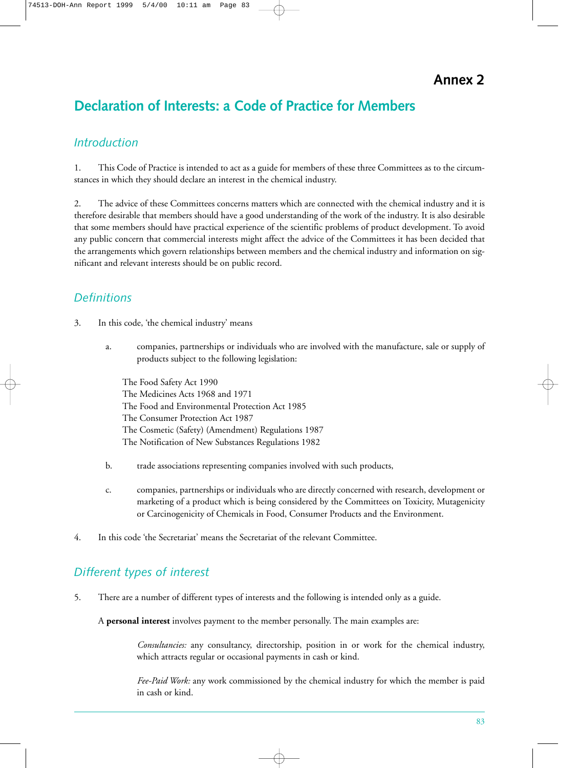# Annex 2

## Declaration of Interests: a Code of Practice for Members

### Introduction

1. This Code of Practice is intended to act as a guide for members of these three Committees as to the circumstances in which they should declare an interest in the chemical industry.

2. The advice of these Committees concerns matters which are connected with the chemical industry and it is therefore desirable that members should have a good understanding of the work of the industry. It is also desirable that some members should have practical experience of the scientific problems of product development. To avoid any public concern that commercial interests might affect the advice of the Committees it has been decided that the arrangements which govern relationships between members and the chemical industry and information on significant and relevant interests should be on public record.

### Definitions

3. In this code, 'the chemical industry' means

   a. companies, partnerships or individuals who are involved with the manufacture, sale or supply of products subject to the following legislation:

      The Food Safety Act 1990
      The Medicines Acts 1968 and 1971
      The Food and Environmental Protection Act 1985
      The Consumer Protection Act 1987
      The Cosmetic (Safety) (Amendment) Regulations 1987
      The Notification of New Substances Regulations 1982

   b. trade associations representing companies involved with such products,

   c. companies, partnerships or individuals who are directly concerned with research, development or marketing of a product which is being considered by the Committees on Toxicity, Mutagenicity or Carcinogenicity of Chemicals in Food, Consumer Products and the Environment.

4. In this code 'the Secretariat' means the Secretariat of the relevant Committee.

### Different types of interest

5. There are a number of different types of interests and the following is intended only as a guide.

A **personal interest** involves payment to the member personally. The main examples are:

*Consultancies:* any consultancy, directorship, position in or work for the chemical industry, which attracts regular or occasional payments in cash or kind.

*Fee-Paid Work:* any work commissioned by the chemical industry for which the member is paid in cash or kind.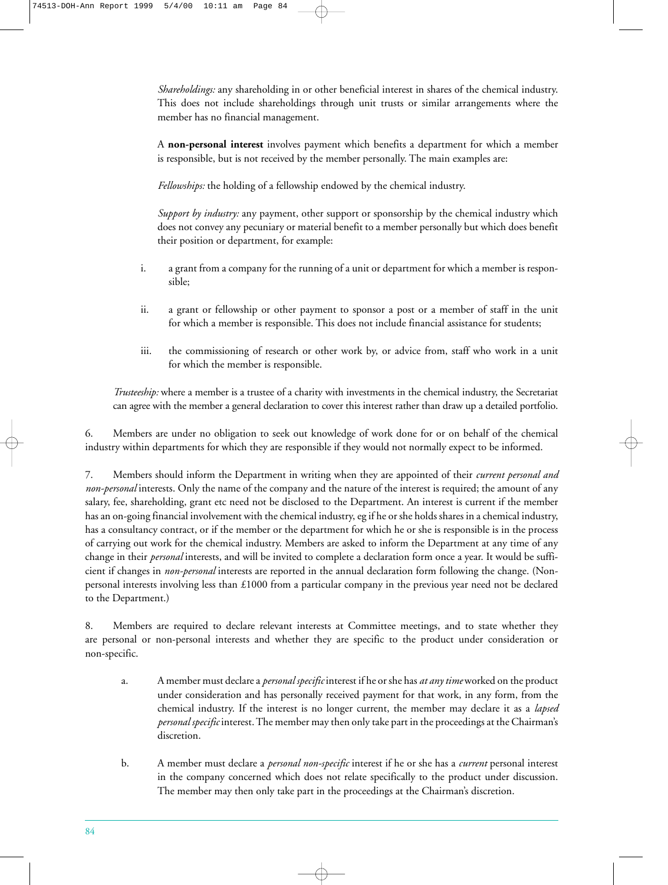*Shareholdings:* any shareholding in or other beneficial interest in shares of the chemical industry. This does not include shareholdings through unit trusts or similar arrangements where the member has no financial management.

A **non-personal interest** involves payment which benefits a department for which a member is responsible, but is not received by the member personally. The main examples are:

*Fellowships:* the holding of a fellowship endowed by the chemical industry.

*Support by industry:* any payment, other support or sponsorship by the chemical industry which does not convey any pecuniary or material benefit to a member personally but which does benefit their position or department, for example:

i. a grant from a company for the running of a unit or department for which a member is responsible;

ii. a grant or fellowship or other payment to sponsor a post or a member of staff in the unit for which a member is responsible. This does not include financial assistance for students;

iii. the commissioning of research or other work by, or advice from, staff who work in a unit for which the member is responsible.

*Trusteeship:* where a member is a trustee of a charity with investments in the chemical industry, the Secretariat can agree with the member a general declaration to cover this interest rather than draw up a detailed portfolio.

6. Members are under no obligation to seek out knowledge of work done for or on behalf of the chemical industry within departments for which they are responsible if they would not normally expect to be informed.

7. Members should inform the Department in writing when they are appointed of their *current personal and non-personal* interests. Only the name of the company and the nature of the interest is required; the amount of any salary, fee, shareholding, grant etc need not be disclosed to the Department. An interest is current if the member has an on-going financial involvement with the chemical industry, eg if he or she holds shares in a chemical industry, has a consultancy contract, or if the member or the department for which he or she is responsible is in the process of carrying out work for the chemical industry. Members are asked to inform the Department at any time of any change in their *personal* interests, and will be invited to complete a declaration form once a year. It would be sufficient if changes in *non-personal* interests are reported in the annual declaration form following the change. (Non-personal interests involving less than £1000 from a particular company in the previous year need not be declared to the Department.)

8. Members are required to declare relevant interests at Committee meetings, and to state whether they are personal or non-personal interests and whether they are specific to the product under consideration or non-specific.

a. A member must declare a *personal specific* interest if he or she has *at any time* worked on the product under consideration and has personally received payment for that work, in any form, from the chemical industry. If the interest is no longer current, the member may declare it as a *lapsed personal specific* interest. The member may then only take part in the proceedings at the Chairman's discretion.

b. A member must declare a *personal non-specific* interest if he or she has a *current* personal interest in the company concerned which does not relate specifically to the product under discussion. The member may then only take part in the proceedings at the Chairman's discretion.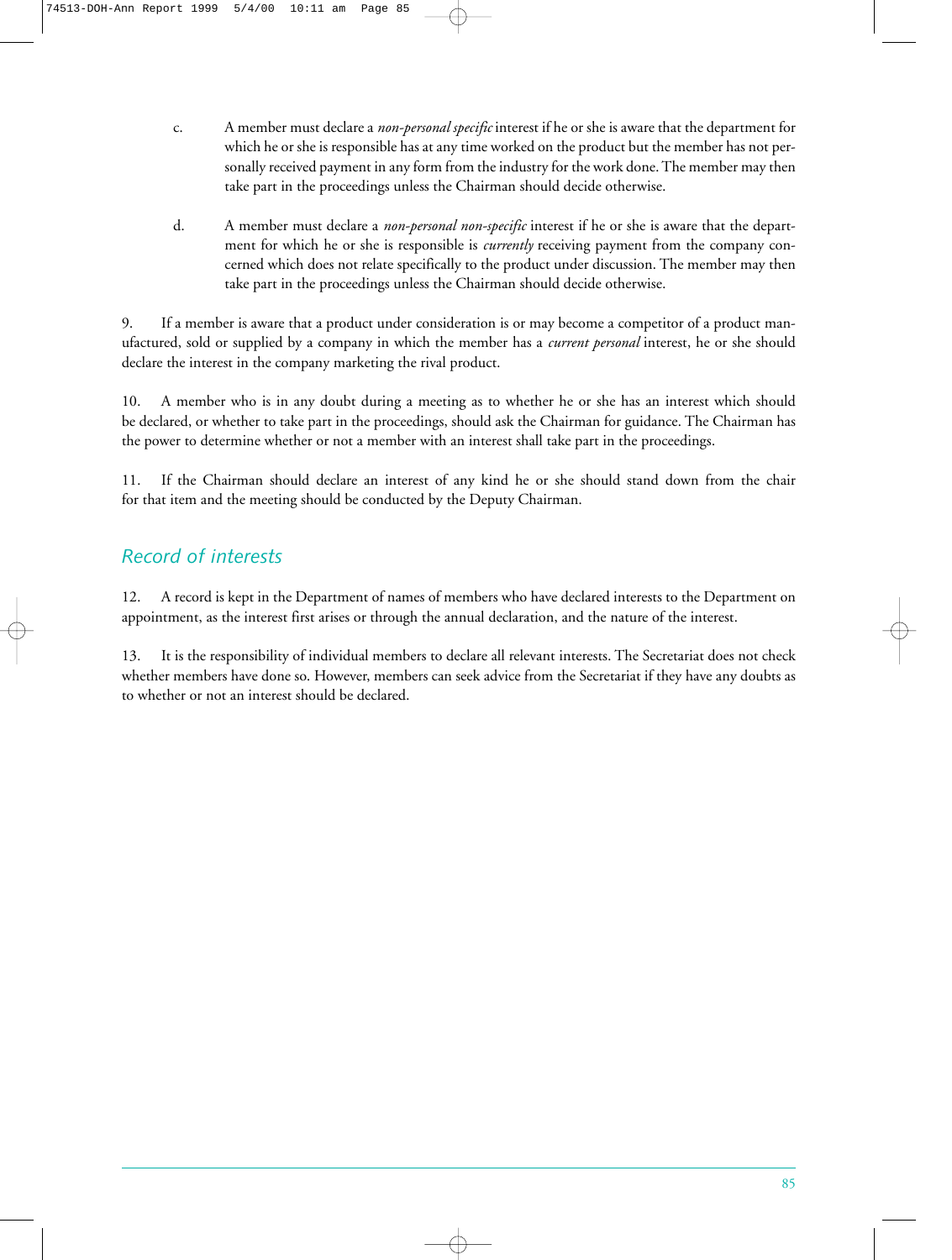c. A member must declare a *non-personal specific* interest if he or she is aware that the department for which he or she is responsible has at any time worked on the product but the member has not personally received payment in any form from the industry for the work done. The member may then take part in the proceedings unless the Chairman should decide otherwise.

d. A member must declare a *non-personal non-specific* interest if he or she is aware that the department for which he or she is responsible is *currently* receiving payment from the company concerned which does not relate specifically to the product under discussion. The member may then take part in the proceedings unless the Chairman should decide otherwise.

9. If a member is aware that a product under consideration is or may become a competitor of a product manufactured, sold or supplied by a company in which the member has a *current personal* interest, he or she should declare the interest in the company marketing the rival product.

10. A member who is in any doubt during a meeting as to whether he or she has an interest which should be declared, or whether to take part in the proceedings, should ask the Chairman for guidance. The Chairman has the power to determine whether or not a member with an interest shall take part in the proceedings.

11. If the Chairman should declare an interest of any kind he or she should stand down from the chair for that item and the meeting should be conducted by the Deputy Chairman.

## Record of interests

12. A record is kept in the Department of names of members who have declared interests to the Department on appointment, as the interest first arises or through the annual declaration, and the nature of the interest.

13. It is the responsibility of individual members to declare all relevant interests. The Secretariat does not check whether members have done so. However, members can seek advice from the Secretariat if they have any doubts as to whether or not an interest should be declared.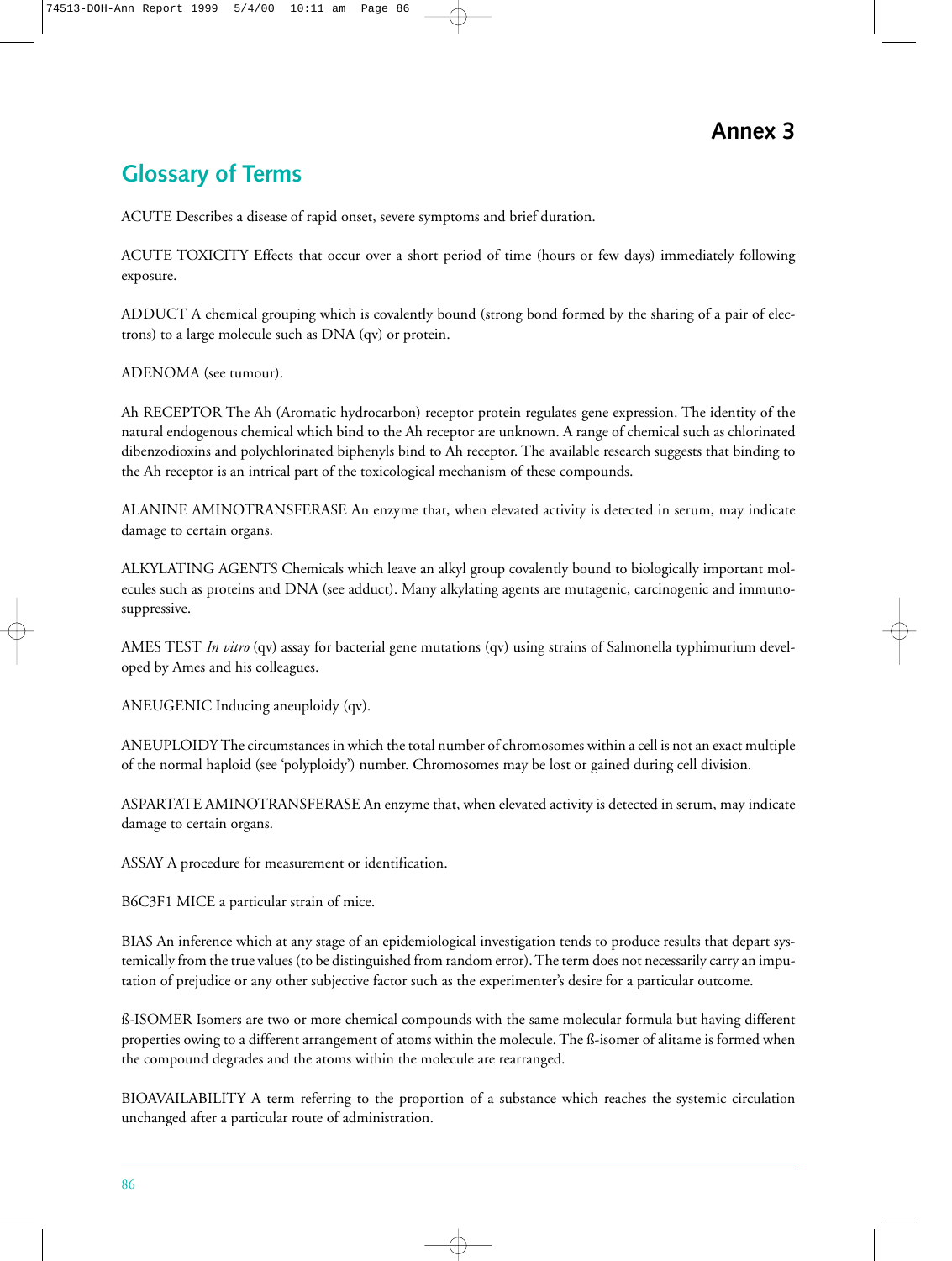# Annex 3

## Glossary of Terms

ACUTE Describes a disease of rapid onset, severe symptoms and brief duration.

ACUTE TOXICITY Effects that occur over a short period of time (hours or few days) immediately following exposure.

ADDUCT A chemical grouping which is covalently bound (strong bond formed by the sharing of a pair of electrons) to a large molecule such as DNA (qv) or protein.

ADENOMA (see tumour).

Ah RECEPTOR The Ah (Aromatic hydrocarbon) receptor protein regulates gene expression. The identity of the natural endogenous chemical which bind to the Ah receptor are unknown. A range of chemical such as chlorinated dibenzodioxins and polychlorinated biphenyls bind to Ah receptor. The available research suggests that binding to the Ah receptor is an intrical part of the toxicological mechanism of these compounds.

ALANINE AMINOTRANSFERASE An enzyme that, when elevated activity is detected in serum, may indicate damage to certain organs.

ALKYLATING AGENTS Chemicals which leave an alkyl group covalently bound to biologically important molecules such as proteins and DNA (see adduct). Many alkylating agents are mutagenic, carcinogenic and immunosuppressive.

AMES TEST *In vitro* (qv) assay for bacterial gene mutations (qv) using strains of Salmonella typhimurium developed by Ames and his colleagues.

ANEUGENIC Inducing aneuploidy (qv).

ANEUPLOIDY The circumstances in which the total number of chromosomes within a cell is not an exact multiple of the normal haploid (see 'polyploidy') number. Chromosomes may be lost or gained during cell division.

ASPARTATE AMINOTRANSFERASE An enzyme that, when elevated activity is detected in serum, may indicate damage to certain organs.

ASSAY A procedure for measurement or identification.

B6C3F1 MICE a particular strain of mice.

BIAS An inference which at any stage of an epidemiological investigation tends to produce results that depart systemically from the true values (to be distinguished from random error). The term does not necessarily carry an imputation of prejudice or any other subjective factor such as the experimenter's desire for a particular outcome.

ß-ISOMER Isomers are two or more chemical compounds with the same molecular formula but having different properties owing to a different arrangement of atoms within the molecule. The ß-isomer of alitame is formed when the compound degrades and the atoms within the molecule are rearranged.

BIOAVAILABILITY A term referring to the proportion of a substance which reaches the systemic circulation unchanged after a particular route of administration.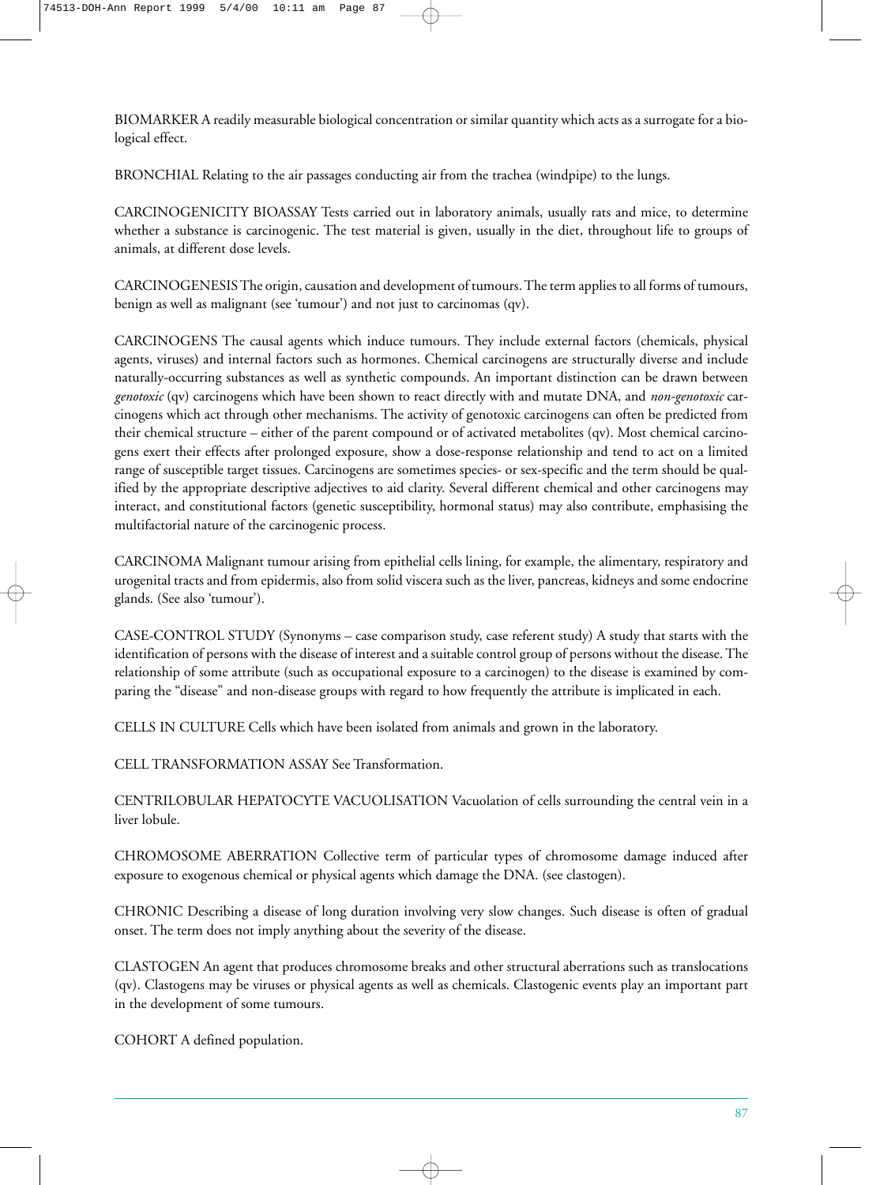BIOMARKER A readily measurable biological concentration or similar quantity which acts as a surrogate for a biological effect.

BRONCHIAL Relating to the air passages conducting air from the trachea (windpipe) to the lungs.

CARCINOGENICITY BIOASSAY Tests carried out in laboratory animals, usually rats and mice, to determine whether a substance is carcinogenic. The test material is given, usually in the diet, throughout life to groups of animals, at different dose levels.

CARCINOGENESIS The origin, causation and development of tumours. The term applies to all forms of tumours, benign as well as malignant (see 'tumour') and not just to carcinomas (qv).

CARCINOGENS The causal agents which induce tumours. They include external factors (chemicals, physical agents, viruses) and internal factors such as hormones. Chemical carcinogens are structurally diverse and include naturally-occurring substances as well as synthetic compounds. An important distinction can be drawn between *genotoxic* (qv) carcinogens which have been shown to react directly with and mutate DNA, and *non-genotoxic* carcinogens which act through other mechanisms. The activity of genotoxic carcinogens can often be predicted from their chemical structure – either of the parent compound or of activated metabolites (qv). Most chemical carcinogens exert their effects after prolonged exposure, show a dose-response relationship and tend to act on a limited range of susceptible target tissues. Carcinogens are sometimes species- or sex-specific and the term should be qualified by the appropriate descriptive adjectives to aid clarity. Several different chemical and other carcinogens may interact, and constitutional factors (genetic susceptibility, hormonal status) may also contribute, emphasising the multifactorial nature of the carcinogenic process.

CARCINOMA Malignant tumour arising from epithelial cells lining, for example, the alimentary, respiratory and urogenital tracts and from epidermis, also from solid viscera such as the liver, pancreas, kidneys and some endocrine glands. (See also 'tumour').

CASE-CONTROL STUDY (Synonyms – case comparison study, case referent study) A study that starts with the identification of persons with the disease of interest and a suitable control group of persons without the disease. The relationship of some attribute (such as occupational exposure to a carcinogen) to the disease is examined by comparing the "disease" and non-disease groups with regard to how frequently the attribute is implicated in each.

CELLS IN CULTURE Cells which have been isolated from animals and grown in the laboratory.

CELL TRANSFORMATION ASSAY See Transformation.

CENTRILOBULAR HEPATOCYTE VACUOLISATION Vacuolation of cells surrounding the central vein in a liver lobule.

CHROMOSOME ABERRATION Collective term of particular types of chromosome damage induced after exposure to exogenous chemical or physical agents which damage the DNA. (see clastogen).

CHRONIC Describing a disease of long duration involving very slow changes. Such disease is often of gradual onset. The term does not imply anything about the severity of the disease.

CLASTOGEN An agent that produces chromosome breaks and other structural aberrations such as translocations (qv). Clastogens may be viruses or physical agents as well as chemicals. Clastogenic events play an important part in the development of some tumours.

COHORT A defined population.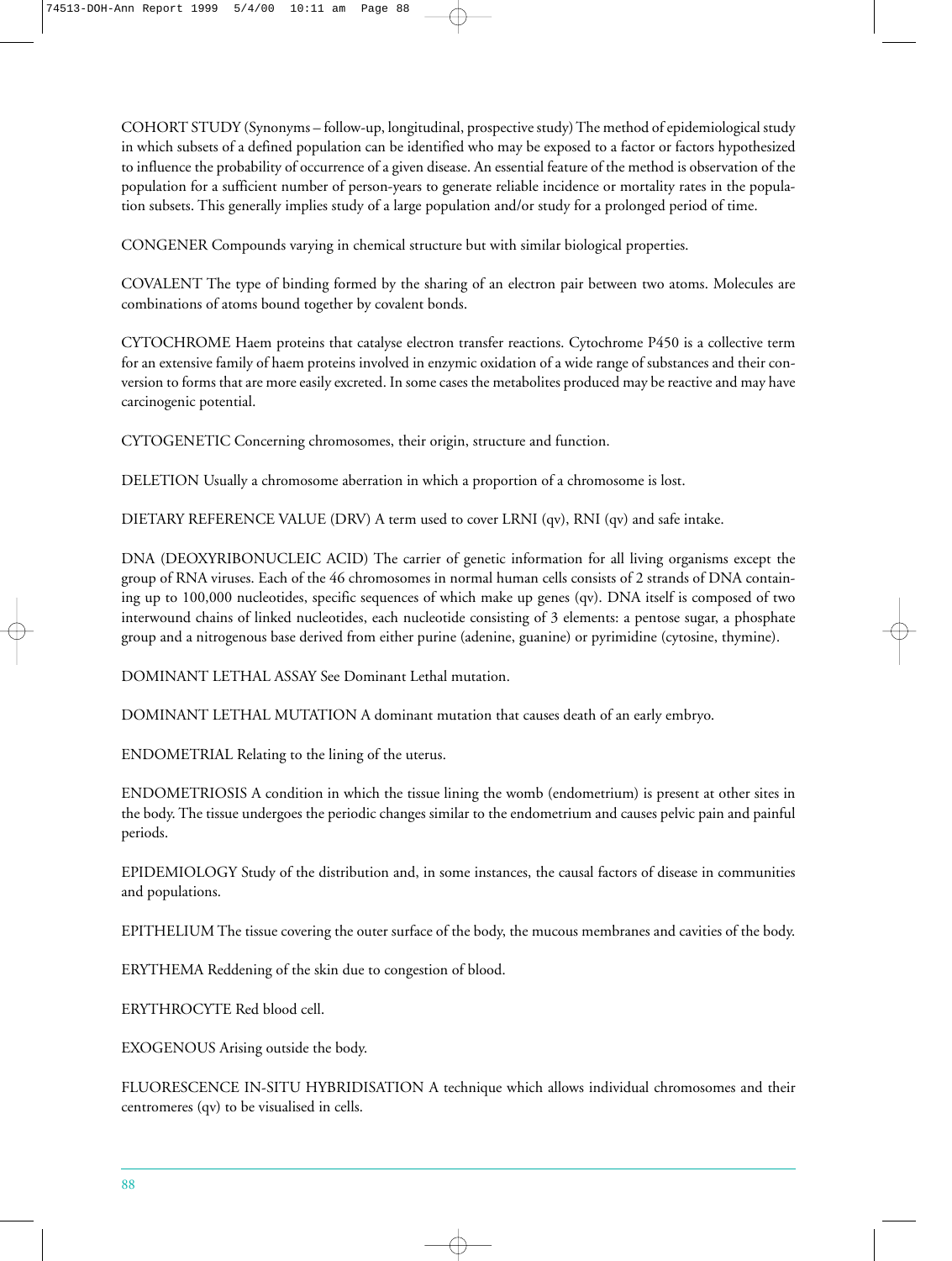COHORT STUDY (Synonyms – follow-up, longitudinal, prospective study) The method of epidemiological study in which subsets of a defined population can be identified who may be exposed to a factor or factors hypothesized to influence the probability of occurrence of a given disease. An essential feature of the method is observation of the population for a sufficient number of person-years to generate reliable incidence or mortality rates in the population subsets. This generally implies study of a large population and/or study for a prolonged period of time.

CONGENER Compounds varying in chemical structure but with similar biological properties.

COVALENT The type of binding formed by the sharing of an electron pair between two atoms. Molecules are combinations of atoms bound together by covalent bonds.

CYTOCHROME Haem proteins that catalyse electron transfer reactions. Cytochrome P450 is a collective term for an extensive family of haem proteins involved in enzymic oxidation of a wide range of substances and their conversion to forms that are more easily excreted. In some cases the metabolites produced may be reactive and may have carcinogenic potential.

CYTOGENETIC Concerning chromosomes, their origin, structure and function.

DELETION Usually a chromosome aberration in which a proportion of a chromosome is lost.

DIETARY REFERENCE VALUE (DRV) A term used to cover LRNI (qv), RNI (qv) and safe intake.

DNA (DEOXYRIBONUCLEIC ACID) The carrier of genetic information for all living organisms except the group of RNA viruses. Each of the 46 chromosomes in normal human cells consists of 2 strands of DNA containing up to 100,000 nucleotides, specific sequences of which make up genes (qv). DNA itself is composed of two interwound chains of linked nucleotides, each nucleotide consisting of 3 elements: a pentose sugar, a phosphate group and a nitrogenous base derived from either purine (adenine, guanine) or pyrimidine (cytosine, thymine).

DOMINANT LETHAL ASSAY See Dominant Lethal mutation.

DOMINANT LETHAL MUTATION A dominant mutation that causes death of an early embryo.

ENDOMETRIAL Relating to the lining of the uterus.

ENDOMETRIOSIS A condition in which the tissue lining the womb (endometrium) is present at other sites in the body. The tissue undergoes the periodic changes similar to the endometrium and causes pelvic pain and painful periods.

EPIDEMIOLOGY Study of the distribution and, in some instances, the causal factors of disease in communities and populations.

EPITHELIUM The tissue covering the outer surface of the body, the mucous membranes and cavities of the body.

ERYTHEMA Reddening of the skin due to congestion of blood.

ERYTHROCYTE Red blood cell.

EXOGENOUS Arising outside the body.

FLUORESCENCE IN-SITU HYBRIDISATION A technique which allows individual chromosomes and their centromeres (qv) to be visualised in cells.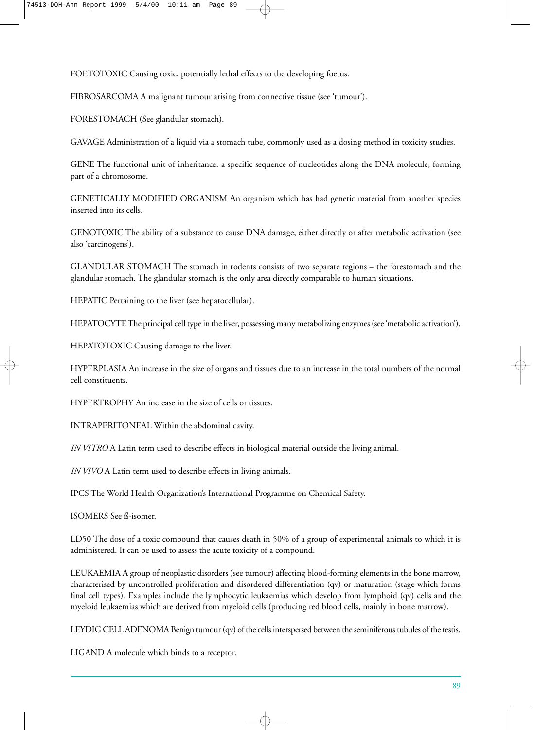FOETOTOXIC Causing toxic, potentially lethal effects to the developing foetus.

FIBROSARCOMA A malignant tumour arising from connective tissue (see 'tumour').

FORESTOMACH (See glandular stomach).

GAVAGE Administration of a liquid via a stomach tube, commonly used as a dosing method in toxicity studies.

GENE The functional unit of inheritance: a specific sequence of nucleotides along the DNA molecule, forming part of a chromosome.

GENETICALLY MODIFIED ORGANISM An organism which has had genetic material from another species inserted into its cells.

GENOTOXIC The ability of a substance to cause DNA damage, either directly or after metabolic activation (see also 'carcinogens').

GLANDULAR STOMACH The stomach in rodents consists of two separate regions – the forestomach and the glandular stomach. The glandular stomach is the only area directly comparable to human situations.

HEPATIC Pertaining to the liver (see hepatocellular).

HEPATOCYTE The principal cell type in the liver, possessing many metabolizing enzymes (see 'metabolic activation').

HEPATOTOXIC Causing damage to the liver.

HYPERPLASIA An increase in the size of organs and tissues due to an increase in the total numbers of the normal cell constituents.

HYPERTROPHY An increase in the size of cells or tissues.

INTRAPERITONEAL Within the abdominal cavity.

*IN VITRO* A Latin term used to describe effects in biological material outside the living animal.

*IN VIVO* A Latin term used to describe effects in living animals.

IPCS The World Health Organization's International Programme on Chemical Safety.

ISOMERS See ß-isomer.

LD50 The dose of a toxic compound that causes death in 50% of a group of experimental animals to which it is administered. It can be used to assess the acute toxicity of a compound.

LEUKAEMIA A group of neoplastic disorders (see tumour) affecting blood-forming elements in the bone marrow, characterised by uncontrolled proliferation and disordered differentiation (qv) or maturation (stage which forms final cell types). Examples include the lymphocytic leukaemias which develop from lymphoid (qv) cells and the myeloid leukaemias which are derived from myeloid cells (producing red blood cells, mainly in bone marrow).

LEYDIG CELL ADENOMA Benign tumour (qv) of the cells interspersed between the seminiferous tubules of the testis.

LIGAND A molecule which binds to a receptor.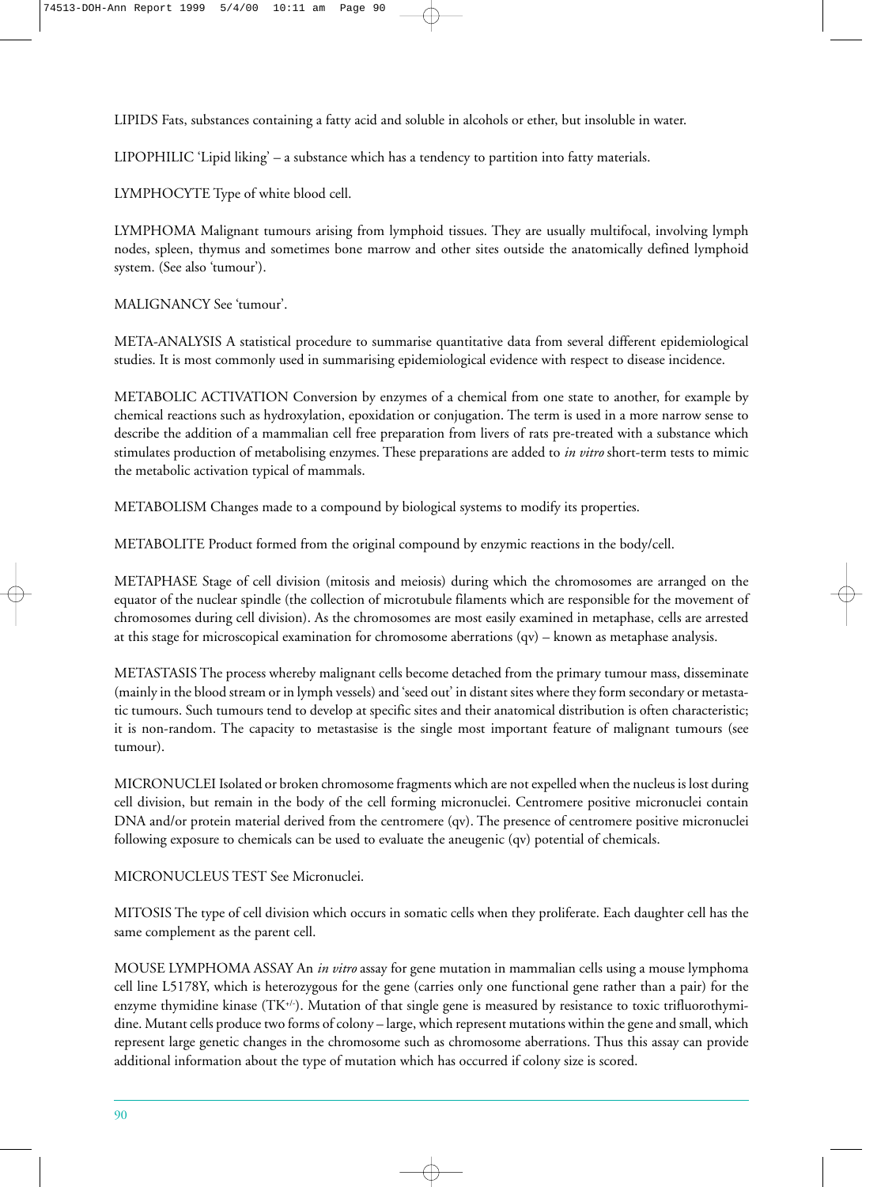LIPIDS Fats, substances containing a fatty acid and soluble in alcohols or ether, but insoluble in water.

LIPOPHILIC 'Lipid liking' – a substance which has a tendency to partition into fatty materials.

LYMPHOCYTE Type of white blood cell.

LYMPHOMA Malignant tumours arising from lymphoid tissues. They are usually multifocal, involving lymph nodes, spleen, thymus and sometimes bone marrow and other sites outside the anatomically defined lymphoid system. (See also 'tumour').

MALIGNANCY See 'tumour'.

META-ANALYSIS A statistical procedure to summarise quantitative data from several different epidemiological studies. It is most commonly used in summarising epidemiological evidence with respect to disease incidence.

METABOLIC ACTIVATION Conversion by enzymes of a chemical from one state to another, for example by chemical reactions such as hydroxylation, epoxidation or conjugation. The term is used in a more narrow sense to describe the addition of a mammalian cell free preparation from livers of rats pre-treated with a substance which stimulates production of metabolising enzymes. These preparations are added to *in vitro* short-term tests to mimic the metabolic activation typical of mammals.

METABOLISM Changes made to a compound by biological systems to modify its properties.

METABOLITE Product formed from the original compound by enzymic reactions in the body/cell.

METAPHASE Stage of cell division (mitosis and meiosis) during which the chromosomes are arranged on the equator of the nuclear spindle (the collection of microtubule filaments which are responsible for the movement of chromosomes during cell division). As the chromosomes are most easily examined in metaphase, cells are arrested at this stage for microscopical examination for chromosome aberrations (qv) – known as metaphase analysis.

METASTASIS The process whereby malignant cells become detached from the primary tumour mass, disseminate (mainly in the blood stream or in lymph vessels) and 'seed out' in distant sites where they form secondary or metastatic tumours. Such tumours tend to develop at specific sites and their anatomical distribution is often characteristic; it is non-random. The capacity to metastasise is the single most important feature of malignant tumours (see tumour).

MICRONUCLEI Isolated or broken chromosome fragments which are not expelled when the nucleus is lost during cell division, but remain in the body of the cell forming micronuclei. Centromere positive micronuclei contain DNA and/or protein material derived from the centromere (qv). The presence of centromere positive micronuclei following exposure to chemicals can be used to evaluate the aneugenic (qv) potential of chemicals.

MICRONUCLEUS TEST See Micronuclei.

MITOSIS The type of cell division which occurs in somatic cells when they proliferate. Each daughter cell has the same complement as the parent cell.

MOUSE LYMPHOMA ASSAY An *in vitro* assay for gene mutation in mammalian cells using a mouse lymphoma cell line L5178Y, which is heterozygous for the gene (carries only one functional gene rather than a pair) for the enzyme thymidine kinase ($TK^{+/-}$). Mutation of that single gene is measured by resistance to toxic trifluorothymidine. Mutant cells produce two forms of colony – large, which represent mutations within the gene and small, which represent large genetic changes in the chromosome such as chromosome aberrations. Thus this assay can provide additional information about the type of mutation which has occurred if colony size is scored.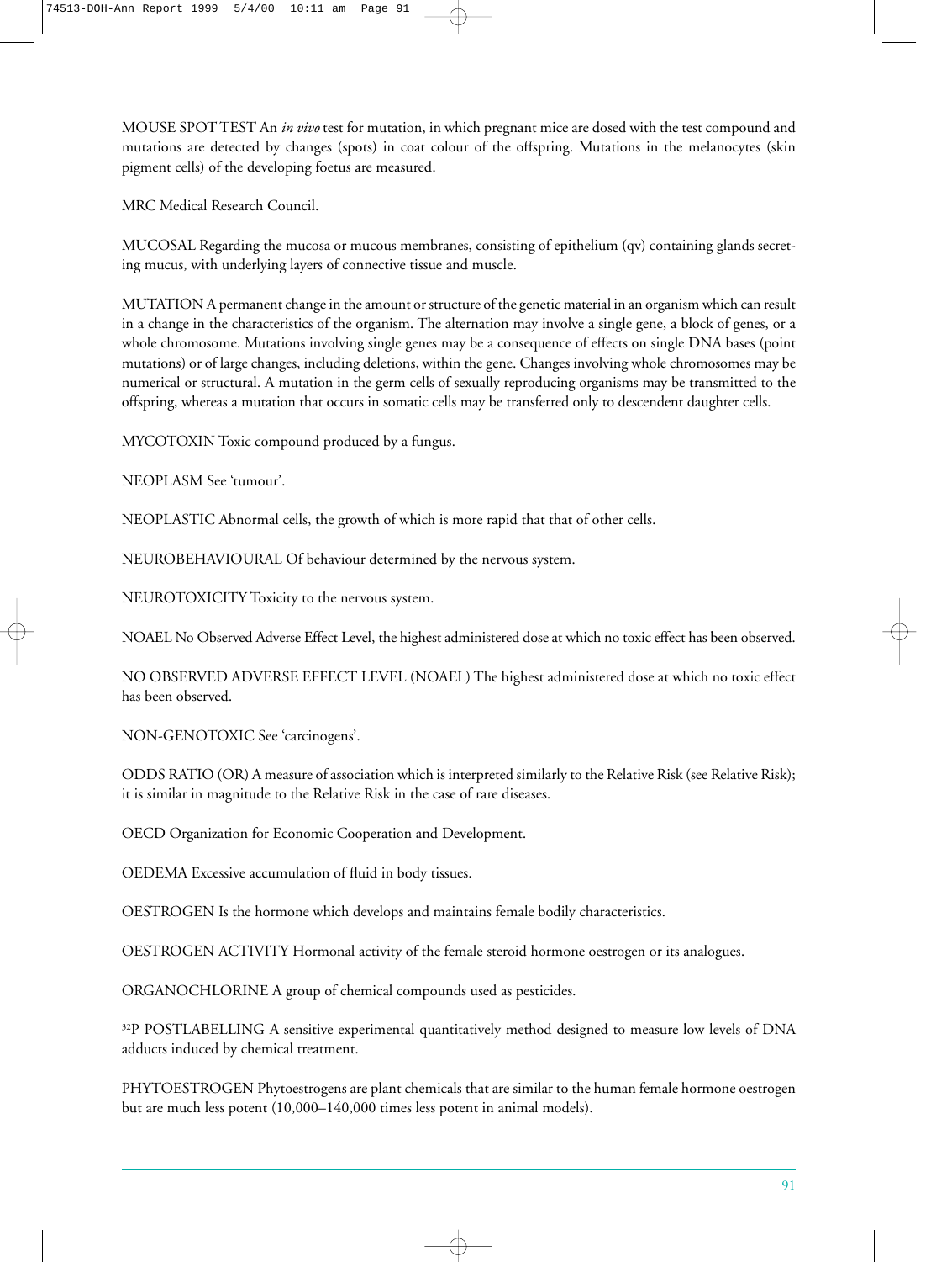MOUSE SPOT TEST An *in vivo* test for mutation, in which pregnant mice are dosed with the test compound and mutations are detected by changes (spots) in coat colour of the offspring. Mutations in the melanocytes (skin pigment cells) of the developing foetus are measured.

MRC Medical Research Council.

MUCOSAL Regarding the mucosa or mucous membranes, consisting of epithelium (qv) containing glands secreting mucus, with underlying layers of connective tissue and muscle.

MUTATION A permanent change in the amount or structure of the genetic material in an organism which can result in a change in the characteristics of the organism. The alternation may involve a single gene, a block of genes, or a whole chromosome. Mutations involving single genes may be a consequence of effects on single DNA bases (point mutations) or of large changes, including deletions, within the gene. Changes involving whole chromosomes may be numerical or structural. A mutation in the germ cells of sexually reproducing organisms may be transmitted to the offspring, whereas a mutation that occurs in somatic cells may be transferred only to descendent daughter cells.

MYCOTOXIN Toxic compound produced by a fungus.

NEOPLASM See 'tumour'.

NEOPLASTIC Abnormal cells, the growth of which is more rapid that that of other cells.

NEUROBEHAVIOURAL Of behaviour determined by the nervous system.

NEUROTOXICITY Toxicity to the nervous system.

NOAEL No Observed Adverse Effect Level, the highest administered dose at which no toxic effect has been observed.

NO OBSERVED ADVERSE EFFECT LEVEL (NOAEL) The highest administered dose at which no toxic effect has been observed.

NON-GENOTOXIC See 'carcinogens'.

ODDS RATIO (OR) A measure of association which is interpreted similarly to the Relative Risk (see Relative Risk); it is similar in magnitude to the Relative Risk in the case of rare diseases.

OECD Organization for Economic Cooperation and Development.

OEDEMA Excessive accumulation of fluid in body tissues.

OESTROGEN Is the hormone which develops and maintains female bodily characteristics.

OESTROGEN ACTIVITY Hormonal activity of the female steroid hormone oestrogen or its analogues.

ORGANOCHLORINE A group of chemical compounds used as pesticides.

$^{32}P$ POSTLABELLING A sensitive experimental quantitatively method designed to measure low levels of DNA adducts induced by chemical treatment.

PHYTOESTROGEN Phytoestrogens are plant chemicals that are similar to the human female hormone oestrogen but are much less potent (10,000–140,000 times less potent in animal models).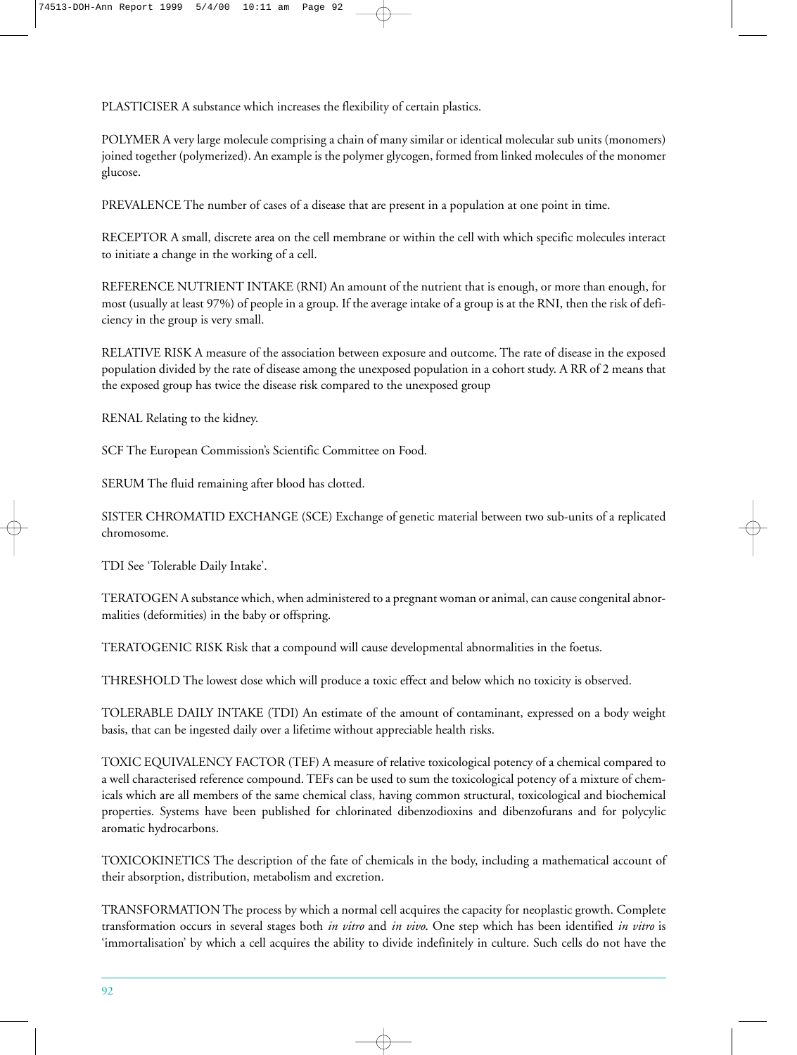PLASTICISER A substance which increases the flexibility of certain plastics.

POLYMER A very large molecule comprising a chain of many similar or identical molecular sub units (monomers) joined together (polymerized). An example is the polymer glycogen, formed from linked molecules of the monomer glucose.

PREVALENCE The number of cases of a disease that are present in a population at one point in time.

RECEPTOR A small, discrete area on the cell membrane or within the cell with which specific molecules interact to initiate a change in the working of a cell.

REFERENCE NUTRIENT INTAKE (RNI) An amount of the nutrient that is enough, or more than enough, for most (usually at least 97%) of people in a group. If the average intake of a group is at the RNI, then the risk of deficiency in the group is very small.

RELATIVE RISK A measure of the association between exposure and outcome. The rate of disease in the exposed population divided by the rate of disease among the unexposed population in a cohort study. A RR of 2 means that the exposed group has twice the disease risk compared to the unexposed group

RENAL Relating to the kidney.

SCF The European Commission's Scientific Committee on Food.

SERUM The fluid remaining after blood has clotted.

SISTER CHROMATID EXCHANGE (SCE) Exchange of genetic material between two sub-units of a replicated chromosome.

TDI See 'Tolerable Daily Intake'.

TERATOGEN A substance which, when administered to a pregnant woman or animal, can cause congenital abnormalities (deformities) in the baby or offspring.

TERATOGENIC RISK Risk that a compound will cause developmental abnormalities in the foetus.

THRESHOLD The lowest dose which will produce a toxic effect and below which no toxicity is observed.

TOLERABLE DAILY INTAKE (TDI) An estimate of the amount of contaminant, expressed on a body weight basis, that can be ingested daily over a lifetime without appreciable health risks.

TOXIC EQUIVALENCY FACTOR (TEF) A measure of relative toxicological potency of a chemical compared to a well characterised reference compound. TEFs can be used to sum the toxicological potency of a mixture of chemicals which are all members of the same chemical class, having common structural, toxicological and biochemical properties. Systems have been published for chlorinated dibenzodioxins and dibenzofurans and for polycylic aromatic hydrocarbons.

TOXICOKINETICS The description of the fate of chemicals in the body, including a mathematical account of their absorption, distribution, metabolism and excretion.

TRANSFORMATION The process by which a normal cell acquires the capacity for neoplastic growth. Complete transformation occurs in several stages both *in vitro* and *in vivo*. One step which has been identified *in vitro* is 'immortalisation' by which a cell acquires the ability to divide indefinitely in culture. Such cells do not have the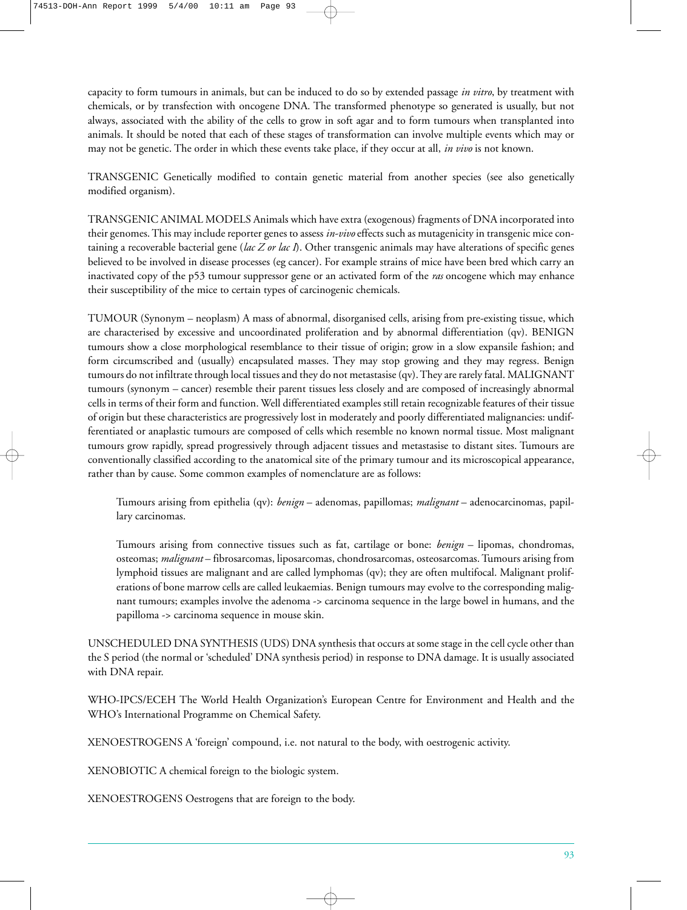capacity to form tumours in animals, but can be induced to do so by extended passage *in vitro*, by treatment with chemicals, or by transfection with oncogene DNA. The transformed phenotype so generated is usually, but not always, associated with the ability of the cells to grow in soft agar and to form tumours when transplanted into animals. It should be noted that each of these stages of transformation can involve multiple events which may or may not be genetic. The order in which these events take place, if they occur at all, *in vivo* is not known.

TRANSGENIC Genetically modified to contain genetic material from another species (see also genetically modified organism).

TRANSGENIC ANIMAL MODELS Animals which have extra (exogenous) fragments of DNA incorporated into their genomes. This may include reporter genes to assess *in-vivo* effects such as mutagenicity in transgenic mice containing a recoverable bacterial gene (*lac Z or lac I*). Other transgenic animals may have alterations of specific genes believed to be involved in disease processes (eg cancer). For example strains of mice have been bred which carry an inactivated copy of the p53 tumour suppressor gene or an activated form of the *ras* oncogene which may enhance their susceptibility of the mice to certain types of carcinogenic chemicals.

TUMOUR (Synonym – neoplasm) A mass of abnormal, disorganised cells, arising from pre-existing tissue, which are characterised by excessive and uncoordinated proliferation and by abnormal differentiation (qv). BENIGN tumours show a close morphological resemblance to their tissue of origin; grow in a slow expansile fashion; and form circumscribed and (usually) encapsulated masses. They may stop growing and they may regress. Benign tumours do not infiltrate through local tissues and they do not metastasise (qv). They are rarely fatal. MALIGNANT tumours (synonym – cancer) resemble their parent tissues less closely and are composed of increasingly abnormal cells in terms of their form and function. Well differentiated examples still retain recognizable features of their tissue of origin but these characteristics are progressively lost in moderately and poorly differentiated malignancies: undifferentiated or anaplastic tumours are composed of cells which resemble no known normal tissue. Most malignant tumours grow rapidly, spread progressively through adjacent tissues and metastasise to distant sites. Tumours are conventionally classified according to the anatomical site of the primary tumour and its microscopical appearance, rather than by cause. Some common examples of nomenclature are as follows:

> Tumours arising from epithelia (qv): *benign* – adenomas, papillomas; *malignant* – adenocarcinomas, papillary carcinomas.
>
> Tumours arising from connective tissues such as fat, cartilage or bone: *benign* – lipomas, chondromas, osteomas; *malignant* – fibrosarcomas, liposarcomas, chondrosarcomas, osteosarcomas. Tumours arising from lymphoid tissues are malignant and are called lymphomas (qv); they are often multifocal. Malignant proliferations of bone marrow cells are called leukaemias. Benign tumours may evolve to the corresponding malignant tumours; examples involve the adenoma -> carcinoma sequence in the large bowel in humans, and the papilloma -> carcinoma sequence in mouse skin.

UNSCHEDULED DNA SYNTHESIS (UDS) DNA synthesis that occurs at some stage in the cell cycle other than the S period (the normal or 'scheduled' DNA synthesis period) in response to DNA damage. It is usually associated with DNA repair.

WHO-IPCS/ECEH The World Health Organization's European Centre for Environment and Health and the WHO's International Programme on Chemical Safety.

XENOESTROGENS A 'foreign' compound, i.e. not natural to the body, with oestrogenic activity.

XENOBIOTIC A chemical foreign to the biologic system.

XENOESTROGENS Oestrogens that are foreign to the body.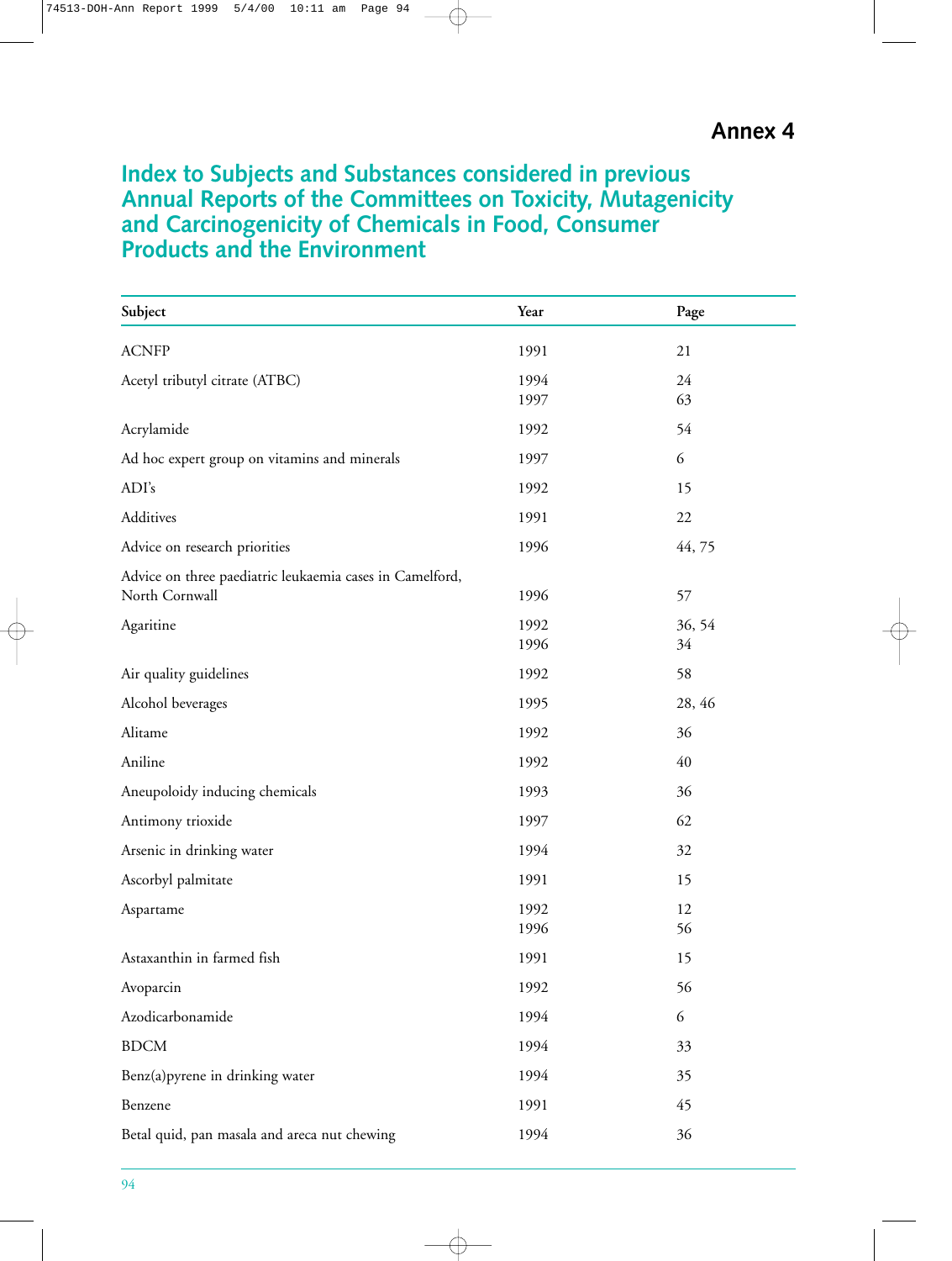# Annex 4

## Index to Subjects and Substances considered in previous Annual Reports of the Committees on Toxicity, Mutagenicity and Carcinogenicity of Chemicals in Food, Consumer Products and the Environment

| Subject | Year | Page |
|---|---|---|
| ACNFP | 1991 | 21 |
| Acetyl tributyl citrate (ATBC) | 1994 | 24 |
| | 1997 | 63 |
| Acrylamide | 1992 | 54 |
| Ad hoc expert group on vitamins and minerals | 1997 | 6 |
| ADI's | 1992 | 15 |
| Additives | 1991 | 22 |
| Advice on research priorities | 1996 | 44, 75 |
| Advice on three paediatric leukaemia cases in Camelford, North Cornwall | 1996 | 57 |
| Agaritine | 1992 | 36, 54 |
| | 1996 | 34 |
| Air quality guidelines | 1992 | 58 |
| Alcohol beverages | 1995 | 28, 46 |
| Alitame | 1992 | 36 |
| Aniline | 1992 | 40 |
| Aneupoloidy inducing chemicals | 1993 | 36 |
| Antimony trioxide | 1997 | 62 |
| Arsenic in drinking water | 1994 | 32 |
| Ascorbyl palmitate | 1991 | 15 |
| Aspartame | 1992 | 12 |
| | 1996 | 56 |
| Astaxanthin in farmed fish | 1991 | 15 |
| Avoparcin | 1992 | 56 |
| Azodicarbonamide | 1994 | 6 |
| BDCM | 1994 | 33 |
| Benz(a)pyrene in drinking water | 1994 | 35 |
| Benzene | 1991 | 45 |
| Betal quid, pan masala and areca nut chewing | 1994 | 36 |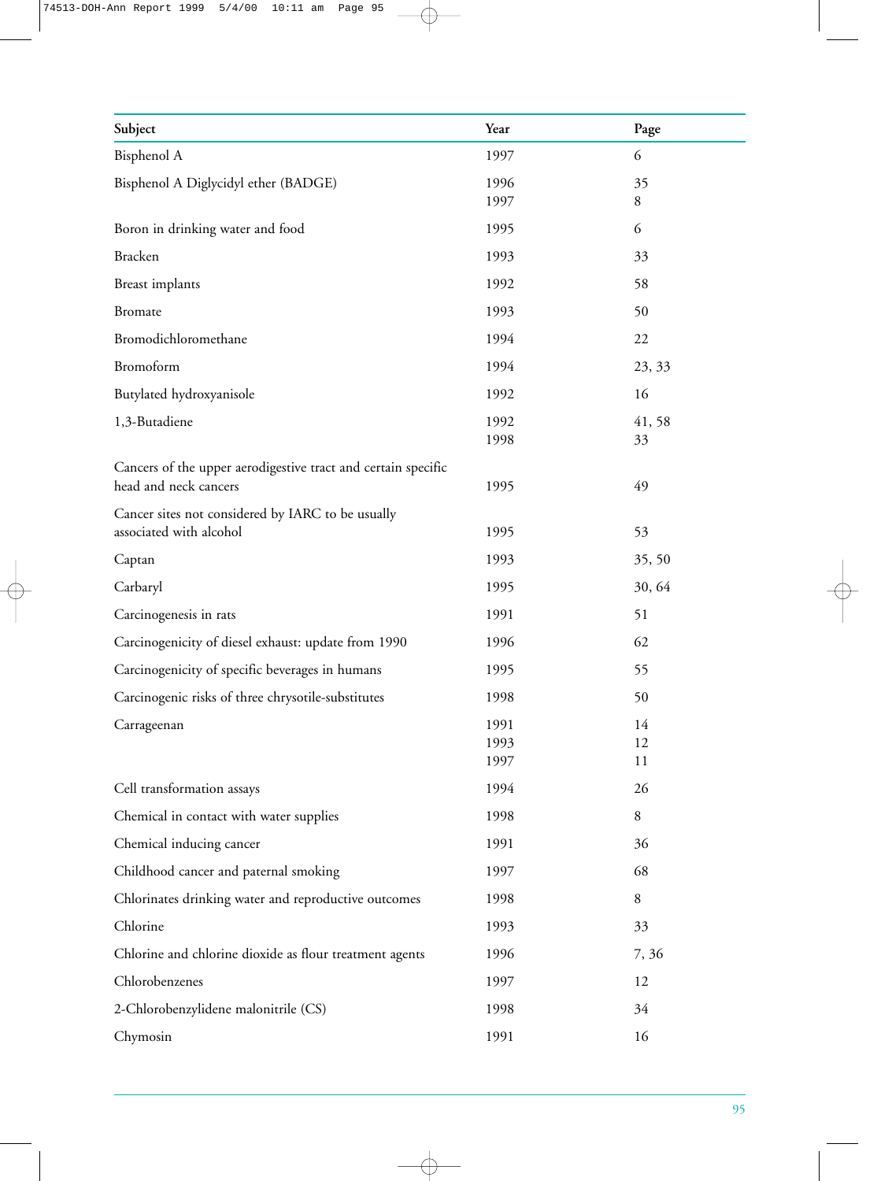| Subject | Year | Page |
|---|---|---|
| Bisphenol A | 1997 | 6 |
| Bisphenol A Diglycidyl ether (BADGE) | 1996 | 35 |
| | 1997 | 8 |
| Boron in drinking water and food | 1995 | 6 |
| Bracken | 1993 | 33 |
| Breast implants | 1992 | 58 |
| Bromate | 1993 | 50 |
| Bromodichloromethane | 1994 | 22 |
| Bromoform | 1994 | 23, 33 |
| Butylated hydroxyanisole | 1992 | 16 |
| 1,3-Butadiene | 1992 | 41, 58 |
| | 1998 | 33 |
| Cancers of the upper aerodigestive tract and certain specific head and neck cancers | 1995 | 49 |
| Cancer sites not considered by IARC to be usually associated with alcohol | 1995 | 53 |
| Captan | 1993 | 35, 50 |
| Carbaryl | 1995 | 30, 64 |
| Carcinogenesis in rats | 1991 | 51 |
| Carcinogenicity of diesel exhaust: update from 1990 | 1996 | 62 |
| Carcinogenicity of specific beverages in humans | 1995 | 55 |
| Carcinogenic risks of three chrysotile-substitutes | 1998 | 50 |
| Carrageenan | 1991 | 14 |
| | 1993 | 12 |
| | 1997 | 11 |
| Cell transformation assays | 1994 | 26 |
| Chemical in contact with water supplies | 1998 | 8 |
| Chemical inducing cancer | 1991 | 36 |
| Childhood cancer and paternal smoking | 1997 | 68 |
| Chlorinates drinking water and reproductive outcomes | 1998 | 8 |
| Chlorine | 1993 | 33 |
| Chlorine and chlorine dioxide as flour treatment agents | 1996 | 7, 36 |
| Chlorobenzenes | 1997 | 12 |
| 2-Chlorobenzylidene malonitrile (CS) | 1998 | 34 |
| Chymosin | 1991 | 16 |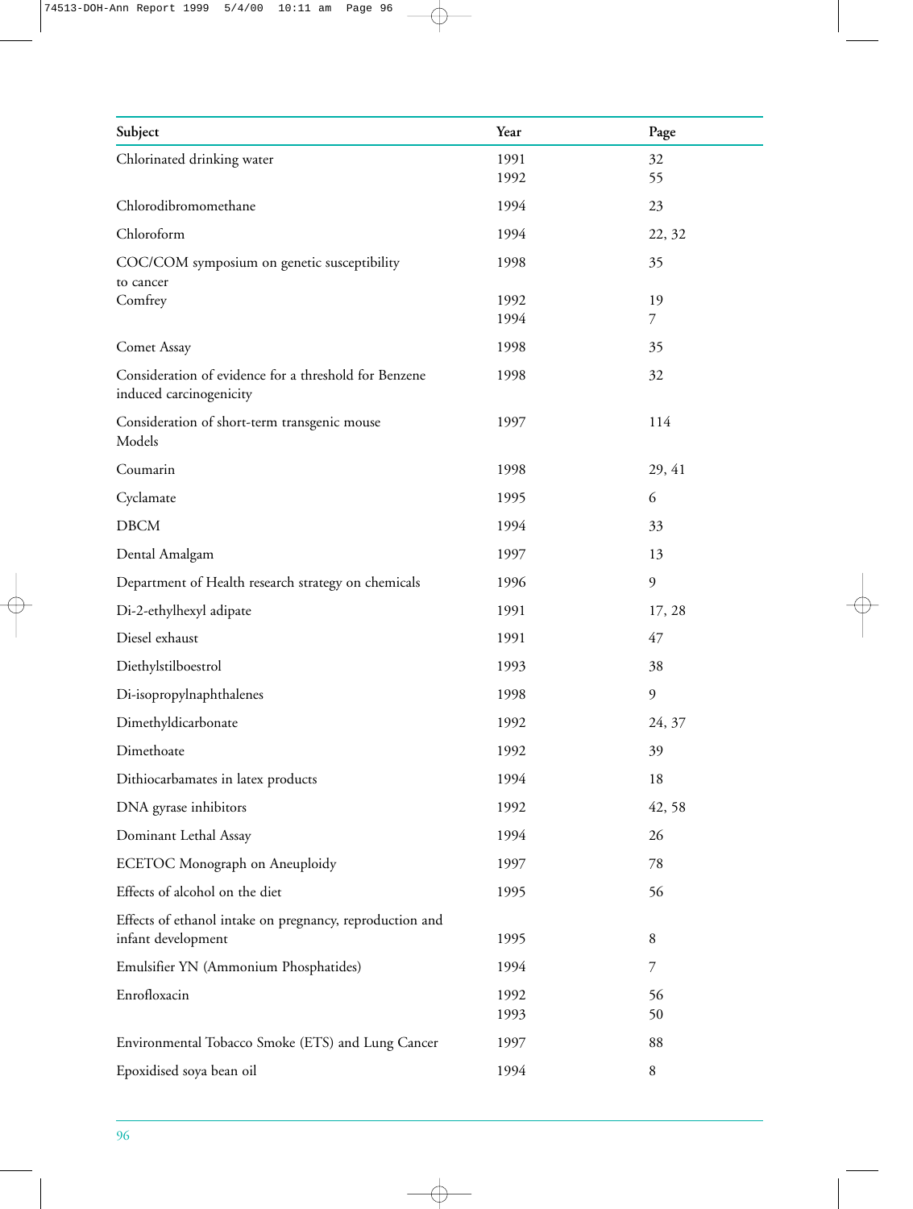| Subject | Year | Page |
|---|---|---|
| Chlorinated drinking water | 1991 | 32 |
| | 1992 | 55 |
| Chlorodibromomethane | 1994 | 23 |
| Chloroform | 1994 | 22, 32 |
| COC/COM symposium on genetic susceptibility to cancer | 1998 | 35 |
| Comfrey | 1992 | 19 |
| | 1994 | 7 |
| Comet Assay | 1998 | 35 |
| Consideration of evidence for a threshold for Benzene induced carcinogenicity | 1998 | 32 |
| Consideration of short-term transgenic mouse Models | 1997 | 114 |
| Coumarin | 1998 | 29, 41 |
| Cyclamate | 1995 | 6 |
| DBCM | 1994 | 33 |
| Dental Amalgam | 1997 | 13 |
| Department of Health research strategy on chemicals | 1996 | 9 |
| Di-2-ethylhexyl adipate | 1991 | 17, 28 |
| Diesel exhaust | 1991 | 47 |
| Diethylstilboestrol | 1993 | 38 |
| Di-isopropylnaphthalenes | 1998 | 9 |
| Dimethyldicarbonate | 1992 | 24, 37 |
| Dimethoate | 1992 | 39 |
| Dithiocarbamates in latex products | 1994 | 18 |
| DNA gyrase inhibitors | 1992 | 42, 58 |
| Dominant Lethal Assay | 1994 | 26 |
| ECETOC Monograph on Aneuploidy | 1997 | 78 |
| Effects of alcohol on the diet | 1995 | 56 |
| Effects of ethanol intake on pregnancy, reproduction and infant development | 1995 | 8 |
| Emulsifier YN (Ammonium Phosphatides) | 1994 | 7 |
| Enrofloxacin | 1992 | 56 |
| | 1993 | 50 |
| Environmental Tobacco Smoke (ETS) and Lung Cancer | 1997 | 88 |
| Epoxidised soya bean oil | 1994 | 8 |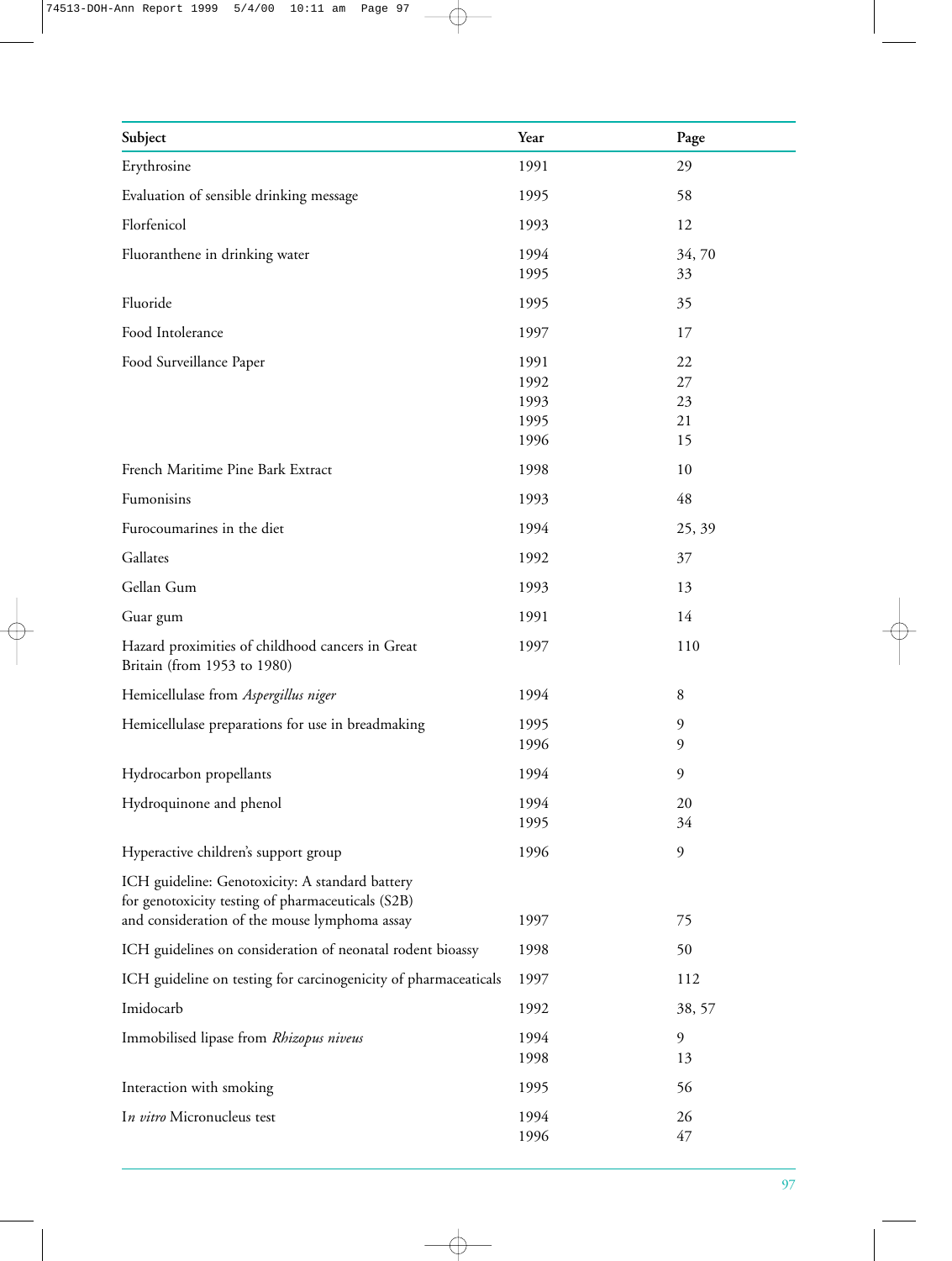| Subject | Year | Page |
|---|---|---|
| Erythrosine | 1991 | 29 |
| Evaluation of sensible drinking message | 1995 | 58 |
| Florfenicol | 1993 | 12 |
| Fluoranthene in drinking water | 1994<br>1995 | 34, 70<br>33 |
| Fluoride | 1995 | 35 |
| Food Intolerance | 1997 | 17 |
| Food Surveillance Paper | 1991<br>1992<br>1993<br>1995<br>1996 | 22<br>27<br>23<br>21<br>15 |
| French Maritime Pine Bark Extract | 1998 | 10 |
| Fumonisins | 1993 | 48 |
| Furocoumarines in the diet | 1994 | 25, 39 |
| Gallates | 1992 | 37 |
| Gellan Gum | 1993 | 13 |
| Guar gum | 1991 | 14 |
| Hazard proximities of childhood cancers in Great Britain (from 1953 to 1980) | 1997 | 110 |
| Hemicellulase from *Aspergillus niger* | 1994 | 8 |
| Hemicellulase preparations for use in breadmaking | 1995<br>1996 | 9<br>9 |
| Hydrocarbon propellants | 1994 | 9 |
| Hydroquinone and phenol | 1994<br>1995 | 20<br>34 |
| Hyperactive children's support group | 1996 | 9 |
| ICH guideline: Genotoxicity: A standard battery for genotoxicity testing of pharmaceuticals (S2B) and consideration of the mouse lymphoma assay | 1997 | 75 |
| ICH guidelines on consideration of neonatal rodent bioassy | 1998 | 50 |
| ICH guideline on testing for carcinogenicity of pharmaceaticals | 1997 | 112 |
| Imidocarb | 1992 | 38, 57 |
| Immobilised lipase from *Rhizopus niveus* | 1994<br>1998 | 9<br>13 |
| Interaction with smoking | 1995 | 56 |
| I*n vitro* Micronucleus test | 1994<br>1996 | 26<br>47 |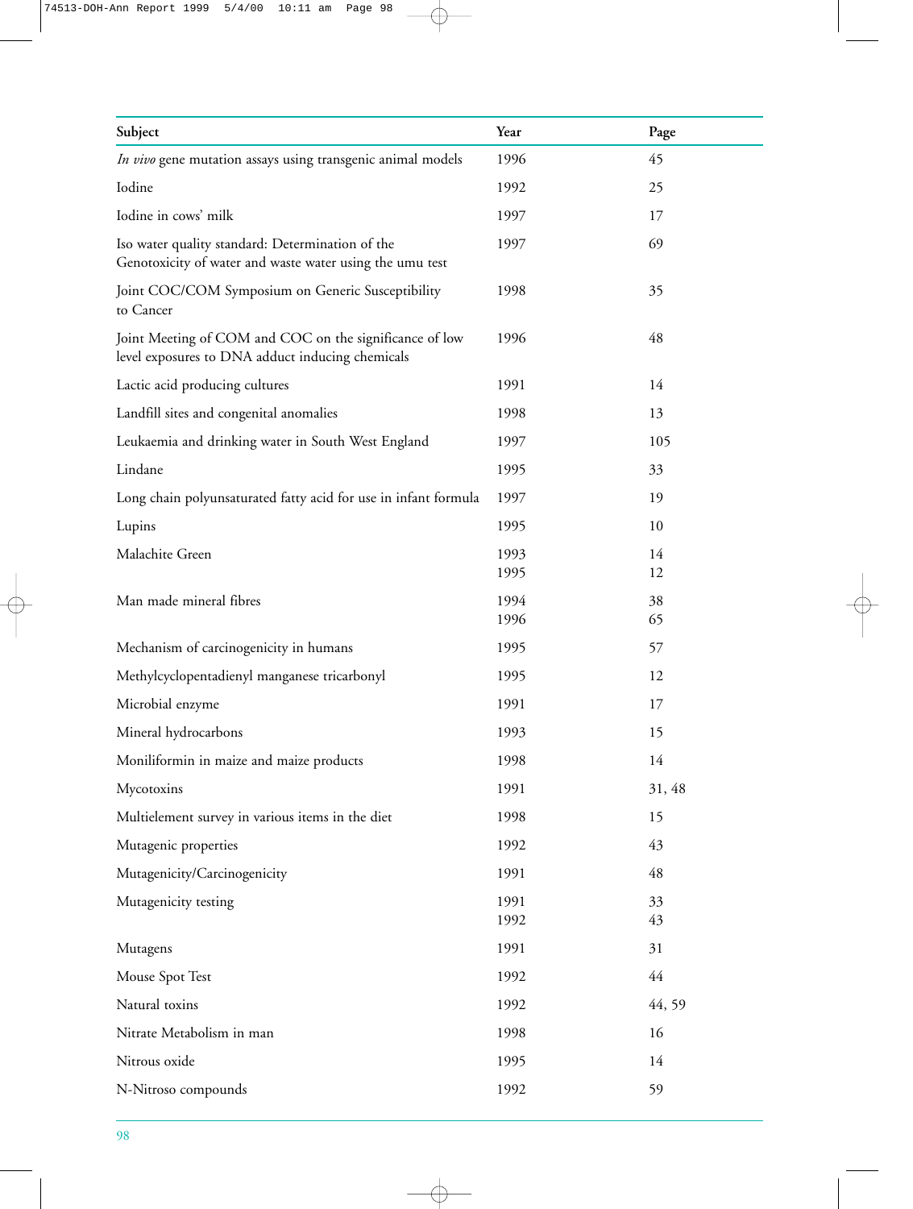| Subject | Year | Page |
|---|---|---|
| *In vivo* gene mutation assays using transgenic animal models | 1996 | 45 |
| Iodine | 1992 | 25 |
| Iodine in cows' milk | 1997 | 17 |
| Iso water quality standard: Determination of the Genotoxicity of water and waste water using the umu test | 1997 | 69 |
| Joint COC/COM Symposium on Generic Susceptibility to Cancer | 1998 | 35 |
| Joint Meeting of COM and COC on the significance of low level exposures to DNA adduct inducing chemicals | 1996 | 48 |
| Lactic acid producing cultures | 1991 | 14 |
| Landfill sites and congenital anomalies | 1998 | 13 |
| Leukaemia and drinking water in South West England | 1997 | 105 |
| Lindane | 1995 | 33 |
| Long chain polyunsaturated fatty acid for use in infant formula | 1997 | 19 |
| Lupins | 1995 | 10 |
| Malachite Green | 1993<br>1995 | 14<br>12 |
| Man made mineral fibres | 1994<br>1996 | 38<br>65 |
| Mechanism of carcinogenicity in humans | 1995 | 57 |
| Methylcyclopentadienyl manganese tricarbonyl | 1995 | 12 |
| Microbial enzyme | 1991 | 17 |
| Mineral hydrocarbons | 1993 | 15 |
| Moniliformin in maize and maize products | 1998 | 14 |
| Mycotoxins | 1991 | 31, 48 |
| Multielement survey in various items in the diet | 1998 | 15 |
| Mutagenic properties | 1992 | 43 |
| Mutagenicity/Carcinogenicity | 1991 | 48 |
| Mutagenicity testing | 1991<br>1992 | 33<br>43 |
| Mutagens | 1991 | 31 |
| Mouse Spot Test | 1992 | 44 |
| Natural toxins | 1992 | 44, 59 |
| Nitrate Metabolism in man | 1998 | 16 |
| Nitrous oxide | 1995 | 14 |
| N-Nitroso compounds | 1992 | 59 |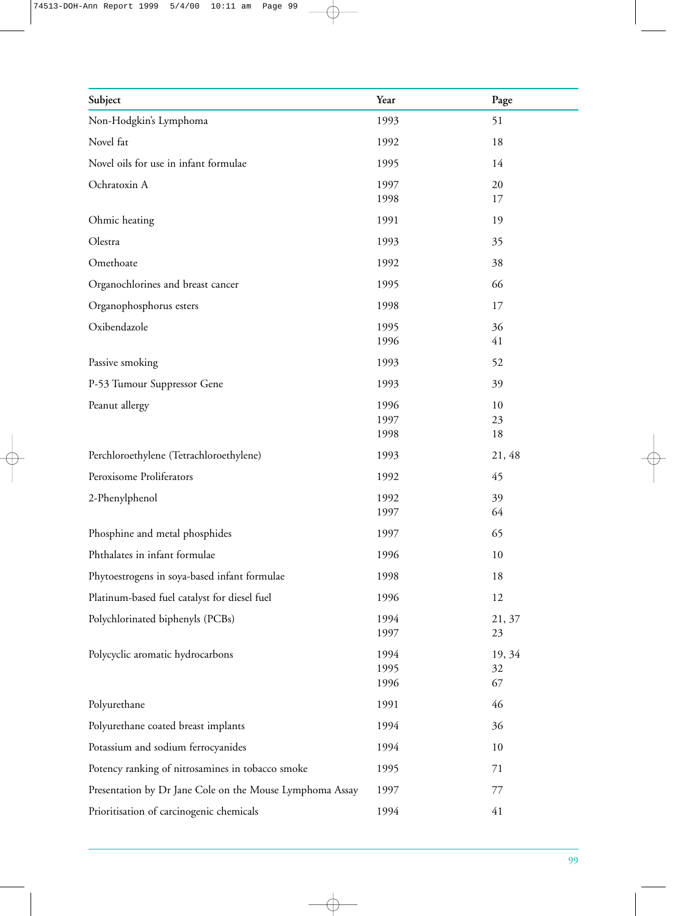| Subject | Year | Page |
|---|---|---|
| Non-Hodgkin's Lymphoma | 1993 | 51 |
| Novel fat | 1992 | 18 |
| Novel oils for use in infant formulae | 1995 | 14 |
| Ochratoxin A | 1997 | 20 |
| | 1998 | 17 |
| Ohmic heating | 1991 | 19 |
| Olestra | 1993 | 35 |
| Omethoate | 1992 | 38 |
| Organochlorines and breast cancer | 1995 | 66 |
| Organophosphorus esters | 1998 | 17 |
| Oxibendazole | 1995 | 36 |
| | 1996 | 41 |
| Passive smoking | 1993 | 52 |
| P-53 Tumour Suppressor Gene | 1993 | 39 |
| Peanut allergy | 1996 | 10 |
| | 1997 | 23 |
| | 1998 | 18 |
| Perchloroethylene (Tetrachloroethylene) | 1993 | 21, 48 |
| Peroxisome Proliferators | 1992 | 45 |
| 2-Phenylphenol | 1992 | 39 |
| | 1997 | 64 |
| Phosphine and metal phosphides | 1997 | 65 |
| Phthalates in infant formulae | 1996 | 10 |
| Phytoestrogens in soya-based infant formulae | 1998 | 18 |
| Platinum-based fuel catalyst for diesel fuel | 1996 | 12 |
| Polychlorinated biphenyls (PCBs) | 1994 | 21, 37 |
| | 1997 | 23 |
| Polycyclic aromatic hydrocarbons | 1994 | 19, 34 |
| | 1995 | 32 |
| | 1996 | 67 |
| Polyurethane | 1991 | 46 |
| Polyurethane coated breast implants | 1994 | 36 |
| Potassium and sodium ferrocyanides | 1994 | 10 |
| Potency ranking of nitrosamines in tobacco smoke | 1995 | 71 |
| Presentation by Dr Jane Cole on the Mouse Lymphoma Assay | 1997 | 77 |
| Prioritisation of carcinogenic chemicals | 1994 | 41 |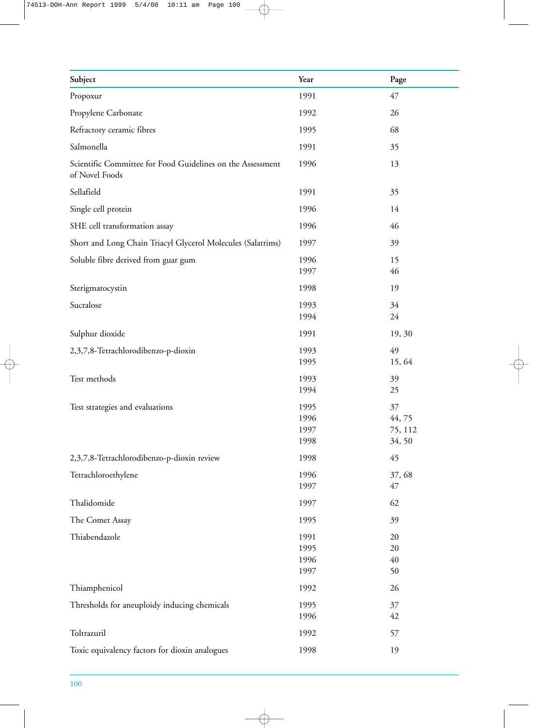| Subject | Year | Page |
| --- | --- | --- |
| Propoxur | 1991 | 47 |
| Propylene Carbonate | 1992 | 26 |
| Refractory ceramic fibres | 1995 | 68 |
| Salmonella | 1991 | 35 |
| Scientific Committee for Food Guidelines on the Assessment of Novel Foods | 1996 | 13 |
| Sellafield | 1991 | 35 |
| Single cell protein | 1996 | 14 |
| SHE cell transformation assay | 1996 | 46 |
| Short and Long Chain Triacyl Glycerol Molecules (Salatrims) | 1997 | 39 |
| Soluble fibre derived from guar gum | 1996 | 15 |
| | 1997 | 46 |
| Sterigmatocystin | 1998 | 19 |
| Sucralose | 1993 | 34 |
| | 1994 | 24 |
| Sulphur dioxide | 1991 | 19, 30 |
| 2,3,7,8-Tetrachlorodibenzo-p-dioxin | 1993 | 49 |
| | 1995 | 15, 64 |
| Test methods | 1993 | 39 |
| | 1994 | 25 |
| Test strategies and evaluations | 1995 | 37 |
| | 1996 | 44, 75 |
| | 1997 | 75, 112 |
| | 1998 | 34, 50 |
| 2,3,7,8-Tetrachlorodibenzo-p-dioxin review | 1998 | 45 |
| Tetrachloroethylene | 1996 | 37, 68 |
| | 1997 | 47 |
| Thalidomide | 1997 | 62 |
| The Comet Assay | 1995 | 39 |
| Thiabendazole | 1991 | 20 |
| | 1995 | 20 |
| | 1996 | 40 |
| | 1997 | 50 |
| Thiamphenicol | 1992 | 26 |
| Thresholds for aneuploidy inducing chemicals | 1995 | 37 |
| | 1996 | 42 |
| Toltrazuril | 1992 | 57 |
| Toxic equivalency factors for dioxin analogues | 1998 | 19 |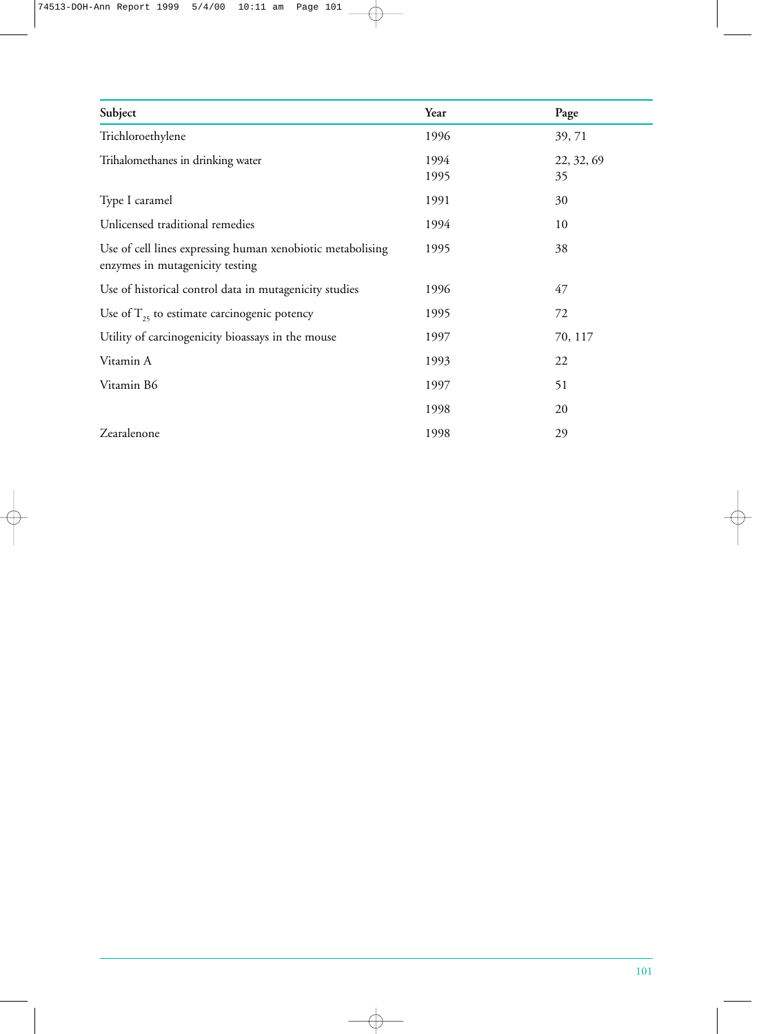| Subject | Year | Page |
|---|---|---|
| Trichloroethylene | 1996 | 39, 71 |
| Trihalomethanes in drinking water | 1994 | 22, 32, 69 |
| | 1995 | 35 |
| Type I caramel | 1991 | 30 |
| Unlicensed traditional remedies | 1994 | 10 |
| Use of cell lines expressing human xenobiotic metabolising enzymes in mutagenicity testing | 1995 | 38 |
| Use of historical control data in mutagenicity studies | 1996 | 47 |
| Use of $T_{25}$ to estimate carcinogenic potency | 1995 | 72 |
| Utility of carcinogenicity bioassays in the mouse | 1997 | 70, 117 |
| Vitamin A | 1993 | 22 |
| Vitamin B6 | 1997 | 51 |
| | 1998 | 20 |
| Zearalenone | 1998 | 29 |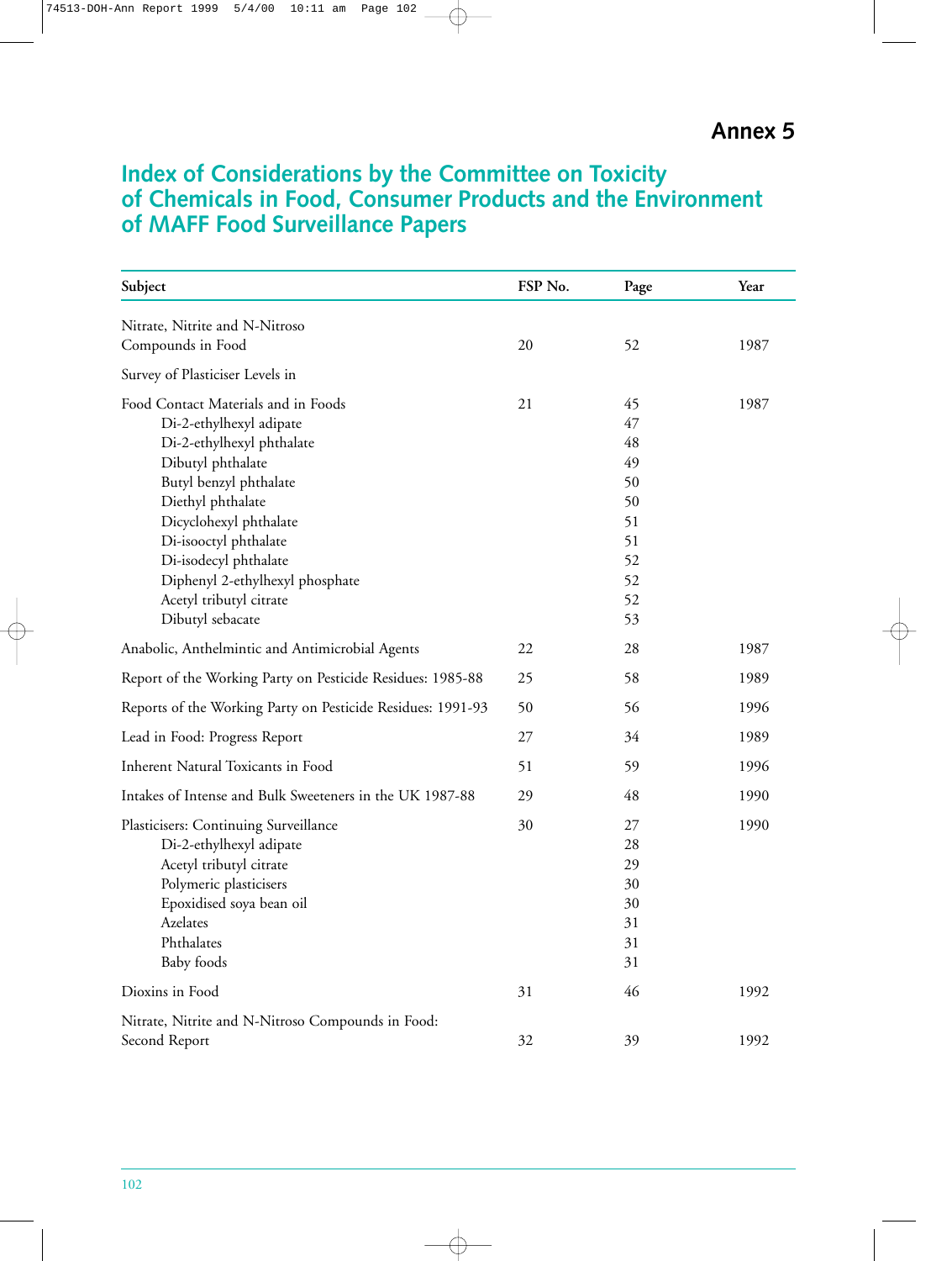## Annex 5

# Index of Considerations by the Committee on Toxicity of Chemicals in Food, Consumer Products and the Environment of MAFF Food Surveillance Papers

| Subject | FSP No. | Page | Year |
|---|---|---|---|
| Nitrate, Nitrite and N-Nitroso Compounds in Food | 20 | 52 | 1987 |
| Survey of Plasticiser Levels in | | | |
| Food Contact Materials and in Foods | 21 | 45 | 1987 |
| Di-2-ethylhexyl adipate | | 47 | |
| Di-2-ethylhexyl phthalate | | 48 | |
| Dibutyl phthalate | | 49 | |
| Butyl benzyl phthalate | | 50 | |
| Diethyl phthalate | | 50 | |
| Dicyclohexyl phthalate | | 51 | |
| Di-isooctyl phthalate | | 51 | |
| Di-isodecyl phthalate | | 52 | |
| Diphenyl 2-ethylhexyl phosphate | | 52 | |
| Acetyl tributyl citrate | | 52 | |
| Dibutyl sebacate | | 53 | |
| Anabolic, Anthelmintic and Antimicrobial Agents | 22 | 28 | 1987 |
| Report of the Working Party on Pesticide Residues: 1985-88 | 25 | 58 | 1989 |
| Reports of the Working Party on Pesticide Residues: 1991-93 | 50 | 56 | 1996 |
| Lead in Food: Progress Report | 27 | 34 | 1989 |
| Inherent Natural Toxicants in Food | 51 | 59 | 1996 |
| Intakes of Intense and Bulk Sweeteners in the UK 1987-88 | 29 | 48 | 1990 |
| Plasticisers: Continuing Surveillance | 30 | 27 | 1990 |
| Di-2-ethylhexyl adipate | | 28 | |
| Acetyl tributyl citrate | | 29 | |
| Polymeric plasticisers | | 30 | |
| Epoxidised soya bean oil | | 30 | |
| Azelates | | 31 | |
| Phthalates | | 31 | |
| Baby foods | | 31 | |
| Dioxins in Food | 31 | 46 | 1992 |
| Nitrate, Nitrite and N-Nitroso Compounds in Food: Second Report | 32 | 39 | 1992 |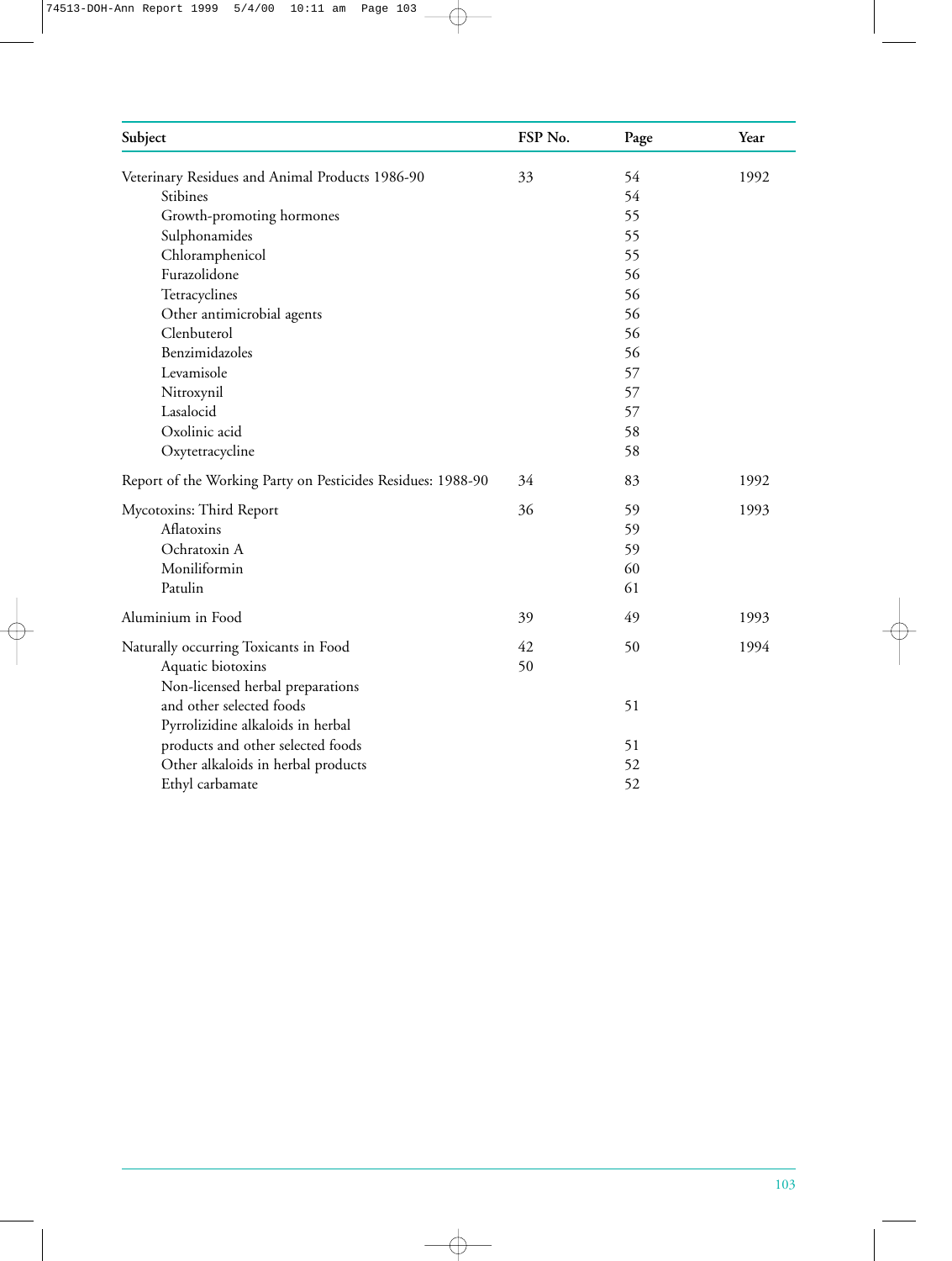| Subject | FSP No. | Page | Year |
|---|---|---|---|
| Veterinary Residues and Animal Products 1986-90 | 33 | 54 | 1992 |
| Stibines | | 54 | |
| Growth-promoting hormones | | 55 | |
| Sulphonamides | | 55 | |
| Chloramphenicol | | 55 | |
| Furazolidone | | 56 | |
| Tetracyclines | | 56 | |
| Other antimicrobial agents | | 56 | |
| Clenbuterol | | 56 | |
| Benzimidazoles | | 56 | |
| Levamisole | | 57 | |
| Nitroxynil | | 57 | |
| Lasalocid | | 57 | |
| Oxolinic acid | | 58 | |
| Oxytetracycline | | 58 | |
| Report of the Working Party on Pesticides Residues: 1988-90 | 34 | 83 | 1992 |
| Mycotoxins: Third Report | 36 | 59 | 1993 |
| Aflatoxins | | 59 | |
| Ochratoxin A | | 59 | |
| Moniliformin | | 60 | |
| Patulin | | 61 | |
| Aluminium in Food | 39 | 49 | 1993 |
| Naturally occurring Toxicants in Food | 42 | 50 | 1994 |
| Aquatic biotoxins | 50 | | |
| Non-licensed herbal preparations and other selected foods | | 51 | |
| Pyrrolizidine alkaloids in herbal products and other selected foods | | 51 | |
| Other alkaloids in herbal products | | 52 | |
| Ethyl carbamate | | 52 | |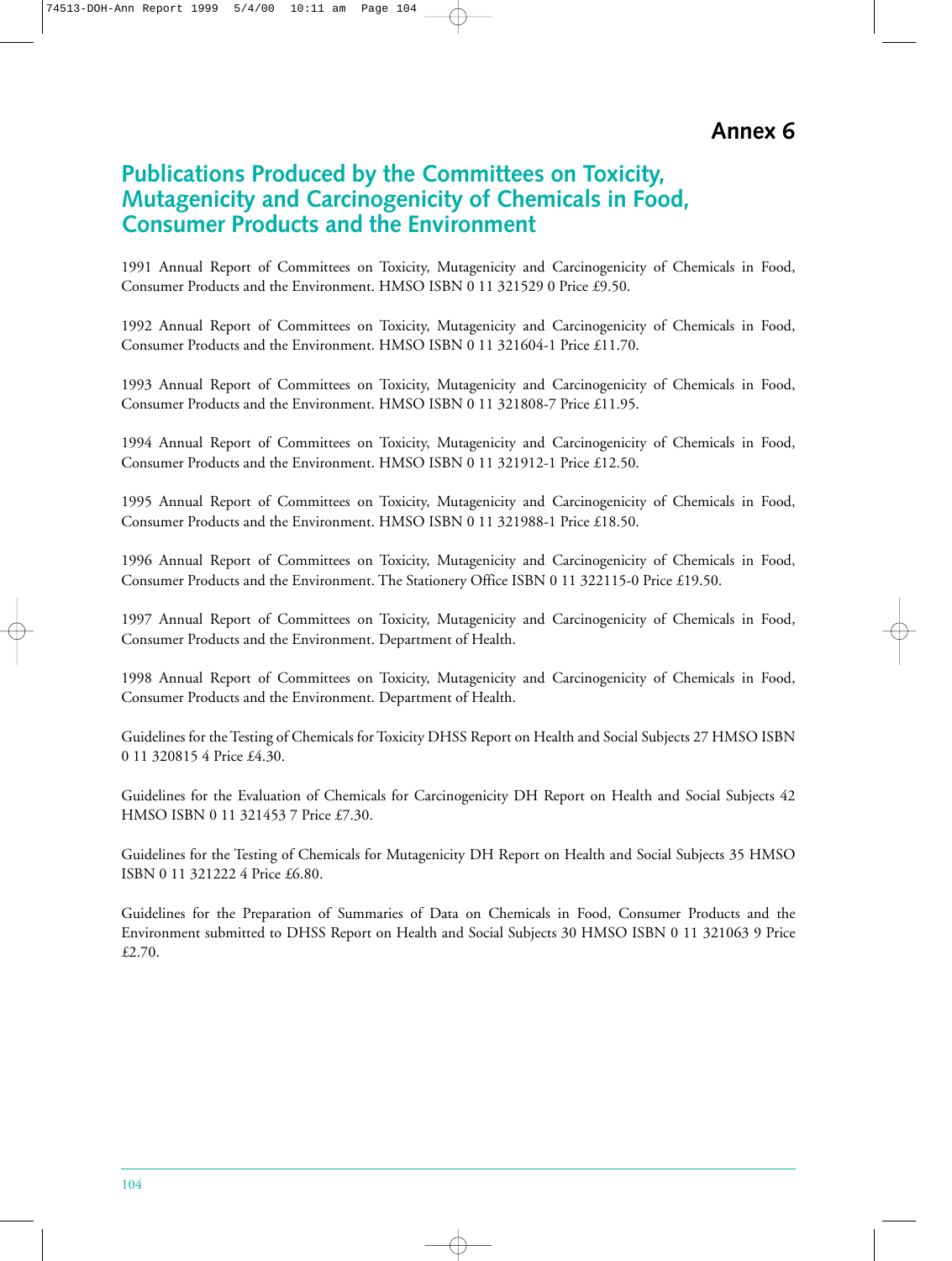# Annex 6

## Publications Produced by the Committees on Toxicity, Mutagenicity and Carcinogenicity of Chemicals in Food, Consumer Products and the Environment

1991 Annual Report of Committees on Toxicity, Mutagenicity and Carcinogenicity of Chemicals in Food, Consumer Products and the Environment. HMSO ISBN 0 11 321529 0 Price £9.50.

1992 Annual Report of Committees on Toxicity, Mutagenicity and Carcinogenicity of Chemicals in Food, Consumer Products and the Environment. HMSO ISBN 0 11 321604-1 Price £11.70.

1993 Annual Report of Committees on Toxicity, Mutagenicity and Carcinogenicity of Chemicals in Food, Consumer Products and the Environment. HMSO ISBN 0 11 321808-7 Price £11.95.

1994 Annual Report of Committees on Toxicity, Mutagenicity and Carcinogenicity of Chemicals in Food, Consumer Products and the Environment. HMSO ISBN 0 11 321912-1 Price £12.50.

1995 Annual Report of Committees on Toxicity, Mutagenicity and Carcinogenicity of Chemicals in Food, Consumer Products and the Environment. HMSO ISBN 0 11 321988-1 Price £18.50.

1996 Annual Report of Committees on Toxicity, Mutagenicity and Carcinogenicity of Chemicals in Food, Consumer Products and the Environment. The Stationery Office ISBN 0 11 322115-0 Price £19.50.

1997 Annual Report of Committees on Toxicity, Mutagenicity and Carcinogenicity of Chemicals in Food, Consumer Products and the Environment. Department of Health.

1998 Annual Report of Committees on Toxicity, Mutagenicity and Carcinogenicity of Chemicals in Food, Consumer Products and the Environment. Department of Health.

Guidelines for the Testing of Chemicals for Toxicity DHSS Report on Health and Social Subjects 27 HMSO ISBN 0 11 320815 4 Price £4.30.

Guidelines for the Evaluation of Chemicals for Carcinogenicity DH Report on Health and Social Subjects 42 HMSO ISBN 0 11 321453 7 Price £7.30.

Guidelines for the Testing of Chemicals for Mutagenicity DH Report on Health and Social Subjects 35 HMSO ISBN 0 11 321222 4 Price £6.80.

Guidelines for the Preparation of Summaries of Data on Chemicals in Food, Consumer Products and the Environment submitted to DHSS Report on Health and Social Subjects 30 HMSO ISBN 0 11 321063 9 Price £2.70.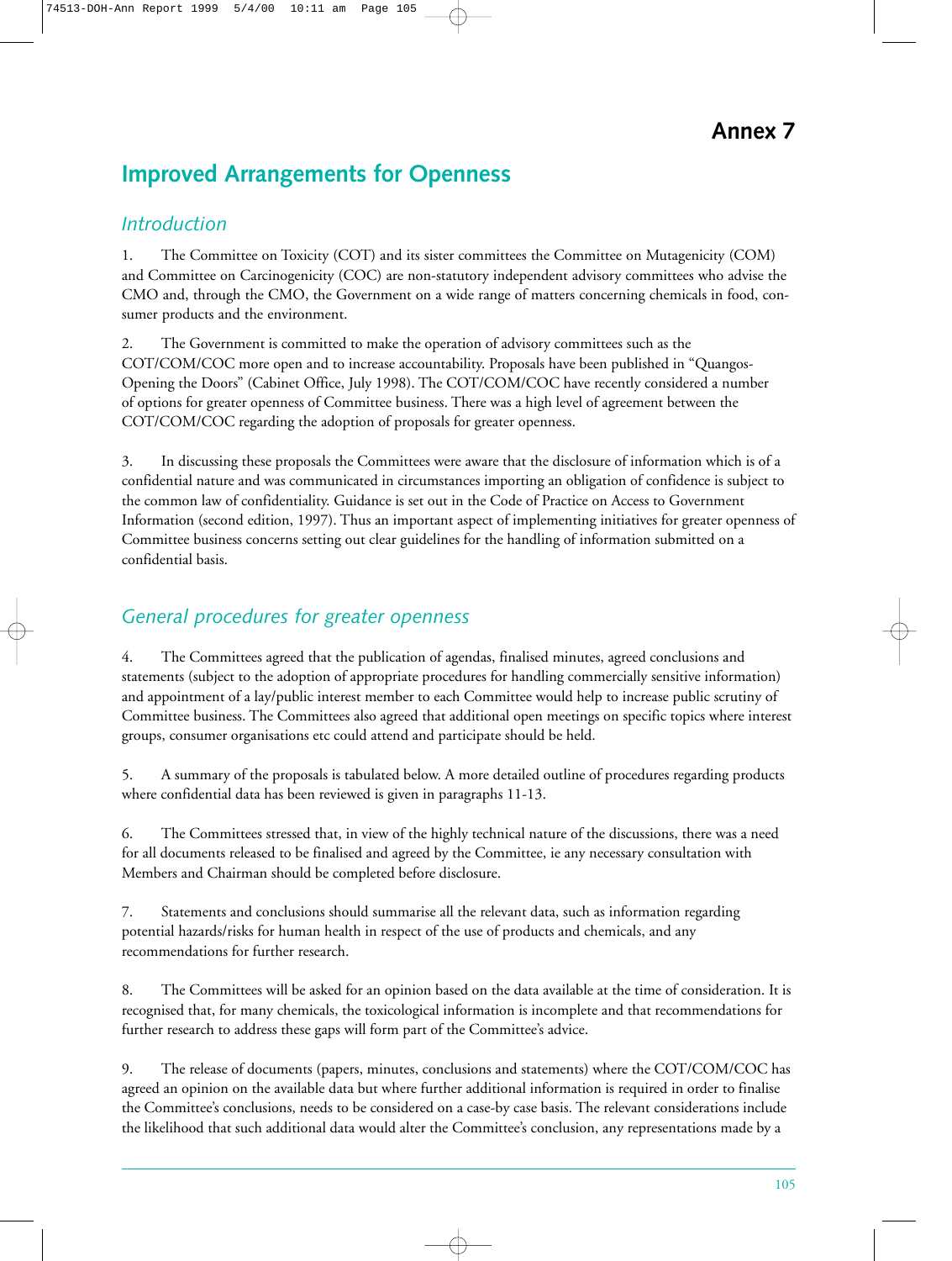# Annex 7

## Improved Arrangements for Openness

### *Introduction*

1. The Committee on Toxicity (COT) and its sister committees the Committee on Mutagenicity (COM) and Committee on Carcinogenicity (COC) are non-statutory independent advisory committees who advise the CMO and, through the CMO, the Government on a wide range of matters concerning chemicals in food, consumer products and the environment.

2. The Government is committed to make the operation of advisory committees such as the COT/COM/COC more open and to increase accountability. Proposals have been published in "Quangos-Opening the Doors" (Cabinet Office, July 1998). The COT/COM/COC have recently considered a number of options for greater openness of Committee business. There was a high level of agreement between the COT/COM/COC regarding the adoption of proposals for greater openness.

3. In discussing these proposals the Committees were aware that the disclosure of information which is of a confidential nature and was communicated in circumstances importing an obligation of confidence is subject to the common law of confidentiality. Guidance is set out in the Code of Practice on Access to Government Information (second edition, 1997). Thus an important aspect of implementing initiatives for greater openness of Committee business concerns setting out clear guidelines for the handling of information submitted on a confidential basis.

### *General procedures for greater openness*

4. The Committees agreed that the publication of agendas, finalised minutes, agreed conclusions and statements (subject to the adoption of appropriate procedures for handling commercially sensitive information) and appointment of a lay/public interest member to each Committee would help to increase public scrutiny of Committee business. The Committees also agreed that additional open meetings on specific topics where interest groups, consumer organisations etc could attend and participate should be held.

5. A summary of the proposals is tabulated below. A more detailed outline of procedures regarding products where confidential data has been reviewed is given in paragraphs 11-13.

6. The Committees stressed that, in view of the highly technical nature of the discussions, there was a need for all documents released to be finalised and agreed by the Committee, ie any necessary consultation with Members and Chairman should be completed before disclosure.

7. Statements and conclusions should summarise all the relevant data, such as information regarding potential hazards/risks for human health in respect of the use of products and chemicals, and any recommendations for further research.

8. The Committees will be asked for an opinion based on the data available at the time of consideration. It is recognised that, for many chemicals, the toxicological information is incomplete and that recommendations for further research to address these gaps will form part of the Committee's advice.

9. The release of documents (papers, minutes, conclusions and statements) where the COT/COM/COC has agreed an opinion on the available data but where further additional information is required in order to finalise the Committee's conclusions, needs to be considered on a case-by case basis. The relevant considerations include the likelihood that such additional data would alter the Committee's conclusion, any representations made by a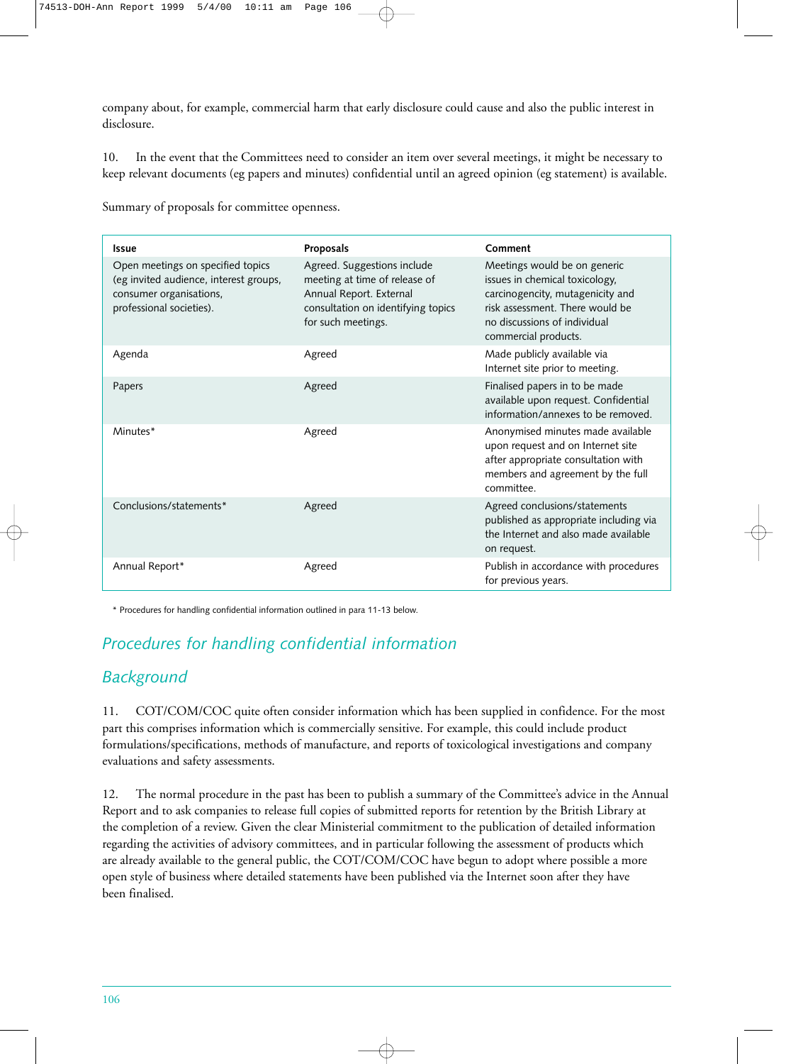company about, for example, commercial harm that early disclosure could cause and also the public interest in disclosure.

10. In the event that the Committees need to consider an item over several meetings, it might be necessary to keep relevant documents (eg papers and minutes) confidential until an agreed opinion (eg statement) is available.

Summary of proposals for committee openness.

| Issue | Proposals | Comment |
|---|---|---|
| Open meetings on specified topics (eg invited audience, interest groups, consumer organisations, professional societies). | Agreed. Suggestions include meeting at time of release of Annual Report. External consultation on identifying topics for such meetings. | Meetings would be on generic issues in chemical toxicology, carcinogencity, mutagenicity and risk assessment. There would be no discussions of individual commercial products. |
| Agenda | Agreed | Made publicly available via Internet site prior to meeting. |
| Papers | Agreed | Finalised papers in to be made available upon request. Confidential information/annexes to be removed. |
| Minutes* | Agreed | Anonymised minutes made available upon request and on Internet site after appropriate consultation with members and agreement by the full committee. |
| Conclusions/statements* | Agreed | Agreed conclusions/statements published as appropriate including via the Internet and also made available on request. |
| Annual Report* | Agreed | Publish in accordance with procedures for previous years. |

\* Procedures for handling confidential information outlined in para 11-13 below.

## *Procedures for handling confidential information*

### *Background*

11. COT/COM/COC quite often consider information which has been supplied in confidence. For the most part this comprises information which is commercially sensitive. For example, this could include product formulations/specifications, methods of manufacture, and reports of toxicological investigations and company evaluations and safety assessments.

12. The normal procedure in the past has been to publish a summary of the Committee's advice in the Annual Report and to ask companies to release full copies of submitted reports for retention by the British Library at the completion of a review. Given the clear Ministerial commitment to the publication of detailed information regarding the activities of advisory committees, and in particular following the assessment of products which are already available to the general public, the COT/COM/COC have begun to adopt where possible a more open style of business where detailed statements have been published via the Internet soon after they have been finalised.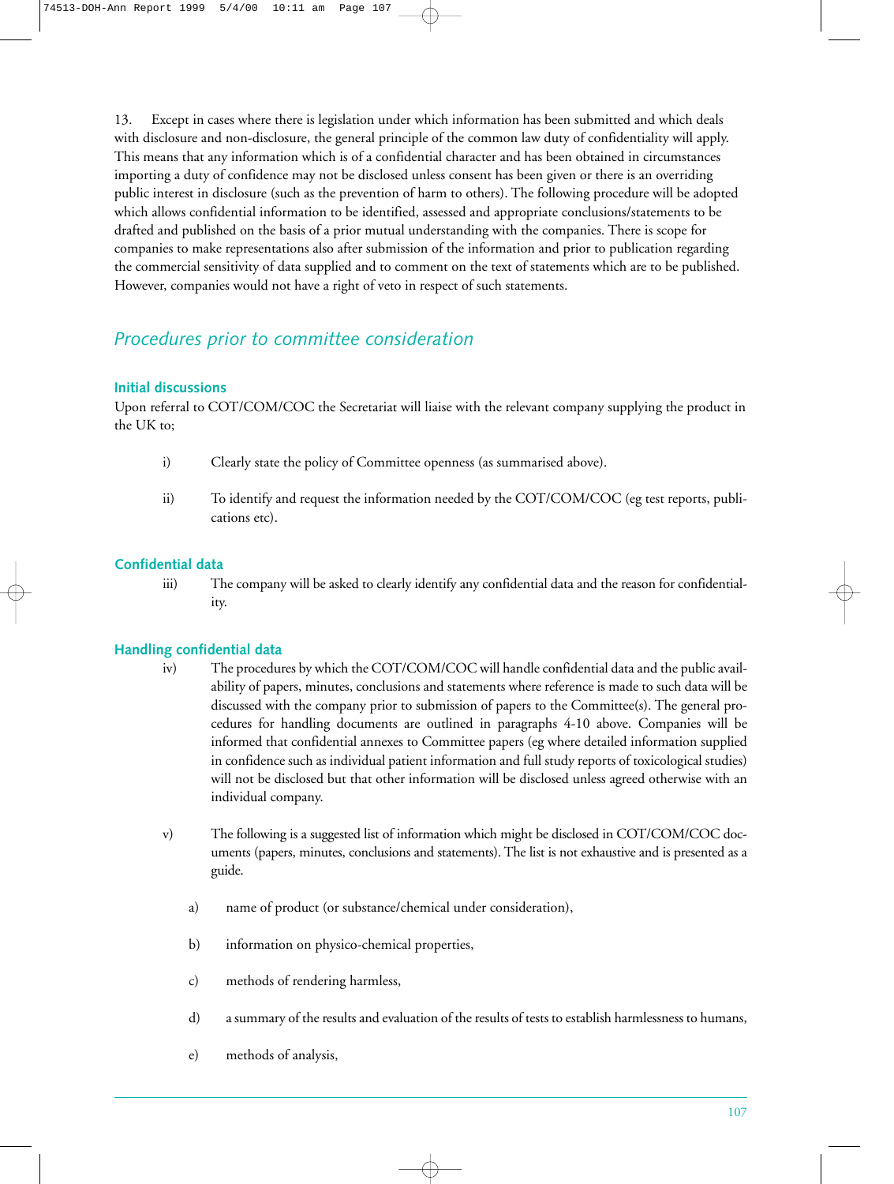13. Except in cases where there is legislation under which information has been submitted and which deals with disclosure and non-disclosure, the general principle of the common law duty of confidentiality will apply. This means that any information which is of a confidential character and has been obtained in circumstances importing a duty of confidence may not be disclosed unless consent has been given or there is an overriding public interest in disclosure (such as the prevention of harm to others). The following procedure will be adopted which allows confidential information to be identified, assessed and appropriate conclusions/statements to be drafted and published on the basis of a prior mutual understanding with the companies. There is scope for companies to make representations also after submission of the information and prior to publication regarding the commercial sensitivity of data supplied and to comment on the text of statements which are to be published. However, companies would not have a right of veto in respect of such statements.

## *Procedures prior to committee consideration*

### Initial discussions

Upon referral to COT/COM/COC the Secretariat will liaise with the relevant company supplying the product in the UK to;

i) Clearly state the policy of Committee openness (as summarised above).

ii) To identify and request the information needed by the COT/COM/COC (eg test reports, publications etc).

### Confidential data

iii) The company will be asked to clearly identify any confidential data and the reason for confidentiality.

### Handling confidential data

iv) The procedures by which the COT/COM/COC will handle confidential data and the public availability of papers, minutes, conclusions and statements where reference is made to such data will be discussed with the company prior to submission of papers to the Committee(s). The general procedures for handling documents are outlined in paragraphs 4-10 above. Companies will be informed that confidential annexes to Committee papers (eg where detailed information supplied in confidence such as individual patient information and full study reports of toxicological studies) will not be disclosed but that other information will be disclosed unless agreed otherwise with an individual company.

v) The following is a suggested list of information which might be disclosed in COT/COM/COC documents (papers, minutes, conclusions and statements). The list is not exhaustive and is presented as a guide.

a) name of product (or substance/chemical under consideration),

b) information on physico-chemical properties,

c) methods of rendering harmless,

d) a summary of the results and evaluation of the results of tests to establish harmlessness to humans,

e) methods of analysis,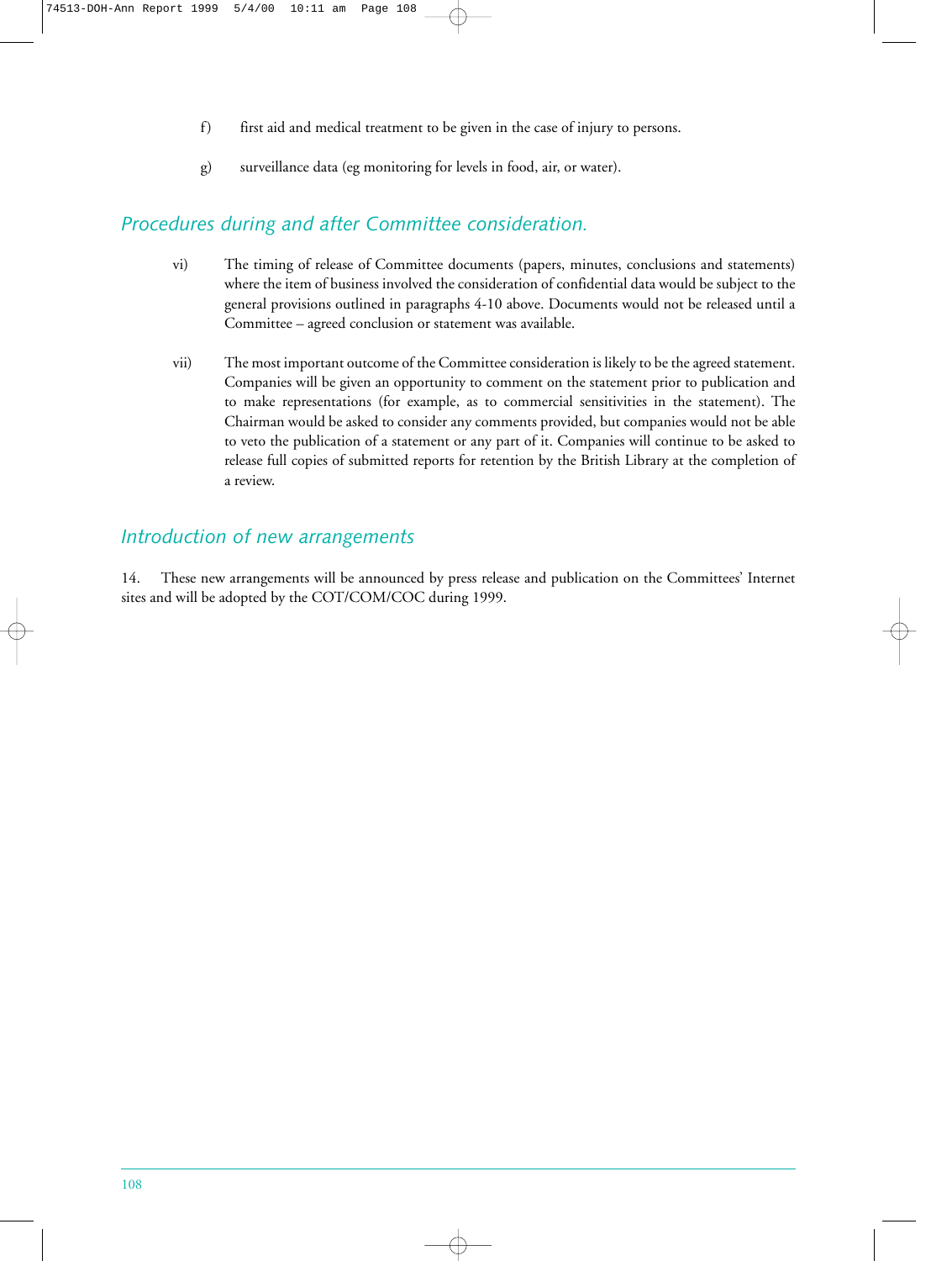f) first aid and medical treatment to be given in the case of injury to persons.

g) surveillance data (eg monitoring for levels in food, air, or water).

### *Procedures during and after Committee consideration.*

vi) The timing of release of Committee documents (papers, minutes, conclusions and statements) where the item of business involved the consideration of confidential data would be subject to the general provisions outlined in paragraphs 4-10 above. Documents would not be released until a Committee – agreed conclusion or statement was available.

vii) The most important outcome of the Committee consideration is likely to be the agreed statement. Companies will be given an opportunity to comment on the statement prior to publication and to make representations (for example, as to commercial sensitivities in the statement). The Chairman would be asked to consider any comments provided, but companies would not be able to veto the publication of a statement or any part of it. Companies will continue to be asked to release full copies of submitted reports for retention by the British Library at the completion of a review.

### *Introduction of new arrangements*

14. These new arrangements will be announced by press release and publication on the Committees' Internet sites and will be adopted by the COT/COM/COC during 1999.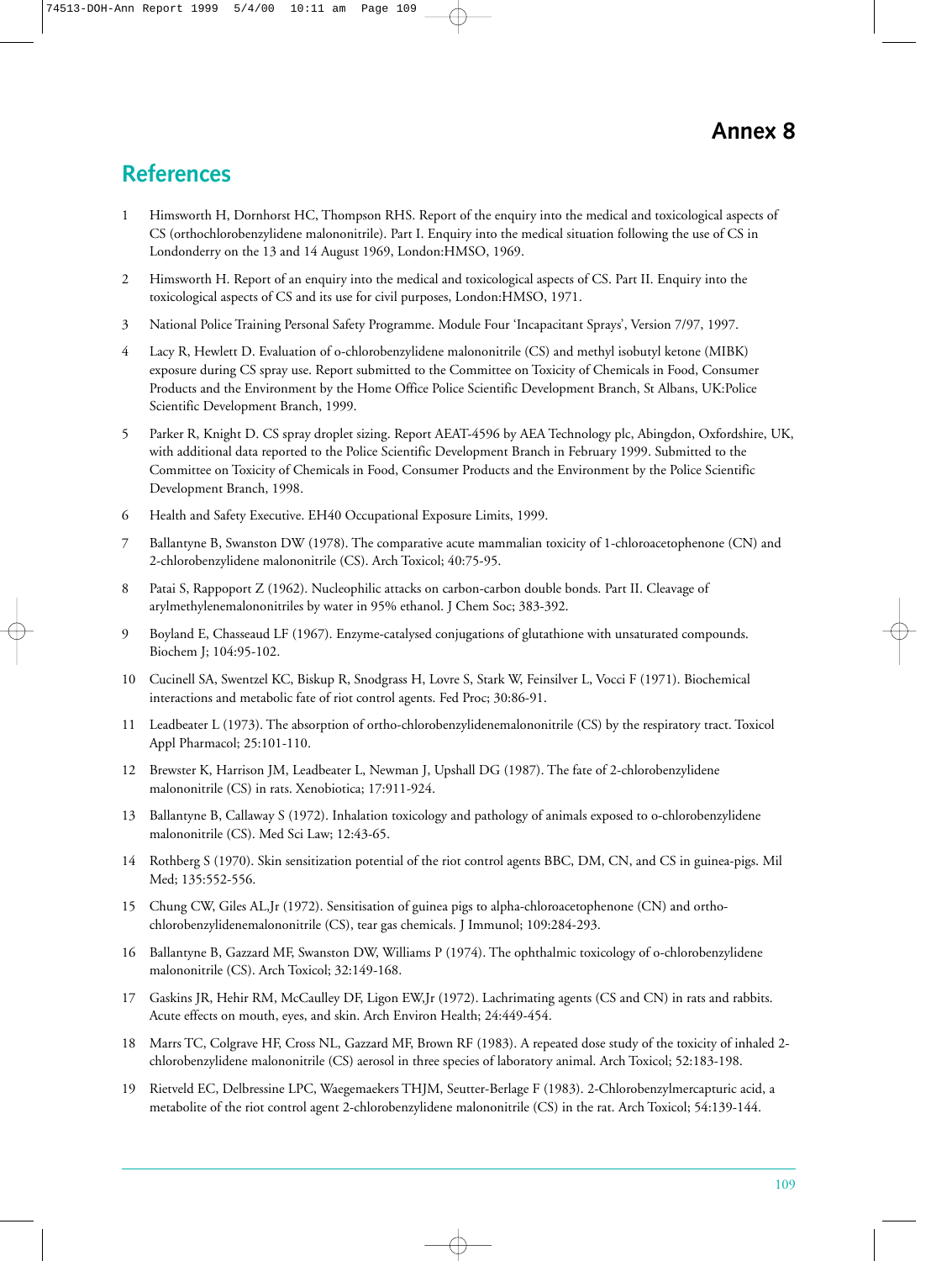# Annex 8

## References

1. Himsworth H, Dornhorst HC, Thompson RHS. Report of the enquiry into the medical and toxicological aspects of CS (orthochlorobenzylidene malononitrile). Part I. Enquiry into the medical situation following the use of CS in Londonderry on the 13 and 14 August 1969, London:HMSO, 1969.

2. Himsworth H. Report of an enquiry into the medical and toxicological aspects of CS. Part II. Enquiry into the toxicological aspects of CS and its use for civil purposes, London:HMSO, 1971.

3. National Police Training Personal Safety Programme. Module Four 'Incapacitant Sprays', Version 7/97, 1997.

4. Lacy R, Hewlett D. Evaluation of o-chlorobenzylidene malononitrile (CS) and methyl isobutyl ketone (MIBK) exposure during CS spray use. Report submitted to the Committee on Toxicity of Chemicals in Food, Consumer Products and the Environment by the Home Office Police Scientific Development Branch, St Albans, UK:Police Scientific Development Branch, 1999.

5. Parker R, Knight D. CS spray droplet sizing. Report AEAT-4596 by AEA Technology plc, Abingdon, Oxfordshire, UK, with additional data reported to the Police Scientific Development Branch in February 1999. Submitted to the Committee on Toxicity of Chemicals in Food, Consumer Products and the Environment by the Police Scientific Development Branch, 1998.

6. Health and Safety Executive. EH40 Occupational Exposure Limits, 1999.

7. Ballantyne B, Swanston DW (1978). The comparative acute mammalian toxicity of 1-chloroacetophenone (CN) and 2-chlorobenzylidene malononitrile (CS). Arch Toxicol; 40:75-95.

8. Patai S, Rappoport Z (1962). Nucleophilic attacks on carbon-carbon double bonds. Part II. Cleavage of arylmethylenemalononitriles by water in 95% ethanol. J Chem Soc; 383-392.

9. Boyland E, Chasseaud LF (1967). Enzyme-catalysed conjugations of glutathione with unsaturated compounds. Biochem J; 104:95-102.

10. Cucinell SA, Swentzel KC, Biskup R, Snodgrass H, Lovre S, Stark W, Feinsilver L, Vocci F (1971). Biochemical interactions and metabolic fate of riot control agents. Fed Proc; 30:86-91.

11. Leadbeater L (1973). The absorption of ortho-chlorobenzylidenemalononitrile (CS) by the respiratory tract. Toxicol Appl Pharmacol; 25:101-110.

12. Brewster K, Harrison JM, Leadbeater L, Newman J, Upshall DG (1987). The fate of 2-chlorobenzylidene malononitrile (CS) in rats. Xenobiotica; 17:911-924.

13. Ballantyne B, Callaway S (1972). Inhalation toxicology and pathology of animals exposed to o-chlorobenzylidene malononitrile (CS). Med Sci Law; 12:43-65.

14. Rothberg S (1970). Skin sensitization potential of the riot control agents BBC, DM, CN, and CS in guinea-pigs. Mil Med; 135:552-556.

15. Chung CW, Giles AL,Jr (1972). Sensitisation of guinea pigs to alpha-chloroacetophenone (CN) and ortho-chlorobenzylidenemalononitrile (CS), tear gas chemicals. J Immunol; 109:284-293.

16. Ballantyne B, Gazzard MF, Swanston DW, Williams P (1974). The ophthalmic toxicology of o-chlorobenzylidene malononitrile (CS). Arch Toxicol; 32:149-168.

17. Gaskins JR, Hehir RM, McCaulley DF, Ligon EW,Jr (1972). Lachrimating agents (CS and CN) in rats and rabbits. Acute effects on mouth, eyes, and skin. Arch Environ Health; 24:449-454.

18. Marrs TC, Colgrave HF, Cross NL, Gazzard MF, Brown RF (1983). A repeated dose study of the toxicity of inhaled 2-chlorobenzylidene malononitrile (CS) aerosol in three species of laboratory animal. Arch Toxicol; 52:183-198.

19. Rietveld EC, Delbressine LPC, Waegemaekers THJM, Seutter-Berlage F (1983). 2-Chlorobenzylmercapturic acid, a metabolite of the riot control agent 2-chlorobenzylidene malononitrile (CS) in the rat. Arch Toxicol; 54:139-144.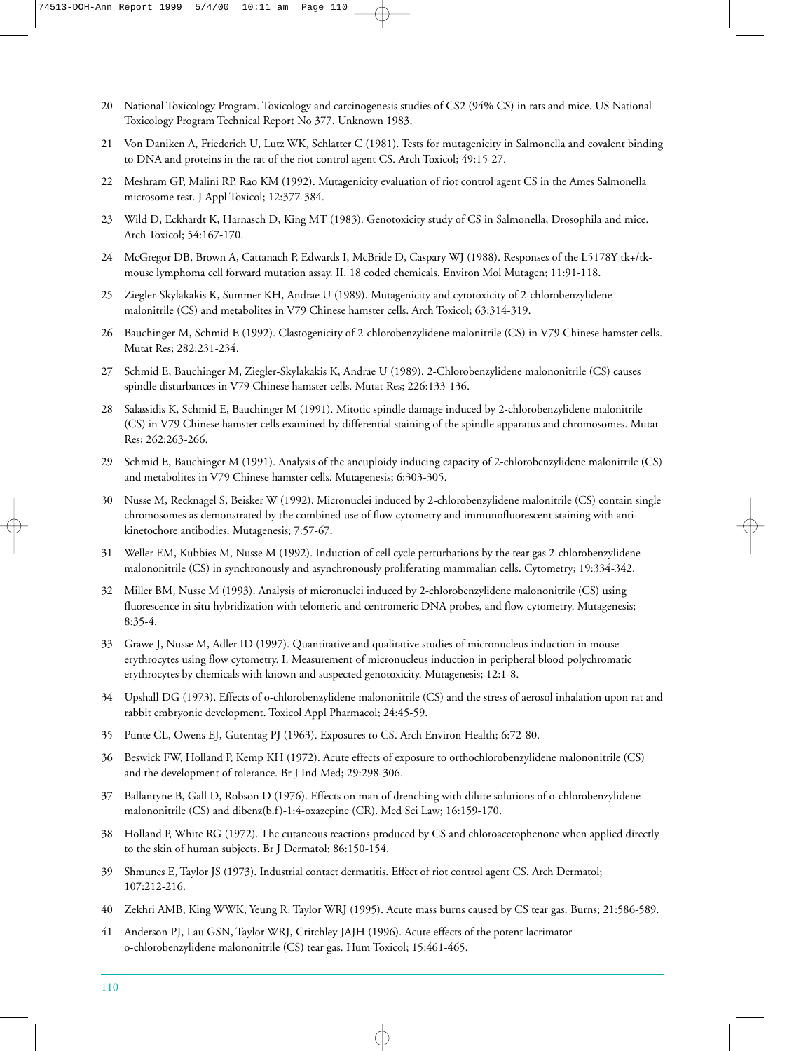20 National Toxicology Program. Toxicology and carcinogenesis studies of CS2 (94% CS) in rats and mice. US National Toxicology Program Technical Report No 377. Unknown 1983.

21 Von Daniken A, Friederich U, Lutz WK, Schlatter C (1981). Tests for mutagenicity in Salmonella and covalent binding to DNA and proteins in the rat of the riot control agent CS. Arch Toxicol; 49:15-27.

22 Meshram GP, Malini RP, Rao KM (1992). Mutagenicity evaluation of riot control agent CS in the Ames Salmonella microsome test. J Appl Toxicol; 12:377-384.

23 Wild D, Eckhardt K, Harnasch D, King MT (1983). Genotoxicity study of CS in Salmonella, Drosophila and mice. Arch Toxicol; 54:167-170.

24 McGregor DB, Brown A, Cattanach P, Edwards I, McBride D, Caspary WJ (1988). Responses of the L5178Y tk+/tk- mouse lymphoma cell forward mutation assay. II. 18 coded chemicals. Environ Mol Mutagen; 11:91-118.

25 Ziegler-Skylakakis K, Summer KH, Andrae U (1989). Mutagenicity and cytotoxicity of 2-chlorobenzylidene malonitrile (CS) and metabolites in V79 Chinese hamster cells. Arch Toxicol; 63:314-319.

26 Bauchinger M, Schmid E (1992). Clastogenicity of 2-chlorobenzylidene malonitrile (CS) in V79 Chinese hamster cells. Mutat Res; 282:231-234.

27 Schmid E, Bauchinger M, Ziegler-Skylakakis K, Andrae U (1989). 2-Chlorobenzylidene malononitrile (CS) causes spindle disturbances in V79 Chinese hamster cells. Mutat Res; 226:133-136.

28 Salassidis K, Schmid E, Bauchinger M (1991). Mitotic spindle damage induced by 2-chlorobenzylidene malonitrile (CS) in V79 Chinese hamster cells examined by differential staining of the spindle apparatus and chromosomes. Mutat Res; 262:263-266.

29 Schmid E, Bauchinger M (1991). Analysis of the aneuploidy inducing capacity of 2-chlorobenzylidene malonitrile (CS) and metabolites in V79 Chinese hamster cells. Mutagenesis; 6:303-305.

30 Nusse M, Recknagel S, Beisker W (1992). Micronuclei induced by 2-chlorobenzylidene malonitrile (CS) contain single chromosomes as demonstrated by the combined use of flow cytometry and immunofluorescent staining with anti-kinetochore antibodies. Mutagenesis; 7:57-67.

31 Weller EM, Kubbies M, Nusse M (1992). Induction of cell cycle perturbations by the tear gas 2-chlorobenzylidene malononitrile (CS) in synchronously and asynchronously proliferating mammalian cells. Cytometry; 19:334-342.

32 Miller BM, Nusse M (1993). Analysis of micronuclei induced by 2-chlorobenzylidene malononitrile (CS) using fluorescence in situ hybridization with telomeric and centromeric DNA probes, and flow cytometry. Mutagenesis; 8:35-4.

33 Grawe J, Nusse M, Adler ID (1997). Quantitative and qualitative studies of micronucleus induction in mouse erythrocytes using flow cytometry. I. Measurement of micronucleus induction in peripheral blood polychromatic erythrocytes by chemicals with known and suspected genotoxicity. Mutagenesis; 12:1-8.

34 Upshall DG (1973). Effects of o-chlorobenzylidene malononitrile (CS) and the stress of aerosol inhalation upon rat and rabbit embryonic development. Toxicol Appl Pharmacol; 24:45-59.

35 Punte CL, Owens EJ, Gutentag PJ (1963). Exposures to CS. Arch Environ Health; 6:72-80.

36 Beswick FW, Holland P, Kemp KH (1972). Acute effects of exposure to orthochlorobenzylidene malononitrile (CS) and the development of tolerance. Br J Ind Med; 29:298-306.

37 Ballantyne B, Gall D, Robson D (1976). Effects on man of drenching with dilute solutions of o-chlorobenzylidene malononitrile (CS) and dibenz(b.f)-1:4-oxazepine (CR). Med Sci Law; 16:159-170.

38 Holland P, White RG (1972). The cutaneous reactions produced by CS and chloroacetophenone when applied directly to the skin of human subjects. Br J Dermatol; 86:150-154.

39 Shmunes E, Taylor JS (1973). Industrial contact dermatitis. Effect of riot control agent CS. Arch Dermatol; 107:212-216.

40 Zekhri AMB, King WWK, Yeung R, Taylor WRJ (1995). Acute mass burns caused by CS tear gas. Burns; 21:586-589.

41 Anderson PJ, Lau GSN, Taylor WRJ, Critchley JAJH (1996). Acute effects of the potent lacrimator o-chlorobenzylidene malononitrile (CS) tear gas. Hum Toxicol; 15:461-465.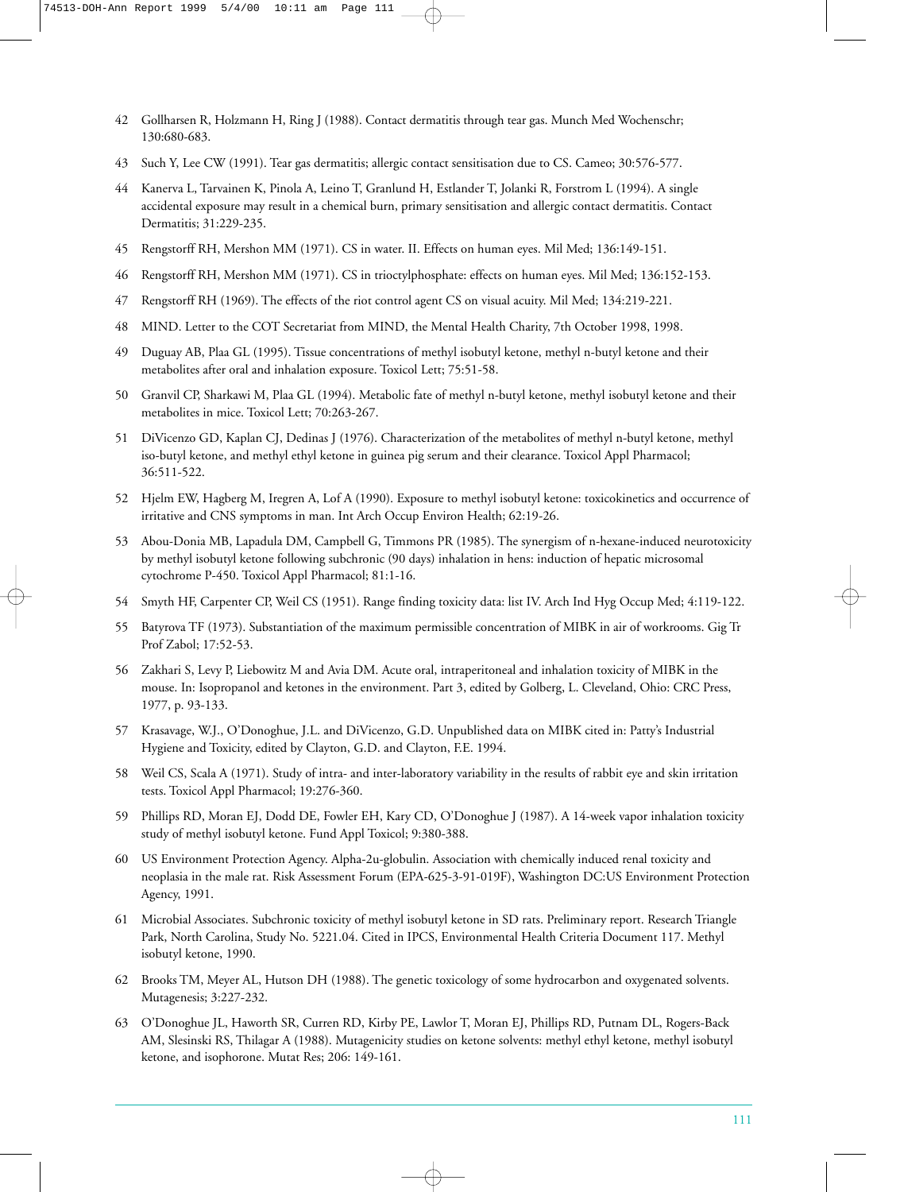42 Gollharsen R, Holzmann H, Ring J (1988). Contact dermatitis through tear gas. Munch Med Wochenschr; 130:680-683.

43 Such Y, Lee CW (1991). Tear gas dermatitis; allergic contact sensitisation due to CS. Cameo; 30:576-577.

44 Kanerva L, Tarvainen K, Pinola A, Leino T, Granlund H, Estlander T, Jolanki R, Forstrom L (1994). A single accidental exposure may result in a chemical burn, primary sensitisation and allergic contact dermatitis. Contact Dermatitis; 31:229-235.

45 Rengstorff RH, Mershon MM (1971). CS in water. II. Effects on human eyes. Mil Med; 136:149-151.

46 Rengstorff RH, Mershon MM (1971). CS in trioctylphosphate: effects on human eyes. Mil Med; 136:152-153.

47 Rengstorff RH (1969). The effects of the riot control agent CS on visual acuity. Mil Med; 134:219-221.

48 MIND. Letter to the COT Secretariat from MIND, the Mental Health Charity, 7th October 1998, 1998.

49 Duguay AB, Plaa GL (1995). Tissue concentrations of methyl isobutyl ketone, methyl n-butyl ketone and their metabolites after oral and inhalation exposure. Toxicol Lett; 75:51-58.

50 Granvil CP, Sharkawi M, Plaa GL (1994). Metabolic fate of methyl n-butyl ketone, methyl isobutyl ketone and their metabolites in mice. Toxicol Lett; 70:263-267.

51 DiVicenzo GD, Kaplan CJ, Dedinas J (1976). Characterization of the metabolites of methyl n-butyl ketone, methyl iso-butyl ketone, and methyl ethyl ketone in guinea pig serum and their clearance. Toxicol Appl Pharmacol; 36:511-522.

52 Hjelm EW, Hagberg M, Iregren A, Lof A (1990). Exposure to methyl isobutyl ketone: toxicokinetics and occurrence of irritative and CNS symptoms in man. Int Arch Occup Environ Health; 62:19-26.

53 Abou-Donia MB, Lapadula DM, Campbell G, Timmons PR (1985). The synergism of n-hexane-induced neurotoxicity by methyl isobutyl ketone following subchronic (90 days) inhalation in hens: induction of hepatic microsomal cytochrome P-450. Toxicol Appl Pharmacol; 81:1-16.

54 Smyth HF, Carpenter CP, Weil CS (1951). Range finding toxicity data: list IV. Arch Ind Hyg Occup Med; 4:119-122.

55 Batyrova TF (1973). Substantiation of the maximum permissible concentration of MIBK in air of workrooms. Gig Tr Prof Zabol; 17:52-53.

56 Zakhari S, Levy P, Liebowitz M and Avia DM. Acute oral, intraperitoneal and inhalation toxicity of MIBK in the mouse. In: Isopropanol and ketones in the environment. Part 3, edited by Golberg, L. Cleveland, Ohio: CRC Press, 1977, p. 93-133.

57 Krasavage, W.J., O'Donoghue, J.L. and DiVicenzo, G.D. Unpublished data on MIBK cited in: Patty's Industrial Hygiene and Toxicity, edited by Clayton, G.D. and Clayton, F.E. 1994.

58 Weil CS, Scala A (1971). Study of intra- and inter-laboratory variability in the results of rabbit eye and skin irritation tests. Toxicol Appl Pharmacol; 19:276-360.

59 Phillips RD, Moran EJ, Dodd DE, Fowler EH, Kary CD, O'Donoghue J (1987). A 14-week vapor inhalation toxicity study of methyl isobutyl ketone. Fund Appl Toxicol; 9:380-388.

60 US Environment Protection Agency. Alpha-2u-globulin. Association with chemically induced renal toxicity and neoplasia in the male rat. Risk Assessment Forum (EPA-625-3-91-019F), Washington DC:US Environment Protection Agency, 1991.

61 Microbial Associates. Subchronic toxicity of methyl isobutyl ketone in SD rats. Preliminary report. Research Triangle Park, North Carolina, Study No. 5221.04. Cited in IPCS, Environmental Health Criteria Document 117. Methyl isobutyl ketone, 1990.

62 Brooks TM, Meyer AL, Hutson DH (1988). The genetic toxicology of some hydrocarbon and oxygenated solvents. Mutagenesis; 3:227-232.

63 O'Donoghue JL, Haworth SR, Curren RD, Kirby PE, Lawlor T, Moran EJ, Phillips RD, Putnam DL, Rogers-Back AM, Slesinski RS, Thilagar A (1988). Mutagenicity studies on ketone solvents: methyl ethyl ketone, methyl isobutyl ketone, and isophorone. Mutat Res; 206: 149-161.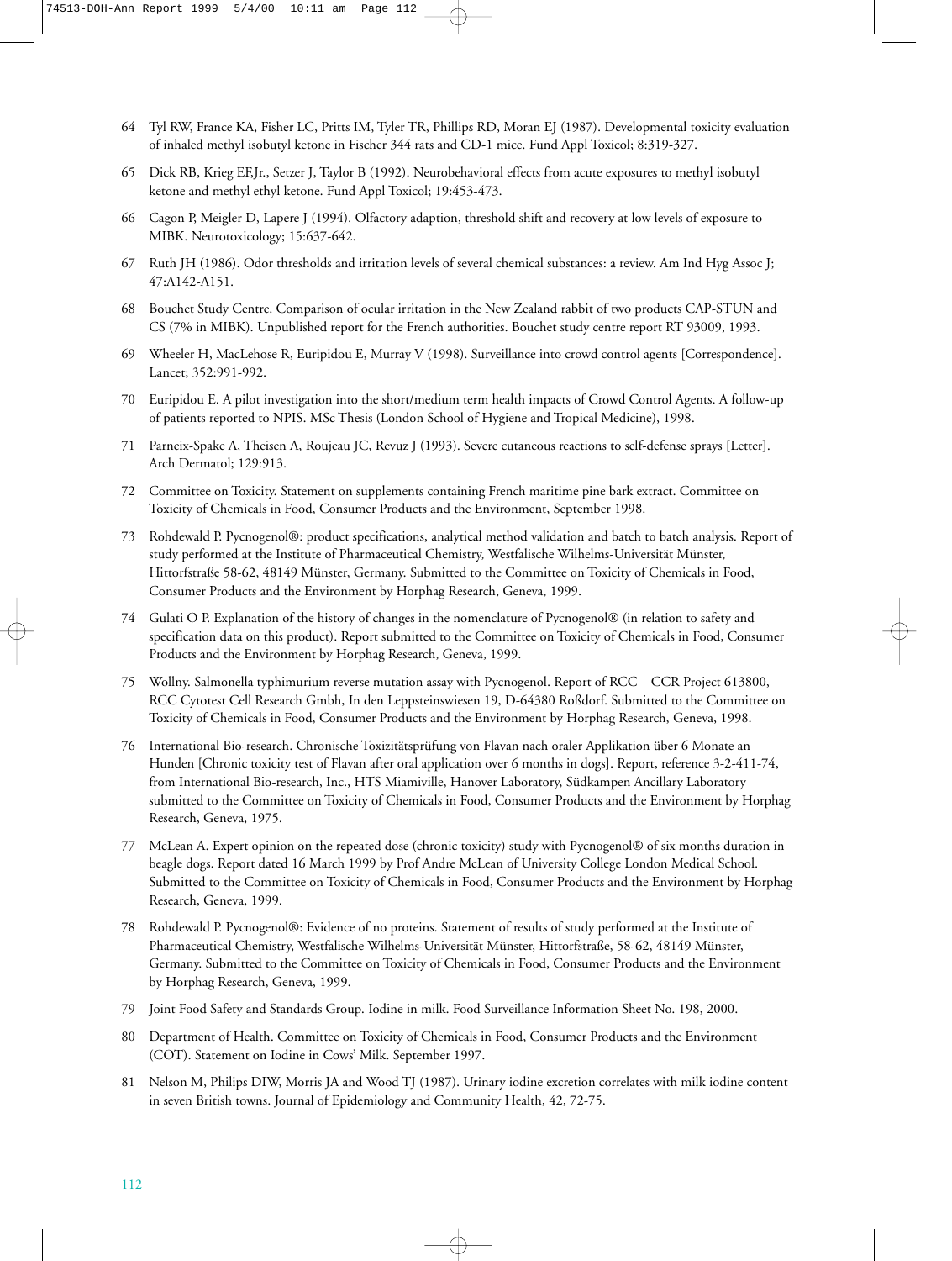64 Tyl RW, France KA, Fisher LC, Pritts IM, Tyler TR, Phillips RD, Moran EJ (1987). Developmental toxicity evaluation of inhaled methyl isobutyl ketone in Fischer 344 rats and CD-1 mice. Fund Appl Toxicol; 8:319-327.

65 Dick RB, Krieg EF,Jr., Setzer J, Taylor B (1992). Neurobehavioral effects from acute exposures to methyl isobutyl ketone and methyl ethyl ketone. Fund Appl Toxicol; 19:453-473.

66 Cagon P, Meigler D, Lapere J (1994). Olfactory adaption, threshold shift and recovery at low levels of exposure to MIBK. Neurotoxicology; 15:637-642.

67 Ruth JH (1986). Odor thresholds and irritation levels of several chemical substances: a review. Am Ind Hyg Assoc J; 47:A142-A151.

68 Bouchet Study Centre. Comparison of ocular irritation in the New Zealand rabbit of two products CAP-STUN and CS (7% in MIBK). Unpublished report for the French authorities. Bouchet study centre report RT 93009, 1993.

69 Wheeler H, MacLehose R, Euripidou E, Murray V (1998). Surveillance into crowd control agents [Correspondence]. Lancet; 352:991-992.

70 Euripidou E. A pilot investigation into the short/medium term health impacts of Crowd Control Agents. A follow-up of patients reported to NPIS. MSc Thesis (London School of Hygiene and Tropical Medicine), 1998.

71 Parneix-Spake A, Theisen A, Roujeau JC, Revuz J (1993). Severe cutaneous reactions to self-defense sprays [Letter]. Arch Dermatol; 129:913.

72 Committee on Toxicity. Statement on supplements containing French maritime pine bark extract. Committee on Toxicity of Chemicals in Food, Consumer Products and the Environment, September 1998.

73 Rohdewald P. Pycnogenol®: product specifications, analytical method validation and batch to batch analysis. Report of study performed at the Institute of Pharmaceutical Chemistry, Westfalische Wilhelms-Universität Münster, Hittorfstraße 58-62, 48149 Münster, Germany. Submitted to the Committee on Toxicity of Chemicals in Food, Consumer Products and the Environment by Horphag Research, Geneva, 1999.

74 Gulati O P. Explanation of the history of changes in the nomenclature of Pycnogenol® (in relation to safety and specification data on this product). Report submitted to the Committee on Toxicity of Chemicals in Food, Consumer Products and the Environment by Horphag Research, Geneva, 1999.

75 Wollny. Salmonella typhimurium reverse mutation assay with Pycnogenol. Report of RCC – CCR Project 613800, RCC Cytotest Cell Research Gmbh, In den Leppsteinswiesen 19, D-64380 Roßdorf. Submitted to the Committee on Toxicity of Chemicals in Food, Consumer Products and the Environment by Horphag Research, Geneva, 1998.

76 International Bio-research. Chronische Toxizitätsprüfung von Flavan nach oraler Applikation über 6 Monate an Hunden [Chronic toxicity test of Flavan after oral application over 6 months in dogs]. Report, reference 3-2-411-74, from International Bio-research, Inc., HTS Miamiville, Hanover Laboratory, Südkampen Ancillary Laboratory submitted to the Committee on Toxicity of Chemicals in Food, Consumer Products and the Environment by Horphag Research, Geneva, 1975.

77 McLean A. Expert opinion on the repeated dose (chronic toxicity) study with Pycnogenol® of six months duration in beagle dogs. Report dated 16 March 1999 by Prof Andre McLean of University College London Medical School. Submitted to the Committee on Toxicity of Chemicals in Food, Consumer Products and the Environment by Horphag Research, Geneva, 1999.

78 Rohdewald P. Pycnogenol®: Evidence of no proteins. Statement of results of study performed at the Institute of Pharmaceutical Chemistry, Westfalische Wilhelms-Universität Münster, Hittorfstraße, 58-62, 48149 Münster, Germany. Submitted to the Committee on Toxicity of Chemicals in Food, Consumer Products and the Environment by Horphag Research, Geneva, 1999.

79 Joint Food Safety and Standards Group. Iodine in milk. Food Surveillance Information Sheet No. 198, 2000.

80 Department of Health. Committee on Toxicity of Chemicals in Food, Consumer Products and the Environment (COT). Statement on Iodine in Cows' Milk. September 1997.

81 Nelson M, Philips DIW, Morris JA and Wood TJ (1987). Urinary iodine excretion correlates with milk iodine content in seven British towns. Journal of Epidemiology and Community Health, 42, 72-75.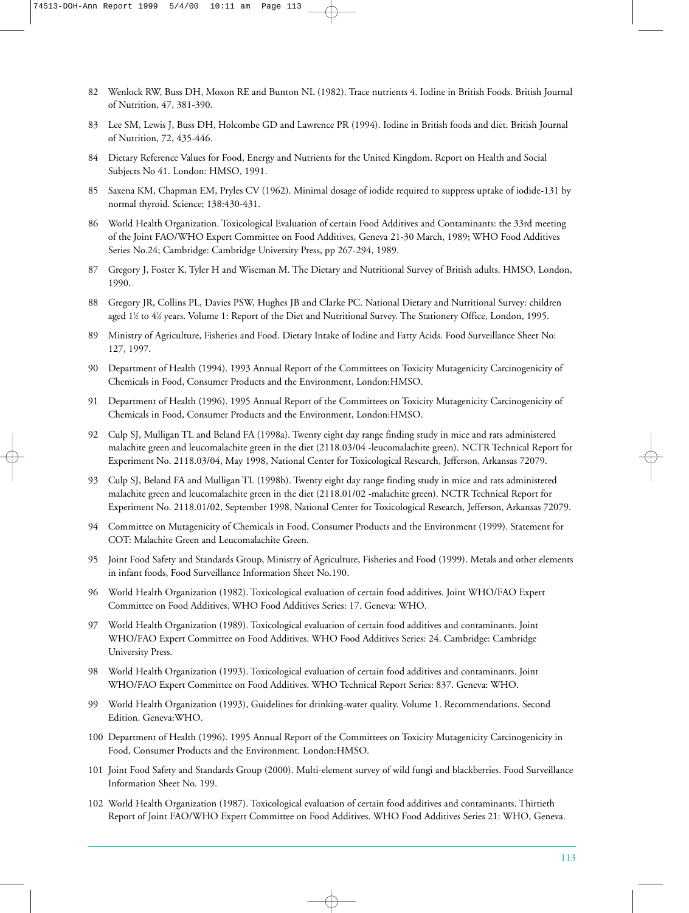82 Wenlock RW, Buss DH, Moxon RE and Bunton NL (1982). Trace nutrients 4. Iodine in British Foods. British Journal of Nutrition, 47, 381-390.

83 Lee SM, Lewis J, Buss DH, Holcombe GD and Lawrence PR (1994). Iodine in British foods and diet. British Journal of Nutrition, 72, 435-446.

84 Dietary Reference Values for Food, Energy and Nutrients for the United Kingdom. Report on Health and Social Subjects No 41. London: HMSO, 1991.

85 Saxena KM, Chapman EM, Pryles CV (1962). Minimal dosage of iodide required to suppress uptake of iodide-131 by normal thyroid. Science; 138:430-431.

86 World Health Organization. Toxicological Evaluation of certain Food Additives and Contaminants: the 33rd meeting of the Joint FAO/WHO Expert Committee on Food Additives, Geneva 21-30 March, 1989; WHO Food Additives Series No.24; Cambridge: Cambridge University Press, pp 267-294, 1989.

87 Gregory J, Foster K, Tyler H and Wiseman M. The Dietary and Nutritional Survey of British adults. HMSO, London, 1990.

88 Gregory JR, Collins PL, Davies PSW, Hughes JB and Clarke PC. National Dietary and Nutritional Survey: children aged 1½ to 4½ years. Volume 1: Report of the Diet and Nutritional Survey. The Stationery Office, London, 1995.

89 Ministry of Agriculture, Fisheries and Food. Dietary Intake of Iodine and Fatty Acids. Food Surveillance Sheet No: 127, 1997.

90 Department of Health (1994). 1993 Annual Report of the Committees on Toxicity Mutagenicity Carcinogenicity of Chemicals in Food, Consumer Products and the Environment, London:HMSO.

91 Department of Health (1996). 1995 Annual Report of the Committees on Toxicity Mutagenicity Carcinogenicity of Chemicals in Food, Consumer Products and the Environment, London:HMSO.

92 Culp SJ, Mulligan TL and Beland FA (1998a). Twenty eight day range finding study in mice and rats administered malachite green and leucomalachite green in the diet (2118.03/04 -leucomalachite green). NCTR Technical Report for Experiment No. 2118.03/04, May 1998, National Center for Toxicological Research, Jefferson, Arkansas 72079.

93 Culp SJ, Beland FA and Mulligan TL (1998b). Twenty eight day range finding study in mice and rats administered malachite green and leucomalachite green in the diet (2118.01/02 -malachite green). NCTR Technical Report for Experiment No. 2118.01/02, September 1998, National Center for Toxicological Research, Jefferson, Arkansas 72079.

94 Committee on Mutagenicity of Chemicals in Food, Consumer Products and the Environment (1999). Statement for COT: Malachite Green and Leucomalachite Green.

95 Joint Food Safety and Standards Group, Ministry of Agriculture, Fisheries and Food (1999). Metals and other elements in infant foods, Food Surveillance Information Sheet No.190.

96 World Health Organization (1982). Toxicological evaluation of certain food additives. Joint WHO/FAO Expert Committee on Food Additives. WHO Food Additives Series: 17. Geneva: WHO.

97 World Health Organization (1989). Toxicological evaluation of certain food additives and contaminants. Joint WHO/FAO Expert Committee on Food Additives. WHO Food Additives Series: 24. Cambridge: Cambridge University Press.

98 World Health Organization (1993). Toxicological evaluation of certain food additives and contaminants. Joint WHO/FAO Expert Committee on Food Additives. WHO Technical Report Series: 837. Geneva: WHO.

99 World Health Organization (1993), Guidelines for drinking-water quality. Volume 1. Recommendations. Second Edition. Geneva:WHO.

100 Department of Health (1996). 1995 Annual Report of the Committees on Toxicity Mutagenicity Carcinogenicity in Food, Consumer Products and the Environment. London:HMSO.

101 Joint Food Safety and Standards Group (2000). Multi-element survey of wild fungi and blackberries. Food Surveillance Information Sheet No. 199.

102 World Health Organization (1987). Toxicological evaluation of certain food additives and contaminants. Thirtieth Report of Joint FAO/WHO Expert Committee on Food Additives. WHO Food Additives Series 21: WHO, Geneva.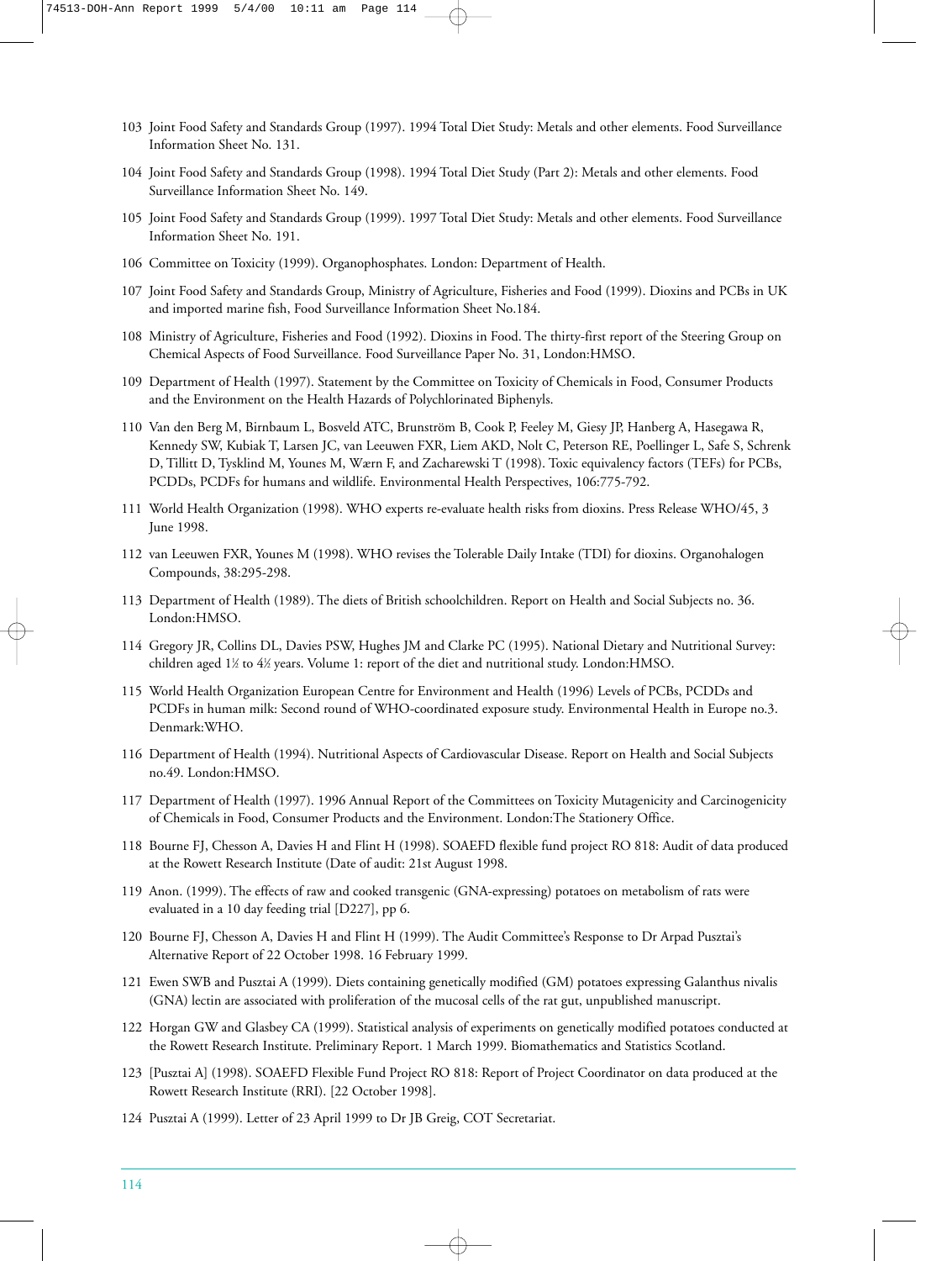103 Joint Food Safety and Standards Group (1997). 1994 Total Diet Study: Metals and other elements. Food Surveillance Information Sheet No. 131.

104 Joint Food Safety and Standards Group (1998). 1994 Total Diet Study (Part 2): Metals and other elements. Food Surveillance Information Sheet No. 149.

105 Joint Food Safety and Standards Group (1999). 1997 Total Diet Study: Metals and other elements. Food Surveillance Information Sheet No. 191.

106 Committee on Toxicity (1999). Organophosphates. London: Department of Health.

107 Joint Food Safety and Standards Group, Ministry of Agriculture, Fisheries and Food (1999). Dioxins and PCBs in UK and imported marine fish, Food Surveillance Information Sheet No.184.

108 Ministry of Agriculture, Fisheries and Food (1992). Dioxins in Food. The thirty-first report of the Steering Group on Chemical Aspects of Food Surveillance. Food Surveillance Paper No. 31, London:HMSO.

109 Department of Health (1997). Statement by the Committee on Toxicity of Chemicals in Food, Consumer Products and the Environment on the Health Hazards of Polychlorinated Biphenyls.

110 Van den Berg M, Birnbaum L, Bosveld ATC, Brunström B, Cook P, Feeley M, Giesy JP, Hanberg A, Hasegawa R, Kennedy SW, Kubiak T, Larsen JC, van Leeuwen FXR, Liem AKD, Nolt C, Peterson RE, Poellinger L, Safe S, Schrenk D, Tillitt D, Tysklind M, Younes M, Wærn F, and Zacharewski T (1998). Toxic equivalency factors (TEFs) for PCBs, PCDDs, PCDFs for humans and wildlife. Environmental Health Perspectives, 106:775-792.

111 World Health Organization (1998). WHO experts re-evaluate health risks from dioxins. Press Release WHO/45, 3 June 1998.

112 van Leeuwen FXR, Younes M (1998). WHO revises the Tolerable Daily Intake (TDI) for dioxins. Organohalogen Compounds, 38:295-298.

113 Department of Health (1989). The diets of British schoolchildren. Report on Health and Social Subjects no. 36. London:HMSO.

114 Gregory JR, Collins DL, Davies PSW, Hughes JM and Clarke PC (1995). National Dietary and Nutritional Survey: children aged 1½ to 4½ years. Volume 1: report of the diet and nutritional study. London:HMSO.

115 World Health Organization European Centre for Environment and Health (1996) Levels of PCBs, PCDDs and PCDFs in human milk: Second round of WHO-coordinated exposure study. Environmental Health in Europe no.3. Denmark:WHO.

116 Department of Health (1994). Nutritional Aspects of Cardiovascular Disease. Report on Health and Social Subjects no.49. London:HMSO.

117 Department of Health (1997). 1996 Annual Report of the Committees on Toxicity Mutagenicity and Carcinogenicity of Chemicals in Food, Consumer Products and the Environment. London:The Stationery Office.

118 Bourne FJ, Chesson A, Davies H and Flint H (1998). SOAEFD flexible fund project RO 818: Audit of data produced at the Rowett Research Institute (Date of audit: 21st August 1998.

119 Anon. (1999). The effects of raw and cooked transgenic (GNA-expressing) potatoes on metabolism of rats were evaluated in a 10 day feeding trial [D227], pp 6.

120 Bourne FJ, Chesson A, Davies H and Flint H (1999). The Audit Committee's Response to Dr Arpad Pusztai's Alternative Report of 22 October 1998. 16 February 1999.

121 Ewen SWB and Pusztai A (1999). Diets containing genetically modified (GM) potatoes expressing Galanthus nivalis (GNA) lectin are associated with proliferation of the mucosal cells of the rat gut, unpublished manuscript.

122 Horgan GW and Glasbey CA (1999). Statistical analysis of experiments on genetically modified potatoes conducted at the Rowett Research Institute. Preliminary Report. 1 March 1999. Biomathematics and Statistics Scotland.

123 [Pusztai A] (1998). SOAEFD Flexible Fund Project RO 818: Report of Project Coordinator on data produced at the Rowett Research Institute (RRI). [22 October 1998].

124 Pusztai A (1999). Letter of 23 April 1999 to Dr JB Greig, COT Secretariat.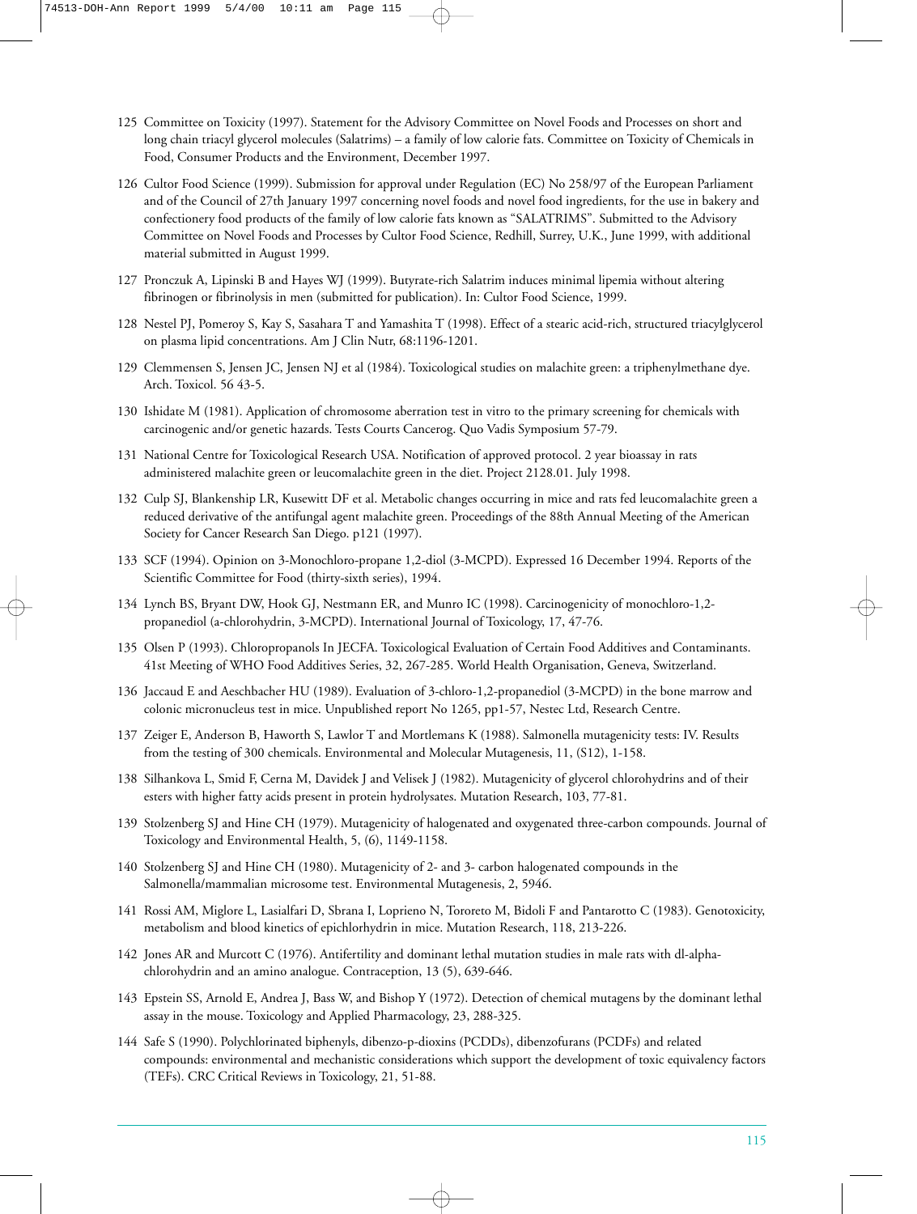125 Committee on Toxicity (1997). Statement for the Advisory Committee on Novel Foods and Processes on short and long chain triacyl glycerol molecules (Salatrims) – a family of low calorie fats. Committee on Toxicity of Chemicals in Food, Consumer Products and the Environment, December 1997.

126 Cultor Food Science (1999). Submission for approval under Regulation (EC) No 258/97 of the European Parliament and of the Council of 27th January 1997 concerning novel foods and novel food ingredients, for the use in bakery and confectionery food products of the family of low calorie fats known as "SALATRIMS". Submitted to the Advisory Committee on Novel Foods and Processes by Cultor Food Science, Redhill, Surrey, U.K., June 1999, with additional material submitted in August 1999.

127 Pronczuk A, Lipinski B and Hayes WJ (1999). Butyrate-rich Salatrim induces minimal lipemia without altering fibrinogen or fibrinolysis in men (submitted for publication). In: Cultor Food Science, 1999.

128 Nestel PJ, Pomeroy S, Kay S, Sasahara T and Yamashita T (1998). Effect of a stearic acid-rich, structured triacylglycerol on plasma lipid concentrations. Am J Clin Nutr, 68:1196-1201.

129 Clemmensen S, Jensen JC, Jensen NJ et al (1984). Toxicological studies on malachite green: a triphenylmethane dye. Arch. Toxicol. 56 43-5.

130 Ishidate M (1981). Application of chromosome aberration test in vitro to the primary screening for chemicals with carcinogenic and/or genetic hazards. Tests Courts Cancerog. Quo Vadis Symposium 57-79.

131 National Centre for Toxicological Research USA. Notification of approved protocol. 2 year bioassay in rats administered malachite green or leucomalachite green in the diet. Project 2128.01. July 1998.

132 Culp SJ, Blankenship LR, Kusewitt DF et al. Metabolic changes occurring in mice and rats fed leucomalachite green a reduced derivative of the antifungal agent malachite green. Proceedings of the 88th Annual Meeting of the American Society for Cancer Research San Diego. p121 (1997).

133 SCF (1994). Opinion on 3-Monochloro-propane 1,2-diol (3-MCPD). Expressed 16 December 1994. Reports of the Scientific Committee for Food (thirty-sixth series), 1994.

134 Lynch BS, Bryant DW, Hook GJ, Nestmann ER, and Munro IC (1998). Carcinogenicity of monochloro-1,2-propanediol (a-chlorohydrin, 3-MCPD). International Journal of Toxicology, 17, 47-76.

135 Olsen P (1993). Chloropropanols In JECFA. Toxicological Evaluation of Certain Food Additives and Contaminants. 41st Meeting of WHO Food Additives Series, 32, 267-285. World Health Organisation, Geneva, Switzerland.

136 Jaccaud E and Aeschbacher HU (1989). Evaluation of 3-chloro-1,2-propanediol (3-MCPD) in the bone marrow and colonic micronucleus test in mice. Unpublished report No 1265, pp1-57, Nestec Ltd, Research Centre.

137 Zeiger E, Anderson B, Haworth S, Lawlor T and Mortlemans K (1988). Salmonella mutagenicity tests: IV. Results from the testing of 300 chemicals. Environmental and Molecular Mutagenesis, 11, (S12), 1-158.

138 Silhankova L, Smid F, Cerna M, Davidek J and Velisek J (1982). Mutagenicity of glycerol chlorohydrins and of their esters with higher fatty acids present in protein hydrolysates. Mutation Research, 103, 77-81.

139 Stolzenberg SJ and Hine CH (1979). Mutagenicity of halogenated and oxygenated three-carbon compounds. Journal of Toxicology and Environmental Health, 5, (6), 1149-1158.

140 Stolzenberg SJ and Hine CH (1980). Mutagenicity of 2- and 3- carbon halogenated compounds in the Salmonella/mammalian microsome test. Environmental Mutagenesis, 2, 5946.

141 Rossi AM, Miglore L, Lasialfari D, Sbrana I, Loprieno N, Tororeto M, Bidoli F and Pantarotto C (1983). Genotoxicity, metabolism and blood kinetics of epichlorhydrin in mice. Mutation Research, 118, 213-226.

142 Jones AR and Murcott C (1976). Antifertility and dominant lethal mutation studies in male rats with dl-alpha-chlorohydrin and an amino analogue. Contraception, 13 (5), 639-646.

143 Epstein SS, Arnold E, Andrea J, Bass W, and Bishop Y (1972). Detection of chemical mutagens by the dominant lethal assay in the mouse. Toxicology and Applied Pharmacology, 23, 288-325.

144 Safe S (1990). Polychlorinated biphenyls, dibenzo-p-dioxins (PCDDs), dibenzofurans (PCDFs) and related compounds: environmental and mechanistic considerations which support the development of toxic equivalency factors (TEFs). CRC Critical Reviews in Toxicology, 21, 51-88.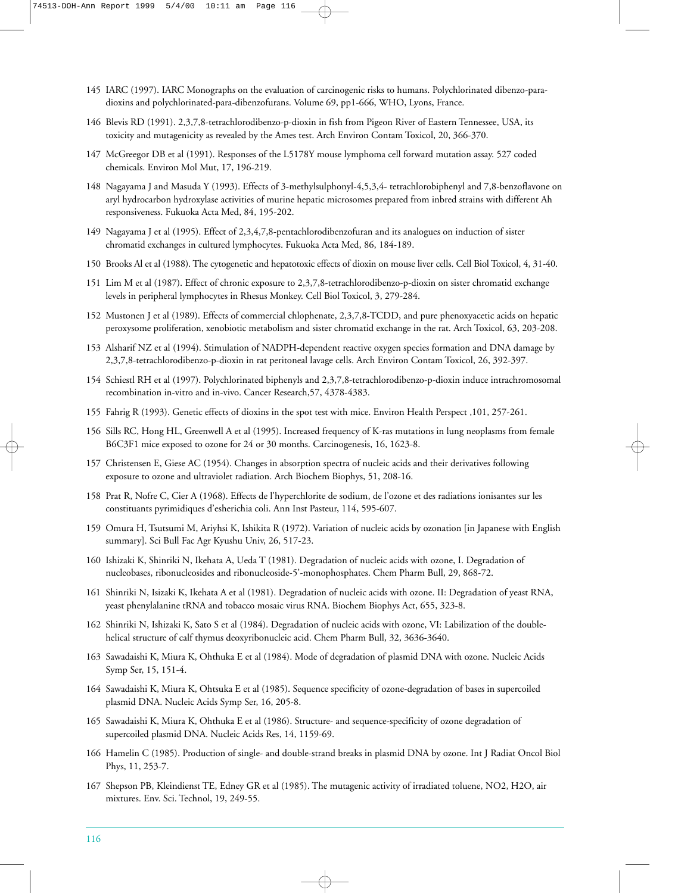145 IARC (1997). IARC Monographs on the evaluation of carcinogenic risks to humans. Polychlorinated dibenzo-para-dioxins and polychlorinated-para-dibenzofurans. Volume 69, pp1-666, WHO, Lyons, France.

146 Blevis RD (1991). 2,3,7,8-tetrachlorodibenzo-p-dioxin in fish from Pigeon River of Eastern Tennessee, USA, its toxicity and mutagenicity as revealed by the Ames test. Arch Environ Contam Toxicol, 20, 366-370.

147 McGreegor DB et al (1991). Responses of the L5178Y mouse lymphoma cell forward mutation assay. 527 coded chemicals. Environ Mol Mut, 17, 196-219.

148 Nagayama J and Masuda Y (1993). Effects of 3-methylsulphonyl-4,5,3,4- tetrachlorobiphenyl and 7,8-benzoflavone on aryl hydrocarbon hydroxylase activities of murine hepatic microsomes prepared from inbred strains with different Ah responsiveness. Fukuoka Acta Med, 84, 195-202.

149 Nagayama J et al (1995). Effect of 2,3,4,7,8-pentachlorodibenzofuran and its analogues on induction of sister chromatid exchanges in cultured lymphocytes. Fukuoka Acta Med, 86, 184-189.

150 Brooks Al et al (1988). The cytogenetic and hepatotoxic effects of dioxin on mouse liver cells. Cell Biol Toxicol, 4, 31-40.

151 Lim M et al (1987). Effect of chronic exposure to 2,3,7,8-tetrachlorodibenzo-p-dioxin on sister chromatid exchange levels in peripheral lymphocytes in Rhesus Monkey. Cell Biol Toxicol, 3, 279-284.

152 Mustonen J et al (1989). Effects of commercial chlophenate, 2,3,7,8-TCDD, and pure phenoxyacetic acids on hepatic peroxysome proliferation, xenobiotic metabolism and sister chromatid exchange in the rat. Arch Toxicol, 63, 203-208.

153 Alsharif NZ et al (1994). Stimulation of NADPH-dependent reactive oxygen species formation and DNA damage by 2,3,7,8-tetrachlorodibenzo-p-dioxin in rat peritoneal lavage cells. Arch Environ Contam Toxicol, 26, 392-397.

154 Schiestl RH et al (1997). Polychlorinated biphenyls and 2,3,7,8-tetrachlorodibenzo-p-dioxin induce intrachromosomal recombination in-vitro and in-vivo. Cancer Research,57, 4378-4383.

155 Fahrig R (1993). Genetic effects of dioxins in the spot test with mice. Environ Health Perspect ,101, 257-261.

156 Sills RC, Hong HL, Greenwell A et al (1995). Increased frequency of K-ras mutations in lung neoplasms from female B6C3F1 mice exposed to ozone for 24 or 30 months. Carcinogenesis, 16, 1623-8.

157 Christensen E, Giese AC (1954). Changes in absorption spectra of nucleic acids and their derivatives following exposure to ozone and ultraviolet radiation. Arch Biochem Biophys, 51, 208-16.

158 Prat R, Nofre C, Cier A (1968). Effects de l'hyperchlorite de sodium, de l'ozone et des radiations ionisantes sur les constituants pyrimidiques d'esherichia coli. Ann Inst Pasteur, 114, 595-607.

159 Omura H, Tsutsumi M, Ariyhsi K, Ishikita R (1972). Variation of nucleic acids by ozonation [in Japanese with English summary]. Sci Bull Fac Agr Kyushu Univ, 26, 517-23.

160 Ishizaki K, Shinriki N, Ikehata A, Ueda T (1981). Degradation of nucleic acids with ozone, I. Degradation of nucleobases, ribonucleosides and ribonucleoside-5'-monophosphates. Chem Pharm Bull, 29, 868-72.

161 Shinriki N, Isizaki K, Ikehata A et al (1981). Degradation of nucleic acids with ozone. II: Degradation of yeast RNA, yeast phenylalanine tRNA and tobacco mosaic virus RNA. Biochem Biophys Act, 655, 323-8.

162 Shinriki N, Ishizaki K, Sato S et al (1984). Degradation of nucleic acids with ozone, VI: Labilization of the double-helical structure of calf thymus deoxyribonucleic acid. Chem Pharm Bull, 32, 3636-3640.

163 Sawadaishi K, Miura K, Ohthuka E et al (1984). Mode of degradation of plasmid DNA with ozone. Nucleic Acids Symp Ser, 15, 151-4.

164 Sawadaishi K, Miura K, Ohtsuka E et al (1985). Sequence specificity of ozone-degradation of bases in supercoiled plasmid DNA. Nucleic Acids Symp Ser, 16, 205-8.

165 Sawadaishi K, Miura K, Ohthuka E et al (1986). Structure- and sequence-specificity of ozone degradation of supercoiled plasmid DNA. Nucleic Acids Res, 14, 1159-69.

166 Hamelin C (1985). Production of single- and double-strand breaks in plasmid DNA by ozone. Int J Radiat Oncol Biol Phys, 11, 253-7.

167 Shepson PB, Kleindienst TE, Edney GR et al (1985). The mutagenic activity of irradiated toluene, $NO_2$, $H_2O$, air mixtures. Env. Sci. Technol, 19, 249-55.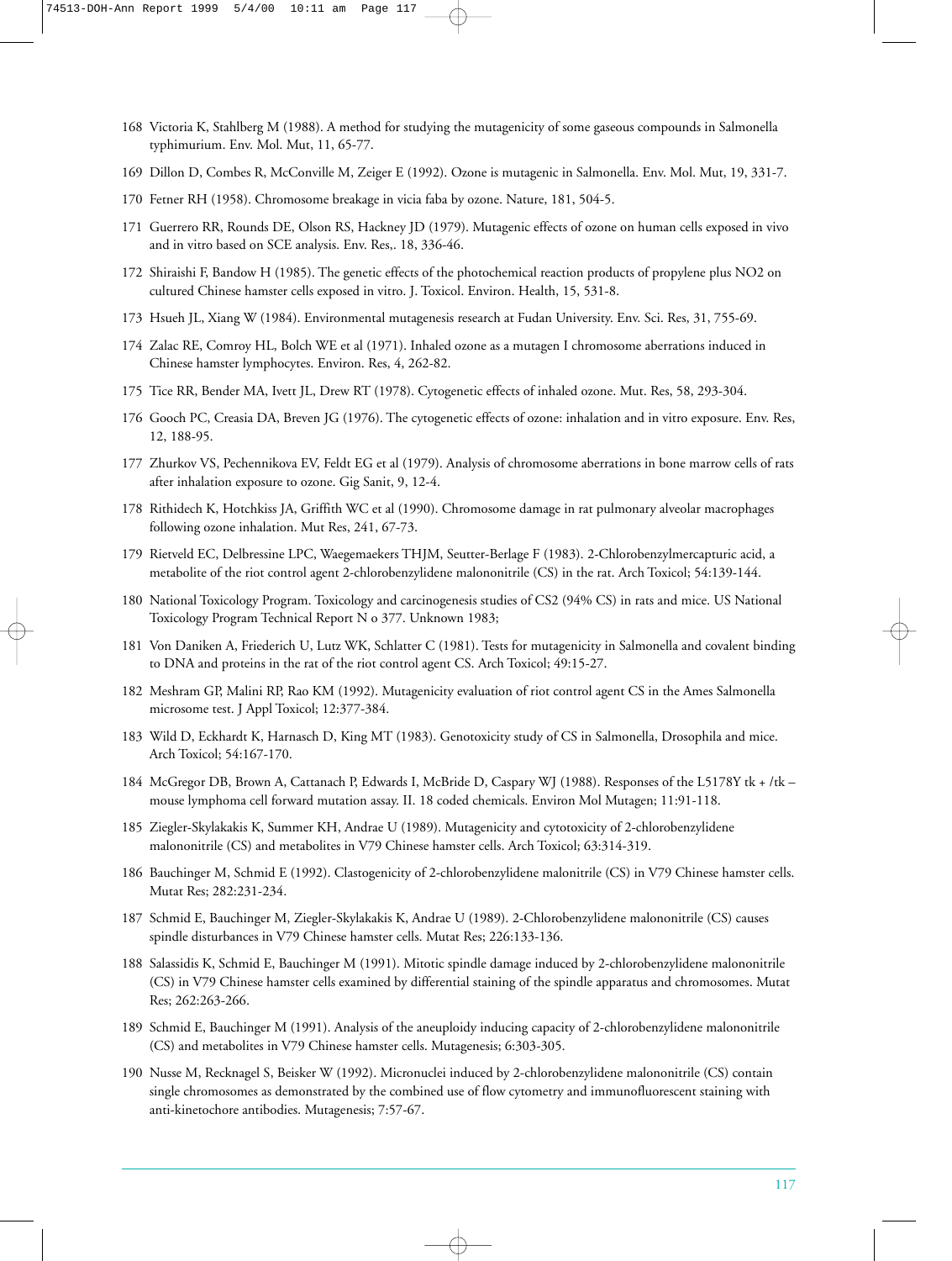168 Victoria K, Stahlberg M (1988). A method for studying the mutagenicity of some gaseous compounds in Salmonella typhimurium. Env. Mol. Mut, 11, 65-77.

169 Dillon D, Combes R, McConville M, Zeiger E (1992). Ozone is mutagenic in Salmonella. Env. Mol. Mut, 19, 331-7.

170 Fetner RH (1958). Chromosome breakage in vicia faba by ozone. Nature, 181, 504-5.

171 Guerrero RR, Rounds DE, Olson RS, Hackney JD (1979). Mutagenic effects of ozone on human cells exposed in vivo and in vitro based on SCE analysis. Env. Res,. 18, 336-46.

172 Shiraishi F, Bandow H (1985). The genetic effects of the photochemical reaction products of propylene plus NO2 on cultured Chinese hamster cells exposed in vitro. J. Toxicol. Environ. Health, 15, 531-8.

173 Hsueh JL, Xiang W (1984). Environmental mutagenesis research at Fudan University. Env. Sci. Res, 31, 755-69.

174 Zalac RE, Comroy HL, Bolch WE et al (1971). Inhaled ozone as a mutagen I chromosome aberrations induced in Chinese hamster lymphocytes. Environ. Res, 4, 262-82.

175 Tice RR, Bender MA, Ivett JL, Drew RT (1978). Cytogenetic effects of inhaled ozone. Mut. Res, 58, 293-304.

176 Gooch PC, Creasia DA, Breven JG (1976). The cytogenetic effects of ozone: inhalation and in vitro exposure. Env. Res, 12, 188-95.

177 Zhurkov VS, Pechennikova EV, Feldt EG et al (1979). Analysis of chromosome aberrations in bone marrow cells of rats after inhalation exposure to ozone. Gig Sanit, 9, 12-4.

178 Rithidech K, Hotchkiss JA, Griffith WC et al (1990). Chromosome damage in rat pulmonary alveolar macrophages following ozone inhalation. Mut Res, 241, 67-73.

179 Rietveld EC, Delbressine LPC, Waegemaekers THJM, Seutter-Berlage F (1983). 2-Chlorobenzylmercapturic acid, a metabolite of the riot control agent 2-chlorobenzylidene malononitrile (CS) in the rat. Arch Toxicol; 54:139-144.

180 National Toxicology Program. Toxicology and carcinogenesis studies of CS2 (94% CS) in rats and mice. US National Toxicology Program Technical Report N o 377. Unknown 1983;

181 Von Daniken A, Friederich U, Lutz WK, Schlatter C (1981). Tests for mutagenicity in Salmonella and covalent binding to DNA and proteins in the rat of the riot control agent CS. Arch Toxicol; 49:15-27.

182 Meshram GP, Malini RP, Rao KM (1992). Mutagenicity evaluation of riot control agent CS in the Ames Salmonella microsome test. J Appl Toxicol; 12:377-384.

183 Wild D, Eckhardt K, Harnasch D, King MT (1983). Genotoxicity study of CS in Salmonella, Drosophila and mice. Arch Toxicol; 54:167-170.

184 McGregor DB, Brown A, Cattanach P, Edwards I, McBride D, Caspary WJ (1988). Responses of the L5178Y tk + /tk – mouse lymphoma cell forward mutation assay. II. 18 coded chemicals. Environ Mol Mutagen; 11:91-118.

185 Ziegler-Skylakakis K, Summer KH, Andrae U (1989). Mutagenicity and cytotoxicity of 2-chlorobenzylidene malononitrile (CS) and metabolites in V79 Chinese hamster cells. Arch Toxicol; 63:314-319.

186 Bauchinger M, Schmid E (1992). Clastogenicity of 2-chlorobenzylidene malonitrile (CS) in V79 Chinese hamster cells. Mutat Res; 282:231-234.

187 Schmid E, Bauchinger M, Ziegler-Skylakakis K, Andrae U (1989). 2-Chlorobenzylidene malononitrile (CS) causes spindle disturbances in V79 Chinese hamster cells. Mutat Res; 226:133-136.

188 Salassidis K, Schmid E, Bauchinger M (1991). Mitotic spindle damage induced by 2-chlorobenzylidene malononitrile (CS) in V79 Chinese hamster cells examined by differential staining of the spindle apparatus and chromosomes. Mutat Res; 262:263-266.

189 Schmid E, Bauchinger M (1991). Analysis of the aneuploidy inducing capacity of 2-chlorobenzylidene malononitrile (CS) and metabolites in V79 Chinese hamster cells. Mutagenesis; 6:303-305.

190 Nusse M, Recknagel S, Beisker W (1992). Micronuclei induced by 2-chlorobenzylidene malononitrile (CS) contain single chromosomes as demonstrated by the combined use of flow cytometry and immunofluorescent staining with anti-kinetochore antibodies. Mutagenesis; 7:57-67.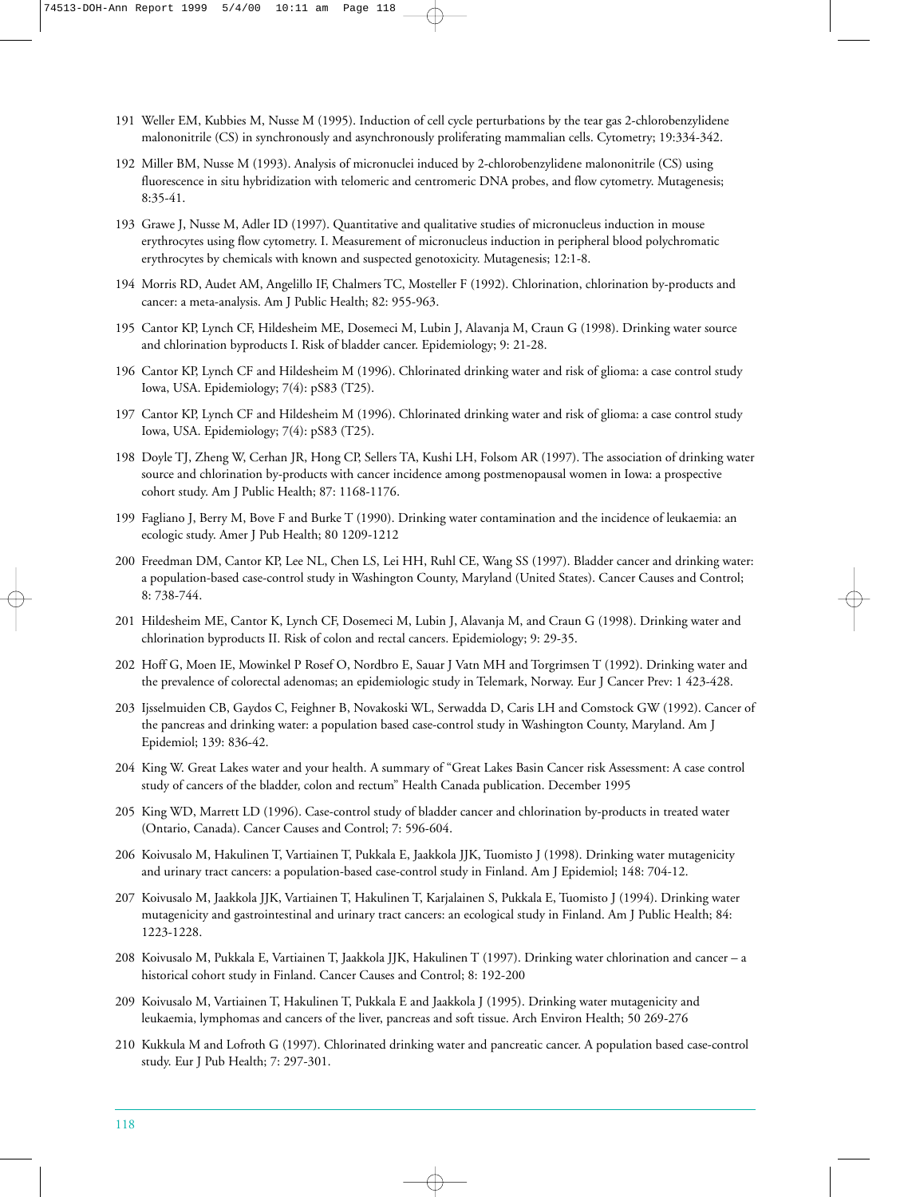191 Weller EM, Kubbies M, Nusse M (1995). Induction of cell cycle perturbations by the tear gas 2-chlorobenzylidene malononitrile (CS) in synchronously and asynchronously proliferating mammalian cells. Cytometry; 19:334-342.

192 Miller BM, Nusse M (1993). Analysis of micronuclei induced by 2-chlorobenzylidene malononitrile (CS) using fluorescence in situ hybridization with telomeric and centromeric DNA probes, and flow cytometry. Mutagenesis; 8:35-41.

193 Grawe J, Nusse M, Adler ID (1997). Quantitative and qualitative studies of micronucleus induction in mouse erythrocytes using flow cytometry. I. Measurement of micronucleus induction in peripheral blood polychromatic erythrocytes by chemicals with known and suspected genotoxicity. Mutagenesis; 12:1-8.

194 Morris RD, Audet AM, Angelillo IF, Chalmers TC, Mosteller F (1992). Chlorination, chlorination by-products and cancer: a meta-analysis. Am J Public Health; 82: 955-963.

195 Cantor KP, Lynch CF, Hildesheim ME, Dosemeci M, Lubin J, Alavanja M, Craun G (1998). Drinking water source and chlorination byproducts I. Risk of bladder cancer. Epidemiology; 9: 21-28.

196 Cantor KP, Lynch CF and Hildesheim M (1996). Chlorinated drinking water and risk of glioma: a case control study Iowa, USA. Epidemiology; 7(4): pS83 (T25).

197 Cantor KP, Lynch CF and Hildesheim M (1996). Chlorinated drinking water and risk of glioma: a case control study Iowa, USA. Epidemiology; 7(4): pS83 (T25).

198 Doyle TJ, Zheng W, Cerhan JR, Hong CP, Sellers TA, Kushi LH, Folsom AR (1997). The association of drinking water source and chlorination by-products with cancer incidence among postmenopausal women in Iowa: a prospective cohort study. Am J Public Health; 87: 1168-1176.

199 Fagliano J, Berry M, Bove F and Burke T (1990). Drinking water contamination and the incidence of leukaemia: an ecologic study. Amer J Pub Health; 80 1209-1212

200 Freedman DM, Cantor KP, Lee NL, Chen LS, Lei HH, Ruhl CE, Wang SS (1997). Bladder cancer and drinking water: a population-based case-control study in Washington County, Maryland (United States). Cancer Causes and Control; 8: 738-744.

201 Hildesheim ME, Cantor K, Lynch CF, Dosemeci M, Lubin J, Alavanja M, and Craun G (1998). Drinking water and chlorination byproducts II. Risk of colon and rectal cancers. Epidemiology; 9: 29-35.

202 Hoff G, Moen IE, Mowinkel P Rosef O, Nordbro E, Sauar J Vatn MH and Torgrimsen T (1992). Drinking water and the prevalence of colorectal adenomas; an epidemiologic study in Telemark, Norway. Eur J Cancer Prev: 1 423-428.

203 Ijsselmuiden CB, Gaydos C, Feighner B, Novakoski WL, Serwadda D, Caris LH and Comstock GW (1992). Cancer of the pancreas and drinking water: a population based case-control study in Washington County, Maryland. Am J Epidemiol; 139: 836-42.

204 King W. Great Lakes water and your health. A summary of "Great Lakes Basin Cancer risk Assessment: A case control study of cancers of the bladder, colon and rectum" Health Canada publication. December 1995

205 King WD, Marrett LD (1996). Case-control study of bladder cancer and chlorination by-products in treated water (Ontario, Canada). Cancer Causes and Control; 7: 596-604.

206 Koivusalo M, Hakulinen T, Vartiainen T, Pukkala E, Jaakkola JJK, Tuomisto J (1998). Drinking water mutagenicity and urinary tract cancers: a population-based case-control study in Finland. Am J Epidemiol; 148: 704-12.

207 Koivusalo M, Jaakkola JJK, Vartiainen T, Hakulinen T, Karjalainen S, Pukkala E, Tuomisto J (1994). Drinking water mutagenicity and gastrointestinal and urinary tract cancers: an ecological study in Finland. Am J Public Health; 84: 1223-1228.

208 Koivusalo M, Pukkala E, Vartiainen T, Jaakkola JJK, Hakulinen T (1997). Drinking water chlorination and cancer – a historical cohort study in Finland. Cancer Causes and Control; 8: 192-200

209 Koivusalo M, Vartiainen T, Hakulinen T, Pukkala E and Jaakkola J (1995). Drinking water mutagenicity and leukaemia, lymphomas and cancers of the liver, pancreas and soft tissue. Arch Environ Health; 50 269-276

210 Kukkula M and Lofroth G (1997). Chlorinated drinking water and pancreatic cancer. A population based case-control study. Eur J Pub Health; 7: 297-301.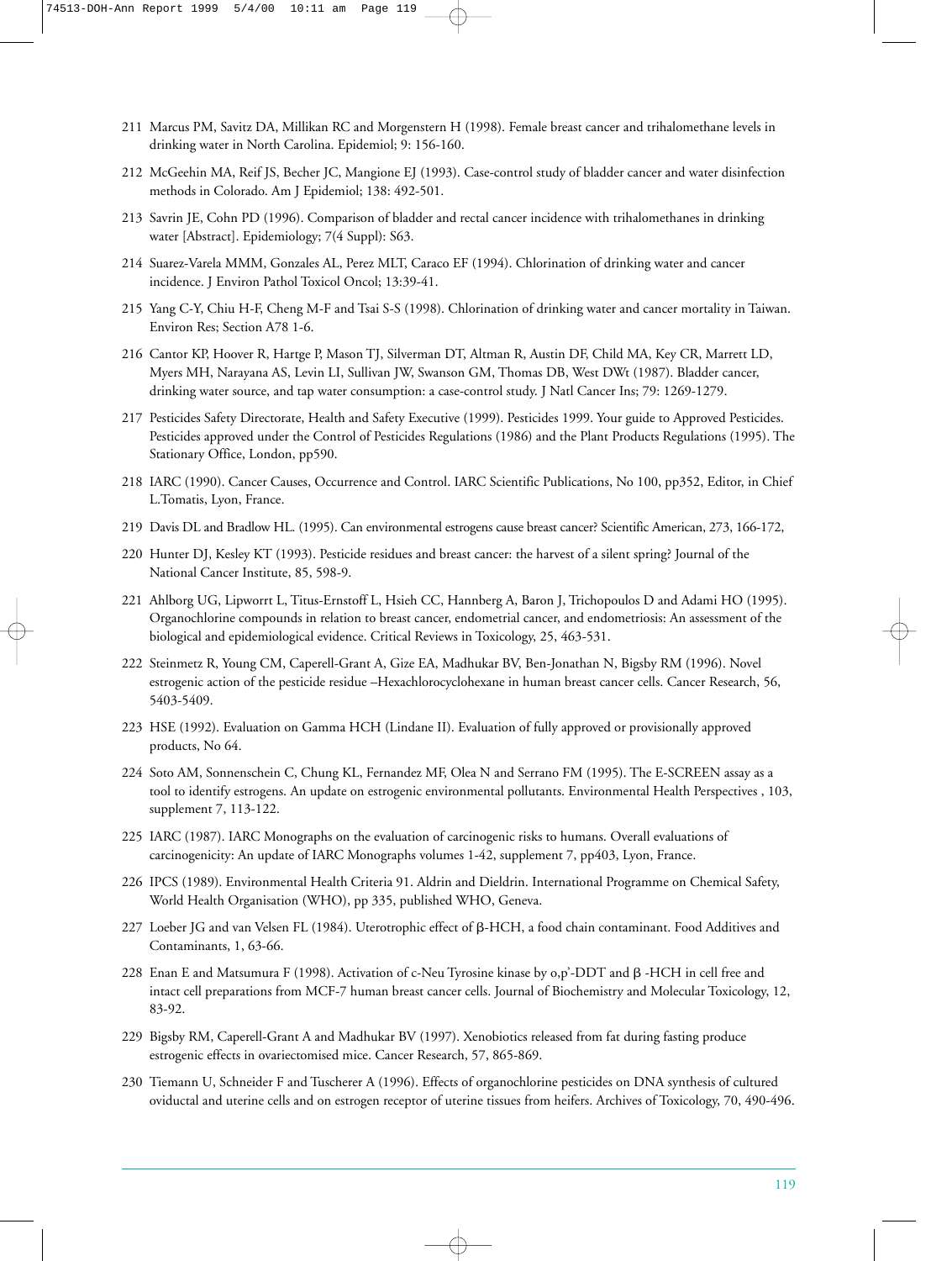211 Marcus PM, Savitz DA, Millikan RC and Morgenstern H (1998). Female breast cancer and trihalomethane levels in drinking water in North Carolina. Epidemiol; 9: 156-160.

212 McGeehin MA, Reif JS, Becher JC, Mangione EJ (1993). Case-control study of bladder cancer and water disinfection methods in Colorado. Am J Epidemiol; 138: 492-501.

213 Savrin JE, Cohn PD (1996). Comparison of bladder and rectal cancer incidence with trihalomethanes in drinking water [Abstract]. Epidemiology; 7(4 Suppl): S63.

214 Suarez-Varela MMM, Gonzales AL, Perez MLT, Caraco EF (1994). Chlorination of drinking water and cancer incidence. J Environ Pathol Toxicol Oncol; 13:39-41.

215 Yang C-Y, Chiu H-F, Cheng M-F and Tsai S-S (1998). Chlorination of drinking water and cancer mortality in Taiwan. Environ Res; Section A78 1-6.

216 Cantor KP, Hoover R, Hartge P, Mason TJ, Silverman DT, Altman R, Austin DF, Child MA, Key CR, Marrett LD, Myers MH, Narayana AS, Levin LI, Sullivan JW, Swanson GM, Thomas DB, West DWt (1987). Bladder cancer, drinking water source, and tap water consumption: a case-control study. J Natl Cancer Ins; 79: 1269-1279.

217 Pesticides Safety Directorate, Health and Safety Executive (1999). Pesticides 1999. Your guide to Approved Pesticides. Pesticides approved under the Control of Pesticides Regulations (1986) and the Plant Products Regulations (1995). The Stationary Office, London, pp590.

218 IARC (1990). Cancer Causes, Occurrence and Control. IARC Scientific Publications, No 100, pp352, Editor, in Chief L.Tomatis, Lyon, France.

219 Davis DL and Bradlow HL. (1995). Can environmental estrogens cause breast cancer? Scientific American, 273, 166-172,

220 Hunter DJ, Kesley KT (1993). Pesticide residues and breast cancer: the harvest of a silent spring? Journal of the National Cancer Institute, 85, 598-9.

221 Ahlborg UG, Lipworrt L, Titus-Ernstoff L, Hsieh CC, Hannberg A, Baron J, Trichopoulos D and Adami HO (1995). Organochlorine compounds in relation to breast cancer, endometrial cancer, and endometriosis: An assessment of the biological and epidemiological evidence. Critical Reviews in Toxicology, 25, 463-531.

222 Steinmetz R, Young CM, Caperell-Grant A, Gize EA, Madhukar BV, Ben-Jonathan N, Bigsby RM (1996). Novel estrogenic action of the pesticide residue –Hexachlorocyclohexane in human breast cancer cells. Cancer Research, 56, 5403-5409.

223 HSE (1992). Evaluation on Gamma HCH (Lindane II). Evaluation of fully approved or provisionally approved products, No 64.

224 Soto AM, Sonnenschein C, Chung KL, Fernandez MF, Olea N and Serrano FM (1995). The E-SCREEN assay as a tool to identify estrogens. An update on estrogenic environmental pollutants. Environmental Health Perspectives , 103, supplement 7, 113-122.

225 IARC (1987). IARC Monographs on the evaluation of carcinogenic risks to humans. Overall evaluations of carcinogenicity: An update of IARC Monographs volumes 1-42, supplement 7, pp403, Lyon, France.

226 IPCS (1989). Environmental Health Criteria 91. Aldrin and Dieldrin. International Programme on Chemical Safety, World Health Organisation (WHO), pp 335, published WHO, Geneva.

227 Loeber JG and van Velsen FL (1984). Uterotrophic effect of β-HCH, a food chain contaminant. Food Additives and Contaminants, 1, 63-66.

228 Enan E and Matsumura F (1998). Activation of c-Neu Tyrosine kinase by o,p'-DDT and β -HCH in cell free and intact cell preparations from MCF-7 human breast cancer cells. Journal of Biochemistry and Molecular Toxicology, 12, 83-92.

229 Bigsby RM, Caperell-Grant A and Madhukar BV (1997). Xenobiotics released from fat during fasting produce estrogenic effects in ovariectomised mice. Cancer Research, 57, 865-869.

230 Tiemann U, Schneider F and Tuscherer A (1996). Effects of organochlorine pesticides on DNA synthesis of cultured oviductal and uterine cells and on estrogen receptor of uterine tissues from heifers. Archives of Toxicology, 70, 490-496.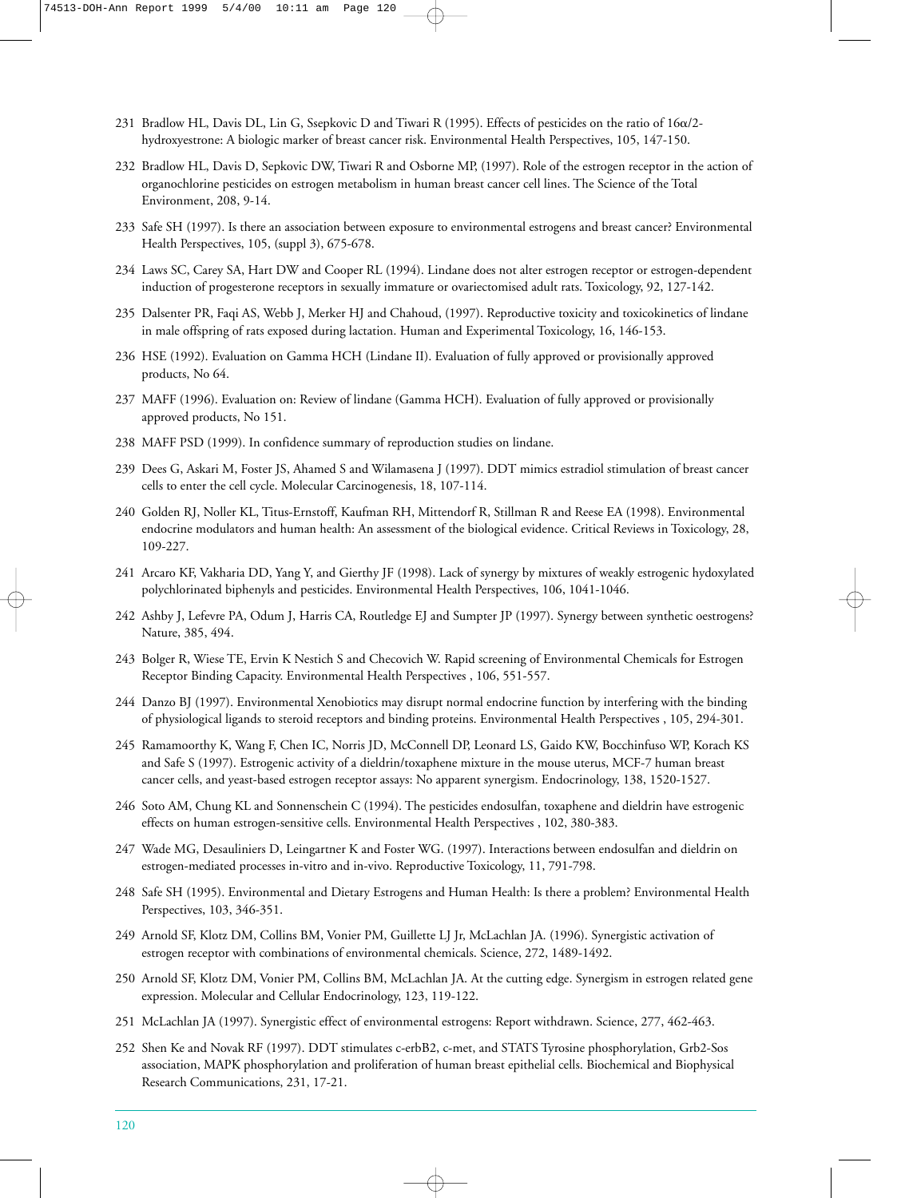231 Bradlow HL, Davis DL, Lin G, Ssepkovic D and Tiwari R (1995). Effects of pesticides on the ratio of 16α/2-hydroxyestrone: A biologic marker of breast cancer risk. Environmental Health Perspectives, 105, 147-150.

232 Bradlow HL, Davis D, Sepkovic DW, Tiwari R and Osborne MP, (1997). Role of the estrogen receptor in the action of organochlorine pesticides on estrogen metabolism in human breast cancer cell lines. The Science of the Total Environment, 208, 9-14.

233 Safe SH (1997). Is there an association between exposure to environmental estrogens and breast cancer? Environmental Health Perspectives, 105, (suppl 3), 675-678.

234 Laws SC, Carey SA, Hart DW and Cooper RL (1994). Lindane does not alter estrogen receptor or estrogen-dependent induction of progesterone receptors in sexually immature or ovariectomised adult rats. Toxicology, 92, 127-142.

235 Dalsenter PR, Faqi AS, Webb J, Merker HJ and Chahoud, (1997). Reproductive toxicity and toxicokinetics of lindane in male offspring of rats exposed during lactation. Human and Experimental Toxicology, 16, 146-153.

236 HSE (1992). Evaluation on Gamma HCH (Lindane II). Evaluation of fully approved or provisionally approved products, No 64.

237 MAFF (1996). Evaluation on: Review of lindane (Gamma HCH). Evaluation of fully approved or provisionally approved products, No 151.

238 MAFF PSD (1999). In confidence summary of reproduction studies on lindane.

239 Dees G, Askari M, Foster JS, Ahamed S and Wilamasena J (1997). DDT mimics estradiol stimulation of breast cancer cells to enter the cell cycle. Molecular Carcinogenesis, 18, 107-114.

240 Golden RJ, Noller KL, Titus-Ernstoff, Kaufman RH, Mittendorf R, Stillman R and Reese EA (1998). Environmental endocrine modulators and human health: An assessment of the biological evidence. Critical Reviews in Toxicology, 28, 109-227.

241 Arcaro KF, Vakharia DD, Yang Y, and Gierthy JF (1998). Lack of synergy by mixtures of weakly estrogenic hydoxylated polychlorinated biphenyls and pesticides. Environmental Health Perspectives, 106, 1041-1046.

242 Ashby J, Lefevre PA, Odum J, Harris CA, Routledge EJ and Sumpter JP (1997). Synergy between synthetic oestrogens? Nature, 385, 494.

243 Bolger R, Wiese TE, Ervin K Nestich S and Checovich W. Rapid screening of Environmental Chemicals for Estrogen Receptor Binding Capacity. Environmental Health Perspectives , 106, 551-557.

244 Danzo BJ (1997). Environmental Xenobiotics may disrupt normal endocrine function by interfering with the binding of physiological ligands to steroid receptors and binding proteins. Environmental Health Perspectives , 105, 294-301.

245 Ramamoorthy K, Wang F, Chen IC, Norris JD, McConnell DP, Leonard LS, Gaido KW, Bocchinfuso WP, Korach KS and Safe S (1997). Estrogenic activity of a dieldrin/toxaphene mixture in the mouse uterus, MCF-7 human breast cancer cells, and yeast-based estrogen receptor assays: No apparent synergism. Endocrinology, 138, 1520-1527.

246 Soto AM, Chung KL and Sonnenschein C (1994). The pesticides endosulfan, toxaphene and dieldrin have estrogenic effects on human estrogen-sensitive cells. Environmental Health Perspectives , 102, 380-383.

247 Wade MG, Desauliniers D, Leingartner K and Foster WG. (1997). Interactions between endosulfan and dieldrin on estrogen-mediated processes in-vitro and in-vivo. Reproductive Toxicology, 11, 791-798.

248 Safe SH (1995). Environmental and Dietary Estrogens and Human Health: Is there a problem? Environmental Health Perspectives, 103, 346-351.

249 Arnold SF, Klotz DM, Collins BM, Vonier PM, Guillette LJ Jr, McLachlan JA. (1996). Synergistic activation of estrogen receptor with combinations of environmental chemicals. Science, 272, 1489-1492.

250 Arnold SF, Klotz DM, Vonier PM, Collins BM, McLachlan JA. At the cutting edge. Synergism in estrogen related gene expression. Molecular and Cellular Endocrinology, 123, 119-122.

251 McLachlan JA (1997). Synergistic effect of environmental estrogens: Report withdrawn. Science, 277, 462-463.

252 Shen Ke and Novak RF (1997). DDT stimulates c-erbB2, c-met, and STATS Tyrosine phosphorylation, Grb2-Sos association, MAPK phosphorylation and proliferation of human breast epithelial cells. Biochemical and Biophysical Research Communications, 231, 17-21.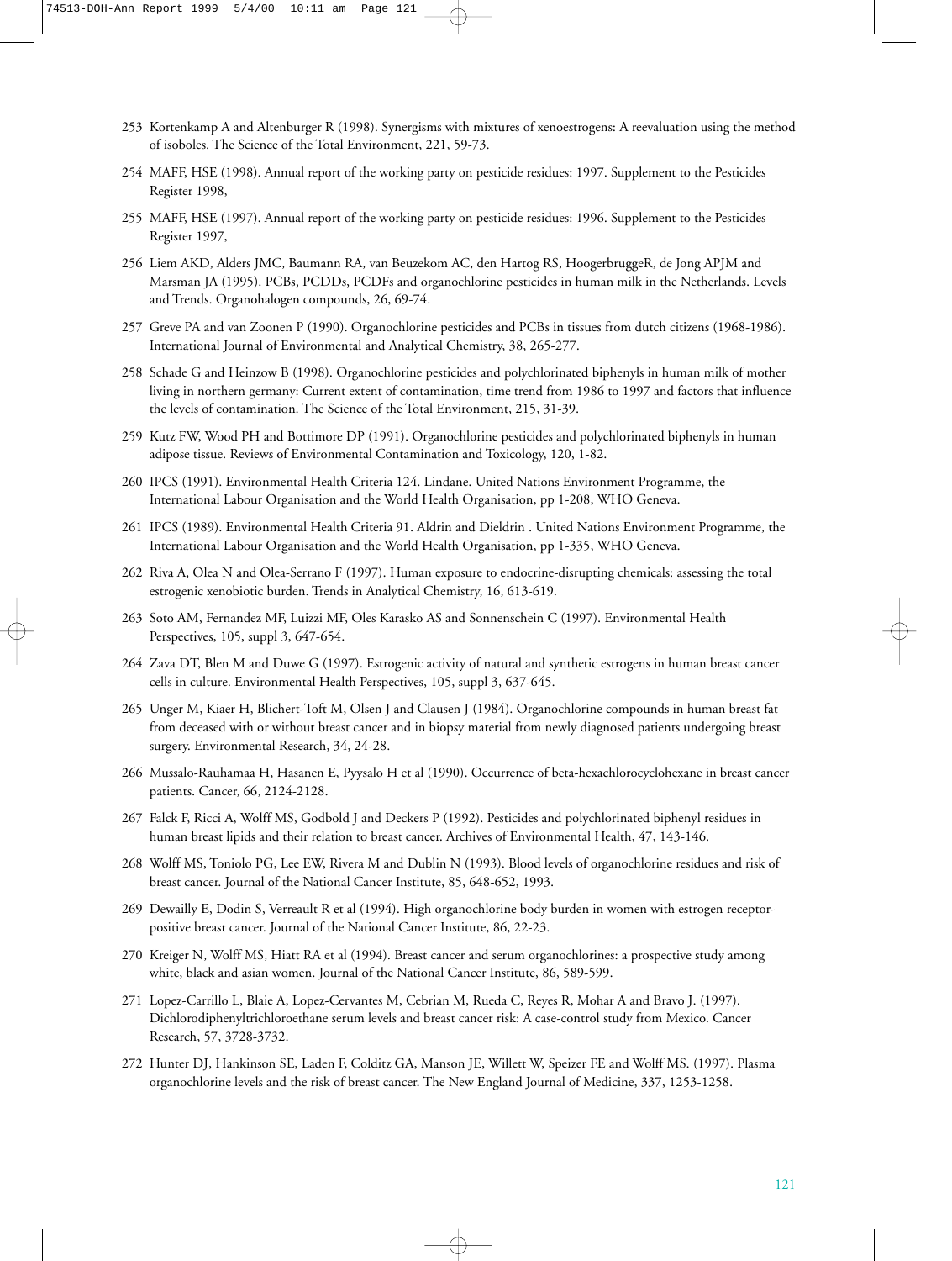253 Kortenkamp A and Altenburger R (1998). Synergisms with mixtures of xenoestrogens: A reevaluation using the method of isoboles. The Science of the Total Environment, 221, 59-73.

254 MAFF, HSE (1998). Annual report of the working party on pesticide residues: 1997. Supplement to the Pesticides Register 1998,

255 MAFF, HSE (1997). Annual report of the working party on pesticide residues: 1996. Supplement to the Pesticides Register 1997,

256 Liem AKD, Alders JMC, Baumann RA, van Beuzekom AC, den Hartog RS, HoogerbruggeR, de Jong APJM and Marsman JA (1995). PCBs, PCDDs, PCDFs and organochlorine pesticides in human milk in the Netherlands. Levels and Trends. Organohalogen compounds, 26, 69-74.

257 Greve PA and van Zoonen P (1990). Organochlorine pesticides and PCBs in tissues from dutch citizens (1968-1986). International Journal of Environmental and Analytical Chemistry, 38, 265-277.

258 Schade G and Heinzow B (1998). Organochlorine pesticides and polychlorinated biphenyls in human milk of mother living in northern germany: Current extent of contamination, time trend from 1986 to 1997 and factors that influence the levels of contamination. The Science of the Total Environment, 215, 31-39.

259 Kutz FW, Wood PH and Bottimore DP (1991). Organochlorine pesticides and polychlorinated biphenyls in human adipose tissue. Reviews of Environmental Contamination and Toxicology, 120, 1-82.

260 IPCS (1991). Environmental Health Criteria 124. Lindane. United Nations Environment Programme, the International Labour Organisation and the World Health Organisation, pp 1-208, WHO Geneva.

261 IPCS (1989). Environmental Health Criteria 91. Aldrin and Dieldrin . United Nations Environment Programme, the International Labour Organisation and the World Health Organisation, pp 1-335, WHO Geneva.

262 Riva A, Olea N and Olea-Serrano F (1997). Human exposure to endocrine-disrupting chemicals: assessing the total estrogenic xenobiotic burden. Trends in Analytical Chemistry, 16, 613-619.

263 Soto AM, Fernandez MF, Luizzi MF, Oles Karasko AS and Sonnenschein C (1997). Environmental Health Perspectives, 105, suppl 3, 647-654.

264 Zava DT, Blen M and Duwe G (1997). Estrogenic activity of natural and synthetic estrogens in human breast cancer cells in culture. Environmental Health Perspectives, 105, suppl 3, 637-645.

265 Unger M, Kiaer H, Blichert-Toft M, Olsen J and Clausen J (1984). Organochlorine compounds in human breast fat from deceased with or without breast cancer and in biopsy material from newly diagnosed patients undergoing breast surgery. Environmental Research, 34, 24-28.

266 Mussalo-Rauhamaa H, Hasanen E, Pyysalo H et al (1990). Occurrence of beta-hexachlorocyclohexane in breast cancer patients. Cancer, 66, 2124-2128.

267 Falck F, Ricci A, Wolff MS, Godbold J and Deckers P (1992). Pesticides and polychlorinated biphenyl residues in human breast lipids and their relation to breast cancer. Archives of Environmental Health, 47, 143-146.

268 Wolff MS, Toniolo PG, Lee EW, Rivera M and Dublin N (1993). Blood levels of organochlorine residues and risk of breast cancer. Journal of the National Cancer Institute, 85, 648-652, 1993.

269 Dewailly E, Dodin S, Verreault R et al (1994). High organochlorine body burden in women with estrogen receptor-positive breast cancer. Journal of the National Cancer Institute, 86, 22-23.

270 Kreiger N, Wolff MS, Hiatt RA et al (1994). Breast cancer and serum organochlorines: a prospective study among white, black and asian women. Journal of the National Cancer Institute, 86, 589-599.

271 Lopez-Carrillo L, Blaie A, Lopez-Cervantes M, Cebrian M, Rueda C, Reyes R, Mohar A and Bravo J. (1997). Dichlorodiphenyltrichloroethane serum levels and breast cancer risk: A case-control study from Mexico. Cancer Research, 57, 3728-3732.

272 Hunter DJ, Hankinson SE, Laden F, Colditz GA, Manson JE, Willett W, Speizer FE and Wolff MS. (1997). Plasma organochlorine levels and the risk of breast cancer. The New England Journal of Medicine, 337, 1253-1258.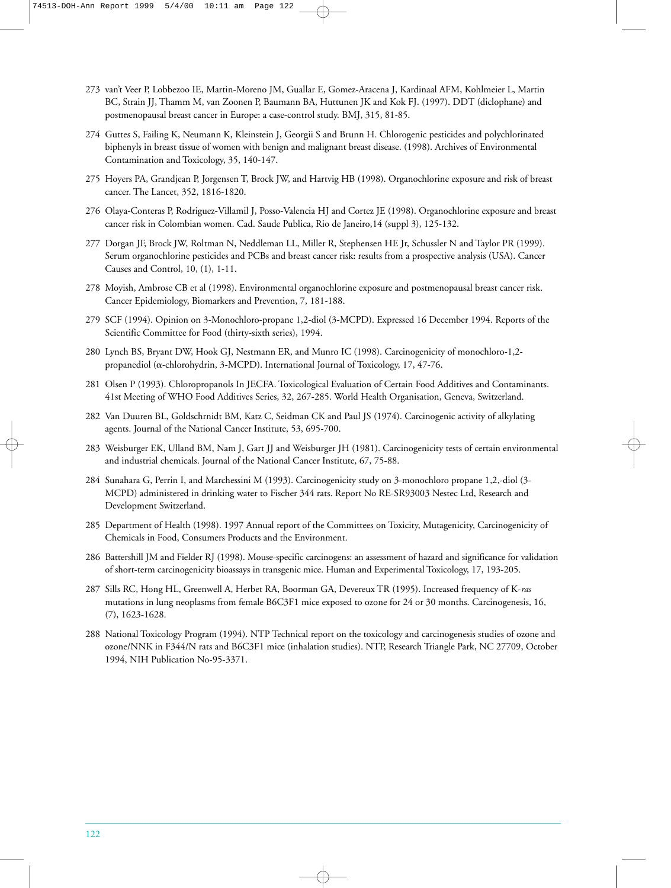273 van't Veer P, Lobbezoo IE, Martin-Moreno JM, Guallar E, Gomez-Aracena J, Kardinaal AFM, Kohlmeier L, Martin BC, Strain JJ, Thamm M, van Zoonen P, Baumann BA, Huttunen JK and Kok FJ. (1997). DDT (diclophane) and postmenopausal breast cancer in Europe: a case-control study. BMJ, 315, 81-85.

274 Guttes S, Failing K, Neumann K, Kleinstein J, Georgii S and Brunn H. Chlorogenic pesticides and polychlorinated biphenyls in breast tissue of women with benign and malignant breast disease. (1998). Archives of Environmental Contamination and Toxicology, 35, 140-147.

275 Hoyers PA, Grandjean P, Jorgensen T, Brock JW, and Hartvig HB (1998). Organochlorine exposure and risk of breast cancer. The Lancet, 352, 1816-1820.

276 Olaya-Conteras P, Rodriguez-Villamil J, Posso-Valencia HJ and Cortez JE (1998). Organochlorine exposure and breast cancer risk in Colombian women. Cad. Saude Publica, Rio de Janeiro,14 (suppl 3), 125-132.

277 Dorgan JF, Brock JW, Roltman N, Neddleman LL, Miller R, Stephensen HE Jr, Schussler N and Taylor PR (1999). Serum organochlorine pesticides and PCBs and breast cancer risk: results from a prospective analysis (USA). Cancer Causes and Control, 10, (1), 1-11.

278 Moyish, Ambrose CB et al (1998). Environmental organochlorine exposure and postmenopausal breast cancer risk. Cancer Epidemiology, Biomarkers and Prevention, 7, 181-188.

279 SCF (1994). Opinion on 3-Monochloro-propane 1,2-diol (3-MCPD). Expressed 16 December 1994. Reports of the Scientific Committee for Food (thirty-sixth series), 1994.

280 Lynch BS, Bryant DW, Hook GJ, Nestmann ER, and Munro IC (1998). Carcinogenicity of monochloro-1,2-propanediol (α-chlorohydrin, 3-MCPD). International Journal of Toxicology, 17, 47-76.

281 Olsen P (1993). Chloropropanols In JECFA. Toxicological Evaluation of Certain Food Additives and Contaminants. 41st Meeting of WHO Food Additives Series, 32, 267-285. World Health Organisation, Geneva, Switzerland.

282 Van Duuren BL, Goldschrnidt BM, Katz C, Seidman CK and Paul JS (1974). Carcinogenic activity of alkylating agents. Journal of the National Cancer Institute, 53, 695-700.

283 Weisburger EK, Ulland BM, Nam J, Gart JJ and Weisburger JH (1981). Carcinogenicity tests of certain environmental and industrial chemicals. Journal of the National Cancer Institute, 67, 75-88.

284 Sunahara G, Perrin I, and Marchessini M (1993). Carcinogenicity study on 3-monochloro propane 1,2,-diol (3-MCPD) administered in drinking water to Fischer 344 rats. Report No RE-SR93003 Nestec Ltd, Research and Development Switzerland.

285 Department of Health (1998). 1997 Annual report of the Committees on Toxicity, Mutagenicity, Carcinogenicity of Chemicals in Food, Consumers Products and the Environment.

286 Battershill JM and Fielder RJ (1998). Mouse-specific carcinogens: an assessment of hazard and significance for validation of short-term carcinogenicity bioassays in transgenic mice. Human and Experimental Toxicology, 17, 193-205.

287 Sills RC, Hong HL, Greenwell A, Herbet RA, Boorman GA, Devereux TR (1995). Increased frequency of K-*ras* mutations in lung neoplasms from female B6C3F1 mice exposed to ozone for 24 or 30 months. Carcinogenesis, 16, (7), 1623-1628.

288 National Toxicology Program (1994). NTP Technical report on the toxicology and carcinogenesis studies of ozone and ozone/NNK in F344/N rats and B6C3F1 mice (inhalation studies). NTP, Research Triangle Park, NC 27709, October 1994, NIH Publication No-95-3371.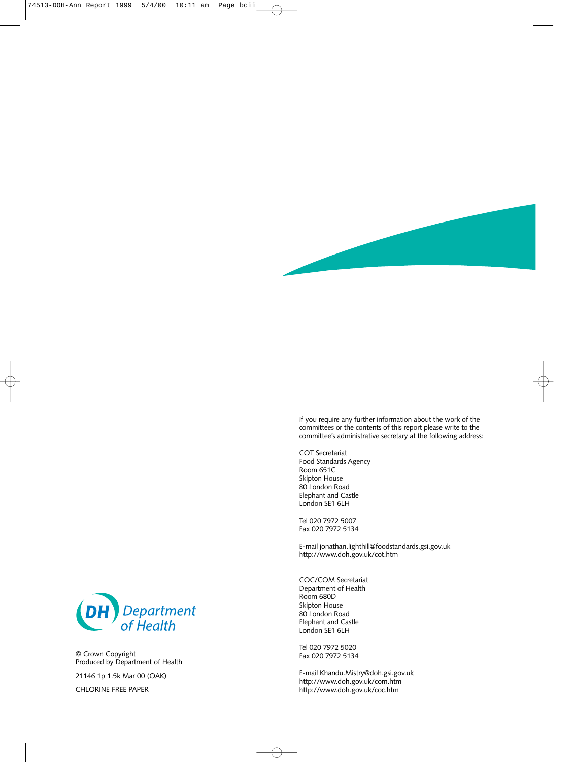If you require any further information about the work of the committees or the contents of this report please write to the committee's administrative secretary at the following address:

COT Secretariat
Food Standards Agency
Room 651C
Skipton House
80 London Road
Elephant and Castle
London SE1 6LH

Tel 020 7972 5007
Fax 020 7972 5134

E-mail jonathan.lighthill@foodstandards.gsi.gov.uk
http://www.doh.gov.uk/cot.htm

COC/COM Secretariat
Department of Health
Room 680D
Skipton House
80 London Road
Elephant and Castle
London SE1 6LH

Tel 020 7972 5020
Fax 020 7972 5134

E-mail Khandu.Mistry@doh.gsi.gov.uk
http://www.doh.gov.uk/com.htm
http://www.doh.gov.uk/coc.htm

DH Department of Health

© Crown Copyright
Produced by Department of Health

21146 1p 1.5k Mar 00 (OAK)

CHLORINE FREE PAPER